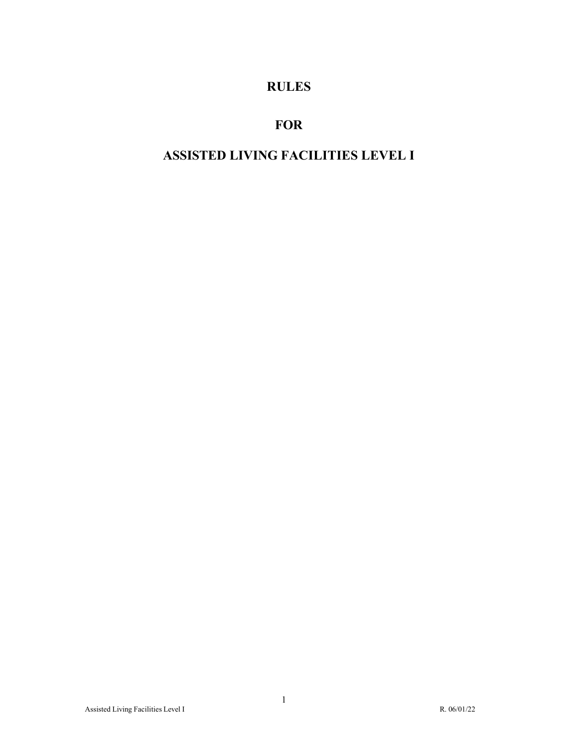# RULES

# FOR

# ASSISTED LIVING FACILITIES LEVEL I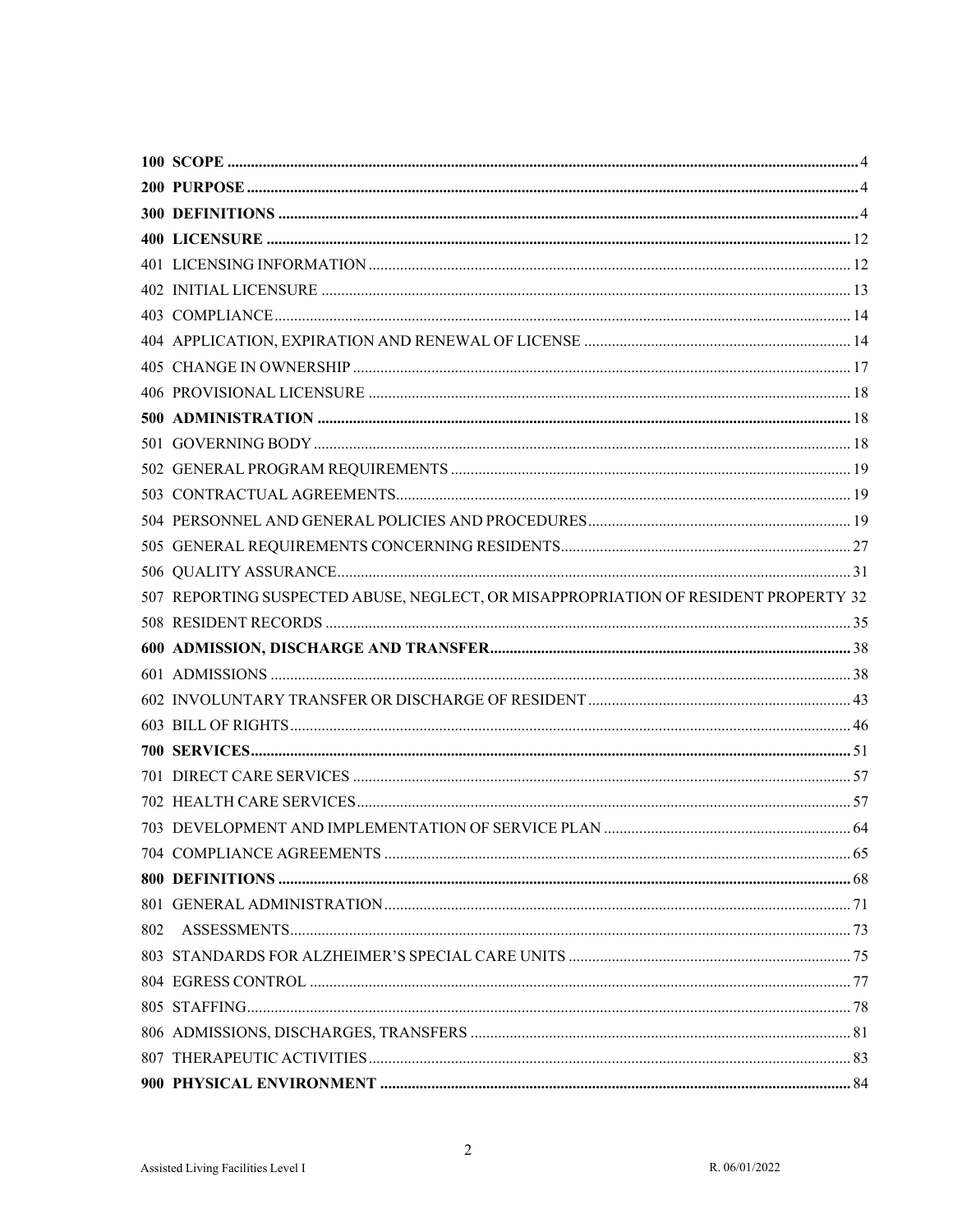**100 SCOPE** .......... 4

**200 PURPOSE** .......... 4

**300 DEFINITIONS** .......... 4

**400 LICENSURE** .......... 12

401 LICENSING INFORMATION .......... 12

402 INITIAL LICENSURE .......... 13

403 COMPLIANCE .......... 14

404 APPLICATION, EXPIRATION AND RENEWAL OF LICENSE .......... 14

405 CHANGE IN OWNERSHIP .......... 17

406 PROVISIONAL LICENSURE .......... 18

**500 ADMINISTRATION** .......... 18

501 GOVERNING BODY .......... 18

502 GENERAL PROGRAM REQUIREMENTS .......... 19

503 CONTRACTUAL AGREEMENTS .......... 19

504 PERSONNEL AND GENERAL POLICIES AND PROCEDURES .......... 19

505 GENERAL REQUIREMENTS CONCERNING RESIDENTS .......... 27

506 QUALITY ASSURANCE .......... 31

507 REPORTING SUSPECTED ABUSE, NEGLECT, OR MISAPPROPRIATION OF RESIDENT PROPERTY 32

508 RESIDENT RECORDS .......... 35

**600 ADMISSION, DISCHARGE AND TRANSFER** .......... 38

601 ADMISSIONS .......... 38

602 INVOLUNTARY TRANSFER OR DISCHARGE OF RESIDENT .......... 43

603 BILL OF RIGHTS .......... 46

**700 SERVICES** .......... 51

701 DIRECT CARE SERVICES .......... 57

702 HEALTH CARE SERVICES .......... 57

703 DEVELOPMENT AND IMPLEMENTATION OF SERVICE PLAN .......... 64

704 COMPLIANCE AGREEMENTS .......... 65

**800 DEFINITIONS** .......... 68

801 GENERAL ADMINISTRATION .......... 71

802 ASSESSMENTS .......... 73

803 STANDARDS FOR ALZHEIMER'S SPECIAL CARE UNITS .......... 75

804 EGRESS CONTROL .......... 77

805 STAFFING .......... 78

806 ADMISSIONS, DISCHARGES, TRANSFERS .......... 81

807 THERAPEUTIC ACTIVITIES .......... 83

**900 PHYSICAL ENVIRONMENT** .......... 84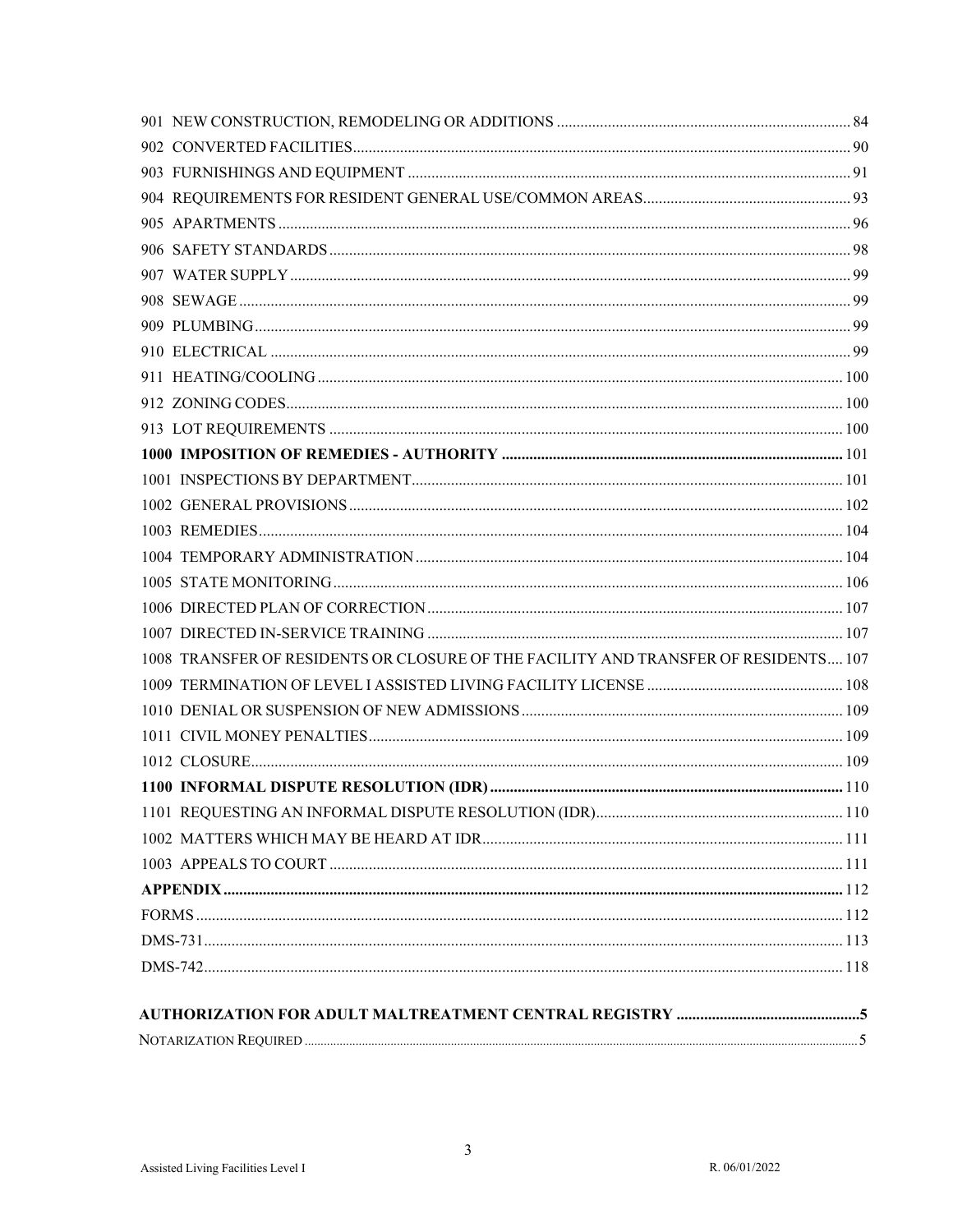901 NEW CONSTRUCTION, REMODELING OR ADDITIONS ........ 84
902 CONVERTED FACILITIES ........ 90
903 FURNISHINGS AND EQUIPMENT ........ 91
904 REQUIREMENTS FOR RESIDENT GENERAL USE/COMMON AREAS ........ 93
905 APARTMENTS ........ 96
906 SAFETY STANDARDS ........ 98
907 WATER SUPPLY ........ 99
908 SEWAGE ........ 99
909 PLUMBING ........ 99
910 ELECTRICAL ........ 99
911 HEATING/COOLING ........ 100
912 ZONING CODES ........ 100
913 LOT REQUIREMENTS ........ 100
**1000 IMPOSITION OF REMEDIES - AUTHORITY ........ 101**
1001 INSPECTIONS BY DEPARTMENT ........ 101
1002 GENERAL PROVISIONS ........ 102
1003 REMEDIES ........ 104
1004 TEMPORARY ADMINISTRATION ........ 104
1005 STATE MONITORING ........ 106
1006 DIRECTED PLAN OF CORRECTION ........ 107
1007 DIRECTED IN-SERVICE TRAINING ........ 107
1008 TRANSFER OF RESIDENTS OR CLOSURE OF THE FACILITY AND TRANSFER OF RESIDENTS ........ 107
1009 TERMINATION OF LEVEL I ASSISTED LIVING FACILITY LICENSE ........ 108
1010 DENIAL OR SUSPENSION OF NEW ADMISSIONS ........ 109
1011 CIVIL MONEY PENALTIES ........ 109
1012 CLOSURE ........ 109
**1100 INFORMAL DISPUTE RESOLUTION (IDR) ........ 110**
1101 REQUESTING AN INFORMAL DISPUTE RESOLUTION (IDR) ........ 110
1002 MATTERS WHICH MAY BE HEARD AT IDR ........ 111
1003 APPEALS TO COURT ........ 111
**APPENDIX ........ 112**
FORMS ........ 112
DMS-731 ........ 113
DMS-742 ........ 118

**AUTHORIZATION FOR ADULT MALTREATMENT CENTRAL REGISTRY ........ 5**
NOTARIZATION REQUIRED ........ 5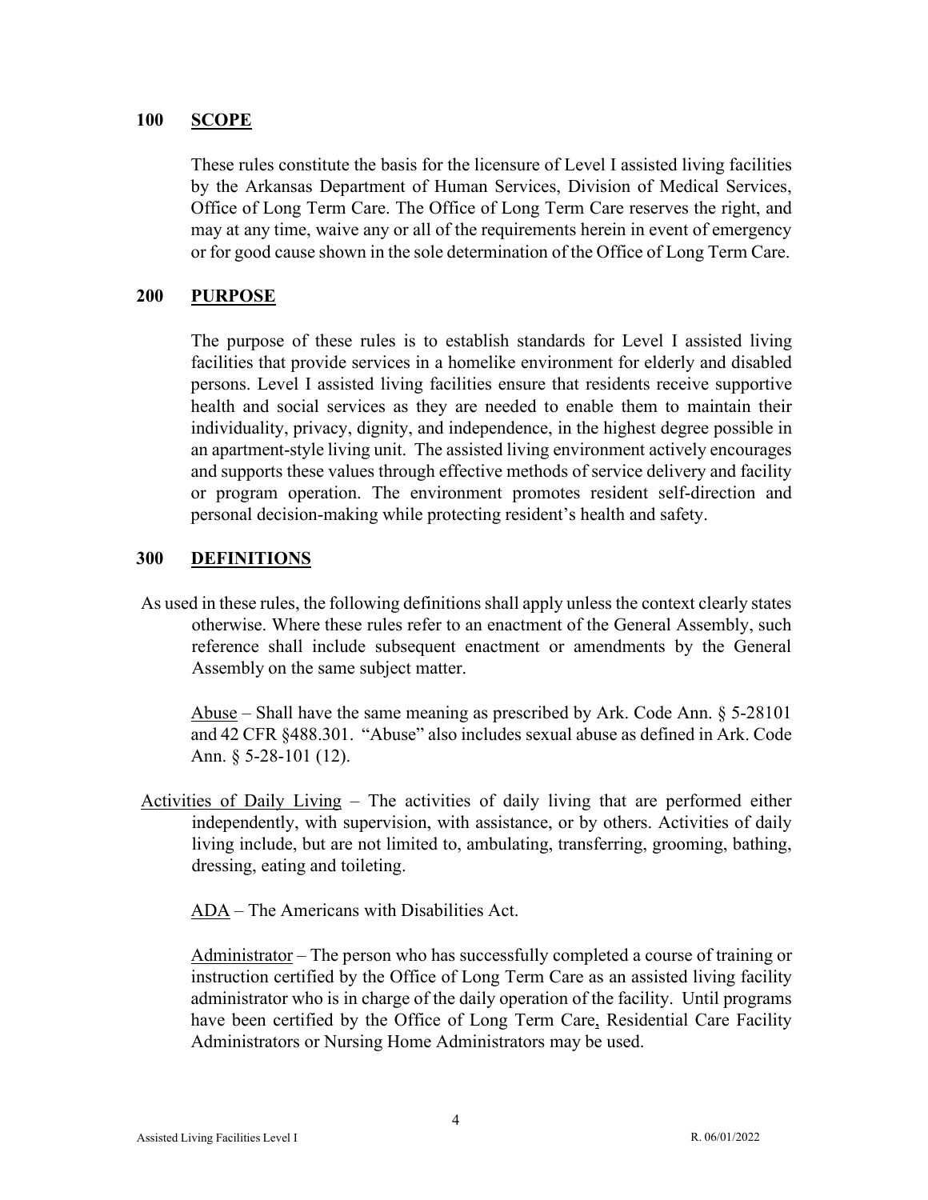## 100 SCOPE

These rules constitute the basis for the licensure of Level I assisted living facilities by the Arkansas Department of Human Services, Division of Medical Services, Office of Long Term Care. The Office of Long Term Care reserves the right, and may at any time, waive any or all of the requirements herein in event of emergency or for good cause shown in the sole determination of the Office of Long Term Care.

## 200 PURPOSE

The purpose of these rules is to establish standards for Level I assisted living facilities that provide services in a homelike environment for elderly and disabled persons. Level I assisted living facilities ensure that residents receive supportive health and social services as they are needed to enable them to maintain their individuality, privacy, dignity, and independence, in the highest degree possible in an apartment-style living unit. The assisted living environment actively encourages and supports these values through effective methods of service delivery and facility or program operation. The environment promotes resident self-direction and personal decision-making while protecting resident's health and safety.

## 300 DEFINITIONS

As used in these rules, the following definitions shall apply unless the context clearly states otherwise. Where these rules refer to an enactment of the General Assembly, such reference shall include subsequent enactment or amendments by the General Assembly on the same subject matter.

Abuse – Shall have the same meaning as prescribed by Ark. Code Ann. § 5-28101 and 42 CFR §488.301. "Abuse" also includes sexual abuse as defined in Ark. Code Ann. § 5-28-101 (12).

Activities of Daily Living – The activities of daily living that are performed either independently, with supervision, with assistance, or by others. Activities of daily living include, but are not limited to, ambulating, transferring, grooming, bathing, dressing, eating and toileting.

ADA – The Americans with Disabilities Act.

Administrator – The person who has successfully completed a course of training or instruction certified by the Office of Long Term Care as an assisted living facility administrator who is in charge of the daily operation of the facility. Until programs have been certified by the Office of Long Term Care, Residential Care Facility Administrators or Nursing Home Administrators may be used.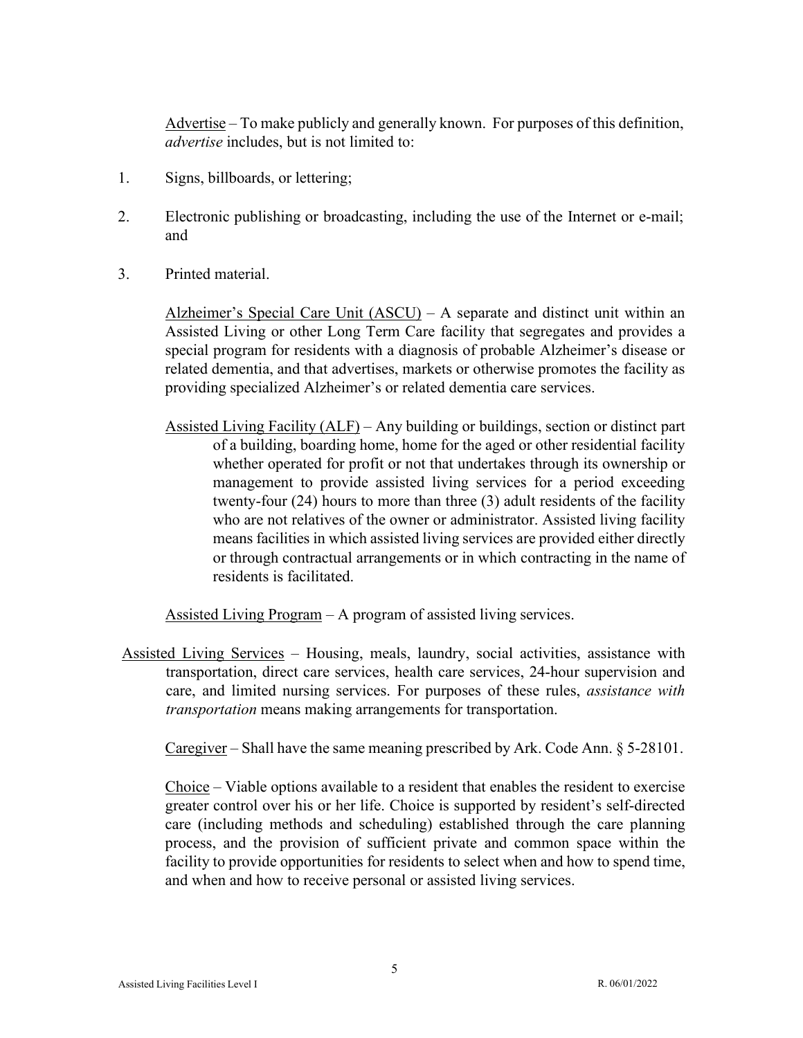Advertise – To make publicly and generally known. For purposes of this definition, *advertise* includes, but is not limited to:

1. Signs, billboards, or lettering;
2. Electronic publishing or broadcasting, including the use of the Internet or e-mail; and
3. Printed material.

Alzheimer's Special Care Unit (ASCU) – A separate and distinct unit within an Assisted Living or other Long Term Care facility that segregates and provides a special program for residents with a diagnosis of probable Alzheimer's disease or related dementia, and that advertises, markets or otherwise promotes the facility as providing specialized Alzheimer's or related dementia care services.

Assisted Living Facility (ALF) – Any building or buildings, section or distinct part of a building, boarding home, home for the aged or other residential facility whether operated for profit or not that undertakes through its ownership or management to provide assisted living services for a period exceeding twenty-four (24) hours to more than three (3) adult residents of the facility who are not relatives of the owner or administrator. Assisted living facility means facilities in which assisted living services are provided either directly or through contractual arrangements or in which contracting in the name of residents is facilitated.

Assisted Living Program – A program of assisted living services.

Assisted Living Services – Housing, meals, laundry, social activities, assistance with transportation, direct care services, health care services, 24-hour supervision and care, and limited nursing services. For purposes of these rules, *assistance with transportation* means making arrangements for transportation.

Caregiver – Shall have the same meaning prescribed by Ark. Code Ann. § 5-28101.

Choice – Viable options available to a resident that enables the resident to exercise greater control over his or her life. Choice is supported by resident's self-directed care (including methods and scheduling) established through the care planning process, and the provision of sufficient private and common space within the facility to provide opportunities for residents to select when and how to spend time, and when and how to receive personal or assisted living services.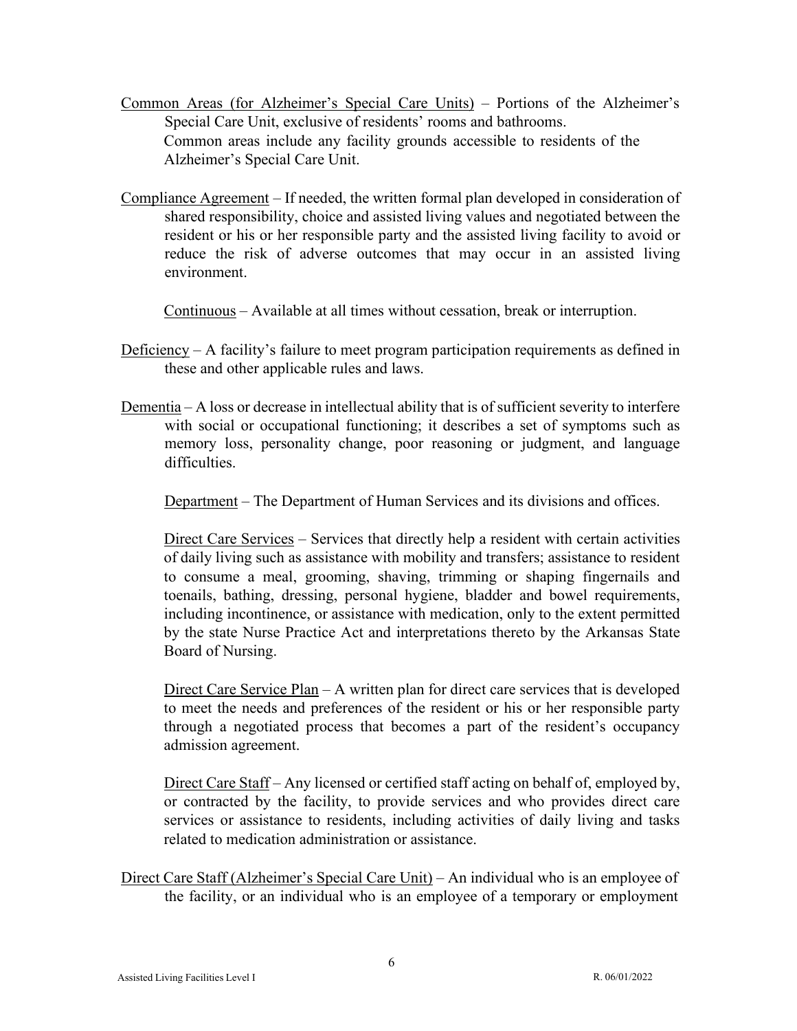Common Areas (for Alzheimer's Special Care Units) – Portions of the Alzheimer's Special Care Unit, exclusive of residents' rooms and bathrooms.
Common areas include any facility grounds accessible to residents of the Alzheimer's Special Care Unit.

Compliance Agreement – If needed, the written formal plan developed in consideration of shared responsibility, choice and assisted living values and negotiated between the resident or his or her responsible party and the assisted living facility to avoid or reduce the risk of adverse outcomes that may occur in an assisted living environment.

Continuous – Available at all times without cessation, break or interruption.

Deficiency – A facility's failure to meet program participation requirements as defined in these and other applicable rules and laws.

Dementia – A loss or decrease in intellectual ability that is of sufficient severity to interfere with social or occupational functioning; it describes a set of symptoms such as memory loss, personality change, poor reasoning or judgment, and language difficulties.

Department – The Department of Human Services and its divisions and offices.

Direct Care Services – Services that directly help a resident with certain activities of daily living such as assistance with mobility and transfers; assistance to resident to consume a meal, grooming, shaving, trimming or shaping fingernails and toenails, bathing, dressing, personal hygiene, bladder and bowel requirements, including incontinence, or assistance with medication, only to the extent permitted by the state Nurse Practice Act and interpretations thereto by the Arkansas State Board of Nursing.

Direct Care Service Plan – A written plan for direct care services that is developed to meet the needs and preferences of the resident or his or her responsible party through a negotiated process that becomes a part of the resident's occupancy admission agreement.

Direct Care Staff – Any licensed or certified staff acting on behalf of, employed by, or contracted by the facility, to provide services and who provides direct care services or assistance to residents, including activities of daily living and tasks related to medication administration or assistance.

Direct Care Staff (Alzheimer's Special Care Unit) – An individual who is an employee of the facility, or an individual who is an employee of a temporary or employment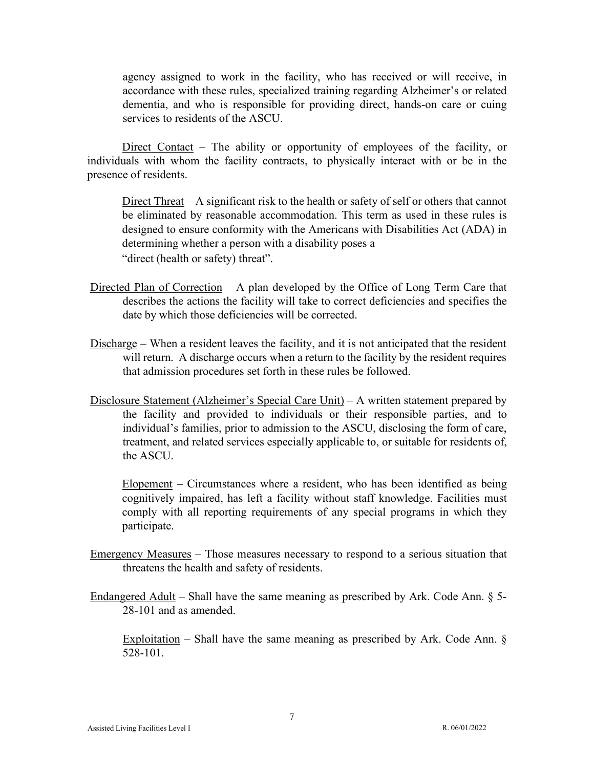agency assigned to work in the facility, who has received or will receive, in accordance with these rules, specialized training regarding Alzheimer's or related dementia, and who is responsible for providing direct, hands-on care or cuing services to residents of the ASCU.

Direct Contact – The ability or opportunity of employees of the facility, or individuals with whom the facility contracts, to physically interact with or be in the presence of residents.

Direct Threat – A significant risk to the health or safety of self or others that cannot be eliminated by reasonable accommodation. This term as used in these rules is designed to ensure conformity with the Americans with Disabilities Act (ADA) in determining whether a person with a disability poses a "direct (health or safety) threat".

Directed Plan of Correction – A plan developed by the Office of Long Term Care that describes the actions the facility will take to correct deficiencies and specifies the date by which those deficiencies will be corrected.

Discharge – When a resident leaves the facility, and it is not anticipated that the resident will return. A discharge occurs when a return to the facility by the resident requires that admission procedures set forth in these rules be followed.

Disclosure Statement (Alzheimer's Special Care Unit) – A written statement prepared by the facility and provided to individuals or their responsible parties, and to individual's families, prior to admission to the ASCU, disclosing the form of care, treatment, and related services especially applicable to, or suitable for residents of, the ASCU.

Elopement – Circumstances where a resident, who has been identified as being cognitively impaired, has left a facility without staff knowledge. Facilities must comply with all reporting requirements of any special programs in which they participate.

Emergency Measures – Those measures necessary to respond to a serious situation that threatens the health and safety of residents.

Endangered Adult – Shall have the same meaning as prescribed by Ark. Code Ann. § 5-28-101 and as amended.

Exploitation – Shall have the same meaning as prescribed by Ark. Code Ann. § 528-101.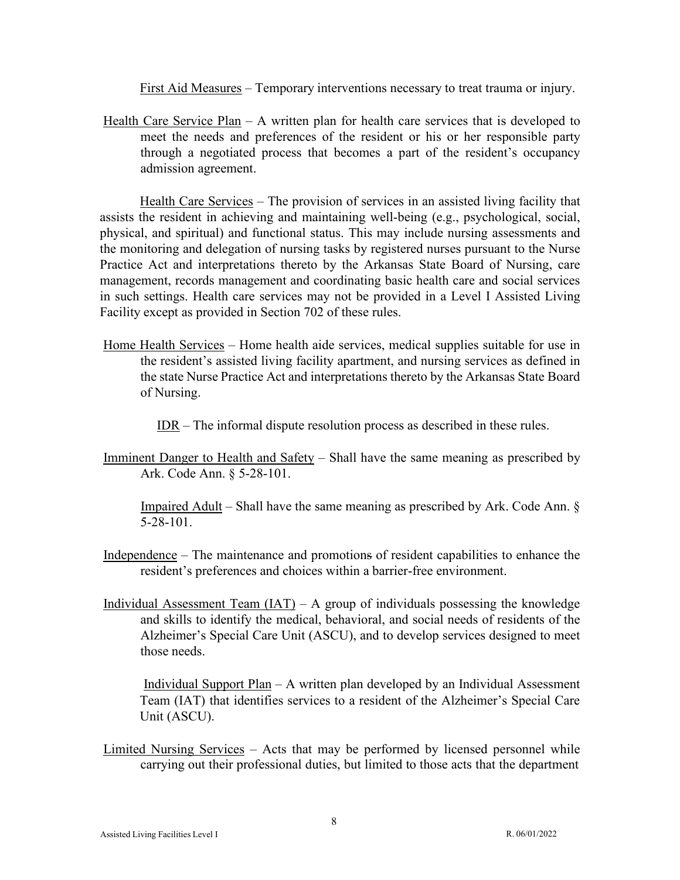First Aid Measures – Temporary interventions necessary to treat trauma or injury.

Health Care Service Plan – A written plan for health care services that is developed to meet the needs and preferences of the resident or his or her responsible party through a negotiated process that becomes a part of the resident's occupancy admission agreement.

Health Care Services – The provision of services in an assisted living facility that assists the resident in achieving and maintaining well-being (e.g., psychological, social, physical, and spiritual) and functional status. This may include nursing assessments and the monitoring and delegation of nursing tasks by registered nurses pursuant to the Nurse Practice Act and interpretations thereto by the Arkansas State Board of Nursing, care management, records management and coordinating basic health care and social services in such settings. Health care services may not be provided in a Level I Assisted Living Facility except as provided in Section 702 of these rules.

Home Health Services – Home health aide services, medical supplies suitable for use in the resident's assisted living facility apartment, and nursing services as defined in the state Nurse Practice Act and interpretations thereto by the Arkansas State Board of Nursing.

IDR – The informal dispute resolution process as described in these rules.

Imminent Danger to Health and Safety – Shall have the same meaning as prescribed by Ark. Code Ann. § 5-28-101.

Impaired Adult – Shall have the same meaning as prescribed by Ark. Code Ann. § 5-28-101.

Independence – The maintenance and promotions of resident capabilities to enhance the resident's preferences and choices within a barrier-free environment.

Individual Assessment Team (IAT) – A group of individuals possessing the knowledge and skills to identify the medical, behavioral, and social needs of residents of the Alzheimer's Special Care Unit (ASCU), and to develop services designed to meet those needs.

Individual Support Plan – A written plan developed by an Individual Assessment Team (IAT) that identifies services to a resident of the Alzheimer's Special Care Unit (ASCU).

Limited Nursing Services – Acts that may be performed by licensed personnel while carrying out their professional duties, but limited to those acts that the department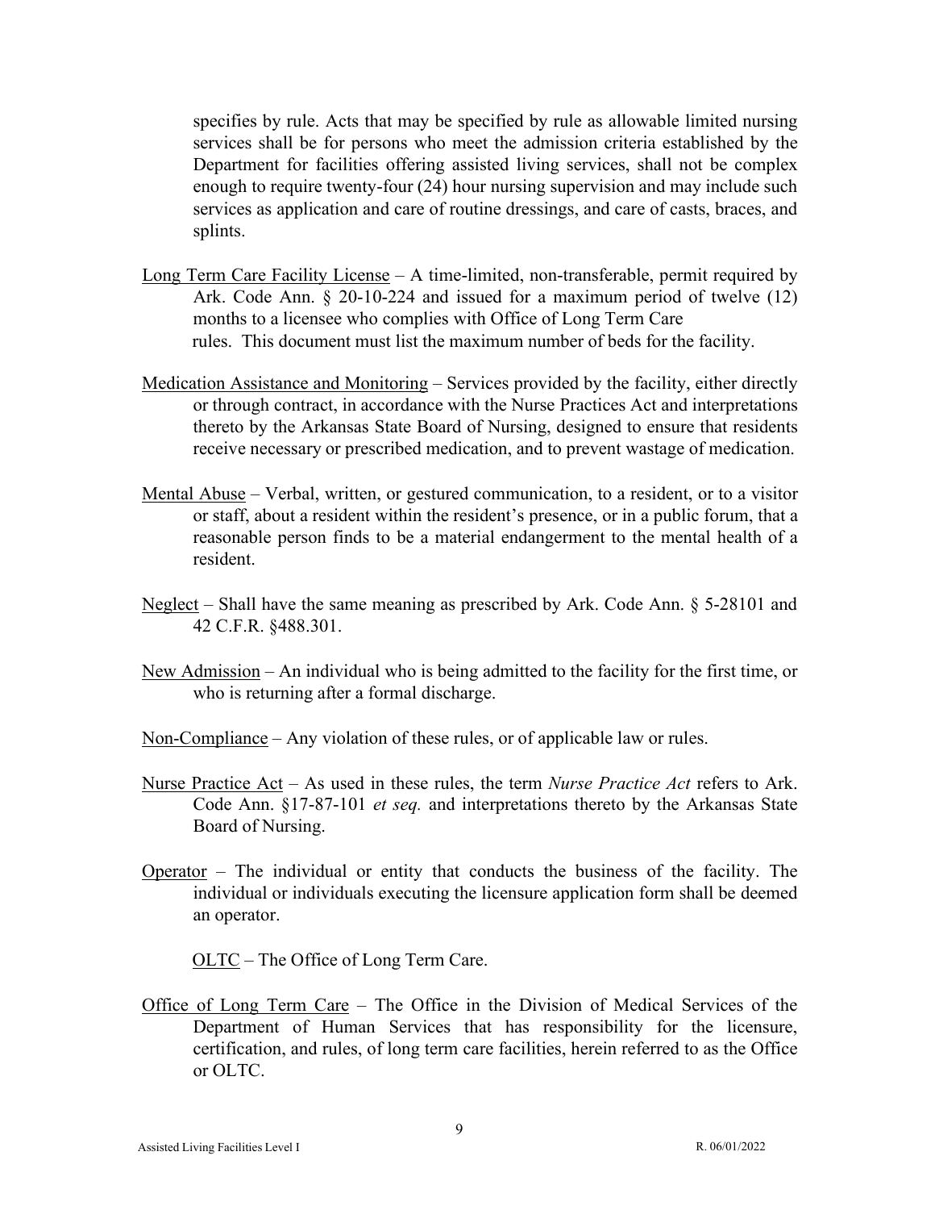specifies by rule. Acts that may be specified by rule as allowable limited nursing services shall be for persons who meet the admission criteria established by the Department for facilities offering assisted living services, shall not be complex enough to require twenty-four (24) hour nursing supervision and may include such services as application and care of routine dressings, and care of casts, braces, and splints.

Long Term Care Facility License – A time-limited, non-transferable, permit required by Ark. Code Ann. § 20-10-224 and issued for a maximum period of twelve (12) months to a licensee who complies with Office of Long Term Care rules. This document must list the maximum number of beds for the facility.

Medication Assistance and Monitoring – Services provided by the facility, either directly or through contract, in accordance with the Nurse Practices Act and interpretations thereto by the Arkansas State Board of Nursing, designed to ensure that residents receive necessary or prescribed medication, and to prevent wastage of medication.

Mental Abuse – Verbal, written, or gestured communication, to a resident, or to a visitor or staff, about a resident within the resident's presence, or in a public forum, that a reasonable person finds to be a material endangerment to the mental health of a resident.

Neglect – Shall have the same meaning as prescribed by Ark. Code Ann. § 5-28101 and 42 C.F.R. §488.301.

New Admission – An individual who is being admitted to the facility for the first time, or who is returning after a formal discharge.

Non-Compliance – Any violation of these rules, or of applicable law or rules.

Nurse Practice Act – As used in these rules, the term *Nurse Practice Act* refers to Ark. Code Ann. §17-87-101 *et seq.* and interpretations thereto by the Arkansas State Board of Nursing.

Operator – The individual or entity that conducts the business of the facility. The individual or individuals executing the licensure application form shall be deemed an operator.

OLTC – The Office of Long Term Care.

Office of Long Term Care – The Office in the Division of Medical Services of the Department of Human Services that has responsibility for the licensure, certification, and rules, of long term care facilities, herein referred to as the Office or OLTC.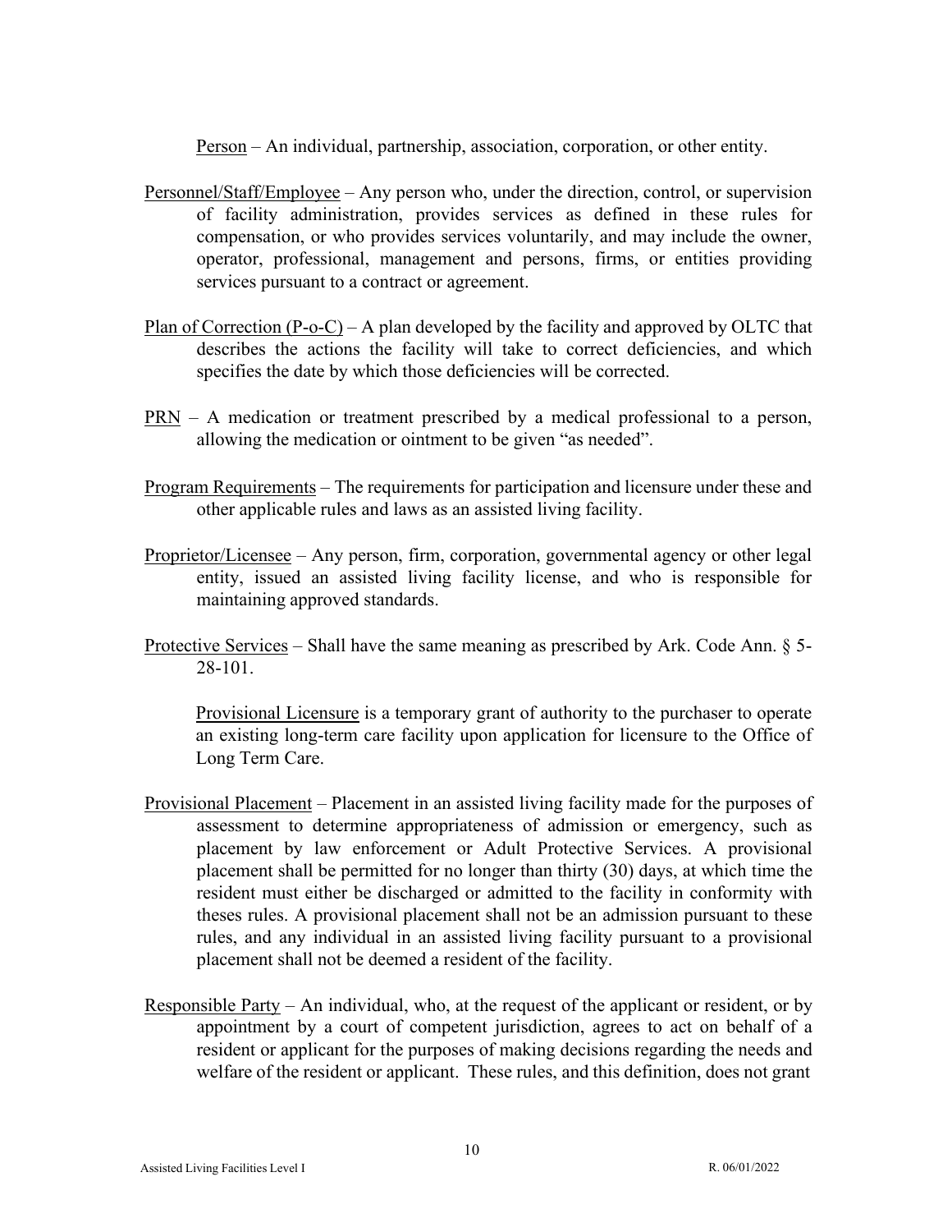Person – An individual, partnership, association, corporation, or other entity.

Personnel/Staff/Employee – Any person who, under the direction, control, or supervision of facility administration, provides services as defined in these rules for compensation, or who provides services voluntarily, and may include the owner, operator, professional, management and persons, firms, or entities providing services pursuant to a contract or agreement.

Plan of Correction (P-o-C) – A plan developed by the facility and approved by OLTC that describes the actions the facility will take to correct deficiencies, and which specifies the date by which those deficiencies will be corrected.

PRN – A medication or treatment prescribed by a medical professional to a person, allowing the medication or ointment to be given "as needed".

Program Requirements – The requirements for participation and licensure under these and other applicable rules and laws as an assisted living facility.

Proprietor/Licensee – Any person, firm, corporation, governmental agency or other legal entity, issued an assisted living facility license, and who is responsible for maintaining approved standards.

Protective Services – Shall have the same meaning as prescribed by Ark. Code Ann. § 5-28-101.

Provisional Licensure is a temporary grant of authority to the purchaser to operate an existing long-term care facility upon application for licensure to the Office of Long Term Care.

Provisional Placement – Placement in an assisted living facility made for the purposes of assessment to determine appropriateness of admission or emergency, such as placement by law enforcement or Adult Protective Services. A provisional placement shall be permitted for no longer than thirty (30) days, at which time the resident must either be discharged or admitted to the facility in conformity with theses rules. A provisional placement shall not be an admission pursuant to these rules, and any individual in an assisted living facility pursuant to a provisional placement shall not be deemed a resident of the facility.

Responsible Party – An individual, who, at the request of the applicant or resident, or by appointment by a court of competent jurisdiction, agrees to act on behalf of a resident or applicant for the purposes of making decisions regarding the needs and welfare of the resident or applicant. These rules, and this definition, does not grant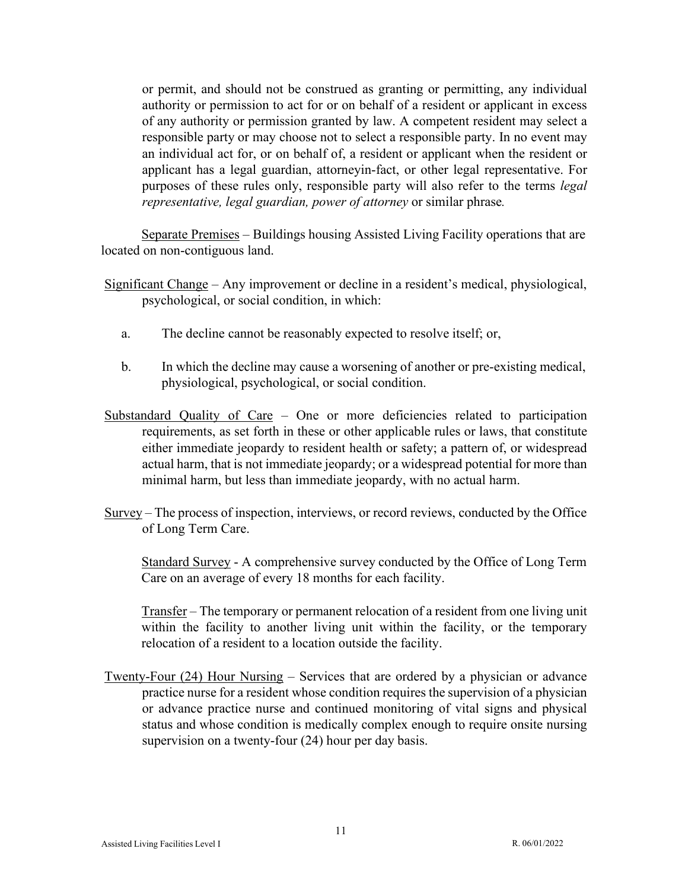or permit, and should not be construed as granting or permitting, any individual authority or permission to act for or on behalf of a resident or applicant in excess of any authority or permission granted by law. A competent resident may select a responsible party or may choose not to select a responsible party. In no event may an individual act for, or on behalf of, a resident or applicant when the resident or applicant has a legal guardian, attorneyin-fact, or other legal representative. For purposes of these rules only, responsible party will also refer to the terms *legal representative, legal guardian, power of attorney* or similar phrase.

Separate Premises – Buildings housing Assisted Living Facility operations that are located on non-contiguous land.

Significant Change – Any improvement or decline in a resident's medical, physiological, psychological, or social condition, in which:

a. The decline cannot be reasonably expected to resolve itself; or,

b. In which the decline may cause a worsening of another or pre-existing medical, physiological, psychological, or social condition.

Substandard Quality of Care – One or more deficiencies related to participation requirements, as set forth in these or other applicable rules or laws, that constitute either immediate jeopardy to resident health or safety; a pattern of, or widespread actual harm, that is not immediate jeopardy; or a widespread potential for more than minimal harm, but less than immediate jeopardy, with no actual harm.

Survey – The process of inspection, interviews, or record reviews, conducted by the Office of Long Term Care.

Standard Survey - A comprehensive survey conducted by the Office of Long Term Care on an average of every 18 months for each facility.

Transfer – The temporary or permanent relocation of a resident from one living unit within the facility to another living unit within the facility, or the temporary relocation of a resident to a location outside the facility.

Twenty-Four (24) Hour Nursing – Services that are ordered by a physician or advance practice nurse for a resident whose condition requires the supervision of a physician or advance practice nurse and continued monitoring of vital signs and physical status and whose condition is medically complex enough to require onsite nursing supervision on a twenty-four (24) hour per day basis.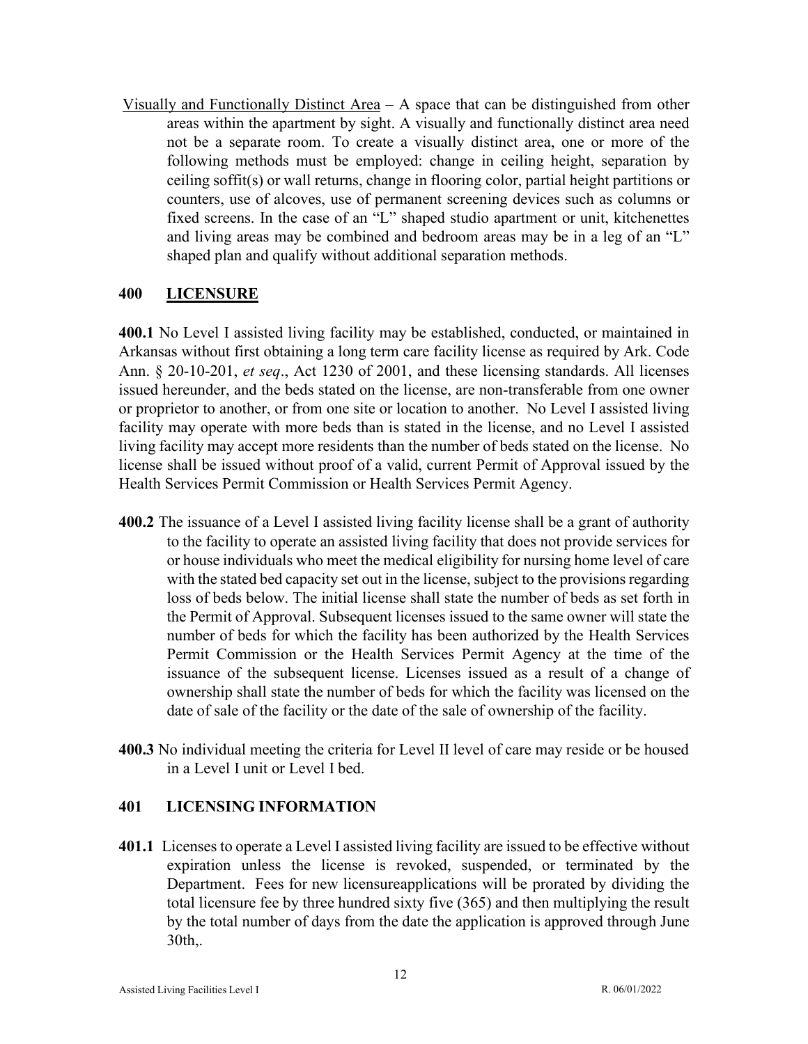Visually and Functionally Distinct Area – A space that can be distinguished from other areas within the apartment by sight. A visually and functionally distinct area need not be a separate room. To create a visually distinct area, one or more of the following methods must be employed: change in ceiling height, separation by ceiling soffit(s) or wall returns, change in flooring color, partial height partitions or counters, use of alcoves, use of permanent screening devices such as columns or fixed screens. In the case of an "L" shaped studio apartment or unit, kitchenettes and living areas may be combined and bedroom areas may be in a leg of an "L" shaped plan and qualify without additional separation methods.

## 400 LICENSURE

**400.1** No Level I assisted living facility may be established, conducted, or maintained in Arkansas without first obtaining a long term care facility license as required by Ark. Code Ann. § 20-10-201, *et seq*., Act 1230 of 2001, and these licensing standards. All licenses issued hereunder, and the beds stated on the license, are non-transferable from one owner or proprietor to another, or from one site or location to another. No Level I assisted living facility may operate with more beds than is stated in the license, and no Level I assisted living facility may accept more residents than the number of beds stated on the license. No license shall be issued without proof of a valid, current Permit of Approval issued by the Health Services Permit Commission or Health Services Permit Agency.

**400.2** The issuance of a Level I assisted living facility license shall be a grant of authority to the facility to operate an assisted living facility that does not provide services for or house individuals who meet the medical eligibility for nursing home level of care with the stated bed capacity set out in the license, subject to the provisions regarding loss of beds below. The initial license shall state the number of beds as set forth in the Permit of Approval. Subsequent licenses issued to the same owner will state the number of beds for which the facility has been authorized by the Health Services Permit Commission or the Health Services Permit Agency at the time of the issuance of the subsequent license. Licenses issued as a result of a change of ownership shall state the number of beds for which the facility was licensed on the date of sale of the facility or the date of the sale of ownership of the facility.

**400.3** No individual meeting the criteria for Level II level of care may reside or be housed in a Level I unit or Level I bed.

## 401 LICENSING INFORMATION

**401.1** Licenses to operate a Level I assisted living facility are issued to be effective without expiration unless the license is revoked, suspended, or terminated by the Department. Fees for new licensureapplications will be prorated by dividing the total licensure fee by three hundred sixty five (365) and then multiplying the result by the total number of days from the date the application is approved through June 30th,.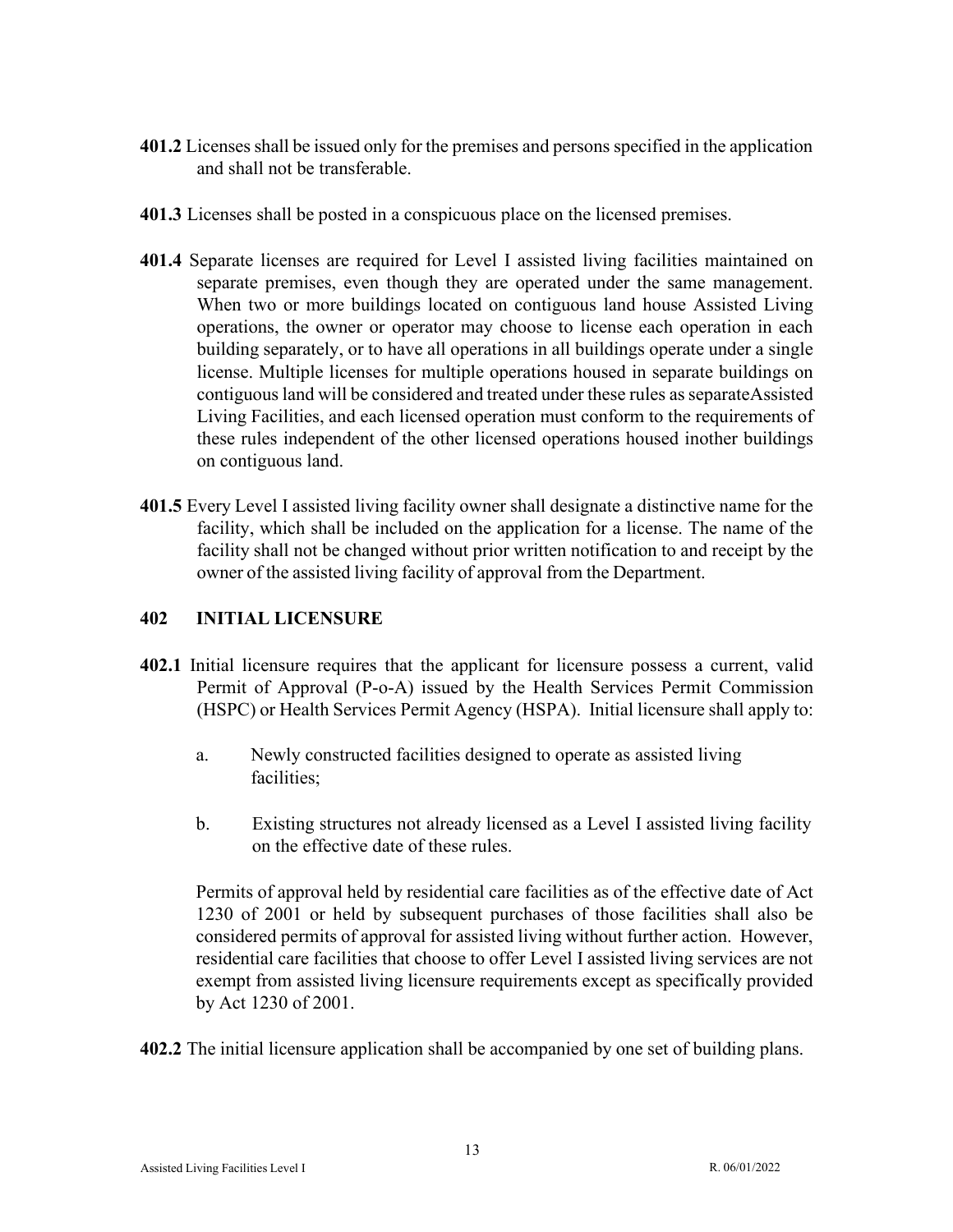**401.2** Licenses shall be issued only for the premises and persons specified in the application and shall not be transferable.

**401.3** Licenses shall be posted in a conspicuous place on the licensed premises.

**401.4** Separate licenses are required for Level I assisted living facilities maintained on separate premises, even though they are operated under the same management. When two or more buildings located on contiguous land house Assisted Living operations, the owner or operator may choose to license each operation in each building separately, or to have all operations in all buildings operate under a single license. Multiple licenses for multiple operations housed in separate buildings on contiguous land will be considered and treated under these rules as separateAssisted Living Facilities, and each licensed operation must conform to the requirements of these rules independent of the other licensed operations housed inother buildings on contiguous land.

**401.5** Every Level I assisted living facility owner shall designate a distinctive name for the facility, which shall be included on the application for a license. The name of the facility shall not be changed without prior written notification to and receipt by the owner of the assisted living facility of approval from the Department.

## 402 INITIAL LICENSURE

**402.1** Initial licensure requires that the applicant for licensure possess a current, valid Permit of Approval (P-o-A) issued by the Health Services Permit Commission (HSPC) or Health Services Permit Agency (HSPA). Initial licensure shall apply to:

a. Newly constructed facilities designed to operate as assisted living facilities;

b. Existing structures not already licensed as a Level I assisted living facility on the effective date of these rules.

Permits of approval held by residential care facilities as of the effective date of Act 1230 of 2001 or held by subsequent purchases of those facilities shall also be considered permits of approval for assisted living without further action. However, residential care facilities that choose to offer Level I assisted living services are not exempt from assisted living licensure requirements except as specifically provided by Act 1230 of 2001.

**402.2** The initial licensure application shall be accompanied by one set of building plans.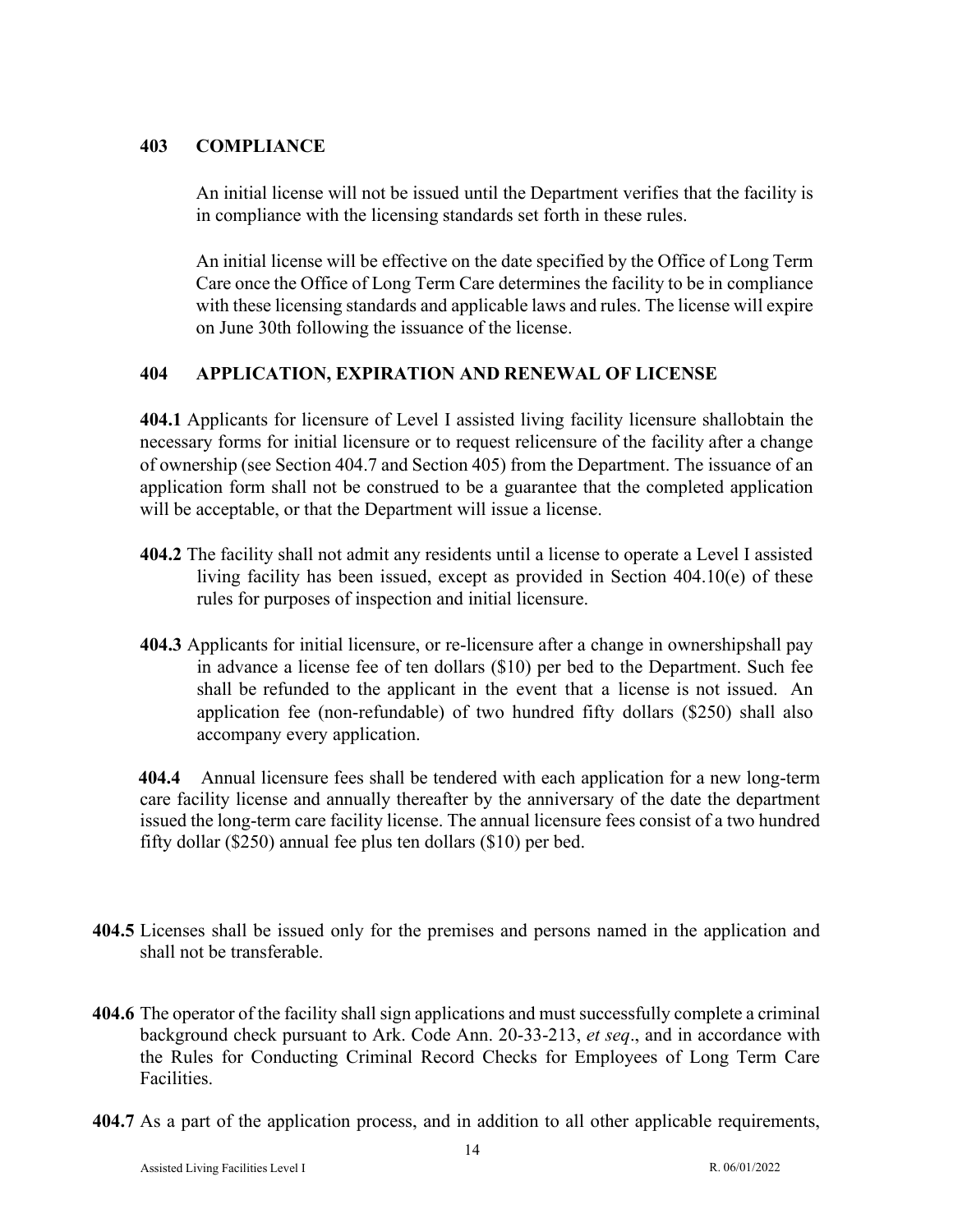## 403 COMPLIANCE

An initial license will not be issued until the Department verifies that the facility is in compliance with the licensing standards set forth in these rules.

An initial license will be effective on the date specified by the Office of Long Term Care once the Office of Long Term Care determines the facility to be in compliance with these licensing standards and applicable laws and rules. The license will expire on June 30th following the issuance of the license.

## 404 APPLICATION, EXPIRATION AND RENEWAL OF LICENSE

**404.1** Applicants for licensure of Level I assisted living facility licensure shallobtain the necessary forms for initial licensure or to request relicensure of the facility after a change of ownership (see Section 404.7 and Section 405) from the Department. The issuance of an application form shall not be construed to be a guarantee that the completed application will be acceptable, or that the Department will issue a license.

**404.2** The facility shall not admit any residents until a license to operate a Level I assisted living facility has been issued, except as provided in Section 404.10(e) of these rules for purposes of inspection and initial licensure.

**404.3** Applicants for initial licensure, or re-licensure after a change in ownershipshall pay in advance a license fee of ten dollars ($10) per bed to the Department. Such fee shall be refunded to the applicant in the event that a license is not issued. An application fee (non-refundable) of two hundred fifty dollars ($250) shall also accompany every application.

**404.4** Annual licensure fees shall be tendered with each application for a new long-term care facility license and annually thereafter by the anniversary of the date the department issued the long-term care facility license. The annual licensure fees consist of a two hundred fifty dollar ($250) annual fee plus ten dollars ($10) per bed.

**404.5** Licenses shall be issued only for the premises and persons named in the application and shall not be transferable.

**404.6** The operator of the facility shall sign applications and must successfully complete a criminal background check pursuant to Ark. Code Ann. 20-33-213, *et seq*., and in accordance with the Rules for Conducting Criminal Record Checks for Employees of Long Term Care Facilities.

**404.7** As a part of the application process, and in addition to all other applicable requirements,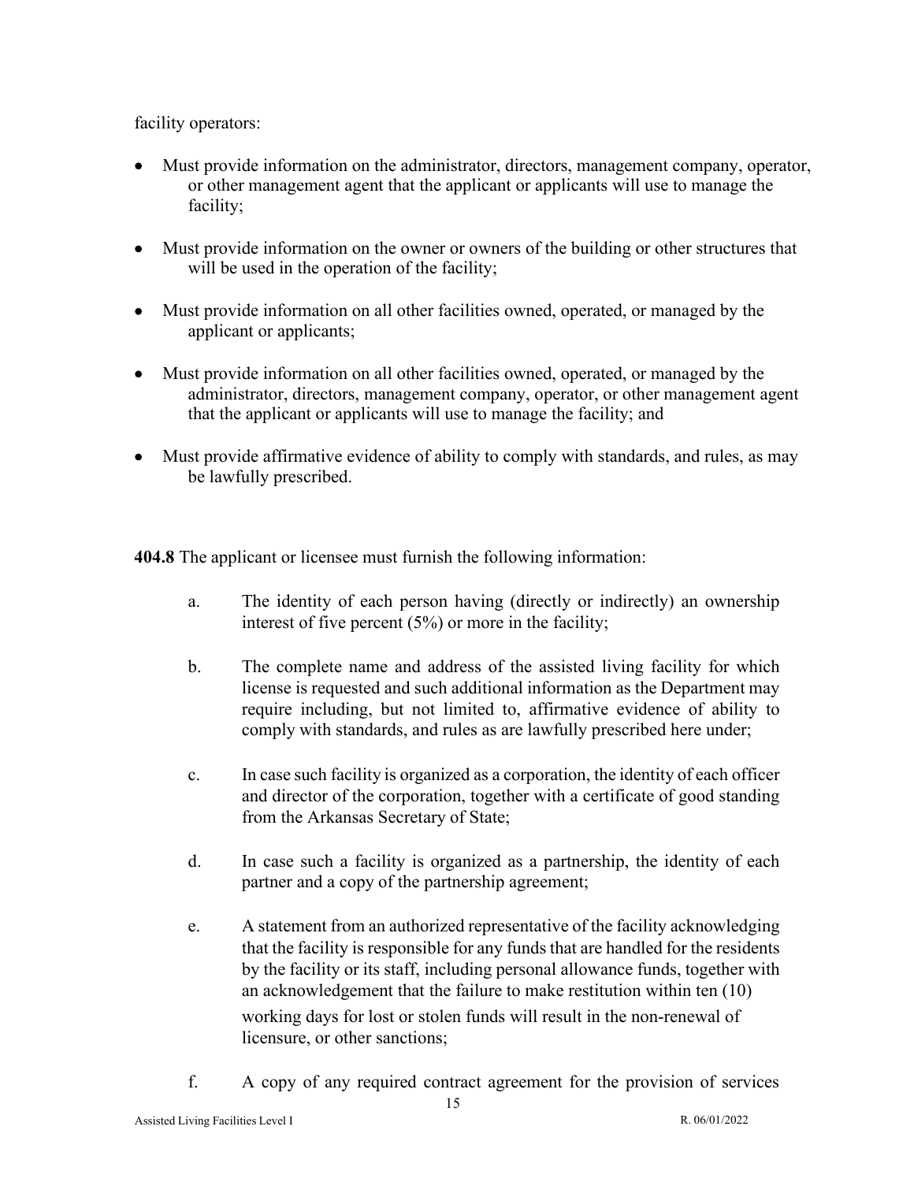facility operators:

- Must provide information on the administrator, directors, management company, operator, or other management agent that the applicant or applicants will use to manage the facility;
- Must provide information on the owner or owners of the building or other structures that will be used in the operation of the facility;
- Must provide information on all other facilities owned, operated, or managed by the applicant or applicants;
- Must provide information on all other facilities owned, operated, or managed by the administrator, directors, management company, operator, or other management agent that the applicant or applicants will use to manage the facility; and
- Must provide affirmative evidence of ability to comply with standards, and rules, as may be lawfully prescribed.

**404.8** The applicant or licensee must furnish the following information:

a. The identity of each person having (directly or indirectly) an ownership interest of five percent (5%) or more in the facility;

b. The complete name and address of the assisted living facility for which license is requested and such additional information as the Department may require including, but not limited to, affirmative evidence of ability to comply with standards, and rules as are lawfully prescribed here under;

c. In case such facility is organized as a corporation, the identity of each officer and director of the corporation, together with a certificate of good standing from the Arkansas Secretary of State;

d. In case such a facility is organized as a partnership, the identity of each partner and a copy of the partnership agreement;

e. A statement from an authorized representative of the facility acknowledging that the facility is responsible for any funds that are handled for the residents by the facility or its staff, including personal allowance funds, together with an acknowledgement that the failure to make restitution within ten (10) working days for lost or stolen funds will result in the non-renewal of licensure, or other sanctions;

f. A copy of any required contract agreement for the provision of services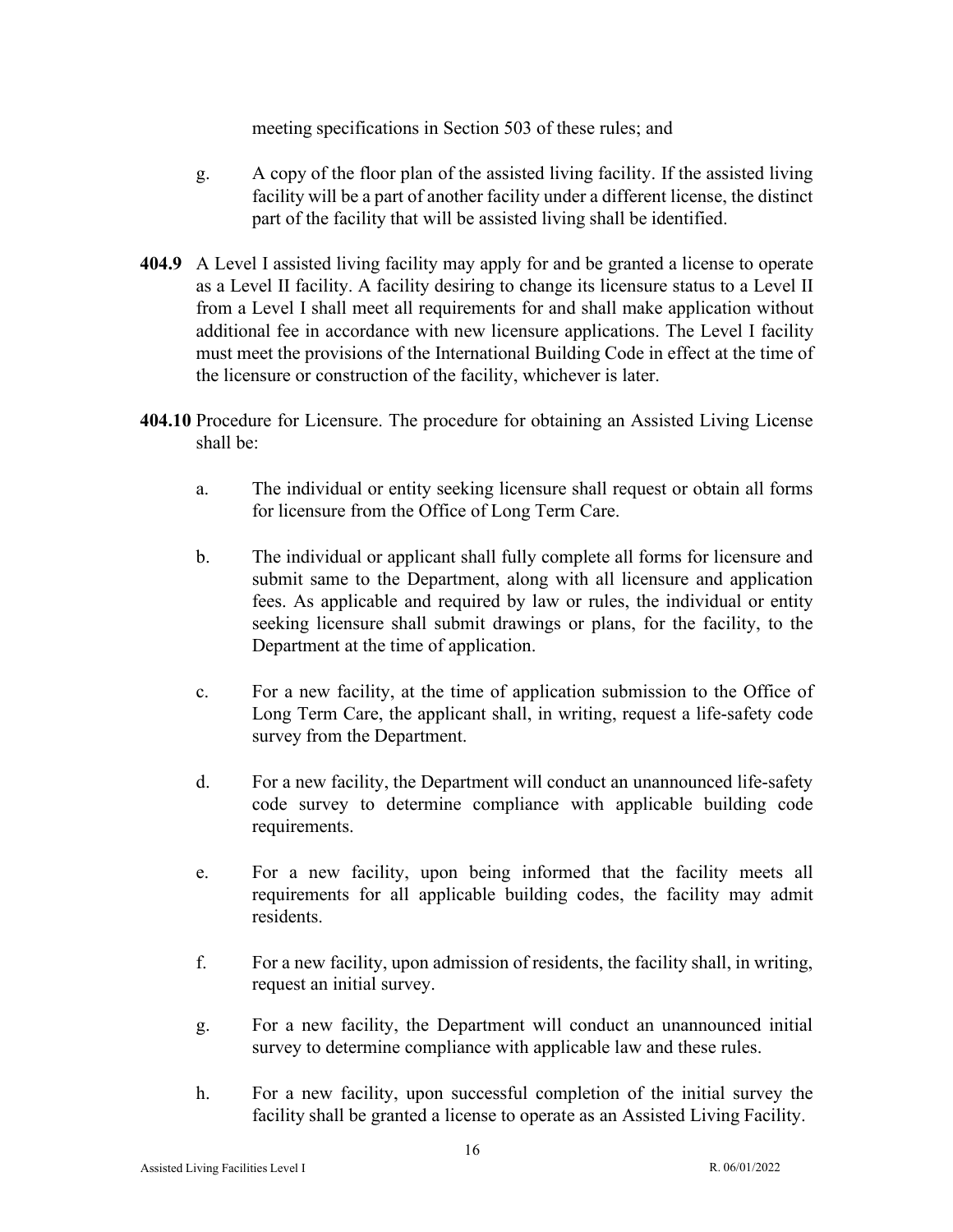meeting specifications in Section 503 of these rules; and

g. A copy of the floor plan of the assisted living facility. If the assisted living facility will be a part of another facility under a different license, the distinct part of the facility that will be assisted living shall be identified.

**404.9** A Level I assisted living facility may apply for and be granted a license to operate as a Level II facility. A facility desiring to change its licensure status to a Level II from a Level I shall meet all requirements for and shall make application without additional fee in accordance with new licensure applications. The Level I facility must meet the provisions of the International Building Code in effect at the time of the licensure or construction of the facility, whichever is later.

**404.10** Procedure for Licensure. The procedure for obtaining an Assisted Living License shall be:

a. The individual or entity seeking licensure shall request or obtain all forms for licensure from the Office of Long Term Care.

b. The individual or applicant shall fully complete all forms for licensure and submit same to the Department, along with all licensure and application fees. As applicable and required by law or rules, the individual or entity seeking licensure shall submit drawings or plans, for the facility, to the Department at the time of application.

c. For a new facility, at the time of application submission to the Office of Long Term Care, the applicant shall, in writing, request a life-safety code survey from the Department.

d. For a new facility, the Department will conduct an unannounced life-safety code survey to determine compliance with applicable building code requirements.

e. For a new facility, upon being informed that the facility meets all requirements for all applicable building codes, the facility may admit residents.

f. For a new facility, upon admission of residents, the facility shall, in writing, request an initial survey.

g. For a new facility, the Department will conduct an unannounced initial survey to determine compliance with applicable law and these rules.

h. For a new facility, upon successful completion of the initial survey the facility shall be granted a license to operate as an Assisted Living Facility.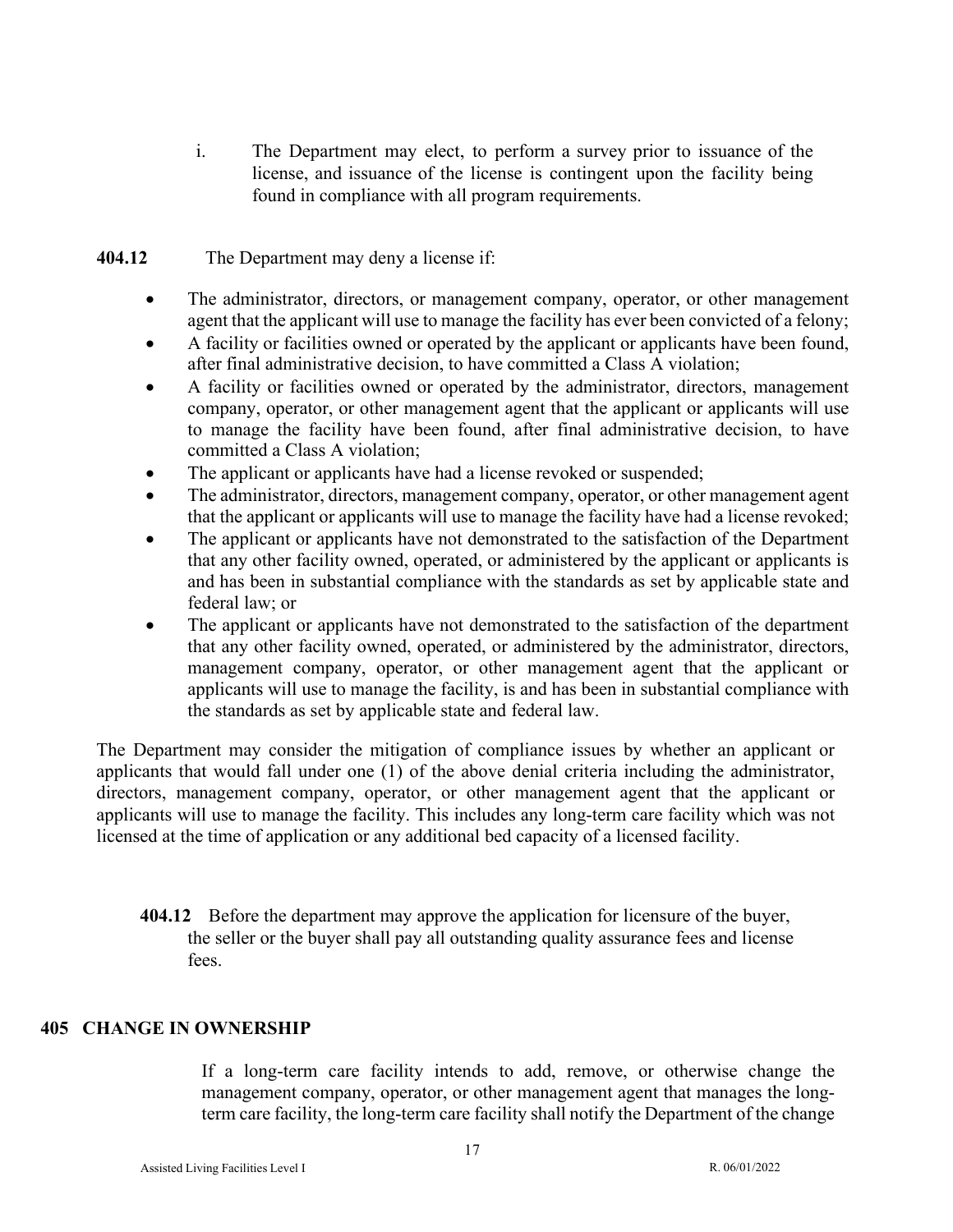i. The Department may elect, to perform a survey prior to issuance of the license, and issuance of the license is contingent upon the facility being found in compliance with all program requirements.

**404.12** The Department may deny a license if:

- The administrator, directors, or management company, operator, or other management agent that the applicant will use to manage the facility has ever been convicted of a felony;
- A facility or facilities owned or operated by the applicant or applicants have been found, after final administrative decision, to have committed a Class A violation;
- A facility or facilities owned or operated by the administrator, directors, management company, operator, or other management agent that the applicant or applicants will use to manage the facility have been found, after final administrative decision, to have committed a Class A violation;
- The applicant or applicants have had a license revoked or suspended;
- The administrator, directors, management company, operator, or other management agent that the applicant or applicants will use to manage the facility have had a license revoked;
- The applicant or applicants have not demonstrated to the satisfaction of the Department that any other facility owned, operated, or administered by the applicant or applicants is and has been in substantial compliance with the standards as set by applicable state and federal law; or
- The applicant or applicants have not demonstrated to the satisfaction of the department that any other facility owned, operated, or administered by the administrator, directors, management company, operator, or other management agent that the applicant or applicants will use to manage the facility, is and has been in substantial compliance with the standards as set by applicable state and federal law.

The Department may consider the mitigation of compliance issues by whether an applicant or applicants that would fall under one (1) of the above denial criteria including the administrator, directors, management company, operator, or other management agent that the applicant or applicants will use to manage the facility. This includes any long-term care facility which was not licensed at the time of application or any additional bed capacity of a licensed facility.

**404.12** Before the department may approve the application for licensure of the buyer, the seller or the buyer shall pay all outstanding quality assurance fees and license fees.

## 405 CHANGE IN OWNERSHIP

If a long-term care facility intends to add, remove, or otherwise change the management company, operator, or other management agent that manages the long-term care facility, the long-term care facility shall notify the Department of the change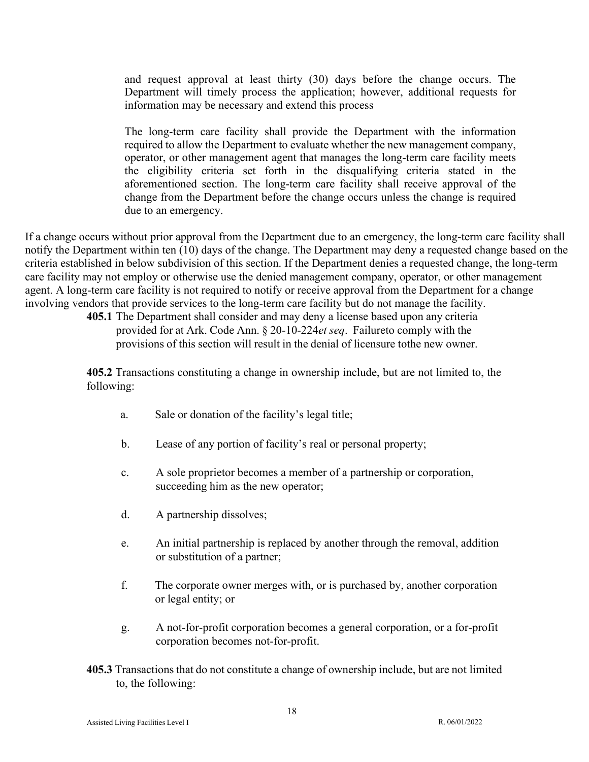and request approval at least thirty (30) days before the change occurs. The Department will timely process the application; however, additional requests for information may be necessary and extend this process

The long-term care facility shall provide the Department with the information required to allow the Department to evaluate whether the new management company, operator, or other management agent that manages the long-term care facility meets the eligibility criteria set forth in the disqualifying criteria stated in the aforementioned section. The long-term care facility shall receive approval of the change from the Department before the change occurs unless the change is required due to an emergency.

If a change occurs without prior approval from the Department due to an emergency, the long-term care facility shall notify the Department within ten (10) days of the change. The Department may deny a requested change based on the criteria established in below subdivision of this section. If the Department denies a requested change, the long-term care facility may not employ or otherwise use the denied management company, operator, or other management agent. A long-term care facility is not required to notify or receive approval from the Department for a change involving vendors that provide services to the long-term care facility but do not manage the facility.

**405.1** The Department shall consider and may deny a license based upon any criteria provided for at Ark. Code Ann. § 20-10-224*et seq*. Failureto comply with the provisions of this section will result in the denial of licensure tothe new owner.

**405.2** Transactions constituting a change in ownership include, but are not limited to, the following:

a. Sale or donation of the facility's legal title;

b. Lease of any portion of facility's real or personal property;

c. A sole proprietor becomes a member of a partnership or corporation, succeeding him as the new operator;

d. A partnership dissolves;

e. An initial partnership is replaced by another through the removal, addition or substitution of a partner;

f. The corporate owner merges with, or is purchased by, another corporation or legal entity; or

g. A not-for-profit corporation becomes a general corporation, or a for-profit corporation becomes not-for-profit.

**405.3** Transactions that do not constitute a change of ownership include, but are not limited to, the following: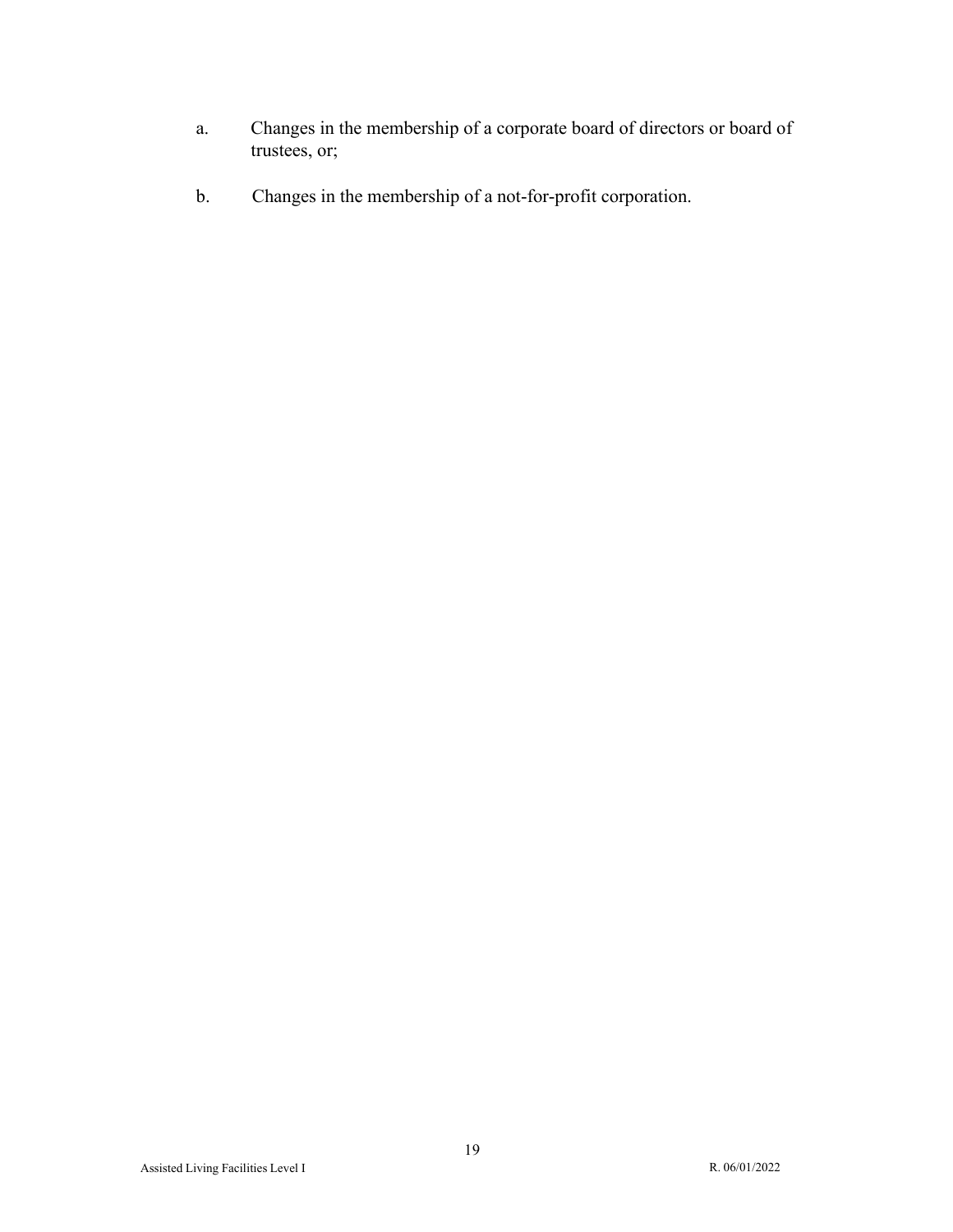a. Changes in the membership of a corporate board of directors or board of trustees, or;

b. Changes in the membership of a not-for-profit corporation.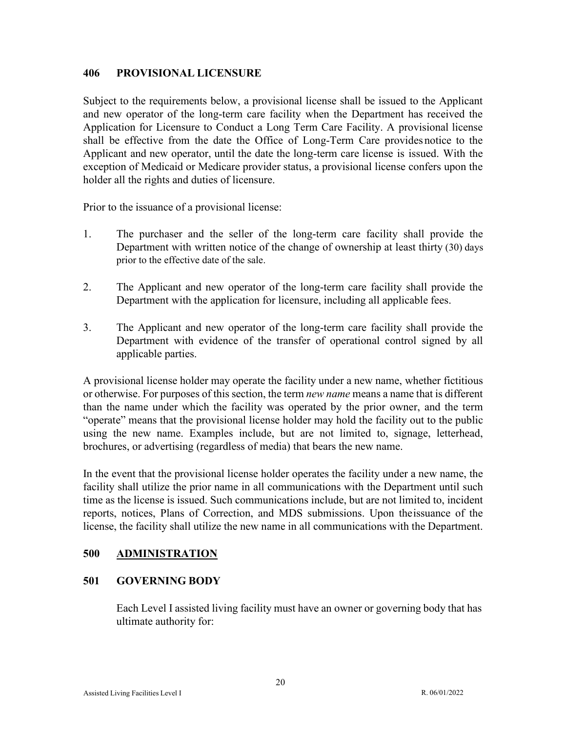## 406 PROVISIONAL LICENSURE

Subject to the requirements below, a provisional license shall be issued to the Applicant and new operator of the long-term care facility when the Department has received the Application for Licensure to Conduct a Long Term Care Facility. A provisional license shall be effective from the date the Office of Long-Term Care provides notice to the Applicant and new operator, until the date the long-term care license is issued. With the exception of Medicaid or Medicare provider status, a provisional license confers upon the holder all the rights and duties of licensure.

Prior to the issuance of a provisional license:

1. The purchaser and the seller of the long-term care facility shall provide the Department with written notice of the change of ownership at least thirty (30) days prior to the effective date of the sale.

2. The Applicant and new operator of the long-term care facility shall provide the Department with the application for licensure, including all applicable fees.

3. The Applicant and new operator of the long-term care facility shall provide the Department with evidence of the transfer of operational control signed by all applicable parties.

A provisional license holder may operate the facility under a new name, whether fictitious or otherwise. For purposes of this section, the term *new name* means a name that is different than the name under which the facility was operated by the prior owner, and the term "operate" means that the provisional license holder may hold the facility out to the public using the new name. Examples include, but are not limited to, signage, letterhead, brochures, or advertising (regardless of media) that bears the new name.

In the event that the provisional license holder operates the facility under a new name, the facility shall utilize the prior name in all communications with the Department until such time as the license is issued. Such communications include, but are not limited to, incident reports, notices, Plans of Correction, and MDS submissions. Upon the issuance of the license, the facility shall utilize the new name in all communications with the Department.

# 500 ADMINISTRATION

## 501 GOVERNING BODY

Each Level I assisted living facility must have an owner or governing body that has ultimate authority for: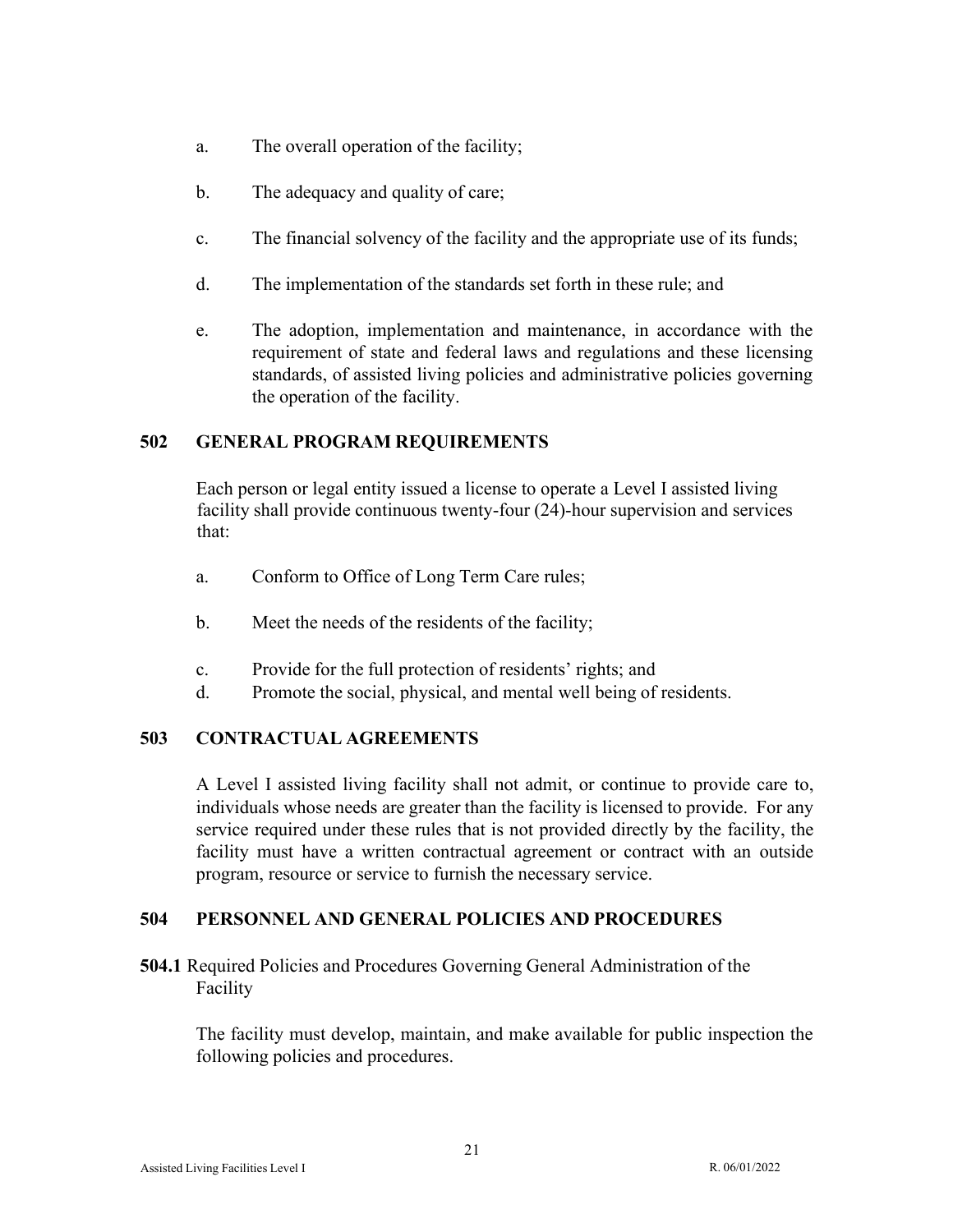a. The overall operation of the facility;

b. The adequacy and quality of care;

c. The financial solvency of the facility and the appropriate use of its funds;

d. The implementation of the standards set forth in these rule; and

e. The adoption, implementation and maintenance, in accordance with the requirement of state and federal laws and regulations and these licensing standards, of assisted living policies and administrative policies governing the operation of the facility.

## 502 GENERAL PROGRAM REQUIREMENTS

Each person or legal entity issued a license to operate a Level I assisted living facility shall provide continuous twenty-four (24)-hour supervision and services that:

a. Conform to Office of Long Term Care rules;

b. Meet the needs of the residents of the facility;

c. Provide for the full protection of residents' rights; and

d. Promote the social, physical, and mental well being of residents.

## 503 CONTRACTUAL AGREEMENTS

A Level I assisted living facility shall not admit, or continue to provide care to, individuals whose needs are greater than the facility is licensed to provide. For any service required under these rules that is not provided directly by the facility, the facility must have a written contractual agreement or contract with an outside program, resource or service to furnish the necessary service.

## 504 PERSONNEL AND GENERAL POLICIES AND PROCEDURES

**504.1** Required Policies and Procedures Governing General Administration of the Facility

The facility must develop, maintain, and make available for public inspection the following policies and procedures.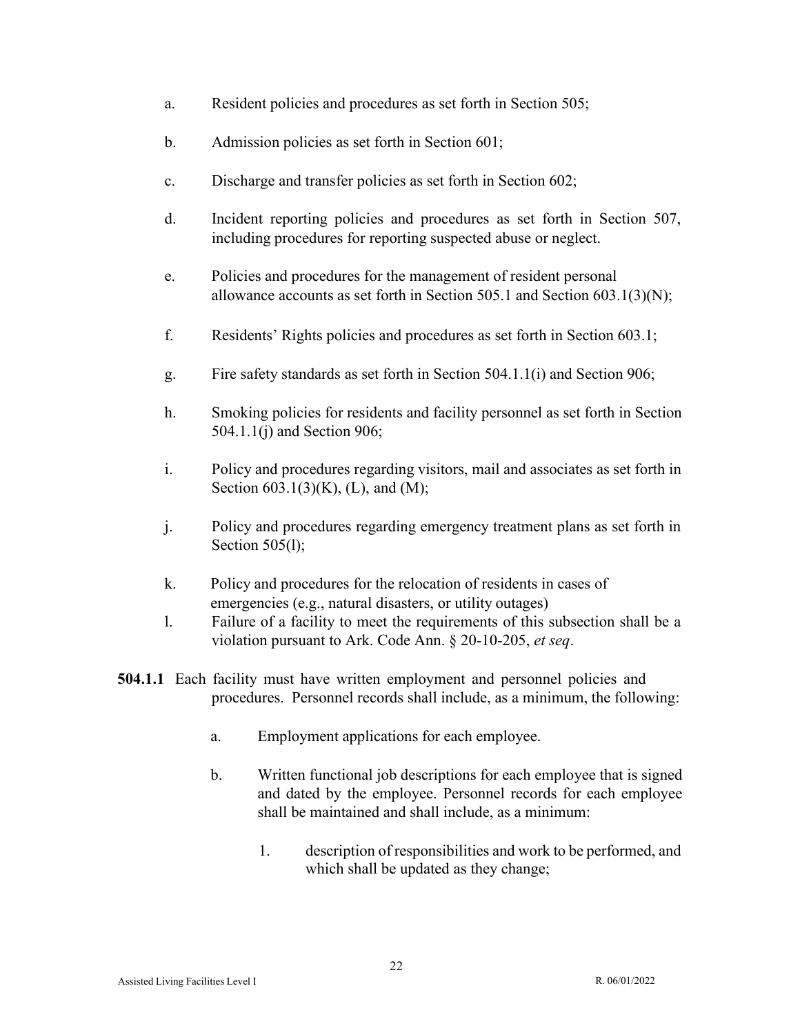a. Resident policies and procedures as set forth in Section 505;

b. Admission policies as set forth in Section 601;

c. Discharge and transfer policies as set forth in Section 602;

d. Incident reporting policies and procedures as set forth in Section 507, including procedures for reporting suspected abuse or neglect.

e. Policies and procedures for the management of resident personal allowance accounts as set forth in Section 505.1 and Section 603.1(3)(N);

f. Residents' Rights policies and procedures as set forth in Section 603.1;

g. Fire safety standards as set forth in Section 504.1.1(i) and Section 906;

h. Smoking policies for residents and facility personnel as set forth in Section 504.1.1(j) and Section 906;

i. Policy and procedures regarding visitors, mail and associates as set forth in Section 603.1(3)(K), (L), and (M);

j. Policy and procedures regarding emergency treatment plans as set forth in Section 505(l);

k. Policy and procedures for the relocation of residents in cases of emergencies (e.g., natural disasters, or utility outages)

l. Failure of a facility to meet the requirements of this subsection shall be a violation pursuant to Ark. Code Ann. § 20-10-205, *et seq*.

**504.1.1** Each facility must have written employment and personnel policies and procedures. Personnel records shall include, as a minimum, the following:

a. Employment applications for each employee.

b. Written functional job descriptions for each employee that is signed and dated by the employee. Personnel records for each employee shall be maintained and shall include, as a minimum:

1. description of responsibilities and work to be performed, and which shall be updated as they change;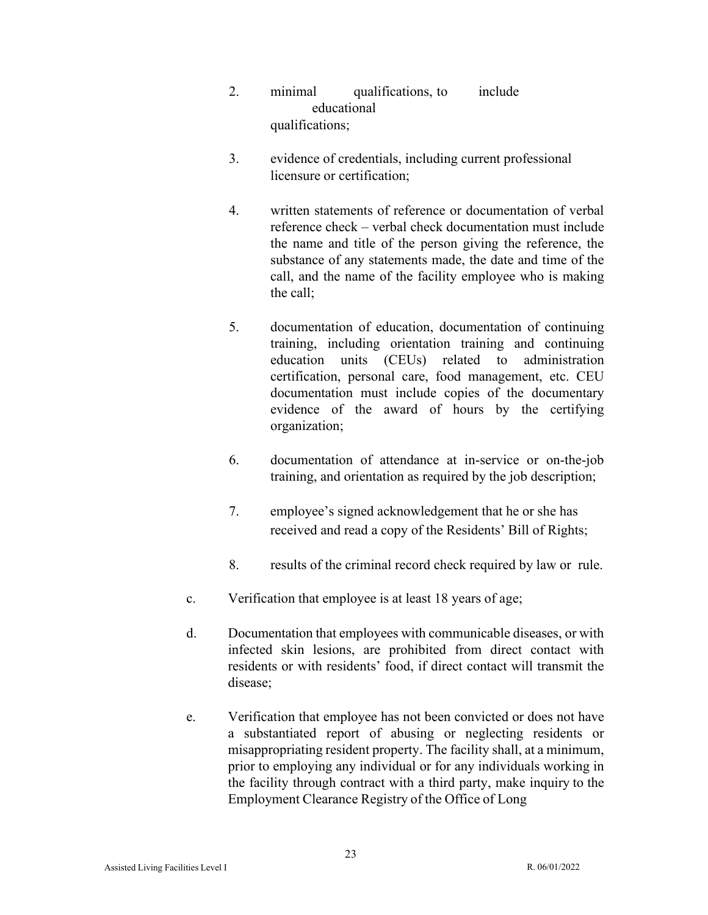2. minimal qualifications, to include educational qualifications;

3. evidence of credentials, including current professional licensure or certification;

4. written statements of reference or documentation of verbal reference check – verbal check documentation must include the name and title of the person giving the reference, the substance of any statements made, the date and time of the call, and the name of the facility employee who is making the call;

5. documentation of education, documentation of continuing training, including orientation training and continuing education units (CEUs) related to administration certification, personal care, food management, etc. CEU documentation must include copies of the documentary evidence of the award of hours by the certifying organization;

6. documentation of attendance at in-service or on-the-job training, and orientation as required by the job description;

7. employee's signed acknowledgement that he or she has received and read a copy of the Residents' Bill of Rights;

8. results of the criminal record check required by law or rule.

c. Verification that employee is at least 18 years of age;

d. Documentation that employees with communicable diseases, or with infected skin lesions, are prohibited from direct contact with residents or with residents' food, if direct contact will transmit the disease;

e. Verification that employee has not been convicted or does not have a substantiated report of abusing or neglecting residents or misappropriating resident property. The facility shall, at a minimum, prior to employing any individual or for any individuals working in the facility through contract with a third party, make inquiry to the Employment Clearance Registry of the Office of Long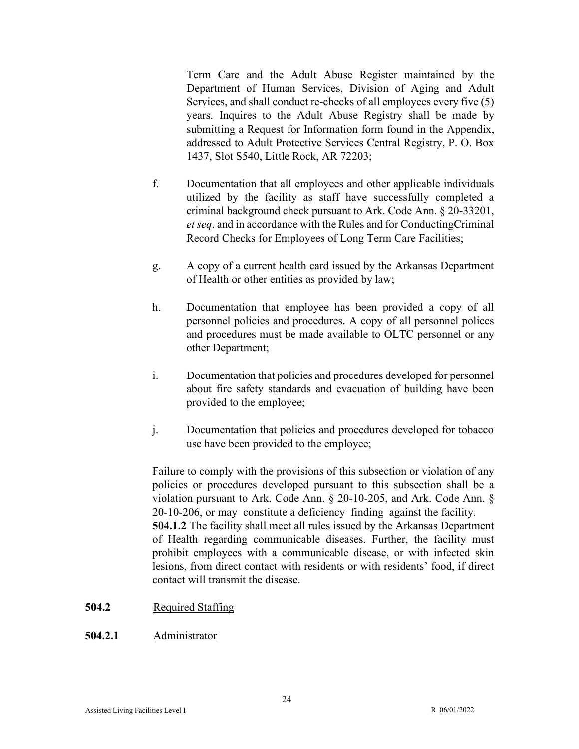Term Care and the Adult Abuse Register maintained by the Department of Human Services, Division of Aging and Adult Services, and shall conduct re-checks of all employees every five (5) years. Inquires to the Adult Abuse Registry shall be made by submitting a Request for Information form found in the Appendix, addressed to Adult Protective Services Central Registry, P. O. Box 1437, Slot S540, Little Rock, AR 72203;

f. Documentation that all employees and other applicable individuals utilized by the facility as staff have successfully completed a criminal background check pursuant to Ark. Code Ann. § 20-33201, *et seq*. and in accordance with the Rules and for ConductingCriminal Record Checks for Employees of Long Term Care Facilities;

g. A copy of a current health card issued by the Arkansas Department of Health or other entities as provided by law;

h. Documentation that employee has been provided a copy of all personnel policies and procedures. A copy of all personnel polices and procedures must be made available to OLTC personnel or any other Department;

i. Documentation that policies and procedures developed for personnel about fire safety standards and evacuation of building have been provided to the employee;

j. Documentation that policies and procedures developed for tobacco use have been provided to the employee;

Failure to comply with the provisions of this subsection or violation of any policies or procedures developed pursuant to this subsection shall be a violation pursuant to Ark. Code Ann. § 20-10-205, and Ark. Code Ann. § 20-10-206, or may constitute a deficiency finding against the facility.

**504.1.2** The facility shall meet all rules issued by the Arkansas Department of Health regarding communicable diseases. Further, the facility must prohibit employees with a communicable disease, or with infected skin lesions, from direct contact with residents or with residents' food, if direct contact will transmit the disease.

**504.2** Required Staffing

**504.2.1** Administrator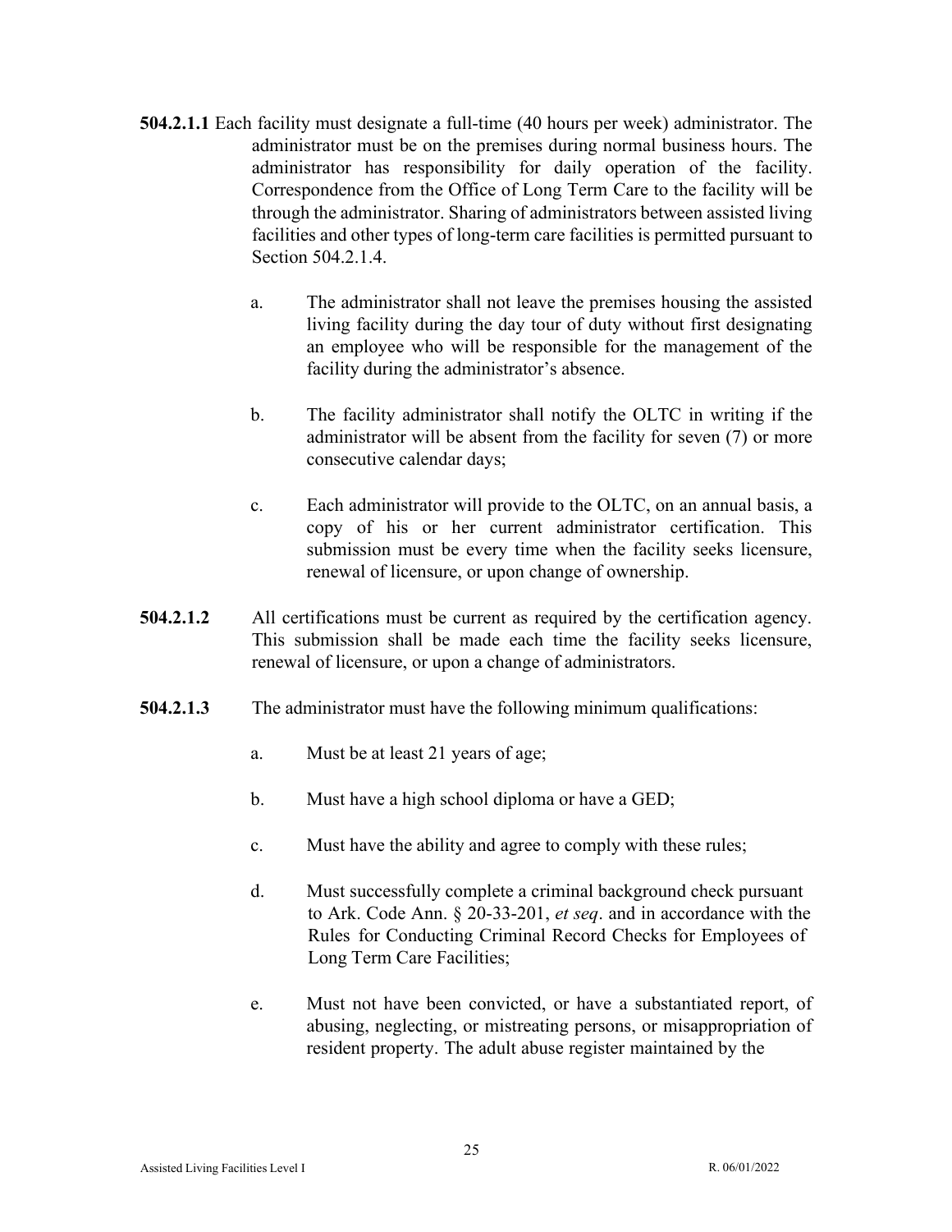**504.2.1.1** Each facility must designate a full-time (40 hours per week) administrator. The administrator must be on the premises during normal business hours. The administrator has responsibility for daily operation of the facility. Correspondence from the Office of Long Term Care to the facility will be through the administrator. Sharing of administrators between assisted living facilities and other types of long-term care facilities is permitted pursuant to Section 504.2.1.4.

a. The administrator shall not leave the premises housing the assisted living facility during the day tour of duty without first designating an employee who will be responsible for the management of the facility during the administrator's absence.

b. The facility administrator shall notify the OLTC in writing if the administrator will be absent from the facility for seven (7) or more consecutive calendar days;

c. Each administrator will provide to the OLTC, on an annual basis, a copy of his or her current administrator certification. This submission must be every time when the facility seeks licensure, renewal of licensure, or upon change of ownership.

**504.2.1.2** All certifications must be current as required by the certification agency. This submission shall be made each time the facility seeks licensure, renewal of licensure, or upon a change of administrators.

**504.2.1.3** The administrator must have the following minimum qualifications:

a. Must be at least 21 years of age;

b. Must have a high school diploma or have a GED;

c. Must have the ability and agree to comply with these rules;

d. Must successfully complete a criminal background check pursuant to Ark. Code Ann. § 20-33-201, *et seq*. and in accordance with the Rules for Conducting Criminal Record Checks for Employees of Long Term Care Facilities;

e. Must not have been convicted, or have a substantiated report, of abusing, neglecting, or mistreating persons, or misappropriation of resident property. The adult abuse register maintained by the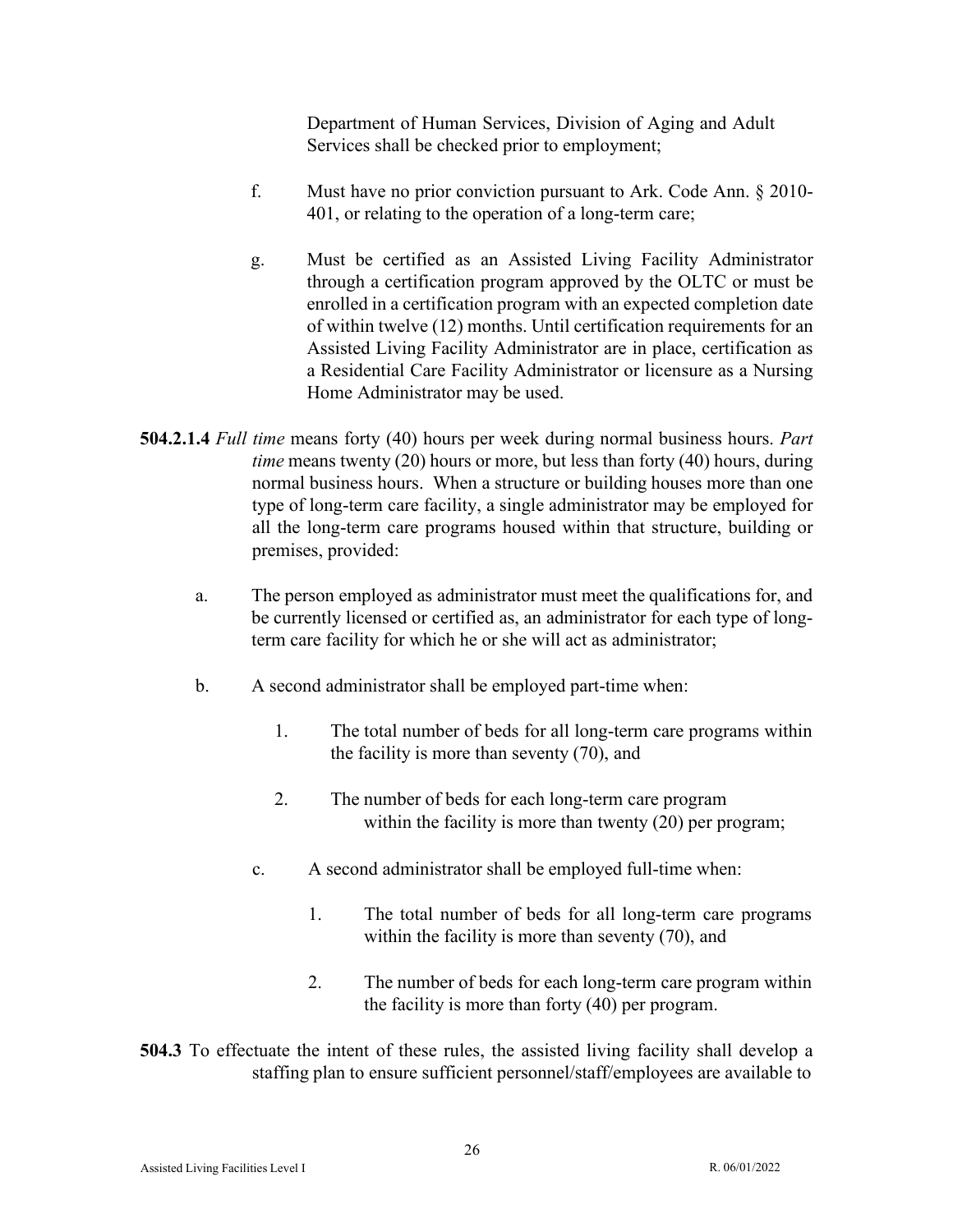Department of Human Services, Division of Aging and Adult Services shall be checked prior to employment;

f. Must have no prior conviction pursuant to Ark. Code Ann. § 2010-401, or relating to the operation of a long-term care;

g. Must be certified as an Assisted Living Facility Administrator through a certification program approved by the OLTC or must be enrolled in a certification program with an expected completion date of within twelve (12) months. Until certification requirements for an Assisted Living Facility Administrator are in place, certification as a Residential Care Facility Administrator or licensure as a Nursing Home Administrator may be used.

**504.2.1.4** *Full time* means forty (40) hours per week during normal business hours. *Part time* means twenty (20) hours or more, but less than forty (40) hours, during normal business hours. When a structure or building houses more than one type of long-term care facility, a single administrator may be employed for all the long-term care programs housed within that structure, building or premises, provided:

a. The person employed as administrator must meet the qualifications for, and be currently licensed or certified as, an administrator for each type of long-term care facility for which he or she will act as administrator;

b. A second administrator shall be employed part-time when:

   1. The total number of beds for all long-term care programs within the facility is more than seventy (70), and

   2. The number of beds for each long-term care program within the facility is more than twenty (20) per program;

c. A second administrator shall be employed full-time when:

   1. The total number of beds for all long-term care programs within the facility is more than seventy (70), and

   2. The number of beds for each long-term care program within the facility is more than forty (40) per program.

**504.3** To effectuate the intent of these rules, the assisted living facility shall develop a staffing plan to ensure sufficient personnel/staff/employees are available to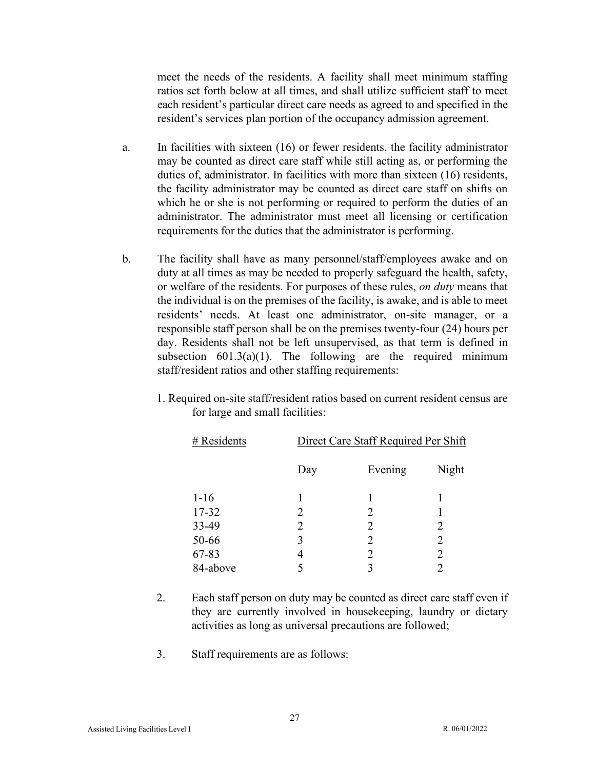meet the needs of the residents. A facility shall meet minimum staffing ratios set forth below at all times, and shall utilize sufficient staff to meet each resident's particular direct care needs as agreed to and specified in the resident's services plan portion of the occupancy admission agreement.

a. In facilities with sixteen (16) or fewer residents, the facility administrator may be counted as direct care staff while still acting as, or performing the duties of, administrator. In facilities with more than sixteen (16) residents, the facility administrator may be counted as direct care staff on shifts on which he or she is not performing or required to perform the duties of an administrator. The administrator must meet all licensing or certification requirements for the duties that the administrator is performing.

b. The facility shall have as many personnel/staff/employees awake and on duty at all times as may be needed to properly safeguard the health, safety, or welfare of the residents. For purposes of these rules, *on duty* means that the individual is on the premises of the facility, is awake, and is able to meet residents' needs. At least one administrator, on-site manager, or a responsible staff person shall be on the premises twenty-four (24) hours per day. Residents shall not be left unsupervised, as that term is defined in subsection 601.3(a)(1). The following are the required minimum staff/resident ratios and other staffing requirements:

   1. Required on-site staff/resident ratios based on current resident census are for large and small facilities:

| # Residents | Direct Care Staff Required Per Shift | | |
|---|---|---|---|
| | Day | Evening | Night |
| 1-16 | 1 | 1 | 1 |
| 17-32 | 2 | 2 | 1 |
| 33-49 | 2 | 2 | 2 |
| 50-66 | 3 | 2 | 2 |
| 67-83 | 4 | 2 | 2 |
| 84-above | 5 | 3 | 2 |

   2. Each staff person on duty may be counted as direct care staff even if they are currently involved in housekeeping, laundry or dietary activities as long as universal precautions are followed;

   3. Staff requirements are as follows: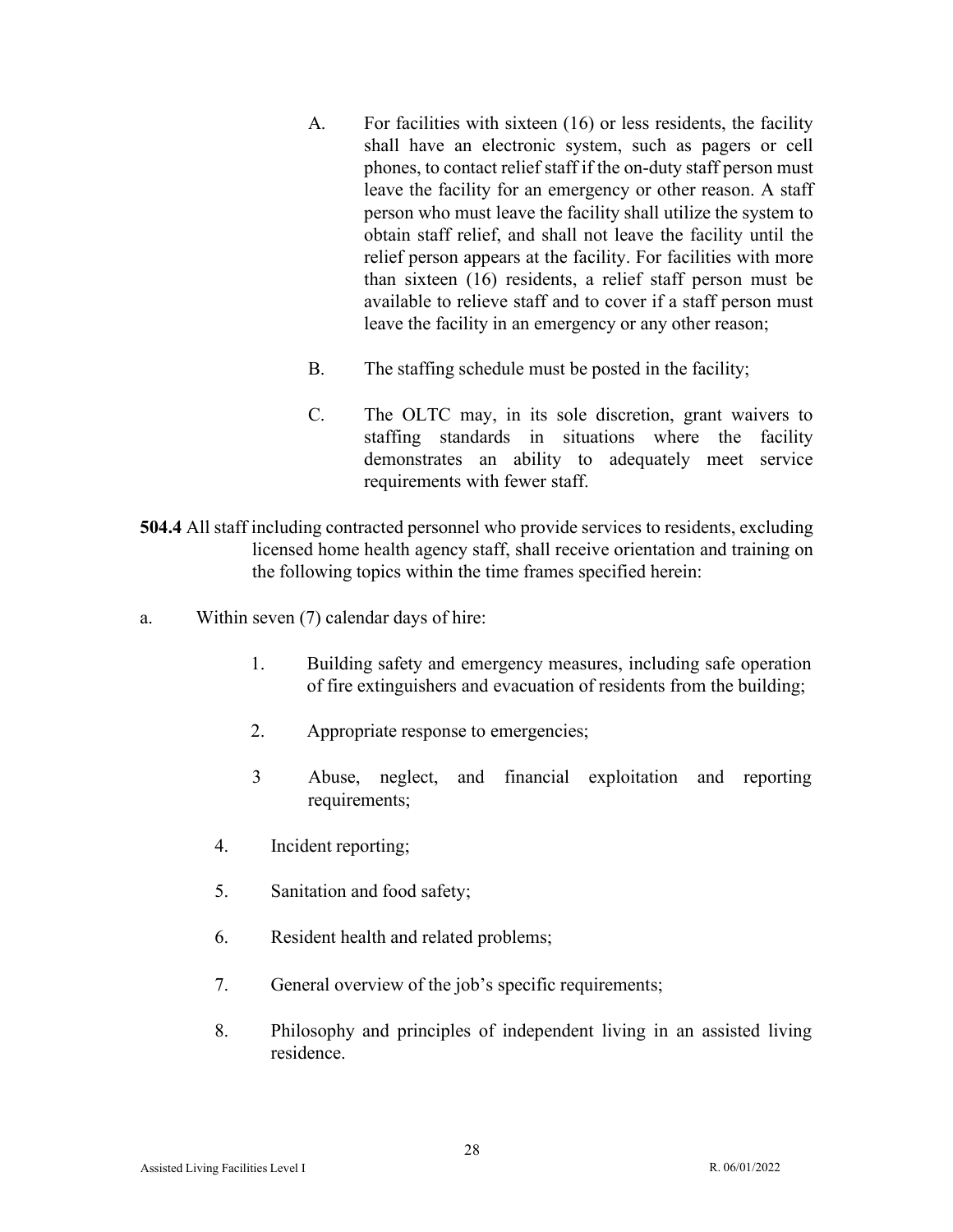A. For facilities with sixteen (16) or less residents, the facility shall have an electronic system, such as pagers or cell phones, to contact relief staff if the on-duty staff person must leave the facility for an emergency or other reason. A staff person who must leave the facility shall utilize the system to obtain staff relief, and shall not leave the facility until the relief person appears at the facility. For facilities with more than sixteen (16) residents, a relief staff person must be available to relieve staff and to cover if a staff person must leave the facility in an emergency or any other reason;

B. The staffing schedule must be posted in the facility;

C. The OLTC may, in its sole discretion, grant waivers to staffing standards in situations where the facility demonstrates an ability to adequately meet service requirements with fewer staff.

**504.4** All staff including contracted personnel who provide services to residents, excluding licensed home health agency staff, shall receive orientation and training on the following topics within the time frames specified herein:

a. Within seven (7) calendar days of hire:

1. Building safety and emergency measures, including safe operation of fire extinguishers and evacuation of residents from the building;

2. Appropriate response to emergencies;

3 Abuse, neglect, and financial exploitation and reporting requirements;

4. Incident reporting;

5. Sanitation and food safety;

6. Resident health and related problems;

7. General overview of the job's specific requirements;

8. Philosophy and principles of independent living in an assisted living residence.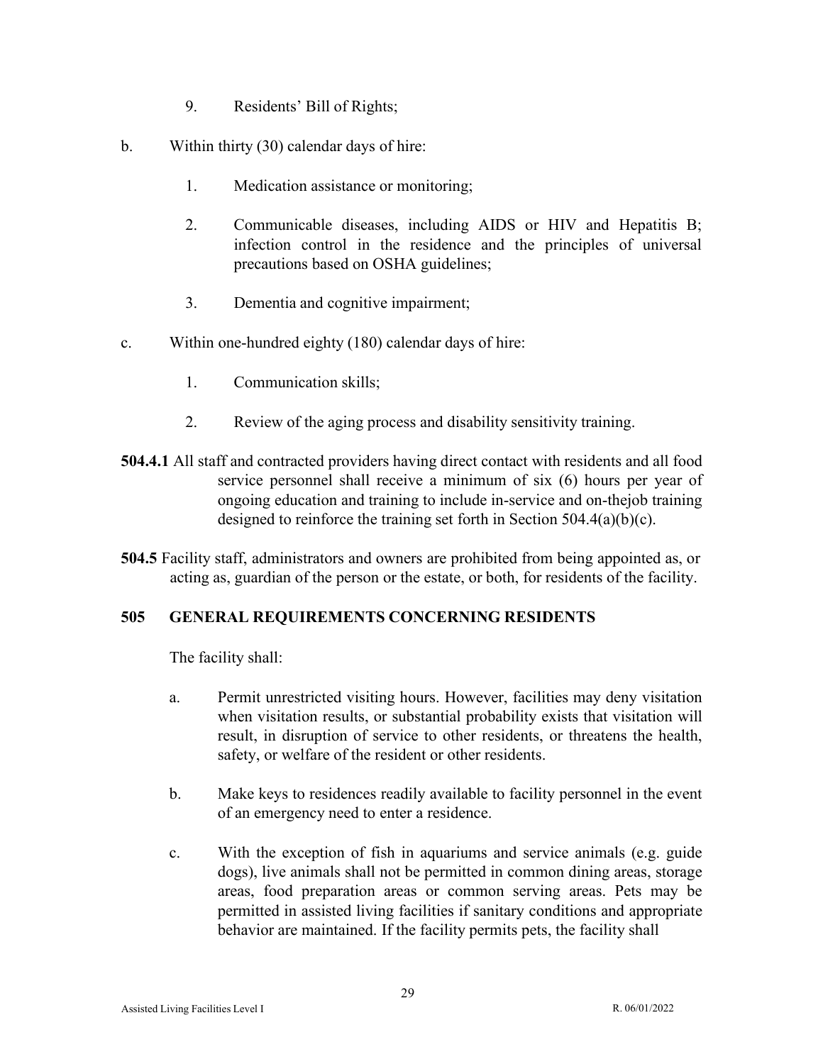9. Residents' Bill of Rights;

b. Within thirty (30) calendar days of hire:

1. Medication assistance or monitoring;

2. Communicable diseases, including AIDS or HIV and Hepatitis B; infection control in the residence and the principles of universal precautions based on OSHA guidelines;

3. Dementia and cognitive impairment;

c. Within one-hundred eighty (180) calendar days of hire:

1. Communication skills;

2. Review of the aging process and disability sensitivity training.

**504.4.1** All staff and contracted providers having direct contact with residents and all food service personnel shall receive a minimum of six (6) hours per year of ongoing education and training to include in-service and on-thejob training designed to reinforce the training set forth in Section 504.4(a)(b)(c).

**504.5** Facility staff, administrators and owners are prohibited from being appointed as, or acting as, guardian of the person or the estate, or both, for residents of the facility.

### 505 GENERAL REQUIREMENTS CONCERNING RESIDENTS

The facility shall:

a. Permit unrestricted visiting hours. However, facilities may deny visitation when visitation results, or substantial probability exists that visitation will result, in disruption of service to other residents, or threatens the health, safety, or welfare of the resident or other residents.

b. Make keys to residences readily available to facility personnel in the event of an emergency need to enter a residence.

c. With the exception of fish in aquariums and service animals (e.g. guide dogs), live animals shall not be permitted in common dining areas, storage areas, food preparation areas or common serving areas. Pets may be permitted in assisted living facilities if sanitary conditions and appropriate behavior are maintained. If the facility permits pets, the facility shall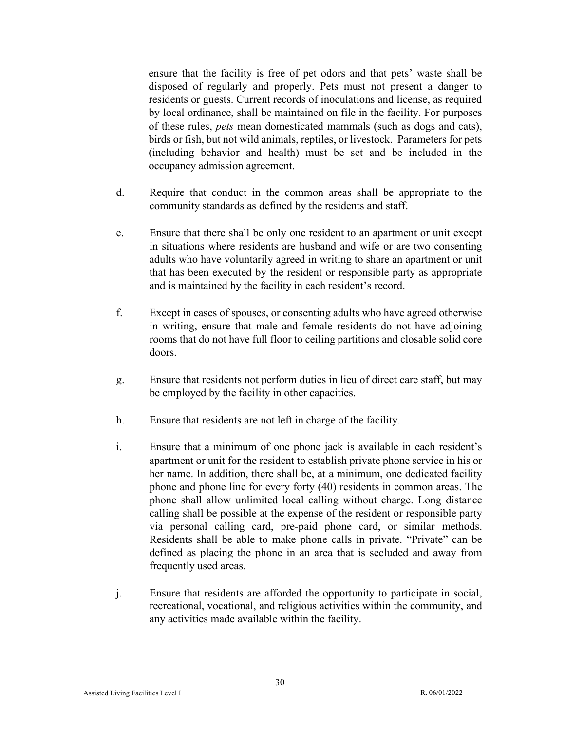ensure that the facility is free of pet odors and that pets' waste shall be disposed of regularly and properly. Pets must not present a danger to residents or guests. Current records of inoculations and license, as required by local ordinance, shall be maintained on file in the facility. For purposes of these rules, *pets* mean domesticated mammals (such as dogs and cats), birds or fish, but not wild animals, reptiles, or livestock. Parameters for pets (including behavior and health) must be set and be included in the occupancy admission agreement.

d. Require that conduct in the common areas shall be appropriate to the community standards as defined by the residents and staff.

e. Ensure that there shall be only one resident to an apartment or unit except in situations where residents are husband and wife or are two consenting adults who have voluntarily agreed in writing to share an apartment or unit that has been executed by the resident or responsible party as appropriate and is maintained by the facility in each resident's record.

f. Except in cases of spouses, or consenting adults who have agreed otherwise in writing, ensure that male and female residents do not have adjoining rooms that do not have full floor to ceiling partitions and closable solid core doors.

g. Ensure that residents not perform duties in lieu of direct care staff, but may be employed by the facility in other capacities.

h. Ensure that residents are not left in charge of the facility.

i. Ensure that a minimum of one phone jack is available in each resident's apartment or unit for the resident to establish private phone service in his or her name. In addition, there shall be, at a minimum, one dedicated facility phone and phone line for every forty (40) residents in common areas. The phone shall allow unlimited local calling without charge. Long distance calling shall be possible at the expense of the resident or responsible party via personal calling card, pre-paid phone card, or similar methods. Residents shall be able to make phone calls in private. "Private" can be defined as placing the phone in an area that is secluded and away from frequently used areas.

j. Ensure that residents are afforded the opportunity to participate in social, recreational, vocational, and religious activities within the community, and any activities made available within the facility.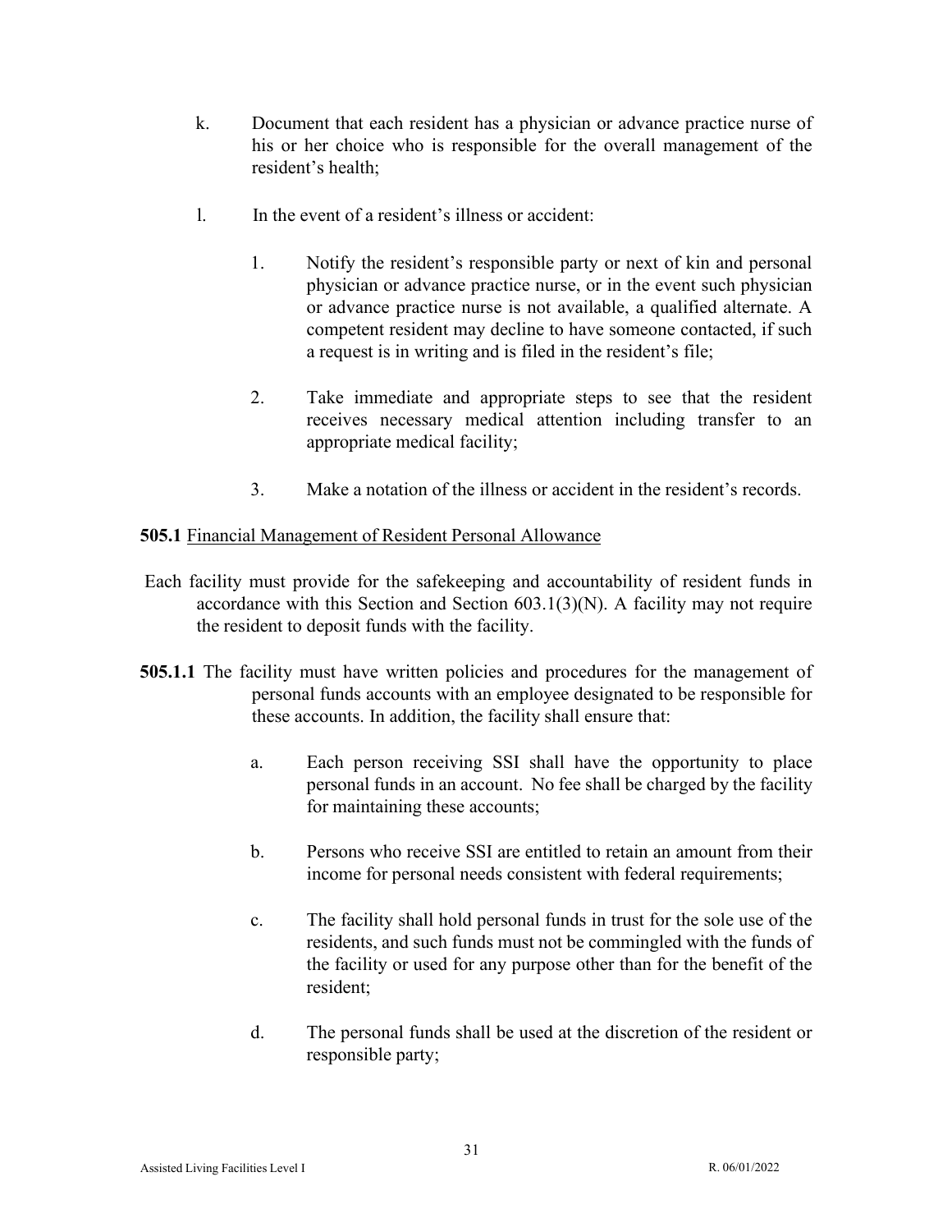k. Document that each resident has a physician or advance practice nurse of his or her choice who is responsible for the overall management of the resident's health;

l. In the event of a resident's illness or accident:

   1. Notify the resident's responsible party or next of kin and personal physician or advance practice nurse, or in the event such physician or advance practice nurse is not available, a qualified alternate. A competent resident may decline to have someone contacted, if such a request is in writing and is filed in the resident's file;

   2. Take immediate and appropriate steps to see that the resident receives necessary medical attention including transfer to an appropriate medical facility;

   3. Make a notation of the illness or accident in the resident's records.

**505.1** Financial Management of Resident Personal Allowance

Each facility must provide for the safekeeping and accountability of resident funds in accordance with this Section and Section 603.1(3)(N). A facility may not require the resident to deposit funds with the facility.

**505.1.1** The facility must have written policies and procedures for the management of personal funds accounts with an employee designated to be responsible for these accounts. In addition, the facility shall ensure that:

a. Each person receiving SSI shall have the opportunity to place personal funds in an account. No fee shall be charged by the facility for maintaining these accounts;

b. Persons who receive SSI are entitled to retain an amount from their income for personal needs consistent with federal requirements;

c. The facility shall hold personal funds in trust for the sole use of the residents, and such funds must not be commingled with the funds of the facility or used for any purpose other than for the benefit of the resident;

d. The personal funds shall be used at the discretion of the resident or responsible party;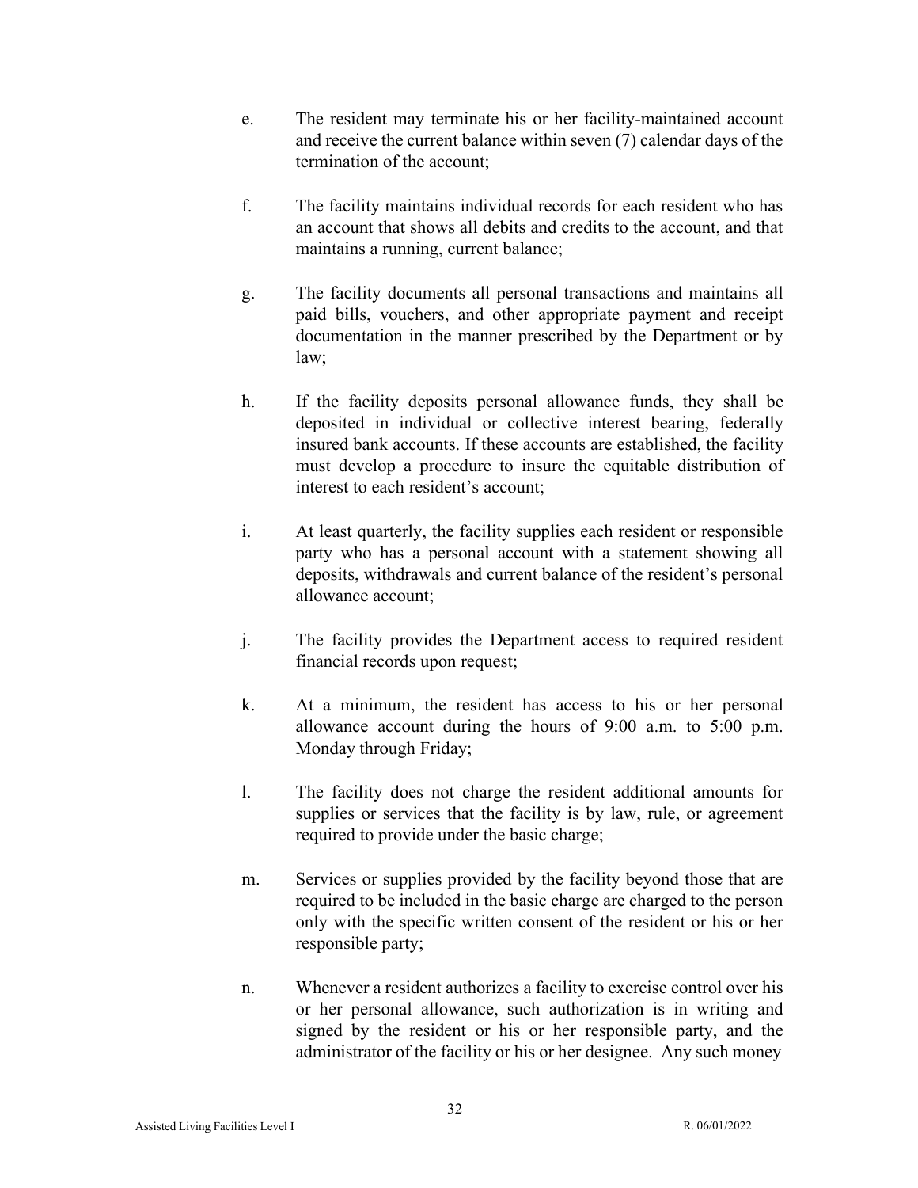e. The resident may terminate his or her facility-maintained account and receive the current balance within seven (7) calendar days of the termination of the account;

f. The facility maintains individual records for each resident who has an account that shows all debits and credits to the account, and that maintains a running, current balance;

g. The facility documents all personal transactions and maintains all paid bills, vouchers, and other appropriate payment and receipt documentation in the manner prescribed by the Department or by law;

h. If the facility deposits personal allowance funds, they shall be deposited in individual or collective interest bearing, federally insured bank accounts. If these accounts are established, the facility must develop a procedure to insure the equitable distribution of interest to each resident's account;

i. At least quarterly, the facility supplies each resident or responsible party who has a personal account with a statement showing all deposits, withdrawals and current balance of the resident's personal allowance account;

j. The facility provides the Department access to required resident financial records upon request;

k. At a minimum, the resident has access to his or her personal allowance account during the hours of 9:00 a.m. to 5:00 p.m. Monday through Friday;

l. The facility does not charge the resident additional amounts for supplies or services that the facility is by law, rule, or agreement required to provide under the basic charge;

m. Services or supplies provided by the facility beyond those that are required to be included in the basic charge are charged to the person only with the specific written consent of the resident or his or her responsible party;

n. Whenever a resident authorizes a facility to exercise control over his or her personal allowance, such authorization is in writing and signed by the resident or his or her responsible party, and the administrator of the facility or his or her designee. Any such money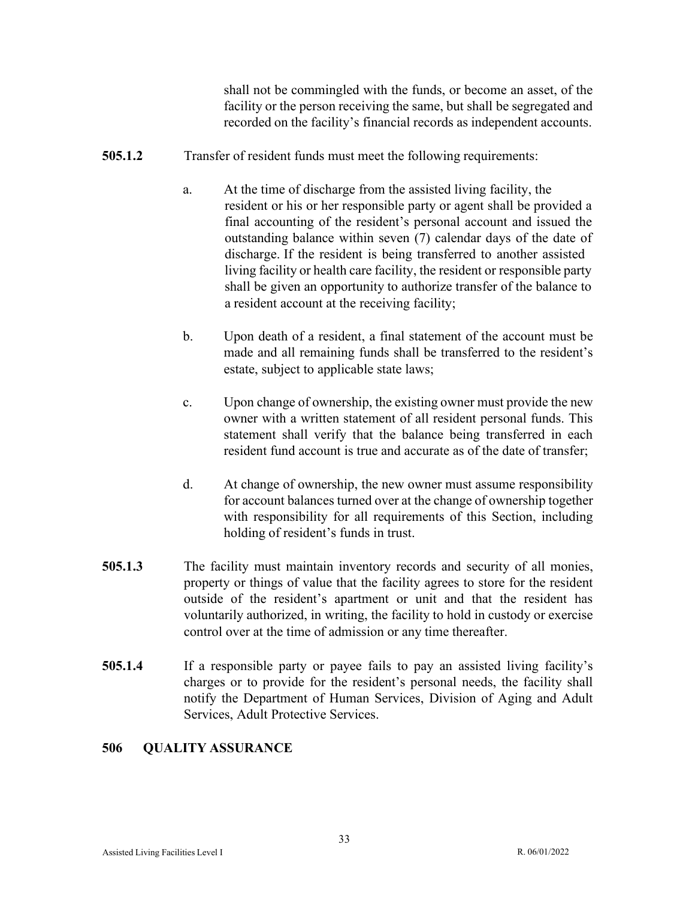shall not be commingled with the funds, or become an asset, of the facility or the person receiving the same, but shall be segregated and recorded on the facility's financial records as independent accounts.

**505.1.2** Transfer of resident funds must meet the following requirements:

a. At the time of discharge from the assisted living facility, the resident or his or her responsible party or agent shall be provided a final accounting of the resident's personal account and issued the outstanding balance within seven (7) calendar days of the date of discharge. If the resident is being transferred to another assisted living facility or health care facility, the resident or responsible party shall be given an opportunity to authorize transfer of the balance to a resident account at the receiving facility;

b. Upon death of a resident, a final statement of the account must be made and all remaining funds shall be transferred to the resident's estate, subject to applicable state laws;

c. Upon change of ownership, the existing owner must provide the new owner with a written statement of all resident personal funds. This statement shall verify that the balance being transferred in each resident fund account is true and accurate as of the date of transfer;

d. At change of ownership, the new owner must assume responsibility for account balances turned over at the change of ownership together with responsibility for all requirements of this Section, including holding of resident's funds in trust.

**505.1.3** The facility must maintain inventory records and security of all monies, property or things of value that the facility agrees to store for the resident outside of the resident's apartment or unit and that the resident has voluntarily authorized, in writing, the facility to hold in custody or exercise control over at the time of admission or any time thereafter.

**505.1.4** If a responsible party or payee fails to pay an assisted living facility's charges or to provide for the resident's personal needs, the facility shall notify the Department of Human Services, Division of Aging and Adult Services, Adult Protective Services.

## 506 QUALITY ASSURANCE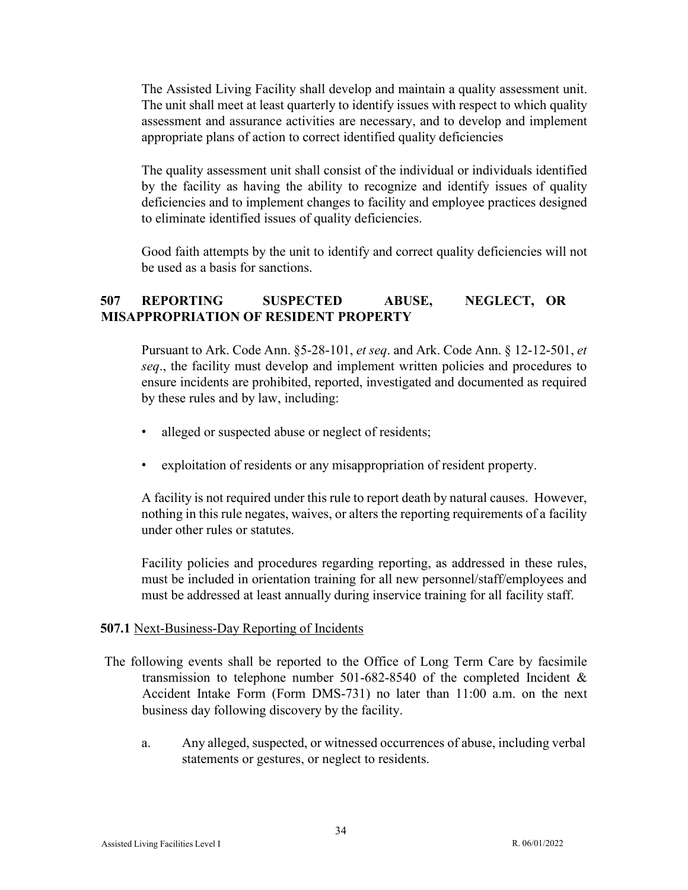The Assisted Living Facility shall develop and maintain a quality assessment unit. The unit shall meet at least quarterly to identify issues with respect to which quality assessment and assurance activities are necessary, and to develop and implement appropriate plans of action to correct identified quality deficiencies

The quality assessment unit shall consist of the individual or individuals identified by the facility as having the ability to recognize and identify issues of quality deficiencies and to implement changes to facility and employee practices designed to eliminate identified issues of quality deficiencies.

Good faith attempts by the unit to identify and correct quality deficiencies will not be used as a basis for sanctions.

## 507 REPORTING SUSPECTED ABUSE, NEGLECT, OR MISAPPROPRIATION OF RESIDENT PROPERTY

Pursuant to Ark. Code Ann. §5-28-101, *et seq*. and Ark. Code Ann. § 12-12-501, *et seq*., the facility must develop and implement written policies and procedures to ensure incidents are prohibited, reported, investigated and documented as required by these rules and by law, including:

- alleged or suspected abuse or neglect of residents;
- exploitation of residents or any misappropriation of resident property.

A facility is not required under this rule to report death by natural causes. However, nothing in this rule negates, waives, or alters the reporting requirements of a facility under other rules or statutes.

Facility policies and procedures regarding reporting, as addressed in these rules, must be included in orientation training for all new personnel/staff/employees and must be addressed at least annually during inservice training for all facility staff.

### **507.1** Next-Business-Day Reporting of Incidents

The following events shall be reported to the Office of Long Term Care by facsimile transmission to telephone number 501-682-8540 of the completed Incident & Accident Intake Form (Form DMS-731) no later than 11:00 a.m. on the next business day following discovery by the facility.

a. Any alleged, suspected, or witnessed occurrences of abuse, including verbal statements or gestures, or neglect to residents.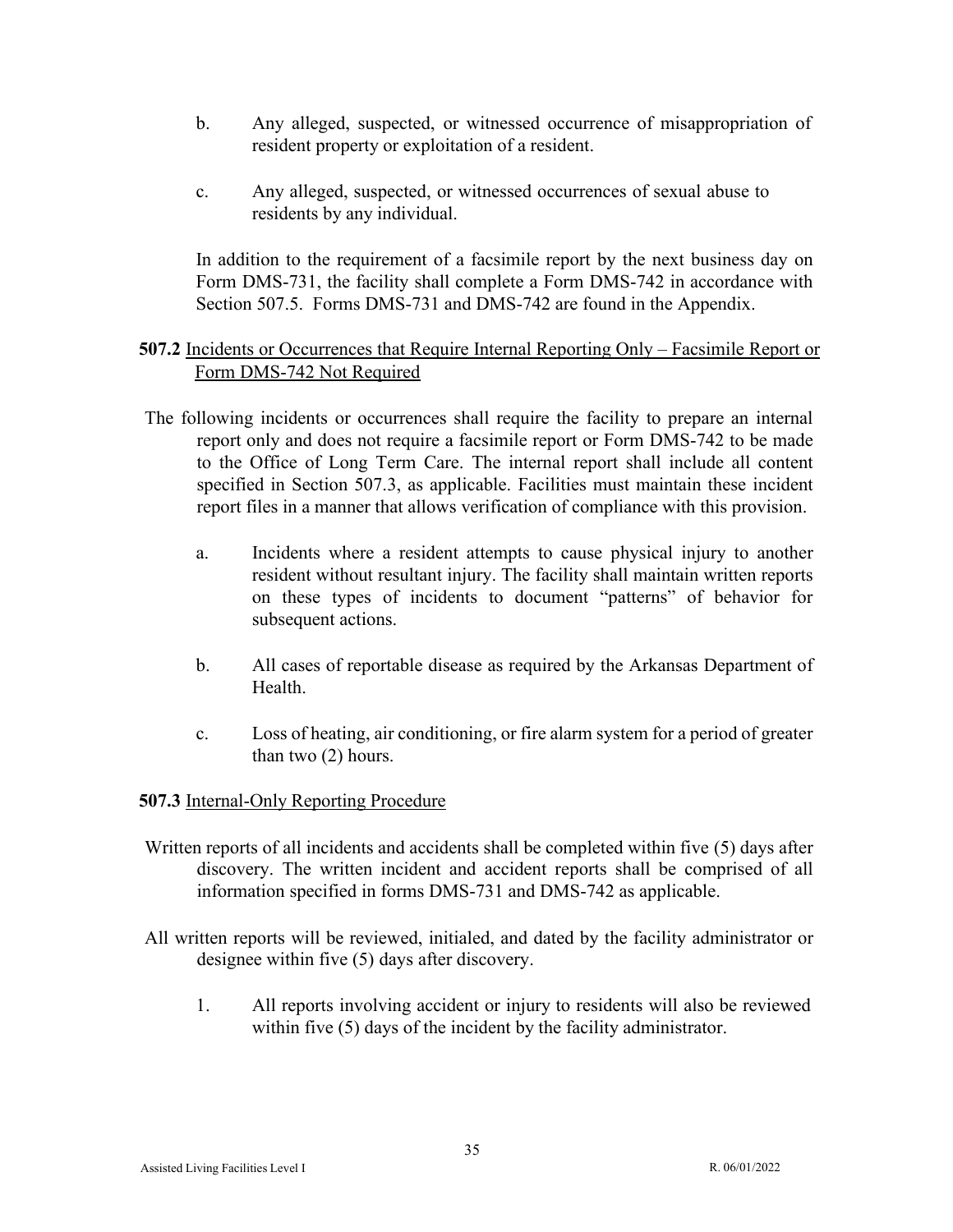b. Any alleged, suspected, or witnessed occurrence of misappropriation of resident property or exploitation of a resident.

c. Any alleged, suspected, or witnessed occurrences of sexual abuse to residents by any individual.

In addition to the requirement of a facsimile report by the next business day on Form DMS-731, the facility shall complete a Form DMS-742 in accordance with Section 507.5. Forms DMS-731 and DMS-742 are found in the Appendix.

**507.2** Incidents or Occurrences that Require Internal Reporting Only – Facsimile Report or Form DMS-742 Not Required

The following incidents or occurrences shall require the facility to prepare an internal report only and does not require a facsimile report or Form DMS-742 to be made to the Office of Long Term Care. The internal report shall include all content specified in Section 507.3, as applicable. Facilities must maintain these incident report files in a manner that allows verification of compliance with this provision.

a. Incidents where a resident attempts to cause physical injury to another resident without resultant injury. The facility shall maintain written reports on these types of incidents to document "patterns" of behavior for subsequent actions.

b. All cases of reportable disease as required by the Arkansas Department of Health.

c. Loss of heating, air conditioning, or fire alarm system for a period of greater than two (2) hours.

**507.3** Internal-Only Reporting Procedure

Written reports of all incidents and accidents shall be completed within five (5) days after discovery. The written incident and accident reports shall be comprised of all information specified in forms DMS-731 and DMS-742 as applicable.

All written reports will be reviewed, initialed, and dated by the facility administrator or designee within five (5) days after discovery.

1. All reports involving accident or injury to residents will also be reviewed within five (5) days of the incident by the facility administrator.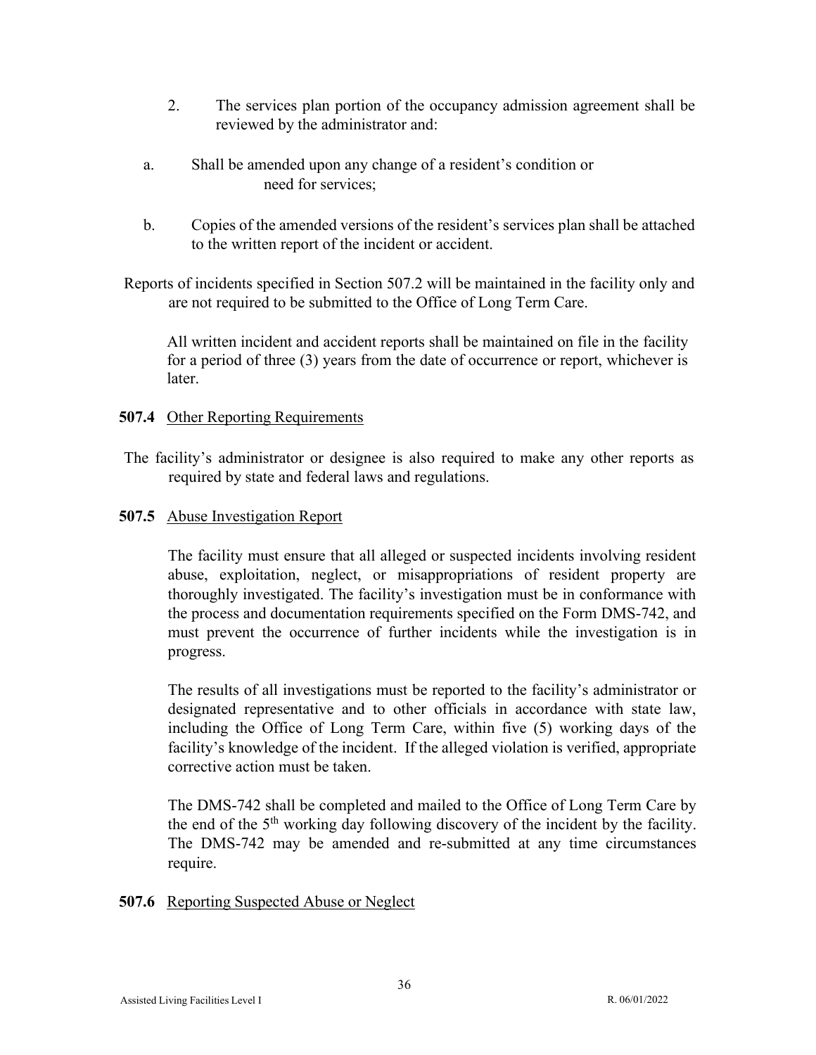2. The services plan portion of the occupancy admission agreement shall be reviewed by the administrator and:

   a. Shall be amended upon any change of a resident's condition or need for services;

   b. Copies of the amended versions of the resident's services plan shall be attached to the written report of the incident or accident.

Reports of incidents specified in Section 507.2 will be maintained in the facility only and are not required to be submitted to the Office of Long Term Care.

All written incident and accident reports shall be maintained on file in the facility for a period of three (3) years from the date of occurrence or report, whichever is later.

**507.4** Other Reporting Requirements

The facility's administrator or designee is also required to make any other reports as required by state and federal laws and regulations.

**507.5** Abuse Investigation Report

The facility must ensure that all alleged or suspected incidents involving resident abuse, exploitation, neglect, or misappropriations of resident property are thoroughly investigated. The facility's investigation must be in conformance with the process and documentation requirements specified on the Form DMS-742, and must prevent the occurrence of further incidents while the investigation is in progress.

The results of all investigations must be reported to the facility's administrator or designated representative and to other officials in accordance with state law, including the Office of Long Term Care, within five (5) working days of the facility's knowledge of the incident. If the alleged violation is verified, appropriate corrective action must be taken.

The DMS-742 shall be completed and mailed to the Office of Long Term Care by the end of the 5th working day following discovery of the incident by the facility. The DMS-742 may be amended and re-submitted at any time circumstances require.

**507.6** Reporting Suspected Abuse or Neglect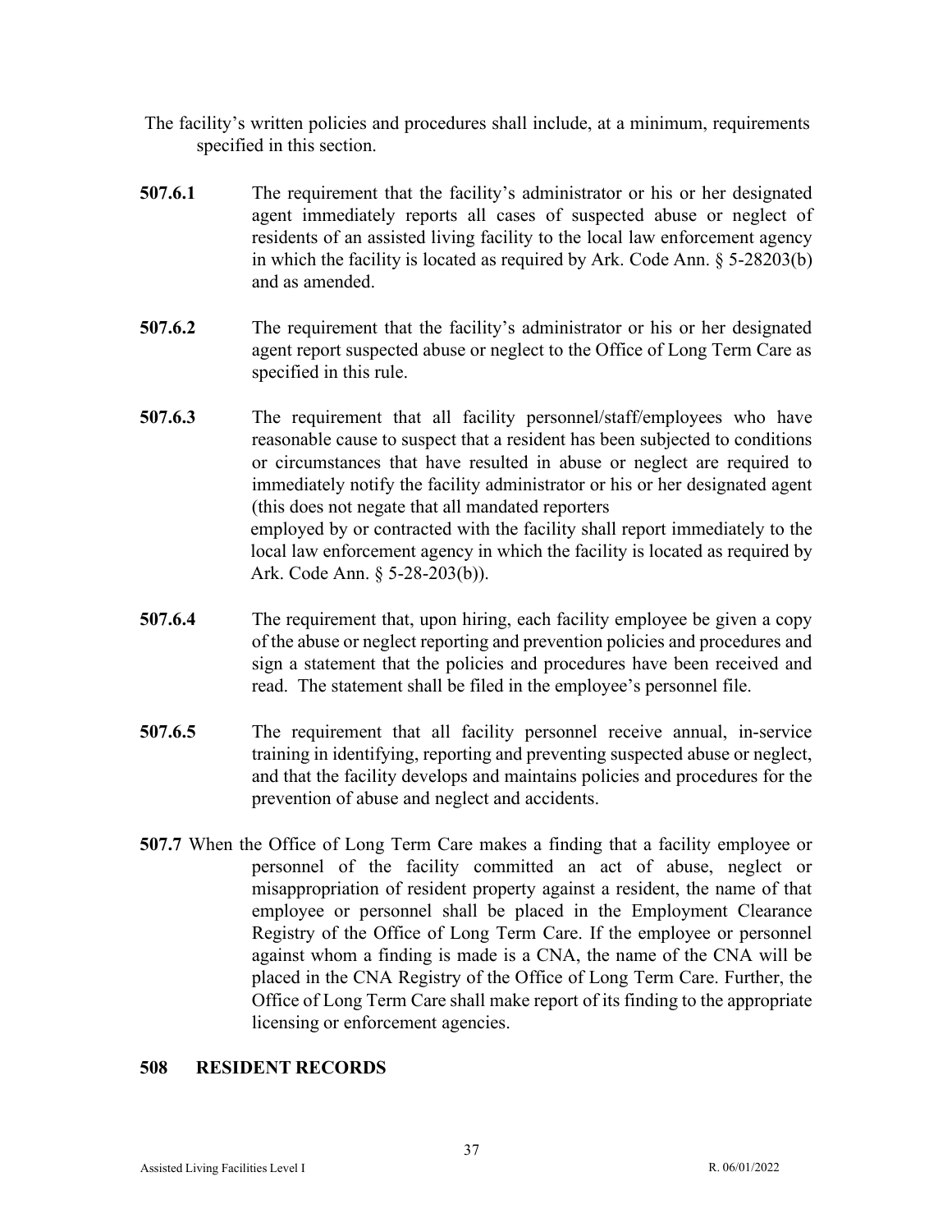The facility's written policies and procedures shall include, at a minimum, requirements specified in this section.

**507.6.1** The requirement that the facility's administrator or his or her designated agent immediately reports all cases of suspected abuse or neglect of residents of an assisted living facility to the local law enforcement agency in which the facility is located as required by Ark. Code Ann. § 5-28203(b) and as amended.

**507.6.2** The requirement that the facility's administrator or his or her designated agent report suspected abuse or neglect to the Office of Long Term Care as specified in this rule.

**507.6.3** The requirement that all facility personnel/staff/employees who have reasonable cause to suspect that a resident has been subjected to conditions or circumstances that have resulted in abuse or neglect are required to immediately notify the facility administrator or his or her designated agent (this does not negate that all mandated reporters employed by or contracted with the facility shall report immediately to the local law enforcement agency in which the facility is located as required by Ark. Code Ann. § 5-28-203(b)).

**507.6.4** The requirement that, upon hiring, each facility employee be given a copy of the abuse or neglect reporting and prevention policies and procedures and sign a statement that the policies and procedures have been received and read. The statement shall be filed in the employee's personnel file.

**507.6.5** The requirement that all facility personnel receive annual, in-service training in identifying, reporting and preventing suspected abuse or neglect, and that the facility develops and maintains policies and procedures for the prevention of abuse and neglect and accidents.

**507.7** When the Office of Long Term Care makes a finding that a facility employee or personnel of the facility committed an act of abuse, neglect or misappropriation of resident property against a resident, the name of that employee or personnel shall be placed in the Employment Clearance Registry of the Office of Long Term Care. If the employee or personnel against whom a finding is made is a CNA, the name of the CNA will be placed in the CNA Registry of the Office of Long Term Care. Further, the Office of Long Term Care shall make report of its finding to the appropriate licensing or enforcement agencies.

## 508 RESIDENT RECORDS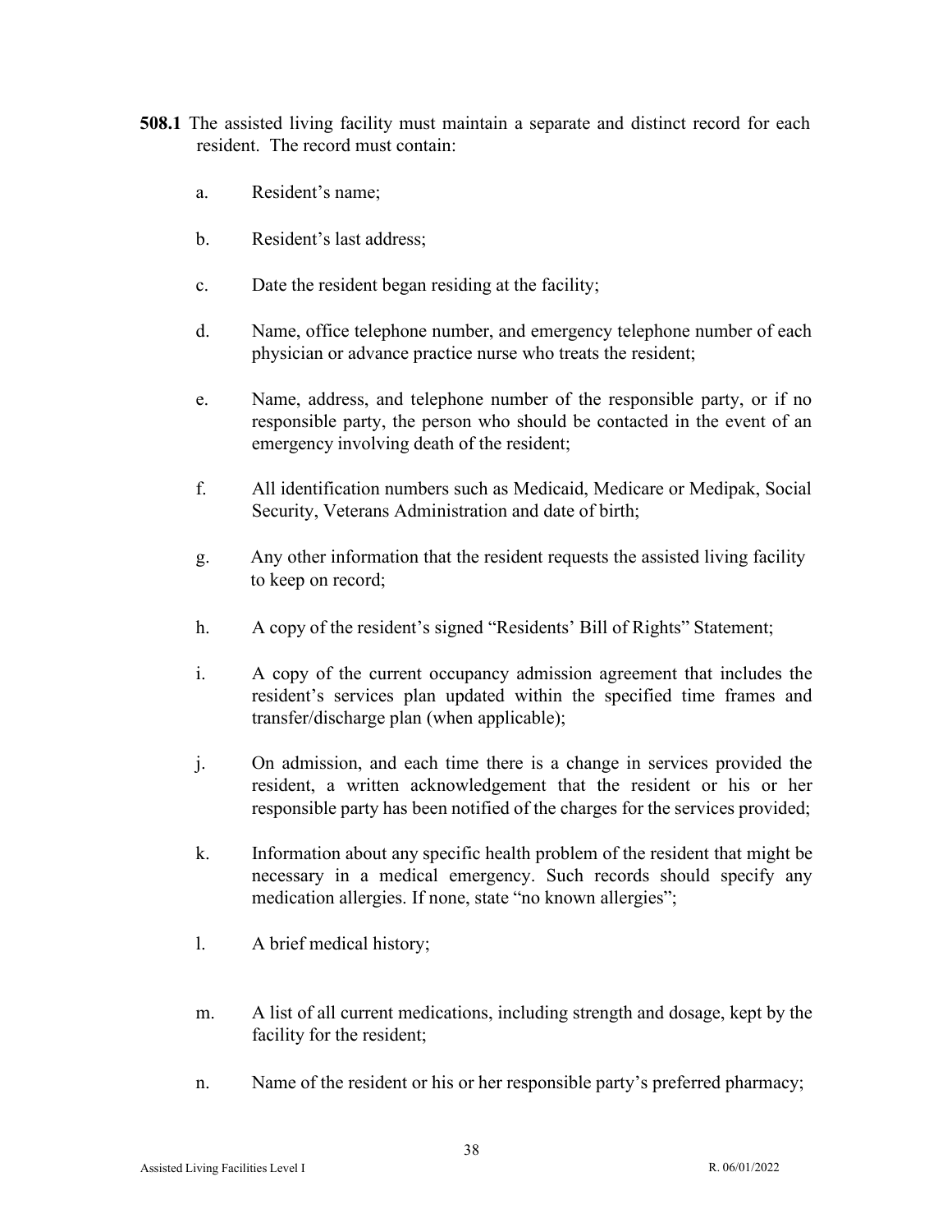**508.1** The assisted living facility must maintain a separate and distinct record for each resident. The record must contain:

a. Resident's name;

b. Resident's last address;

c. Date the resident began residing at the facility;

d. Name, office telephone number, and emergency telephone number of each physician or advance practice nurse who treats the resident;

e. Name, address, and telephone number of the responsible party, or if no responsible party, the person who should be contacted in the event of an emergency involving death of the resident;

f. All identification numbers such as Medicaid, Medicare or Medipak, Social Security, Veterans Administration and date of birth;

g. Any other information that the resident requests the assisted living facility to keep on record;

h. A copy of the resident's signed "Residents' Bill of Rights" Statement;

i. A copy of the current occupancy admission agreement that includes the resident's services plan updated within the specified time frames and transfer/discharge plan (when applicable);

j. On admission, and each time there is a change in services provided the resident, a written acknowledgement that the resident or his or her responsible party has been notified of the charges for the services provided;

k. Information about any specific health problem of the resident that might be necessary in a medical emergency. Such records should specify any medication allergies. If none, state "no known allergies";

l. A brief medical history;

m. A list of all current medications, including strength and dosage, kept by the facility for the resident;

n. Name of the resident or his or her responsible party's preferred pharmacy;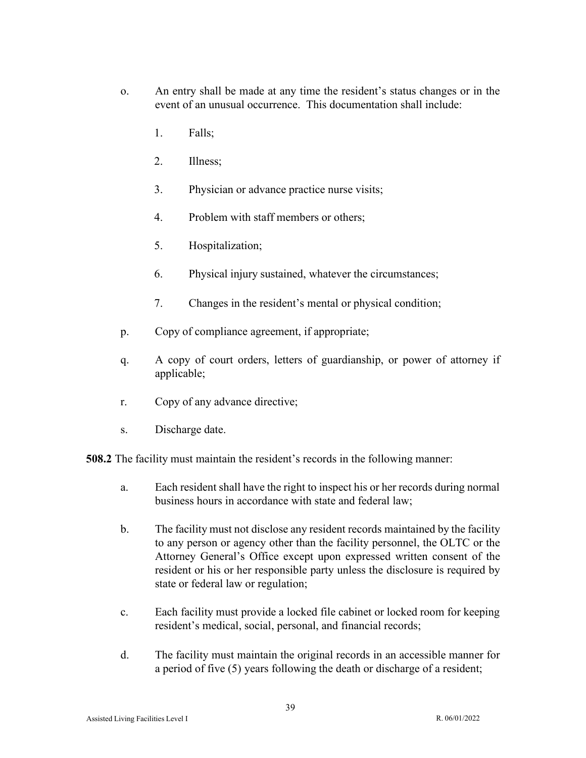o. An entry shall be made at any time the resident's status changes or in the event of an unusual occurrence. This documentation shall include:

   1. Falls;

   2. Illness;

   3. Physician or advance practice nurse visits;

   4. Problem with staff members or others;

   5. Hospitalization;

   6. Physical injury sustained, whatever the circumstances;

   7. Changes in the resident's mental or physical condition;

p. Copy of compliance agreement, if appropriate;

q. A copy of court orders, letters of guardianship, or power of attorney if applicable;

r. Copy of any advance directive;

s. Discharge date.

**508.2** The facility must maintain the resident's records in the following manner:

a. Each resident shall have the right to inspect his or her records during normal business hours in accordance with state and federal law;

b. The facility must not disclose any resident records maintained by the facility to any person or agency other than the facility personnel, the OLTC or the Attorney General's Office except upon expressed written consent of the resident or his or her responsible party unless the disclosure is required by state or federal law or regulation;

c. Each facility must provide a locked file cabinet or locked room for keeping resident's medical, social, personal, and financial records;

d. The facility must maintain the original records in an accessible manner for a period of five (5) years following the death or discharge of a resident;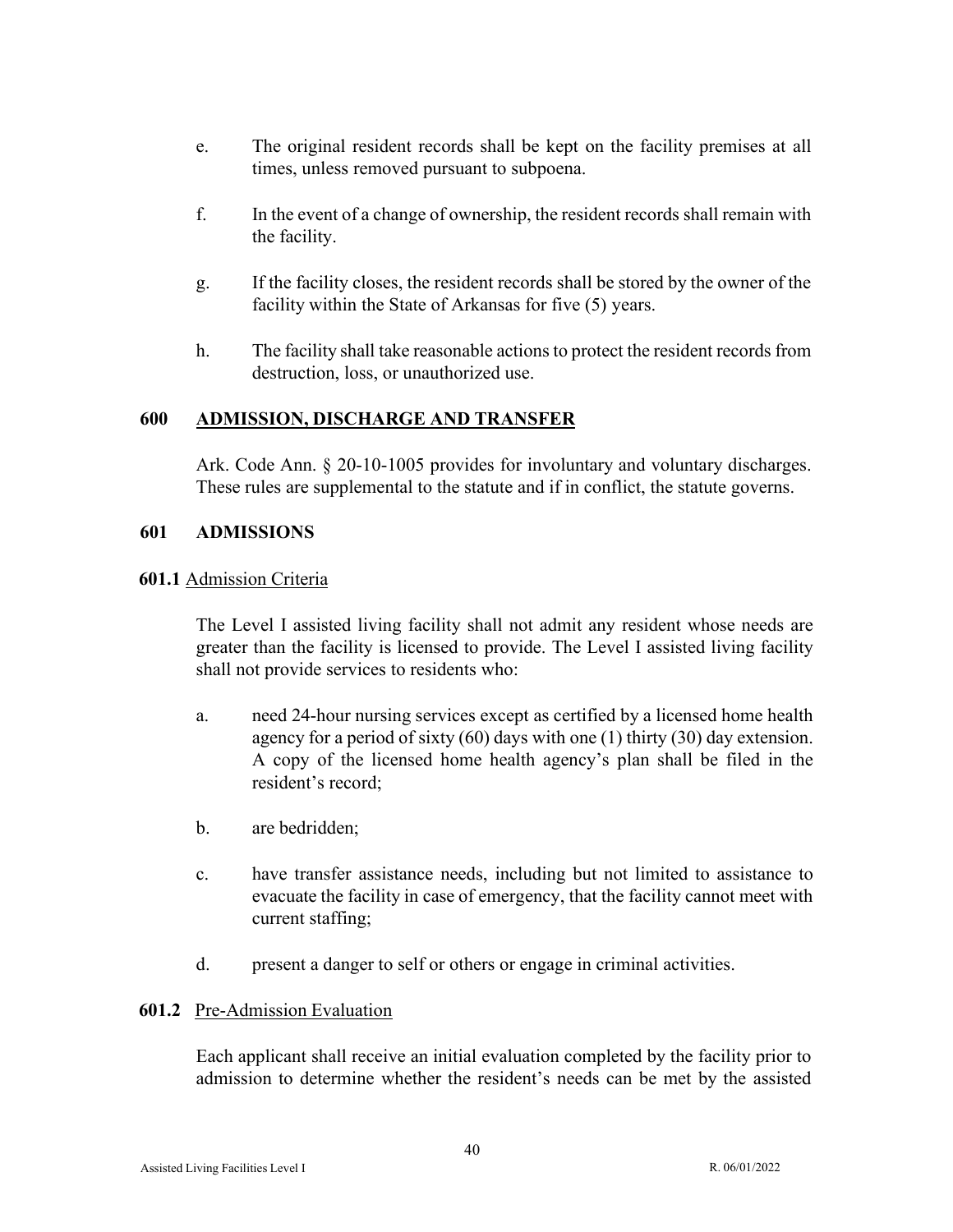e. The original resident records shall be kept on the facility premises at all times, unless removed pursuant to subpoena.

f. In the event of a change of ownership, the resident records shall remain with the facility.

g. If the facility closes, the resident records shall be stored by the owner of the facility within the State of Arkansas for five (5) years.

h. The facility shall take reasonable actions to protect the resident records from destruction, loss, or unauthorized use.

## 600 ADMISSION, DISCHARGE AND TRANSFER

Ark. Code Ann. § 20-10-1005 provides for involuntary and voluntary discharges. These rules are supplemental to the statute and if in conflict, the statute governs.

## 601 ADMISSIONS

### 601.1 Admission Criteria

The Level I assisted living facility shall not admit any resident whose needs are greater than the facility is licensed to provide. The Level I assisted living facility shall not provide services to residents who:

a. need 24-hour nursing services except as certified by a licensed home health agency for a period of sixty (60) days with one (1) thirty (30) day extension. A copy of the licensed home health agency's plan shall be filed in the resident's record;

b. are bedridden;

c. have transfer assistance needs, including but not limited to assistance to evacuate the facility in case of emergency, that the facility cannot meet with current staffing;

d. present a danger to self or others or engage in criminal activities.

### 601.2 Pre-Admission Evaluation

Each applicant shall receive an initial evaluation completed by the facility prior to admission to determine whether the resident's needs can be met by the assisted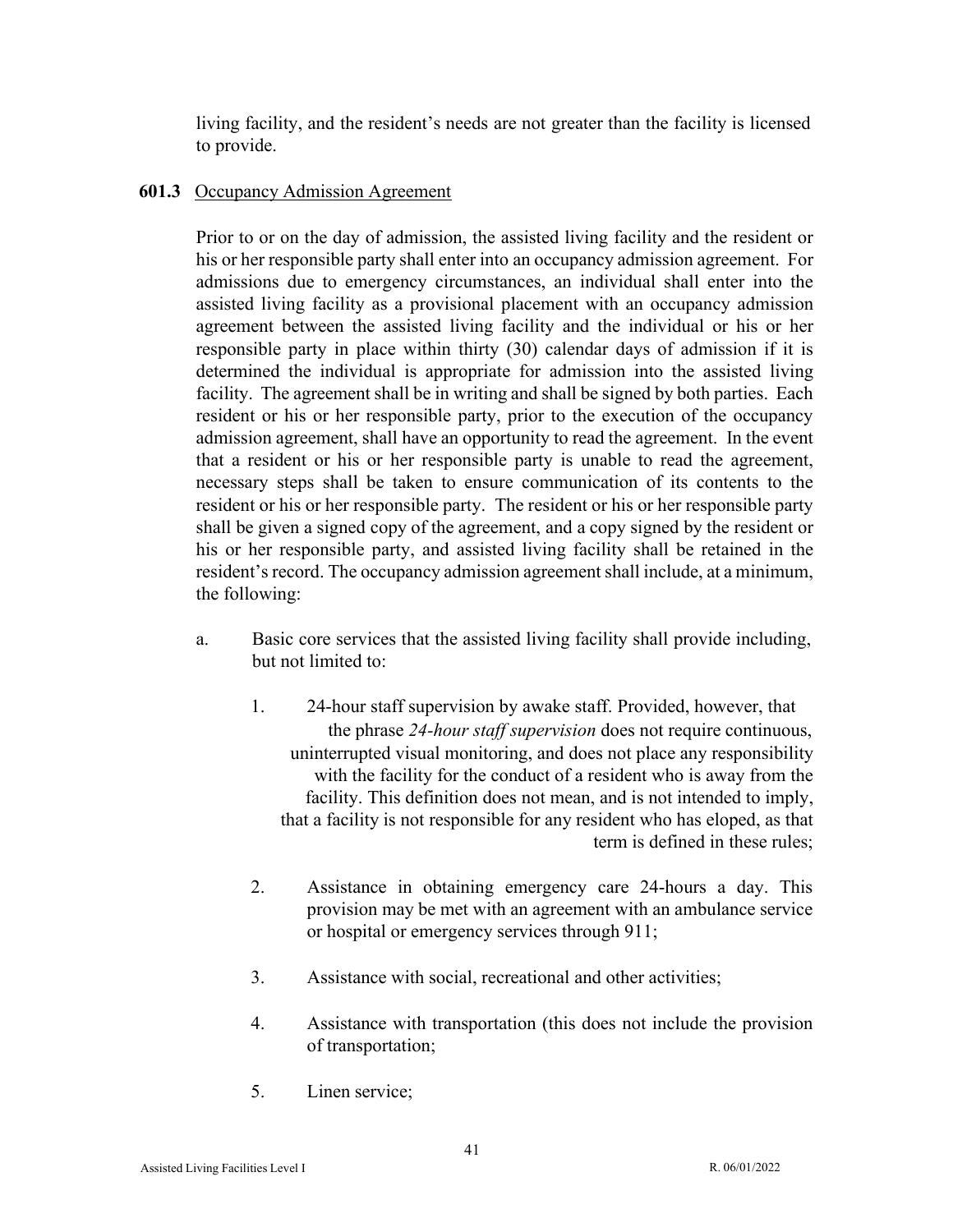living facility, and the resident's needs are not greater than the facility is licensed to provide.

**601.3** Occupancy Admission Agreement

Prior to or on the day of admission, the assisted living facility and the resident or his or her responsible party shall enter into an occupancy admission agreement. For admissions due to emergency circumstances, an individual shall enter into the assisted living facility as a provisional placement with an occupancy admission agreement between the assisted living facility and the individual or his or her responsible party in place within thirty (30) calendar days of admission if it is determined the individual is appropriate for admission into the assisted living facility. The agreement shall be in writing and shall be signed by both parties. Each resident or his or her responsible party, prior to the execution of the occupancy admission agreement, shall have an opportunity to read the agreement. In the event that a resident or his or her responsible party is unable to read the agreement, necessary steps shall be taken to ensure communication of its contents to the resident or his or her responsible party. The resident or his or her responsible party shall be given a signed copy of the agreement, and a copy signed by the resident or his or her responsible party, and assisted living facility shall be retained in the resident's record. The occupancy admission agreement shall include, at a minimum, the following:

a. Basic core services that the assisted living facility shall provide including, but not limited to:

   1. 24-hour staff supervision by awake staff. Provided, however, that the phrase *24-hour staff supervision* does not require continuous, uninterrupted visual monitoring, and does not place any responsibility with the facility for the conduct of a resident who is away from the facility. This definition does not mean, and is not intended to imply, that a facility is not responsible for any resident who has eloped, as that term is defined in these rules;

   2. Assistance in obtaining emergency care 24-hours a day. This provision may be met with an agreement with an ambulance service or hospital or emergency services through 911;

   3. Assistance with social, recreational and other activities;

   4. Assistance with transportation (this does not include the provision of transportation;

   5. Linen service;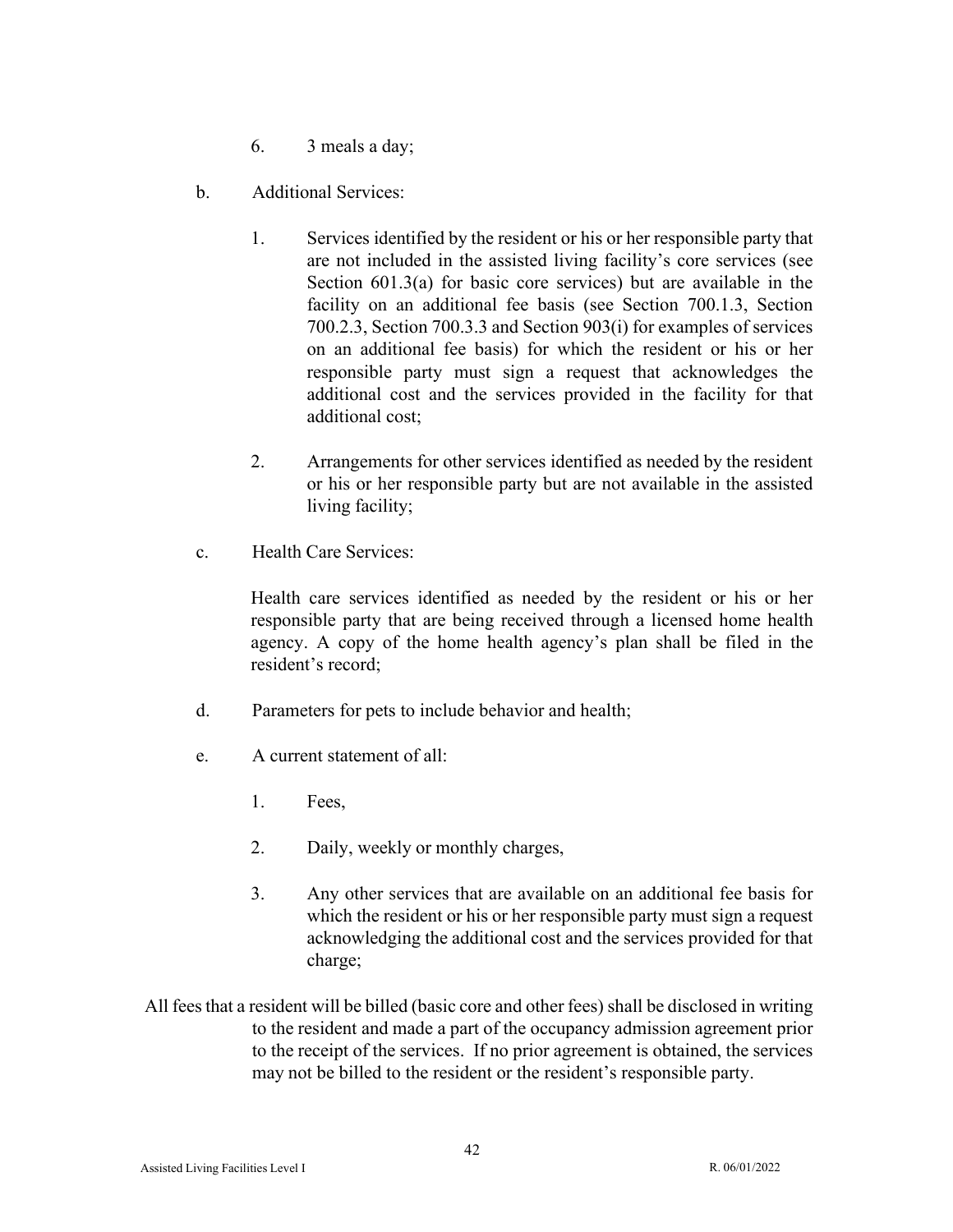6. 3 meals a day;

b. Additional Services:

1. Services identified by the resident or his or her responsible party that are not included in the assisted living facility's core services (see Section 601.3(a) for basic core services) but are available in the facility on an additional fee basis (see Section 700.1.3, Section 700.2.3, Section 700.3.3 and Section 903(i) for examples of services on an additional fee basis) for which the resident or his or her responsible party must sign a request that acknowledges the additional cost and the services provided in the facility for that additional cost;

2. Arrangements for other services identified as needed by the resident or his or her responsible party but are not available in the assisted living facility;

c. Health Care Services:

Health care services identified as needed by the resident or his or her responsible party that are being received through a licensed home health agency. A copy of the home health agency's plan shall be filed in the resident's record;

d. Parameters for pets to include behavior and health;

e. A current statement of all:

1. Fees,

2. Daily, weekly or monthly charges,

3. Any other services that are available on an additional fee basis for which the resident or his or her responsible party must sign a request acknowledging the additional cost and the services provided for that charge;

All fees that a resident will be billed (basic core and other fees) shall be disclosed in writing to the resident and made a part of the occupancy admission agreement prior to the receipt of the services. If no prior agreement is obtained, the services may not be billed to the resident or the resident's responsible party.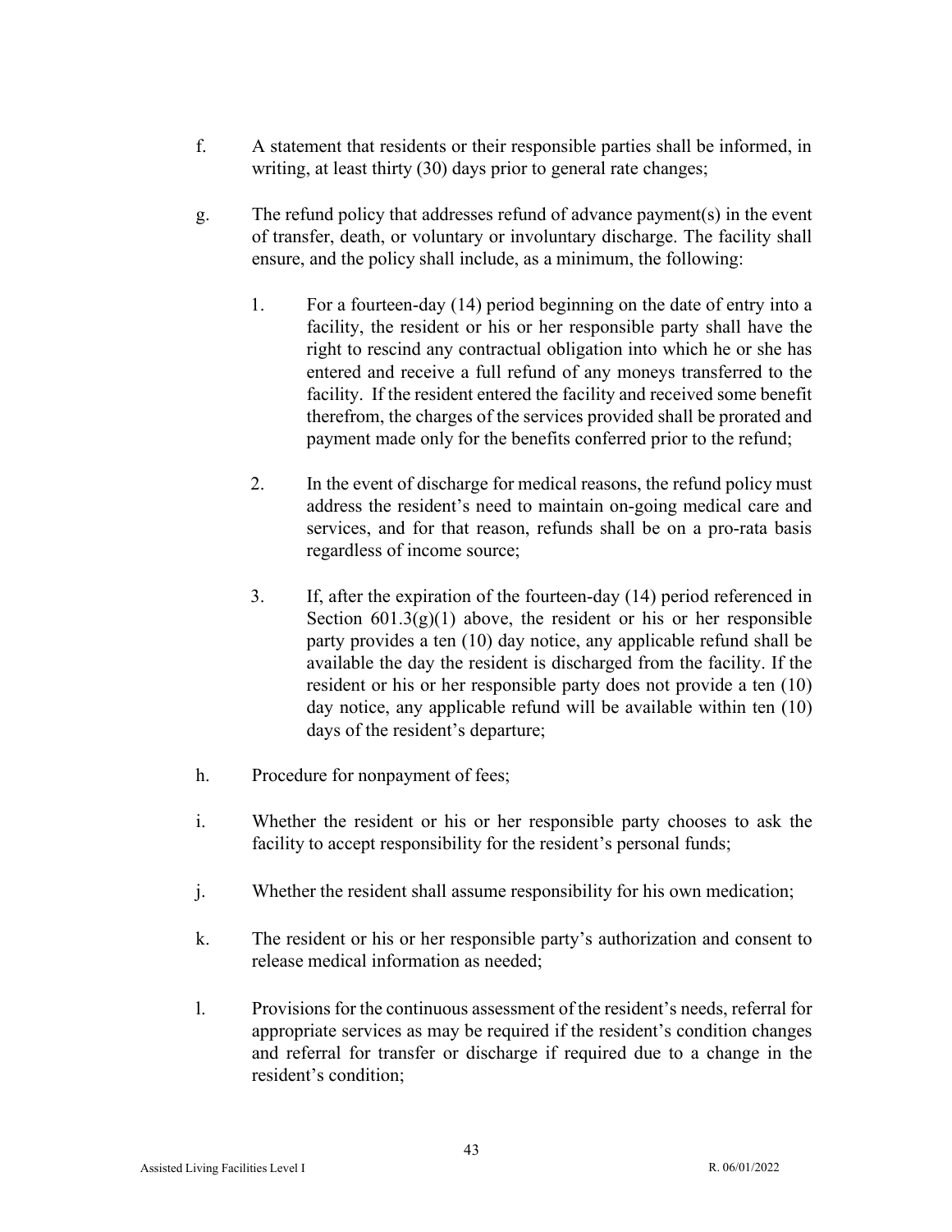f. A statement that residents or their responsible parties shall be informed, in writing, at least thirty (30) days prior to general rate changes;

g. The refund policy that addresses refund of advance payment(s) in the event of transfer, death, or voluntary or involuntary discharge. The facility shall ensure, and the policy shall include, as a minimum, the following:

   1. For a fourteen-day (14) period beginning on the date of entry into a facility, the resident or his or her responsible party shall have the right to rescind any contractual obligation into which he or she has entered and receive a full refund of any moneys transferred to the facility. If the resident entered the facility and received some benefit therefrom, the charges of the services provided shall be prorated and payment made only for the benefits conferred prior to the refund;

   2. In the event of discharge for medical reasons, the refund policy must address the resident's need to maintain on-going medical care and services, and for that reason, refunds shall be on a pro-rata basis regardless of income source;

   3. If, after the expiration of the fourteen-day (14) period referenced in Section 601.3(g)(1) above, the resident or his or her responsible party provides a ten (10) day notice, any applicable refund shall be available the day the resident is discharged from the facility. If the resident or his or her responsible party does not provide a ten (10) day notice, any applicable refund will be available within ten (10) days of the resident's departure;

h. Procedure for nonpayment of fees;

i. Whether the resident or his or her responsible party chooses to ask the facility to accept responsibility for the resident's personal funds;

j. Whether the resident shall assume responsibility for his own medication;

k. The resident or his or her responsible party's authorization and consent to release medical information as needed;

l. Provisions for the continuous assessment of the resident's needs, referral for appropriate services as may be required if the resident's condition changes and referral for transfer or discharge if required due to a change in the resident's condition;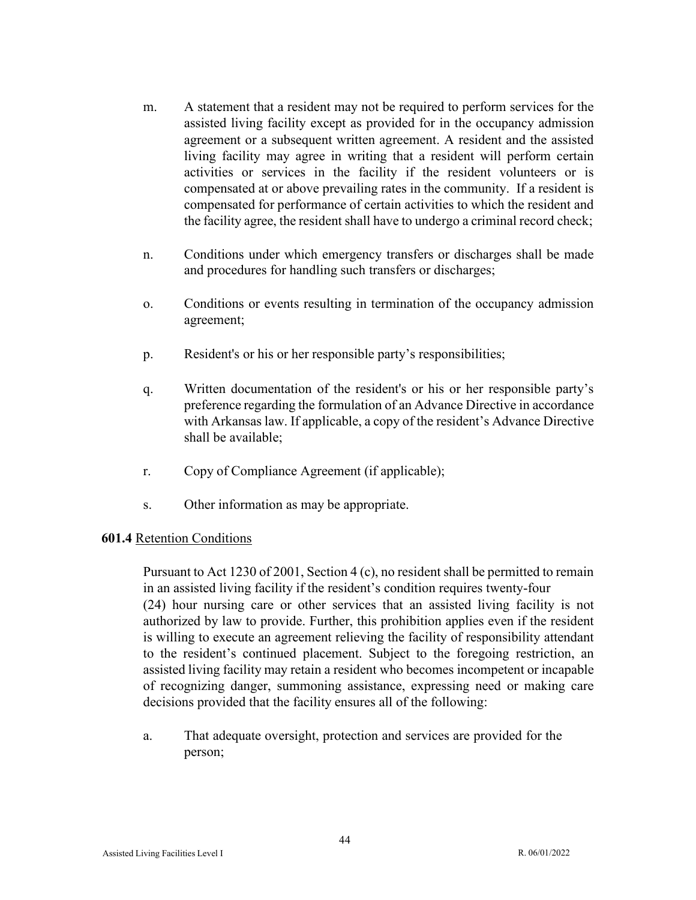m. A statement that a resident may not be required to perform services for the assisted living facility except as provided for in the occupancy admission agreement or a subsequent written agreement. A resident and the assisted living facility may agree in writing that a resident will perform certain activities or services in the facility if the resident volunteers or is compensated at or above prevailing rates in the community. If a resident is compensated for performance of certain activities to which the resident and the facility agree, the resident shall have to undergo a criminal record check;

n. Conditions under which emergency transfers or discharges shall be made and procedures for handling such transfers or discharges;

o. Conditions or events resulting in termination of the occupancy admission agreement;

p. Resident's or his or her responsible party's responsibilities;

q. Written documentation of the resident's or his or her responsible party's preference regarding the formulation of an Advance Directive in accordance with Arkansas law. If applicable, a copy of the resident's Advance Directive shall be available;

r. Copy of Compliance Agreement (if applicable);

s. Other information as may be appropriate.

**601.4** Retention Conditions

Pursuant to Act 1230 of 2001, Section 4 (c), no resident shall be permitted to remain in an assisted living facility if the resident's condition requires twenty-four (24) hour nursing care or other services that an assisted living facility is not authorized by law to provide. Further, this prohibition applies even if the resident is willing to execute an agreement relieving the facility of responsibility attendant to the resident's continued placement. Subject to the foregoing restriction, an assisted living facility may retain a resident who becomes incompetent or incapable of recognizing danger, summoning assistance, expressing need or making care decisions provided that the facility ensures all of the following:

a. That adequate oversight, protection and services are provided for the person;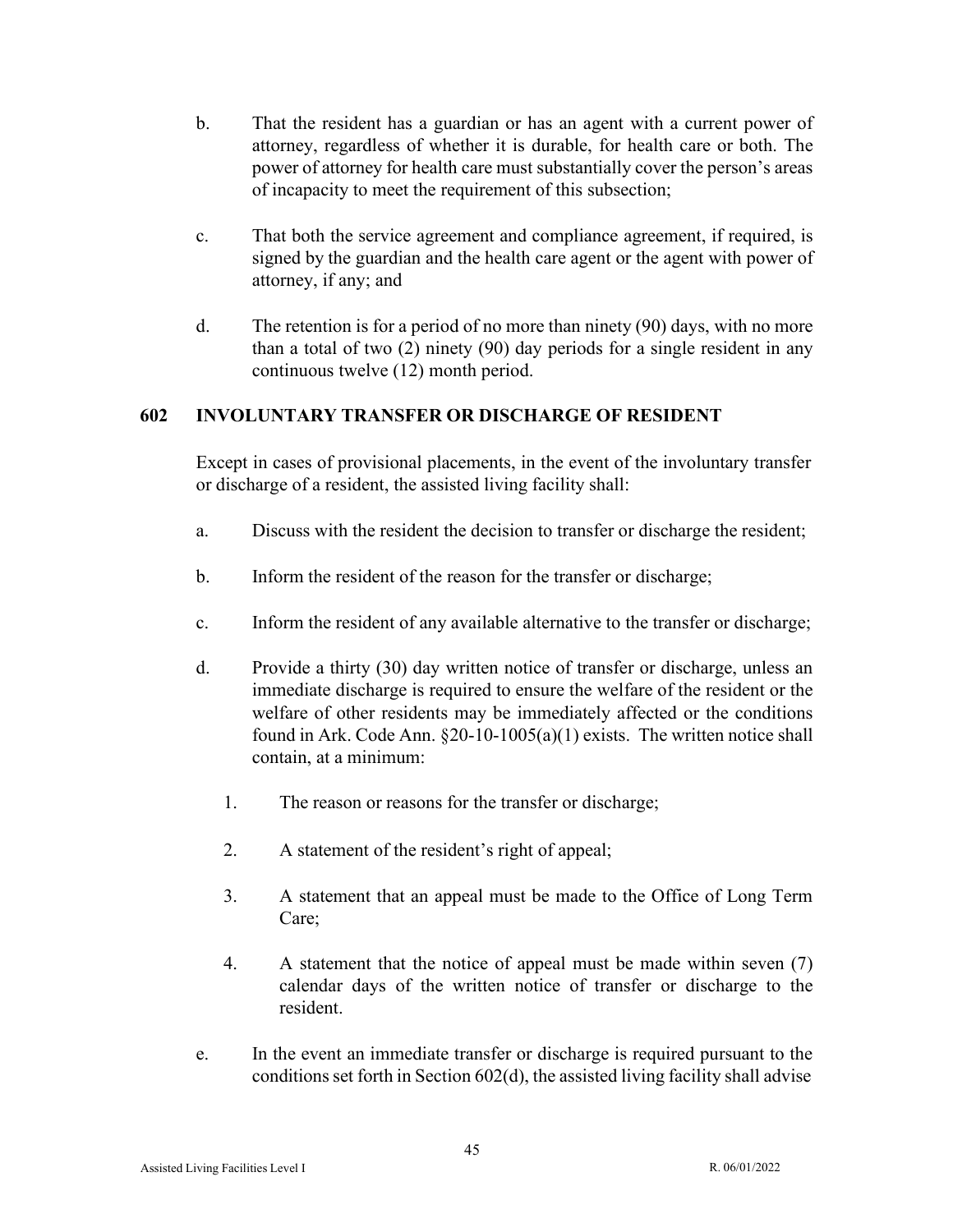b. That the resident has a guardian or has an agent with a current power of attorney, regardless of whether it is durable, for health care or both. The power of attorney for health care must substantially cover the person's areas of incapacity to meet the requirement of this subsection;

c. That both the service agreement and compliance agreement, if required, is signed by the guardian and the health care agent or the agent with power of attorney, if any; and

d. The retention is for a period of no more than ninety (90) days, with no more than a total of two (2) ninety (90) day periods for a single resident in any continuous twelve (12) month period.

## 602 INVOLUNTARY TRANSFER OR DISCHARGE OF RESIDENT

Except in cases of provisional placements, in the event of the involuntary transfer or discharge of a resident, the assisted living facility shall:

a. Discuss with the resident the decision to transfer or discharge the resident;

b. Inform the resident of the reason for the transfer or discharge;

c. Inform the resident of any available alternative to the transfer or discharge;

d. Provide a thirty (30) day written notice of transfer or discharge, unless an immediate discharge is required to ensure the welfare of the resident or the welfare of other residents may be immediately affected or the conditions found in Ark. Code Ann. §20-10-1005(a)(1) exists. The written notice shall contain, at a minimum:

   1. The reason or reasons for the transfer or discharge;

   2. A statement of the resident's right of appeal;

   3. A statement that an appeal must be made to the Office of Long Term Care;

   4. A statement that the notice of appeal must be made within seven (7) calendar days of the written notice of transfer or discharge to the resident.

e. In the event an immediate transfer or discharge is required pursuant to the conditions set forth in Section 602(d), the assisted living facility shall advise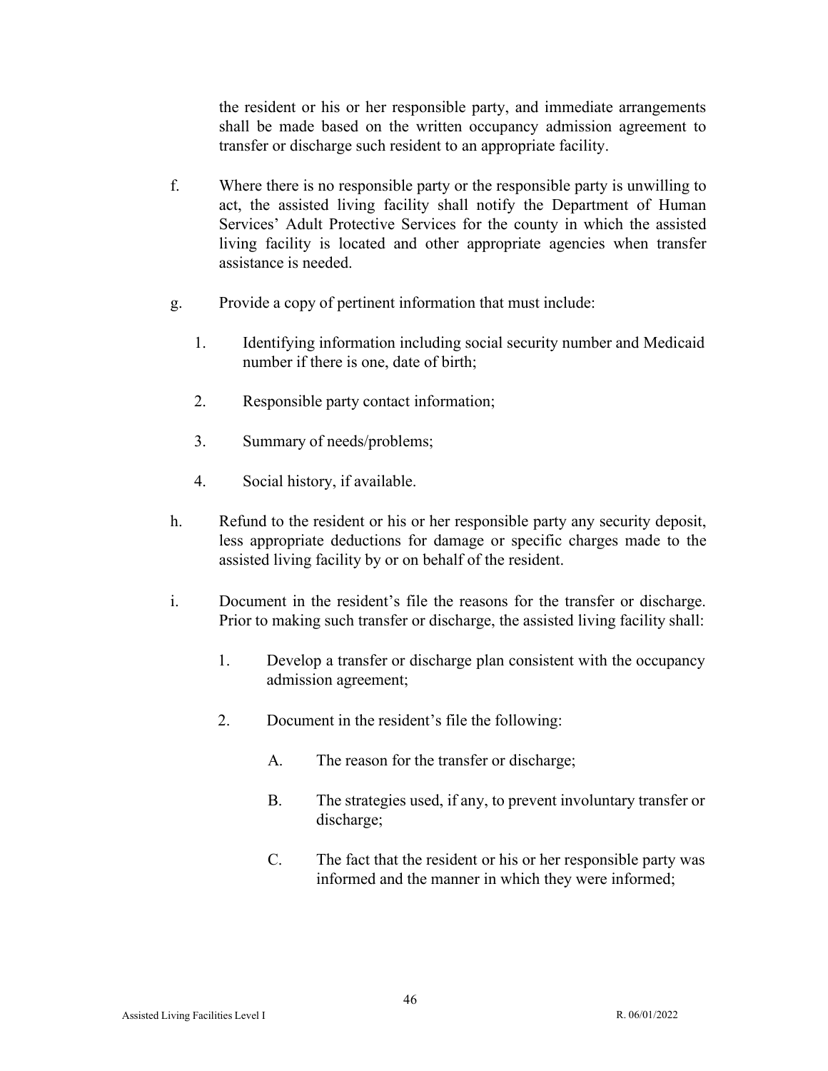the resident or his or her responsible party, and immediate arrangements shall be made based on the written occupancy admission agreement to transfer or discharge such resident to an appropriate facility.

f. Where there is no responsible party or the responsible party is unwilling to act, the assisted living facility shall notify the Department of Human Services' Adult Protective Services for the county in which the assisted living facility is located and other appropriate agencies when transfer assistance is needed.

g. Provide a copy of pertinent information that must include:

   1. Identifying information including social security number and Medicaid number if there is one, date of birth;

   2. Responsible party contact information;

   3. Summary of needs/problems;

   4. Social history, if available.

h. Refund to the resident or his or her responsible party any security deposit, less appropriate deductions for damage or specific charges made to the assisted living facility by or on behalf of the resident.

i. Document in the resident's file the reasons for the transfer or discharge. Prior to making such transfer or discharge, the assisted living facility shall:

   1. Develop a transfer or discharge plan consistent with the occupancy admission agreement;

   2. Document in the resident's file the following:

      A. The reason for the transfer or discharge;

      B. The strategies used, if any, to prevent involuntary transfer or discharge;

      C. The fact that the resident or his or her responsible party was informed and the manner in which they were informed;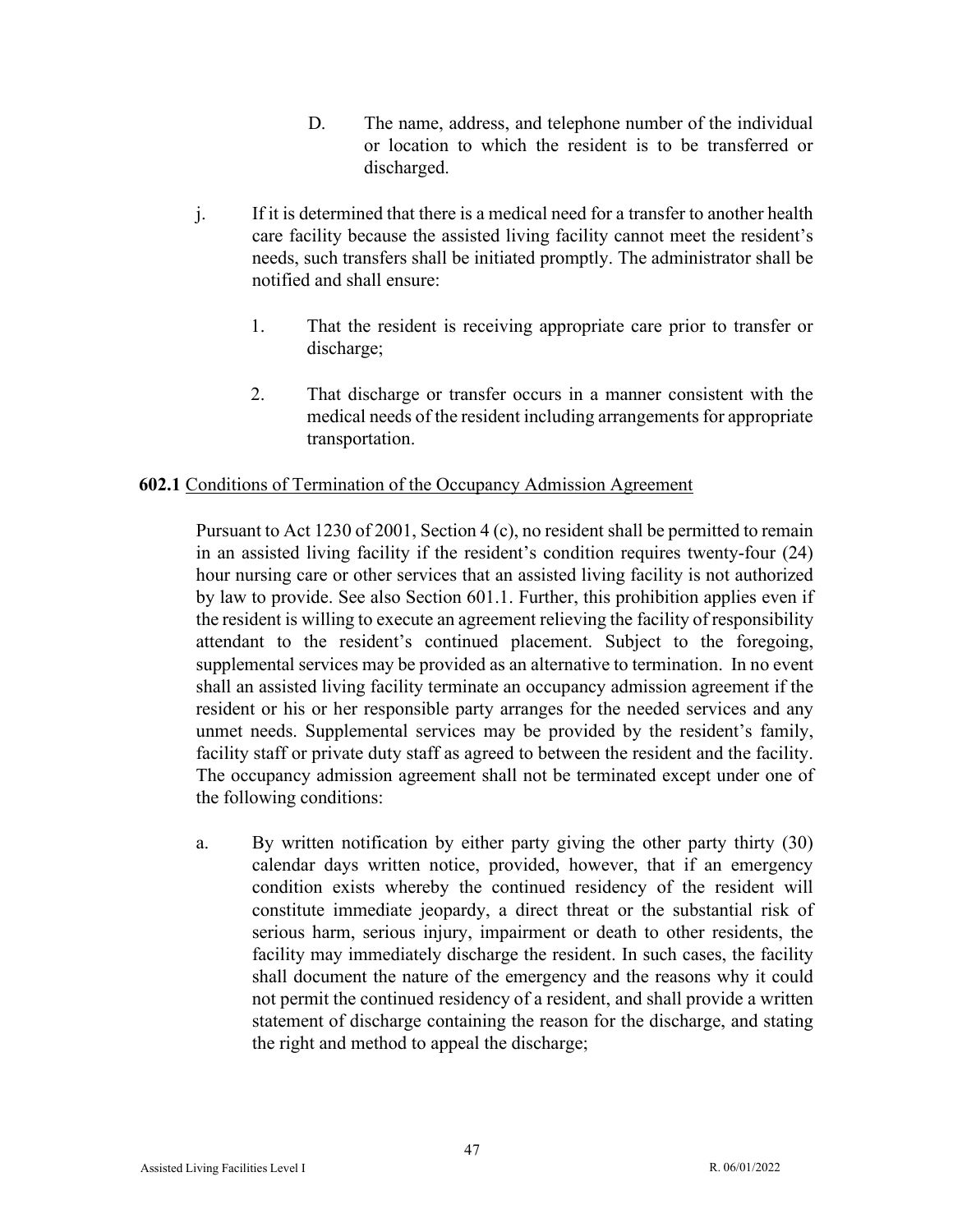D. The name, address, and telephone number of the individual or location to which the resident is to be transferred or discharged.

j. If it is determined that there is a medical need for a transfer to another health care facility because the assisted living facility cannot meet the resident's needs, such transfers shall be initiated promptly. The administrator shall be notified and shall ensure:

1. That the resident is receiving appropriate care prior to transfer or discharge;

2. That discharge or transfer occurs in a manner consistent with the medical needs of the resident including arrangements for appropriate transportation.

**602.1** Conditions of Termination of the Occupancy Admission Agreement

Pursuant to Act 1230 of 2001, Section 4 (c), no resident shall be permitted to remain in an assisted living facility if the resident's condition requires twenty-four (24) hour nursing care or other services that an assisted living facility is not authorized by law to provide. See also Section 601.1. Further, this prohibition applies even if the resident is willing to execute an agreement relieving the facility of responsibility attendant to the resident's continued placement. Subject to the foregoing, supplemental services may be provided as an alternative to termination. In no event shall an assisted living facility terminate an occupancy admission agreement if the resident or his or her responsible party arranges for the needed services and any unmet needs. Supplemental services may be provided by the resident's family, facility staff or private duty staff as agreed to between the resident and the facility. The occupancy admission agreement shall not be terminated except under one of the following conditions:

a. By written notification by either party giving the other party thirty (30) calendar days written notice, provided, however, that if an emergency condition exists whereby the continued residency of the resident will constitute immediate jeopardy, a direct threat or the substantial risk of serious harm, serious injury, impairment or death to other residents, the facility may immediately discharge the resident. In such cases, the facility shall document the nature of the emergency and the reasons why it could not permit the continued residency of a resident, and shall provide a written statement of discharge containing the reason for the discharge, and stating the right and method to appeal the discharge;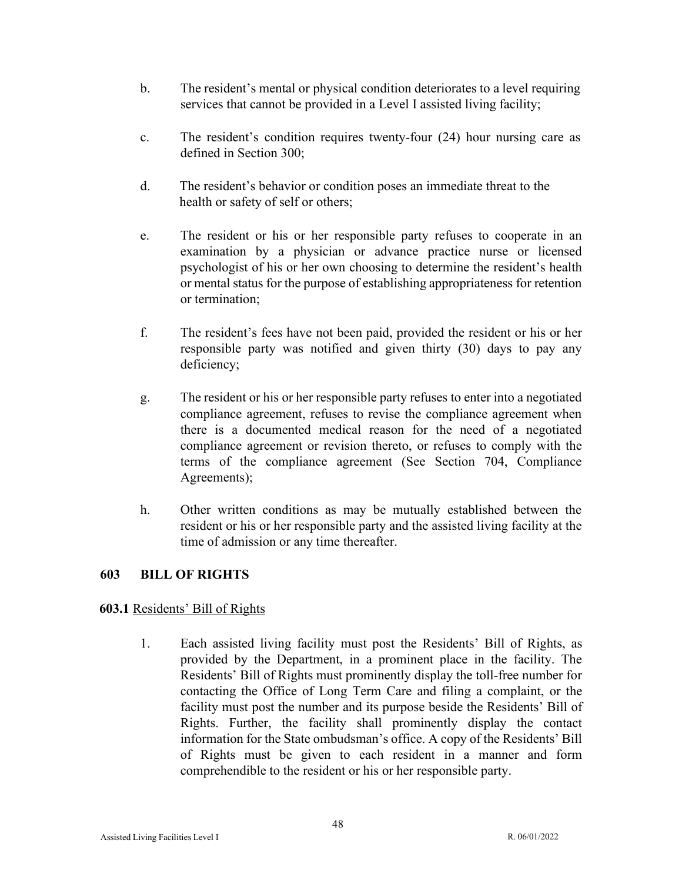b. The resident's mental or physical condition deteriorates to a level requiring services that cannot be provided in a Level I assisted living facility;

c. The resident's condition requires twenty-four (24) hour nursing care as defined in Section 300;

d. The resident's behavior or condition poses an immediate threat to the health or safety of self or others;

e. The resident or his or her responsible party refuses to cooperate in an examination by a physician or advance practice nurse or licensed psychologist of his or her own choosing to determine the resident's health or mental status for the purpose of establishing appropriateness for retention or termination;

f. The resident's fees have not been paid, provided the resident or his or her responsible party was notified and given thirty (30) days to pay any deficiency;

g. The resident or his or her responsible party refuses to enter into a negotiated compliance agreement, refuses to revise the compliance agreement when there is a documented medical reason for the need of a negotiated compliance agreement or revision thereto, or refuses to comply with the terms of the compliance agreement (See Section 704, Compliance Agreements);

h. Other written conditions as may be mutually established between the resident or his or her responsible party and the assisted living facility at the time of admission or any time thereafter.

## 603 BILL OF RIGHTS

**603.1** Residents' Bill of Rights

1. Each assisted living facility must post the Residents' Bill of Rights, as provided by the Department, in a prominent place in the facility. The Residents' Bill of Rights must prominently display the toll-free number for contacting the Office of Long Term Care and filing a complaint, or the facility must post the number and its purpose beside the Residents' Bill of Rights. Further, the facility shall prominently display the contact information for the State ombudsman's office. A copy of the Residents' Bill of Rights must be given to each resident in a manner and form comprehendible to the resident or his or her responsible party.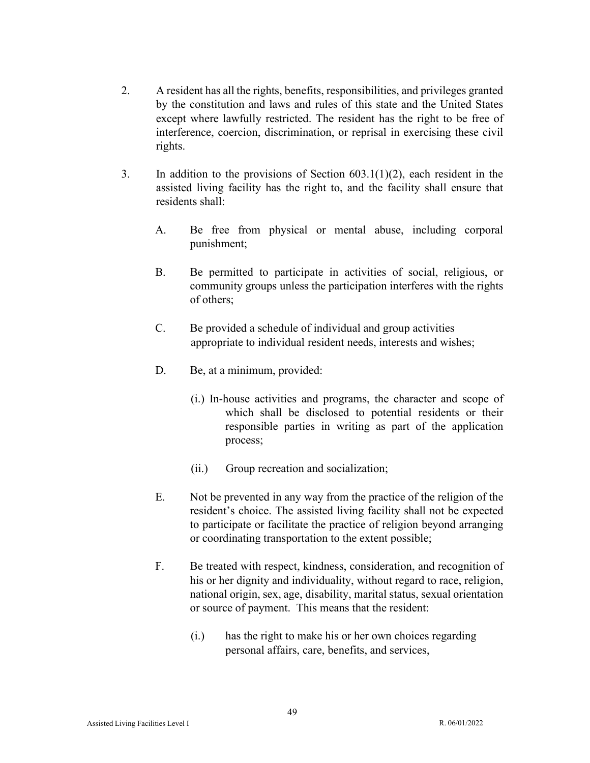2. A resident has all the rights, benefits, responsibilities, and privileges granted by the constitution and laws and rules of this state and the United States except where lawfully restricted. The resident has the right to be free of interference, coercion, discrimination, or reprisal in exercising these civil rights.

3. In addition to the provisions of Section 603.1(1)(2), each resident in the assisted living facility has the right to, and the facility shall ensure that residents shall:

   A. Be free from physical or mental abuse, including corporal punishment;

   B. Be permitted to participate in activities of social, religious, or community groups unless the participation interferes with the rights of others;

   C. Be provided a schedule of individual and group activities appropriate to individual resident needs, interests and wishes;

   D. Be, at a minimum, provided:

      (i.) In-house activities and programs, the character and scope of which shall be disclosed to potential residents or their responsible parties in writing as part of the application process;

      (ii.) Group recreation and socialization;

   E. Not be prevented in any way from the practice of the religion of the resident's choice. The assisted living facility shall not be expected to participate or facilitate the practice of religion beyond arranging or coordinating transportation to the extent possible;

   F. Be treated with respect, kindness, consideration, and recognition of his or her dignity and individuality, without regard to race, religion, national origin, sex, age, disability, marital status, sexual orientation or source of payment. This means that the resident:

      (i.) has the right to make his or her own choices regarding personal affairs, care, benefits, and services,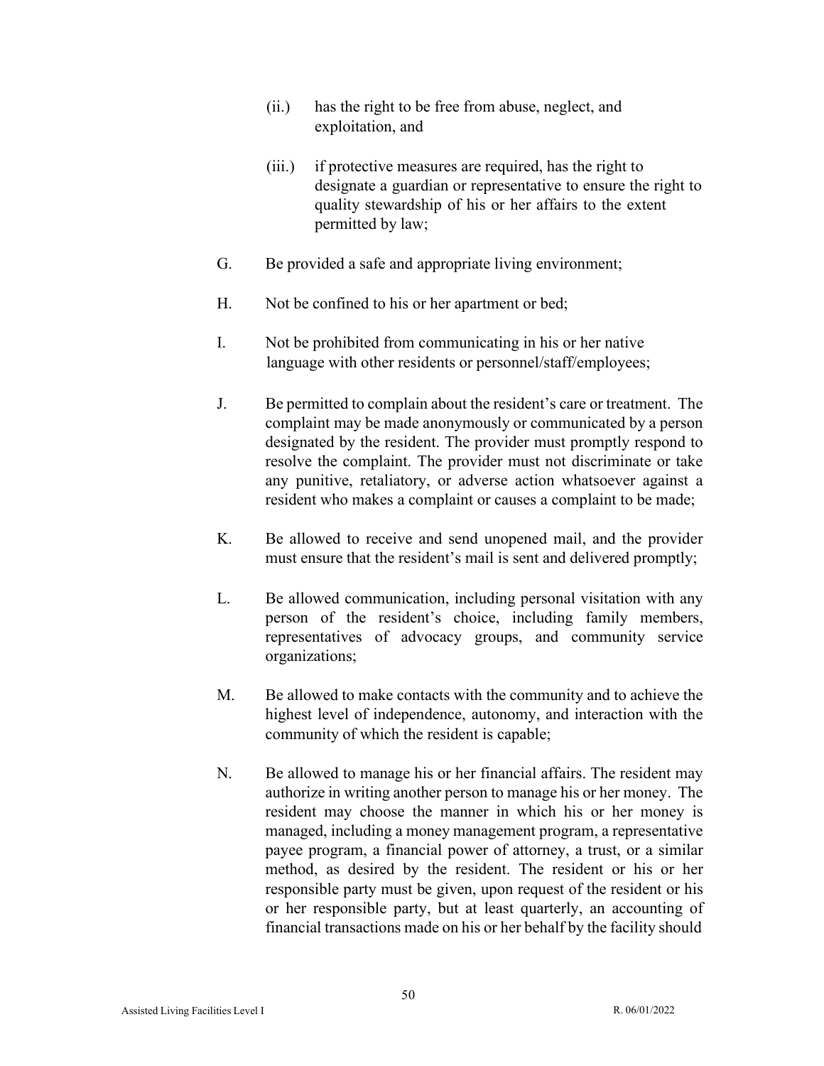(ii.) has the right to be free from abuse, neglect, and exploitation, and

(iii.) if protective measures are required, has the right to designate a guardian or representative to ensure the right to quality stewardship of his or her affairs to the extent permitted by law;

G. Be provided a safe and appropriate living environment;

H. Not be confined to his or her apartment or bed;

I. Not be prohibited from communicating in his or her native language with other residents or personnel/staff/employees;

J. Be permitted to complain about the resident's care or treatment. The complaint may be made anonymously or communicated by a person designated by the resident. The provider must promptly respond to resolve the complaint. The provider must not discriminate or take any punitive, retaliatory, or adverse action whatsoever against a resident who makes a complaint or causes a complaint to be made;

K. Be allowed to receive and send unopened mail, and the provider must ensure that the resident's mail is sent and delivered promptly;

L. Be allowed communication, including personal visitation with any person of the resident's choice, including family members, representatives of advocacy groups, and community service organizations;

M. Be allowed to make contacts with the community and to achieve the highest level of independence, autonomy, and interaction with the community of which the resident is capable;

N. Be allowed to manage his or her financial affairs. The resident may authorize in writing another person to manage his or her money. The resident may choose the manner in which his or her money is managed, including a money management program, a representative payee program, a financial power of attorney, a trust, or a similar method, as desired by the resident. The resident or his or her responsible party must be given, upon request of the resident or his or her responsible party, but at least quarterly, an accounting of financial transactions made on his or her behalf by the facility should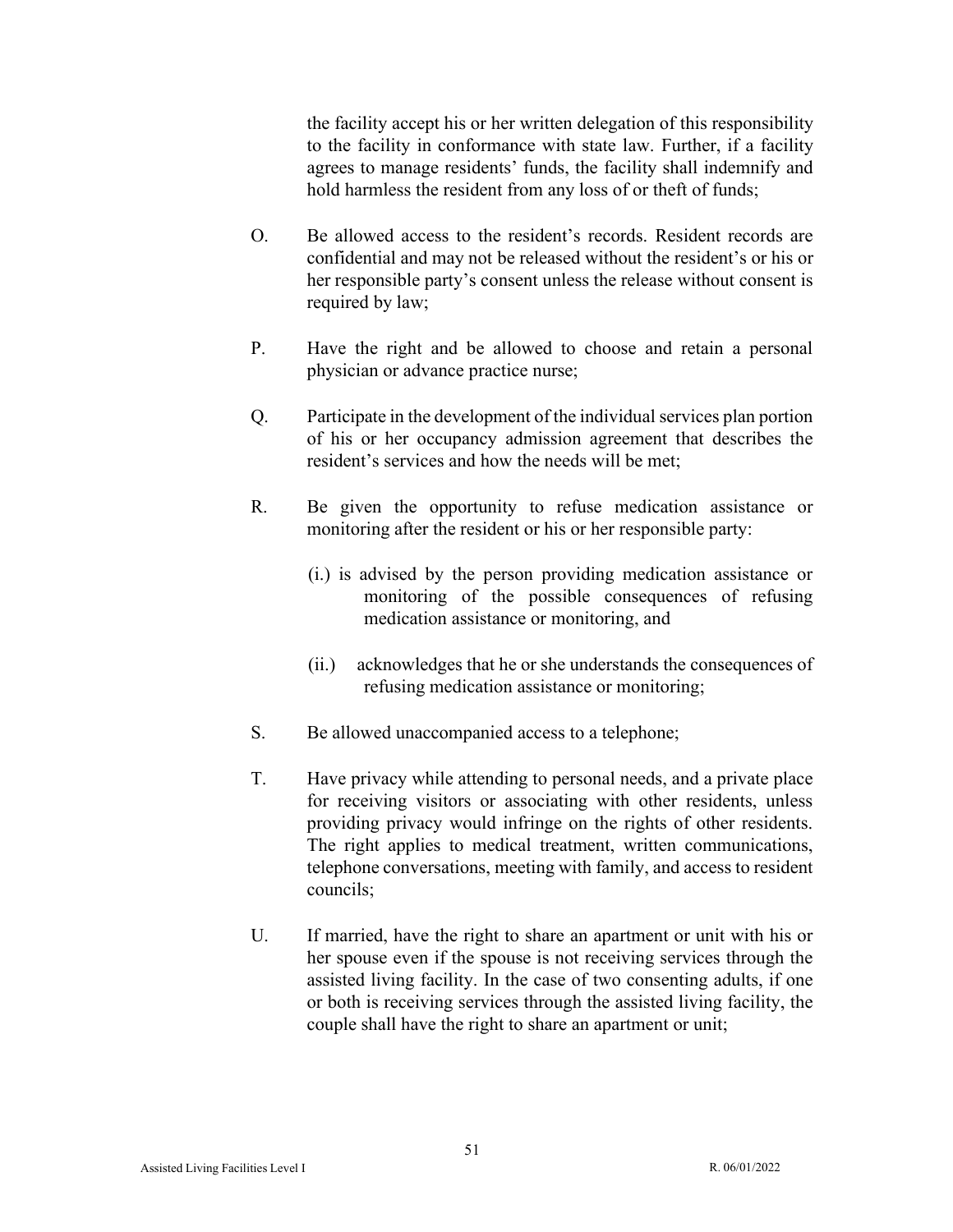the facility accept his or her written delegation of this responsibility to the facility in conformance with state law. Further, if a facility agrees to manage residents' funds, the facility shall indemnify and hold harmless the resident from any loss of or theft of funds;

O. Be allowed access to the resident's records. Resident records are confidential and may not be released without the resident's or his or her responsible party's consent unless the release without consent is required by law;

P. Have the right and be allowed to choose and retain a personal physician or advance practice nurse;

Q. Participate in the development of the individual services plan portion of his or her occupancy admission agreement that describes the resident's services and how the needs will be met;

R. Be given the opportunity to refuse medication assistance or monitoring after the resident or his or her responsible party:

   (i.) is advised by the person providing medication assistance or monitoring of the possible consequences of refusing medication assistance or monitoring, and

   (ii.) acknowledges that he or she understands the consequences of refusing medication assistance or monitoring;

S. Be allowed unaccompanied access to a telephone;

T. Have privacy while attending to personal needs, and a private place for receiving visitors or associating with other residents, unless providing privacy would infringe on the rights of other residents. The right applies to medical treatment, written communications, telephone conversations, meeting with family, and access to resident councils;

U. If married, have the right to share an apartment or unit with his or her spouse even if the spouse is not receiving services through the assisted living facility. In the case of two consenting adults, if one or both is receiving services through the assisted living facility, the couple shall have the right to share an apartment or unit;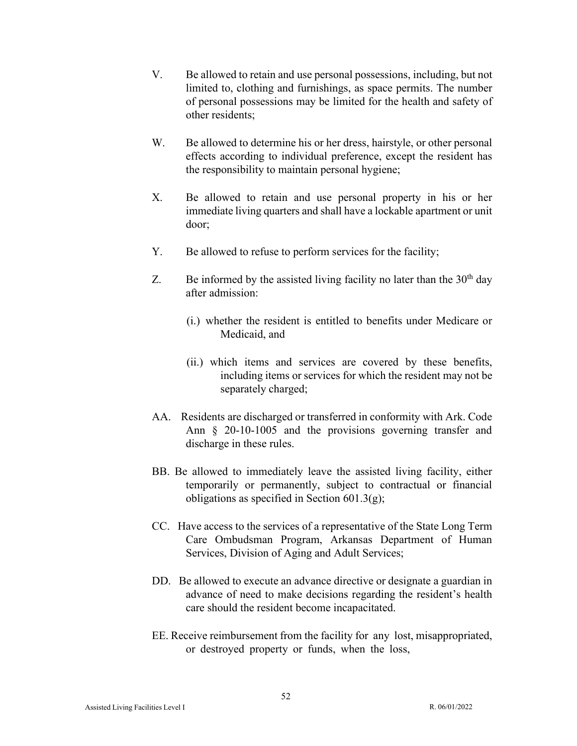V. Be allowed to retain and use personal possessions, including, but not limited to, clothing and furnishings, as space permits. The number of personal possessions may be limited for the health and safety of other residents;

W. Be allowed to determine his or her dress, hairstyle, or other personal effects according to individual preference, except the resident has the responsibility to maintain personal hygiene;

X. Be allowed to retain and use personal property in his or her immediate living quarters and shall have a lockable apartment or unit door;

Y. Be allowed to refuse to perform services for the facility;

Z. Be informed by the assisted living facility no later than the 30th day after admission:

   (i.) whether the resident is entitled to benefits under Medicare or Medicaid, and

   (ii.) which items and services are covered by these benefits, including items or services for which the resident may not be separately charged;

AA. Residents are discharged or transferred in conformity with Ark. Code Ann § 20-10-1005 and the provisions governing transfer and discharge in these rules.

BB. Be allowed to immediately leave the assisted living facility, either temporarily or permanently, subject to contractual or financial obligations as specified in Section 601.3(g);

CC. Have access to the services of a representative of the State Long Term Care Ombudsman Program, Arkansas Department of Human Services, Division of Aging and Adult Services;

DD. Be allowed to execute an advance directive or designate a guardian in advance of need to make decisions regarding the resident's health care should the resident become incapacitated.

EE. Receive reimbursement from the facility for any lost, misappropriated, or destroyed property or funds, when the loss,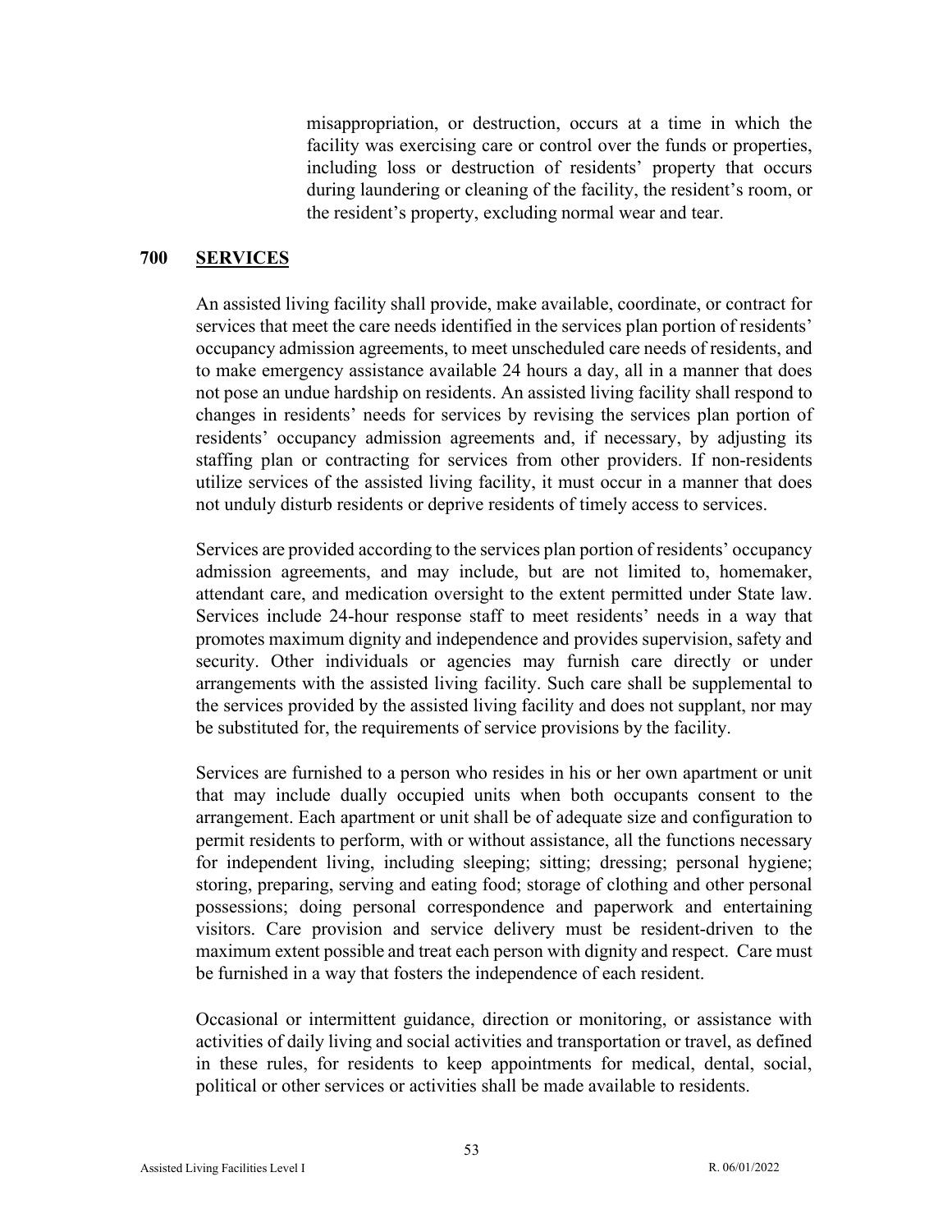misappropriation, or destruction, occurs at a time in which the facility was exercising care or control over the funds or properties, including loss or destruction of residents' property that occurs during laundering or cleaning of the facility, the resident's room, or the resident's property, excluding normal wear and tear.

## 700 SERVICES

An assisted living facility shall provide, make available, coordinate, or contract for services that meet the care needs identified in the services plan portion of residents' occupancy admission agreements, to meet unscheduled care needs of residents, and to make emergency assistance available 24 hours a day, all in a manner that does not pose an undue hardship on residents. An assisted living facility shall respond to changes in residents' needs for services by revising the services plan portion of residents' occupancy admission agreements and, if necessary, by adjusting its staffing plan or contracting for services from other providers. If non-residents utilize services of the assisted living facility, it must occur in a manner that does not unduly disturb residents or deprive residents of timely access to services.

Services are provided according to the services plan portion of residents' occupancy admission agreements, and may include, but are not limited to, homemaker, attendant care, and medication oversight to the extent permitted under State law. Services include 24-hour response staff to meet residents' needs in a way that promotes maximum dignity and independence and provides supervision, safety and security. Other individuals or agencies may furnish care directly or under arrangements with the assisted living facility. Such care shall be supplemental to the services provided by the assisted living facility and does not supplant, nor may be substituted for, the requirements of service provisions by the facility.

Services are furnished to a person who resides in his or her own apartment or unit that may include dually occupied units when both occupants consent to the arrangement. Each apartment or unit shall be of adequate size and configuration to permit residents to perform, with or without assistance, all the functions necessary for independent living, including sleeping; sitting; dressing; personal hygiene; storing, preparing, serving and eating food; storage of clothing and other personal possessions; doing personal correspondence and paperwork and entertaining visitors. Care provision and service delivery must be resident-driven to the maximum extent possible and treat each person with dignity and respect. Care must be furnished in a way that fosters the independence of each resident.

Occasional or intermittent guidance, direction or monitoring, or assistance with activities of daily living and social activities and transportation or travel, as defined in these rules, for residents to keep appointments for medical, dental, social, political or other services or activities shall be made available to residents.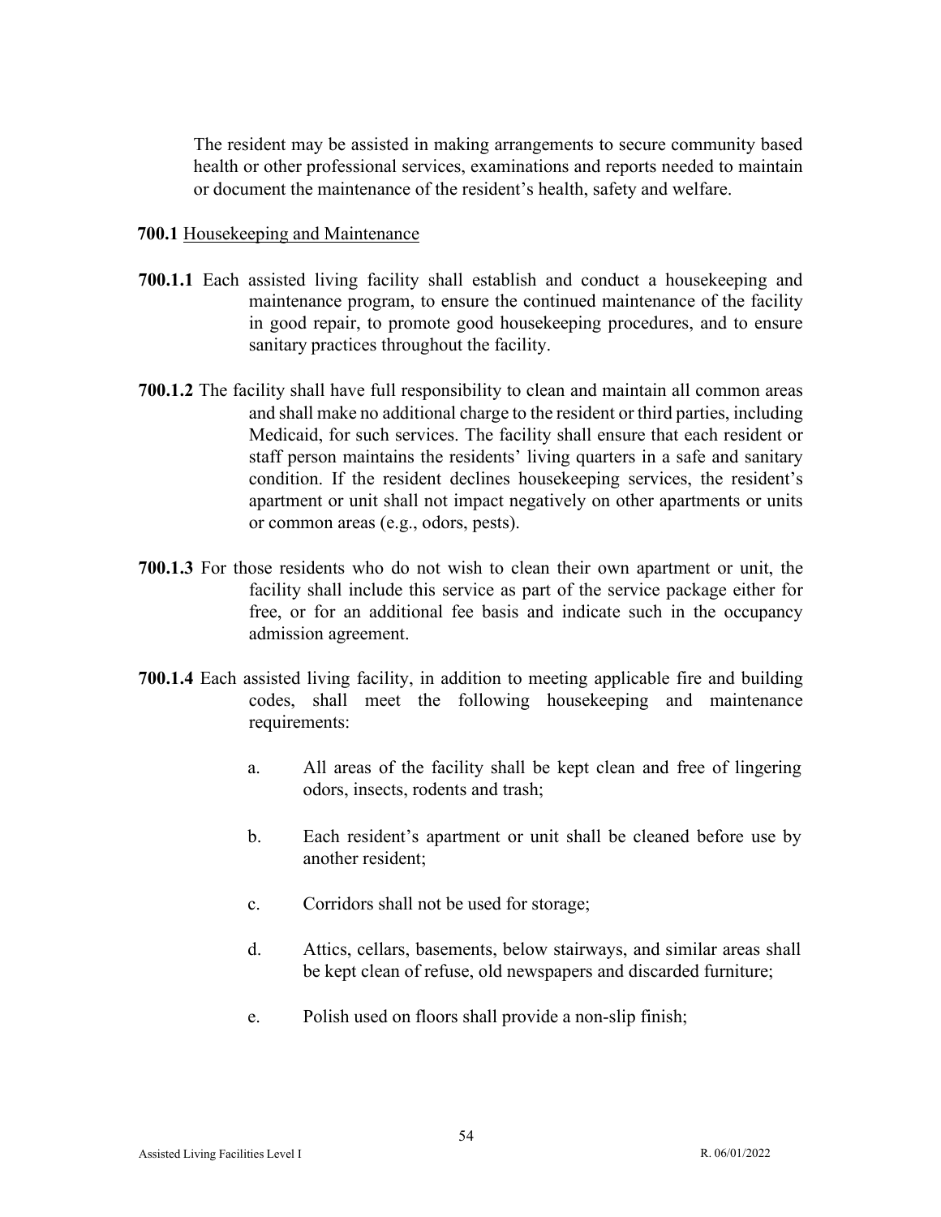The resident may be assisted in making arrangements to secure community based health or other professional services, examinations and reports needed to maintain or document the maintenance of the resident's health, safety and welfare.

**700.1** Housekeeping and Maintenance

**700.1.1** Each assisted living facility shall establish and conduct a housekeeping and maintenance program, to ensure the continued maintenance of the facility in good repair, to promote good housekeeping procedures, and to ensure sanitary practices throughout the facility.

**700.1.2** The facility shall have full responsibility to clean and maintain all common areas and shall make no additional charge to the resident or third parties, including Medicaid, for such services. The facility shall ensure that each resident or staff person maintains the residents' living quarters in a safe and sanitary condition. If the resident declines housekeeping services, the resident's apartment or unit shall not impact negatively on other apartments or units or common areas (e.g., odors, pests).

**700.1.3** For those residents who do not wish to clean their own apartment or unit, the facility shall include this service as part of the service package either for free, or for an additional fee basis and indicate such in the occupancy admission agreement.

**700.1.4** Each assisted living facility, in addition to meeting applicable fire and building codes, shall meet the following housekeeping and maintenance requirements:

a. All areas of the facility shall be kept clean and free of lingering odors, insects, rodents and trash;

b. Each resident's apartment or unit shall be cleaned before use by another resident;

c. Corridors shall not be used for storage;

d. Attics, cellars, basements, below stairways, and similar areas shall be kept clean of refuse, old newspapers and discarded furniture;

e. Polish used on floors shall provide a non-slip finish;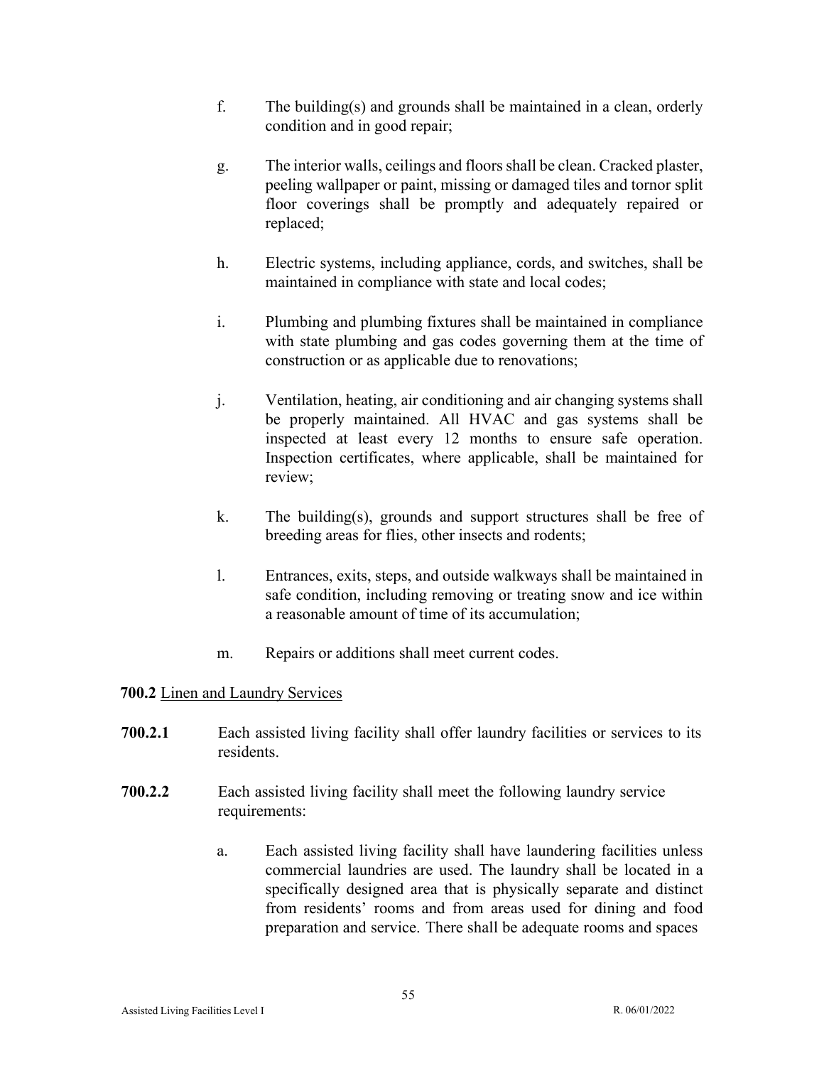f. The building(s) and grounds shall be maintained in a clean, orderly condition and in good repair;

g. The interior walls, ceilings and floors shall be clean. Cracked plaster, peeling wallpaper or paint, missing or damaged tiles and tornor split floor coverings shall be promptly and adequately repaired or replaced;

h. Electric systems, including appliance, cords, and switches, shall be maintained in compliance with state and local codes;

i. Plumbing and plumbing fixtures shall be maintained in compliance with state plumbing and gas codes governing them at the time of construction or as applicable due to renovations;

j. Ventilation, heating, air conditioning and air changing systems shall be properly maintained. All HVAC and gas systems shall be inspected at least every 12 months to ensure safe operation. Inspection certificates, where applicable, shall be maintained for review;

k. The building(s), grounds and support structures shall be free of breeding areas for flies, other insects and rodents;

l. Entrances, exits, steps, and outside walkways shall be maintained in safe condition, including removing or treating snow and ice within a reasonable amount of time of its accumulation;

m. Repairs or additions shall meet current codes.

**700.2** Linen and Laundry Services

**700.2.1** Each assisted living facility shall offer laundry facilities or services to its residents.

**700.2.2** Each assisted living facility shall meet the following laundry service requirements:

a. Each assisted living facility shall have laundering facilities unless commercial laundries are used. The laundry shall be located in a specifically designed area that is physically separate and distinct from residents' rooms and from areas used for dining and food preparation and service. There shall be adequate rooms and spaces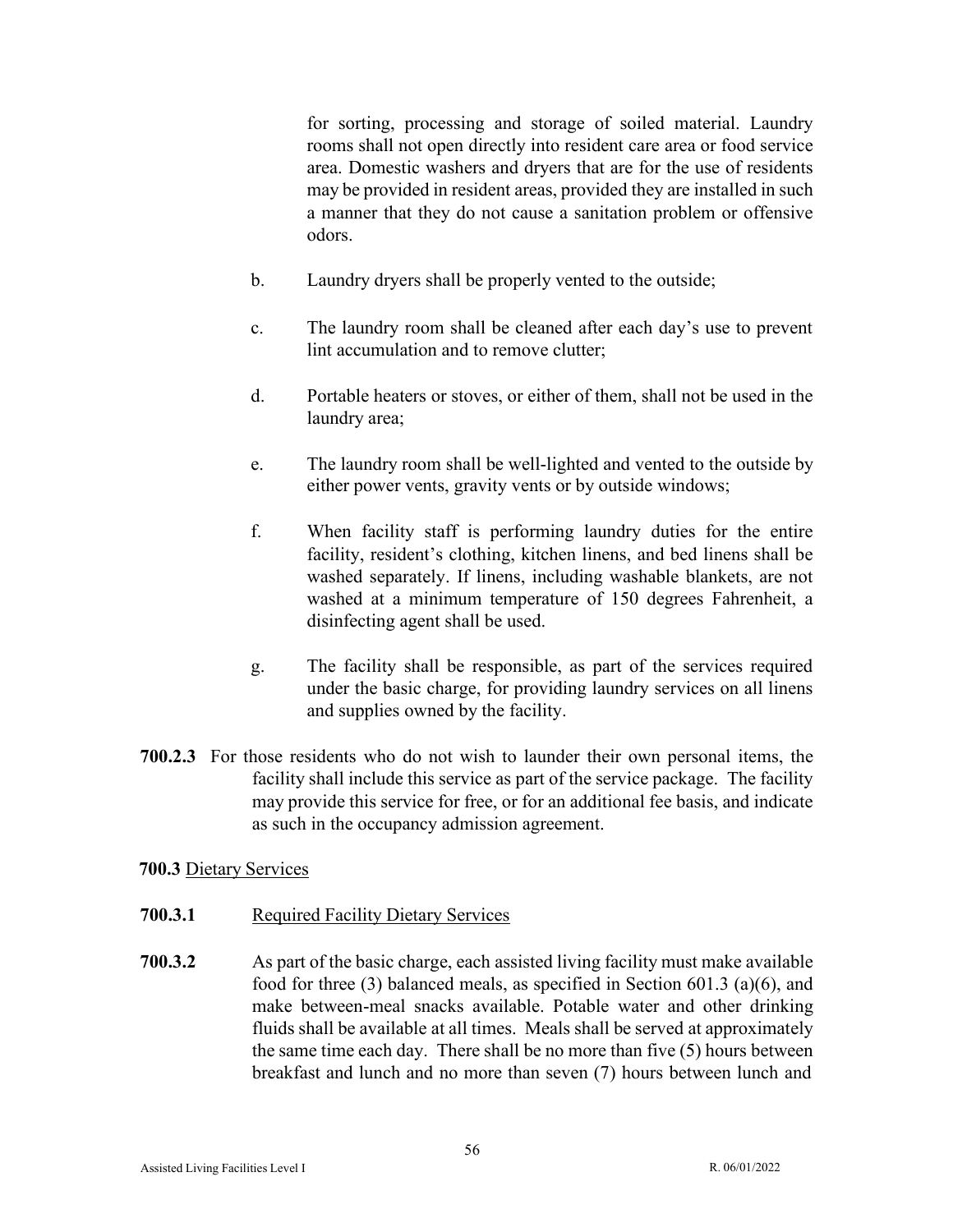for sorting, processing and storage of soiled material. Laundry rooms shall not open directly into resident care area or food service area. Domestic washers and dryers that are for the use of residents may be provided in resident areas, provided they are installed in such a manner that they do not cause a sanitation problem or offensive odors.

b. Laundry dryers shall be properly vented to the outside;

c. The laundry room shall be cleaned after each day's use to prevent lint accumulation and to remove clutter;

d. Portable heaters or stoves, or either of them, shall not be used in the laundry area;

e. The laundry room shall be well-lighted and vented to the outside by either power vents, gravity vents or by outside windows;

f. When facility staff is performing laundry duties for the entire facility, resident's clothing, kitchen linens, and bed linens shall be washed separately. If linens, including washable blankets, are not washed at a minimum temperature of 150 degrees Fahrenheit, a disinfecting agent shall be used.

g. The facility shall be responsible, as part of the services required under the basic charge, for providing laundry services on all linens and supplies owned by the facility.

**700.2.3** For those residents who do not wish to launder their own personal items, the facility shall include this service as part of the service package. The facility may provide this service for free, or for an additional fee basis, and indicate as such in the occupancy admission agreement.

**700.3** Dietary Services

**700.3.1** Required Facility Dietary Services

**700.3.2** As part of the basic charge, each assisted living facility must make available food for three (3) balanced meals, as specified in Section 601.3 (a)(6), and make between-meal snacks available. Potable water and other drinking fluids shall be available at all times. Meals shall be served at approximately the same time each day. There shall be no more than five (5) hours between breakfast and lunch and no more than seven (7) hours between lunch and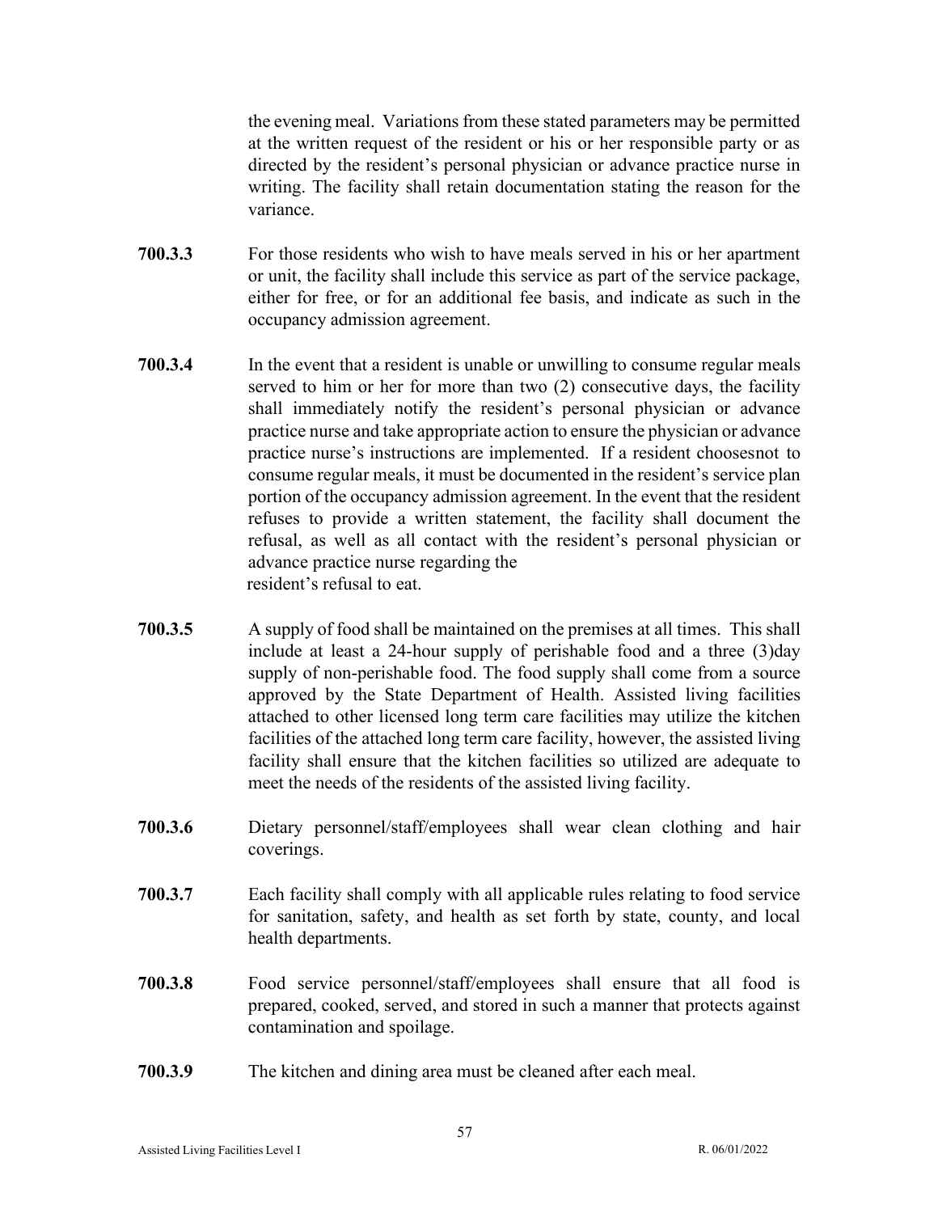the evening meal. Variations from these stated parameters may be permitted at the written request of the resident or his or her responsible party or as directed by the resident's personal physician or advance practice nurse in writing. The facility shall retain documentation stating the reason for the variance.

**700.3.3** For those residents who wish to have meals served in his or her apartment or unit, the facility shall include this service as part of the service package, either for free, or for an additional fee basis, and indicate as such in the occupancy admission agreement.

**700.3.4** In the event that a resident is unable or unwilling to consume regular meals served to him or her for more than two (2) consecutive days, the facility shall immediately notify the resident's personal physician or advance practice nurse and take appropriate action to ensure the physician or advance practice nurse's instructions are implemented. If a resident choosesnot to consume regular meals, it must be documented in the resident's service plan portion of the occupancy admission agreement. In the event that the resident refuses to provide a written statement, the facility shall document the refusal, as well as all contact with the resident's personal physician or advance practice nurse regarding the resident's refusal to eat.

**700.3.5** A supply of food shall be maintained on the premises at all times. This shall include at least a 24-hour supply of perishable food and a three (3)day supply of non-perishable food. The food supply shall come from a source approved by the State Department of Health. Assisted living facilities attached to other licensed long term care facilities may utilize the kitchen facilities of the attached long term care facility, however, the assisted living facility shall ensure that the kitchen facilities so utilized are adequate to meet the needs of the residents of the assisted living facility.

**700.3.6** Dietary personnel/staff/employees shall wear clean clothing and hair coverings.

**700.3.7** Each facility shall comply with all applicable rules relating to food service for sanitation, safety, and health as set forth by state, county, and local health departments.

**700.3.8** Food service personnel/staff/employees shall ensure that all food is prepared, cooked, served, and stored in such a manner that protects against contamination and spoilage.

**700.3.9** The kitchen and dining area must be cleaned after each meal.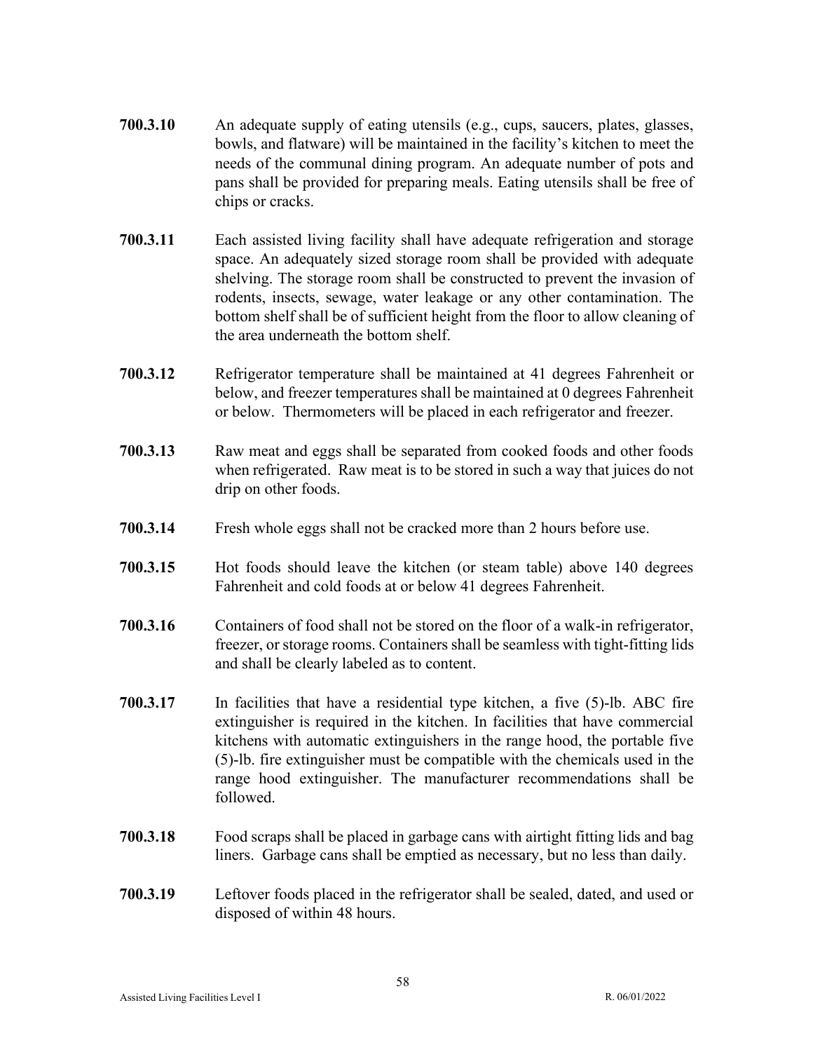**700.3.10** An adequate supply of eating utensils (e.g., cups, saucers, plates, glasses, bowls, and flatware) will be maintained in the facility's kitchen to meet the needs of the communal dining program. An adequate number of pots and pans shall be provided for preparing meals. Eating utensils shall be free of chips or cracks.

**700.3.11** Each assisted living facility shall have adequate refrigeration and storage space. An adequately sized storage room shall be provided with adequate shelving. The storage room shall be constructed to prevent the invasion of rodents, insects, sewage, water leakage or any other contamination. The bottom shelf shall be of sufficient height from the floor to allow cleaning of the area underneath the bottom shelf.

**700.3.12** Refrigerator temperature shall be maintained at 41 degrees Fahrenheit or below, and freezer temperatures shall be maintained at 0 degrees Fahrenheit or below. Thermometers will be placed in each refrigerator and freezer.

**700.3.13** Raw meat and eggs shall be separated from cooked foods and other foods when refrigerated. Raw meat is to be stored in such a way that juices do not drip on other foods.

**700.3.14** Fresh whole eggs shall not be cracked more than 2 hours before use.

**700.3.15** Hot foods should leave the kitchen (or steam table) above 140 degrees Fahrenheit and cold foods at or below 41 degrees Fahrenheit.

**700.3.16** Containers of food shall not be stored on the floor of a walk-in refrigerator, freezer, or storage rooms. Containers shall be seamless with tight-fitting lids and shall be clearly labeled as to content.

**700.3.17** In facilities that have a residential type kitchen, a five (5)-lb. ABC fire extinguisher is required in the kitchen. In facilities that have commercial kitchens with automatic extinguishers in the range hood, the portable five (5)-lb. fire extinguisher must be compatible with the chemicals used in the range hood extinguisher. The manufacturer recommendations shall be followed.

**700.3.18** Food scraps shall be placed in garbage cans with airtight fitting lids and bag liners. Garbage cans shall be emptied as necessary, but no less than daily.

**700.3.19** Leftover foods placed in the refrigerator shall be sealed, dated, and used or disposed of within 48 hours.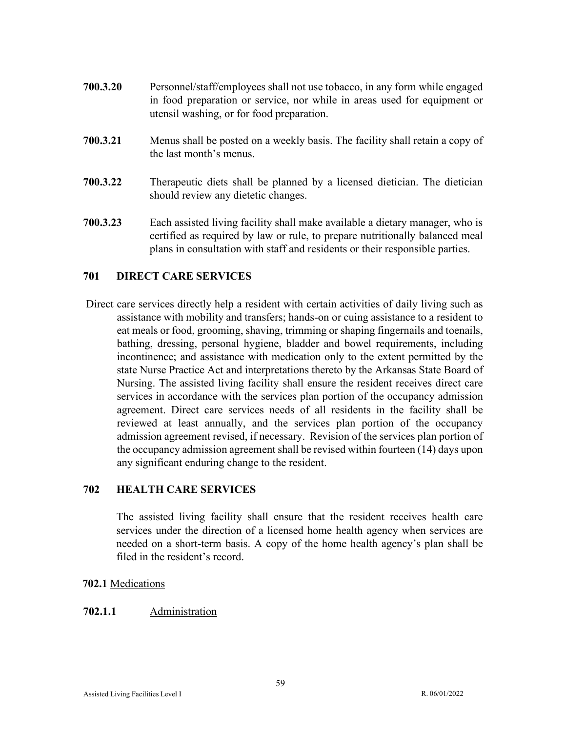**700.3.20** Personnel/staff/employees shall not use tobacco, in any form while engaged in food preparation or service, nor while in areas used for equipment or utensil washing, or for food preparation.

**700.3.21** Menus shall be posted on a weekly basis. The facility shall retain a copy of the last month's menus.

**700.3.22** Therapeutic diets shall be planned by a licensed dietician. The dietician should review any dietetic changes.

**700.3.23** Each assisted living facility shall make available a dietary manager, who is certified as required by law or rule, to prepare nutritionally balanced meal plans in consultation with staff and residents or their responsible parties.

## 701 DIRECT CARE SERVICES

Direct care services directly help a resident with certain activities of daily living such as assistance with mobility and transfers; hands-on or cuing assistance to a resident to eat meals or food, grooming, shaving, trimming or shaping fingernails and toenails, bathing, dressing, personal hygiene, bladder and bowel requirements, including incontinence; and assistance with medication only to the extent permitted by the state Nurse Practice Act and interpretations thereto by the Arkansas State Board of Nursing. The assisted living facility shall ensure the resident receives direct care services in accordance with the services plan portion of the occupancy admission agreement. Direct care services needs of all residents in the facility shall be reviewed at least annually, and the services plan portion of the occupancy admission agreement revised, if necessary. Revision of the services plan portion of the occupancy admission agreement shall be revised within fourteen (14) days upon any significant enduring change to the resident.

## 702 HEALTH CARE SERVICES

The assisted living facility shall ensure that the resident receives health care services under the direction of a licensed home health agency when services are needed on a short-term basis. A copy of the home health agency's plan shall be filed in the resident's record.

**702.1** Medications

**702.1.1** Administration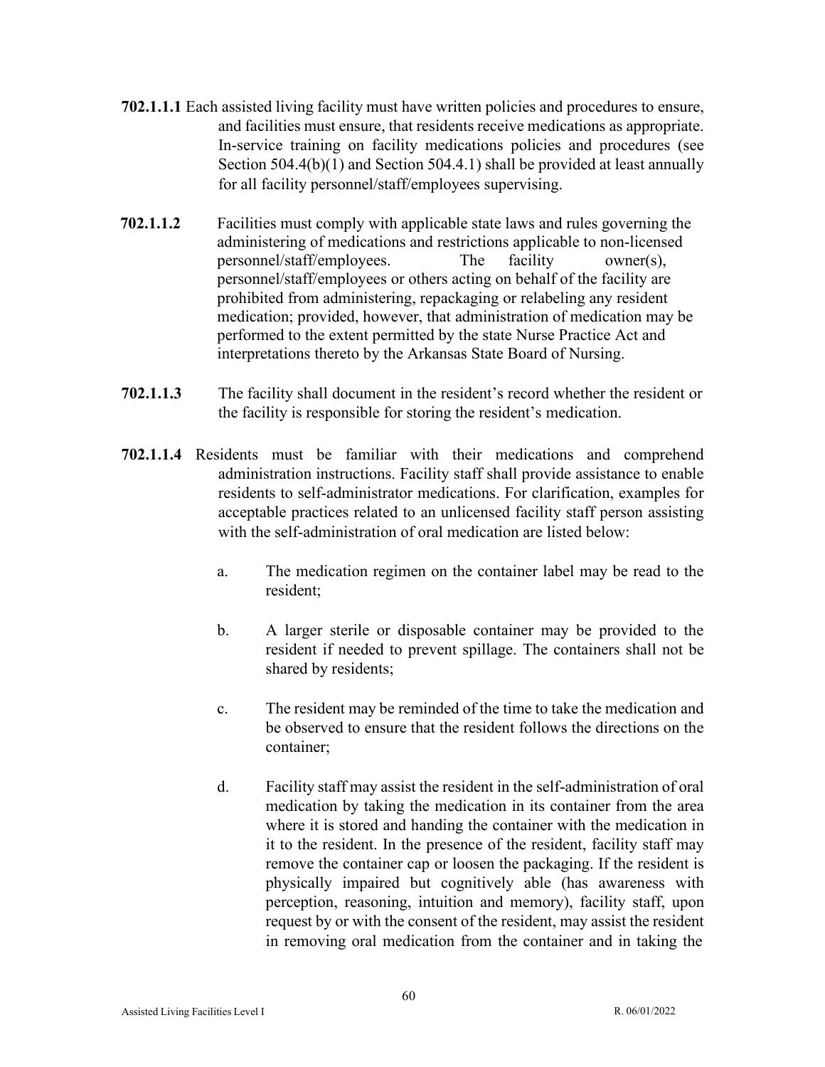**702.1.1.1** Each assisted living facility must have written policies and procedures to ensure, and facilities must ensure, that residents receive medications as appropriate. In-service training on facility medications policies and procedures (see Section 504.4(b)(1) and Section 504.4.1) shall be provided at least annually for all facility personnel/staff/employees supervising.

**702.1.1.2** Facilities must comply with applicable state laws and rules governing the administering of medications and restrictions applicable to non-licensed personnel/staff/employees. The facility owner(s), personnel/staff/employees or others acting on behalf of the facility are prohibited from administering, repackaging or relabeling any resident medication; provided, however, that administration of medication may be performed to the extent permitted by the state Nurse Practice Act and interpretations thereto by the Arkansas State Board of Nursing.

**702.1.1.3** The facility shall document in the resident's record whether the resident or the facility is responsible for storing the resident's medication.

**702.1.1.4** Residents must be familiar with their medications and comprehend administration instructions. Facility staff shall provide assistance to enable residents to self-administrator medications. For clarification, examples for acceptable practices related to an unlicensed facility staff person assisting with the self-administration of oral medication are listed below:

a. The medication regimen on the container label may be read to the resident;

b. A larger sterile or disposable container may be provided to the resident if needed to prevent spillage. The containers shall not be shared by residents;

c. The resident may be reminded of the time to take the medication and be observed to ensure that the resident follows the directions on the container;

d. Facility staff may assist the resident in the self-administration of oral medication by taking the medication in its container from the area where it is stored and handing the container with the medication in it to the resident. In the presence of the resident, facility staff may remove the container cap or loosen the packaging. If the resident is physically impaired but cognitively able (has awareness with perception, reasoning, intuition and memory), facility staff, upon request by or with the consent of the resident, may assist the resident in removing oral medication from the container and in taking the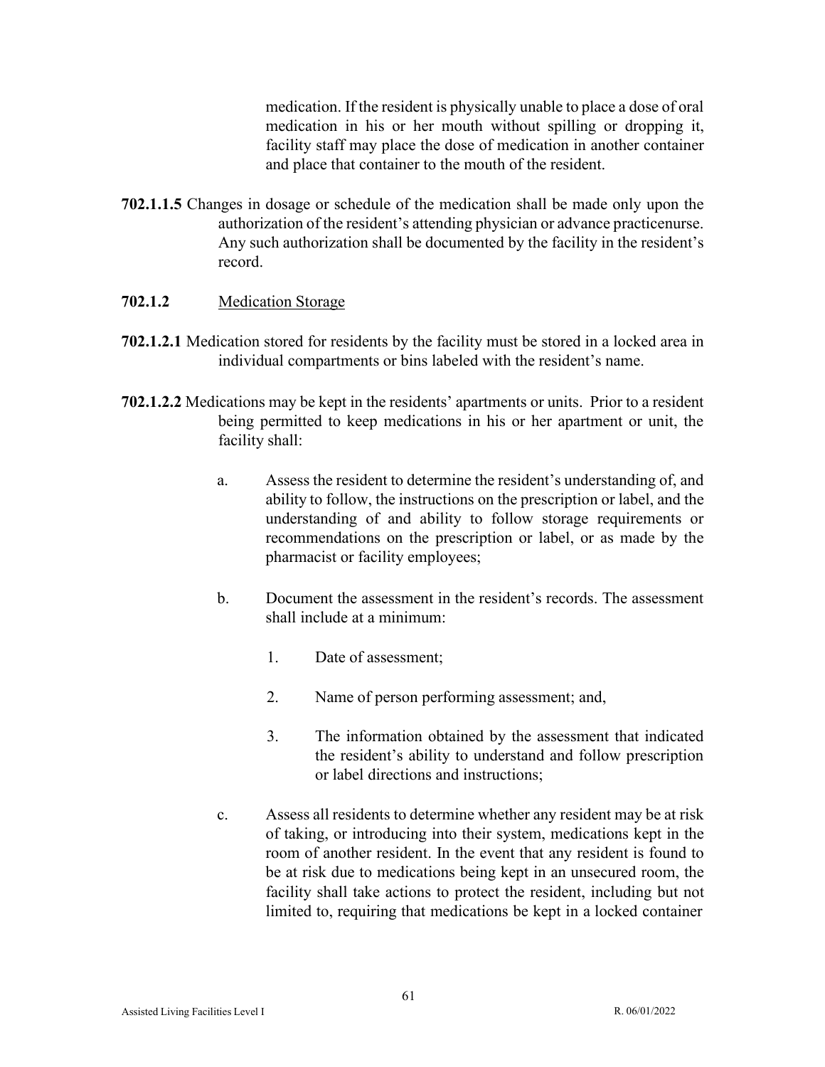medication. If the resident is physically unable to place a dose of oral medication in his or her mouth without spilling or dropping it, facility staff may place the dose of medication in another container and place that container to the mouth of the resident.

**702.1.1.5** Changes in dosage or schedule of the medication shall be made only upon the authorization of the resident's attending physician or advance practicenurse. Any such authorization shall be documented by the facility in the resident's record.

**702.1.2** Medication Storage

**702.1.2.1** Medication stored for residents by the facility must be stored in a locked area in individual compartments or bins labeled with the resident's name.

**702.1.2.2** Medications may be kept in the residents' apartments or units. Prior to a resident being permitted to keep medications in his or her apartment or unit, the facility shall:

a. Assess the resident to determine the resident's understanding of, and ability to follow, the instructions on the prescription or label, and the understanding of and ability to follow storage requirements or recommendations on the prescription or label, or as made by the pharmacist or facility employees;

b. Document the assessment in the resident's records. The assessment shall include at a minimum:

   1. Date of assessment;

   2. Name of person performing assessment; and,

   3. The information obtained by the assessment that indicated the resident's ability to understand and follow prescription or label directions and instructions;

c. Assess all residents to determine whether any resident may be at risk of taking, or introducing into their system, medications kept in the room of another resident. In the event that any resident is found to be at risk due to medications being kept in an unsecured room, the facility shall take actions to protect the resident, including but not limited to, requiring that medications be kept in a locked container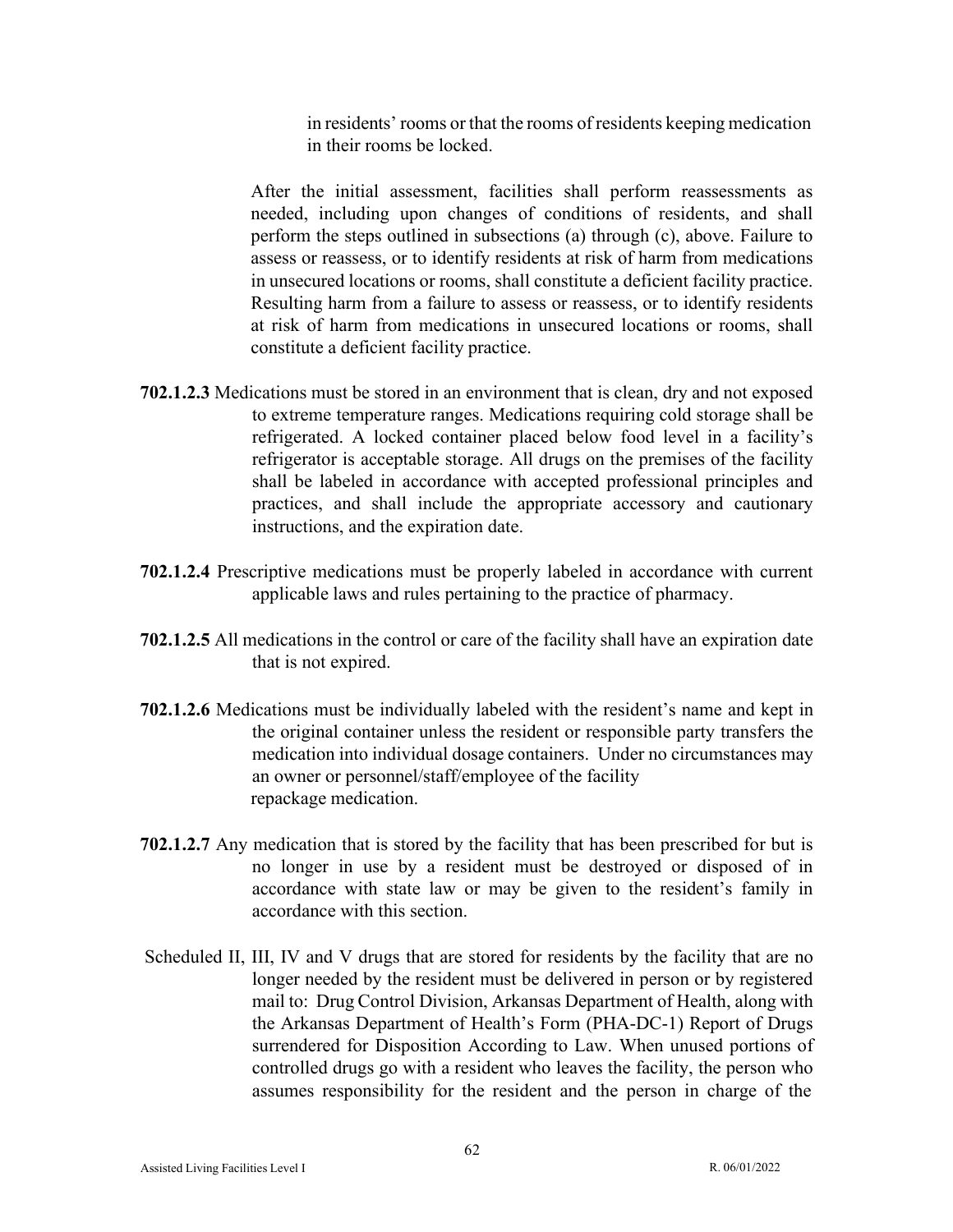in residents' rooms or that the rooms of residents keeping medication in their rooms be locked.

After the initial assessment, facilities shall perform reassessments as needed, including upon changes of conditions of residents, and shall perform the steps outlined in subsections (a) through (c), above. Failure to assess or reassess, or to identify residents at risk of harm from medications in unsecured locations or rooms, shall constitute a deficient facility practice. Resulting harm from a failure to assess or reassess, or to identify residents at risk of harm from medications in unsecured locations or rooms, shall constitute a deficient facility practice.

**702.1.2.3** Medications must be stored in an environment that is clean, dry and not exposed to extreme temperature ranges. Medications requiring cold storage shall be refrigerated. A locked container placed below food level in a facility's refrigerator is acceptable storage. All drugs on the premises of the facility shall be labeled in accordance with accepted professional principles and practices, and shall include the appropriate accessory and cautionary instructions, and the expiration date.

**702.1.2.4** Prescriptive medications must be properly labeled in accordance with current applicable laws and rules pertaining to the practice of pharmacy.

**702.1.2.5** All medications in the control or care of the facility shall have an expiration date that is not expired.

**702.1.2.6** Medications must be individually labeled with the resident's name and kept in the original container unless the resident or responsible party transfers the medication into individual dosage containers. Under no circumstances may an owner or personnel/staff/employee of the facility repackage medication.

**702.1.2.7** Any medication that is stored by the facility that has been prescribed for but is no longer in use by a resident must be destroyed or disposed of in accordance with state law or may be given to the resident's family in accordance with this section.

Scheduled II, III, IV and V drugs that are stored for residents by the facility that are no longer needed by the resident must be delivered in person or by registered mail to: Drug Control Division, Arkansas Department of Health, along with the Arkansas Department of Health's Form (PHA-DC-1) Report of Drugs surrendered for Disposition According to Law. When unused portions of controlled drugs go with a resident who leaves the facility, the person who assumes responsibility for the resident and the person in charge of the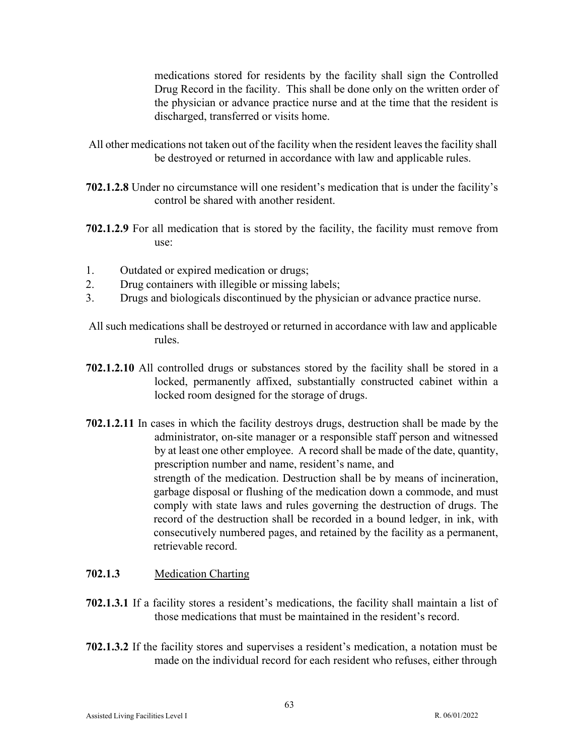medications stored for residents by the facility shall sign the Controlled Drug Record in the facility. This shall be done only on the written order of the physician or advance practice nurse and at the time that the resident is discharged, transferred or visits home.

All other medications not taken out of the facility when the resident leaves the facility shall be destroyed or returned in accordance with law and applicable rules.

**702.1.2.8** Under no circumstance will one resident's medication that is under the facility's control be shared with another resident.

**702.1.2.9** For all medication that is stored by the facility, the facility must remove from use:

1. Outdated or expired medication or drugs;
2. Drug containers with illegible or missing labels;
3. Drugs and biologicals discontinued by the physician or advance practice nurse.

All such medications shall be destroyed or returned in accordance with law and applicable rules.

**702.1.2.10** All controlled drugs or substances stored by the facility shall be stored in a locked, permanently affixed, substantially constructed cabinet within a locked room designed for the storage of drugs.

**702.1.2.11** In cases in which the facility destroys drugs, destruction shall be made by the administrator, on-site manager or a responsible staff person and witnessed by at least one other employee. A record shall be made of the date, quantity, prescription number and name, resident's name, and strength of the medication. Destruction shall be by means of incineration, garbage disposal or flushing of the medication down a commode, and must comply with state laws and rules governing the destruction of drugs. The record of the destruction shall be recorded in a bound ledger, in ink, with consecutively numbered pages, and retained by the facility as a permanent, retrievable record.

**702.1.3** Medication Charting

**702.1.3.1** If a facility stores a resident's medications, the facility shall maintain a list of those medications that must be maintained in the resident's record.

**702.1.3.2** If the facility stores and supervises a resident's medication, a notation must be made on the individual record for each resident who refuses, either through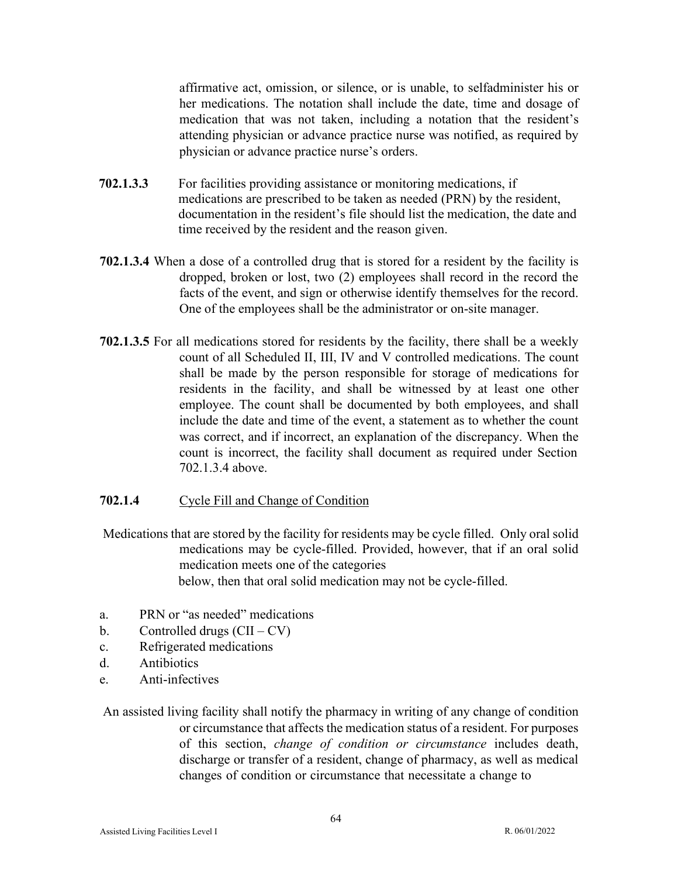affirmative act, omission, or silence, or is unable, to selfadminister his or her medications. The notation shall include the date, time and dosage of medication that was not taken, including a notation that the resident's attending physician or advance practice nurse was notified, as required by physician or advance practice nurse's orders.

**702.1.3.3** For facilities providing assistance or monitoring medications, if medications are prescribed to be taken as needed (PRN) by the resident, documentation in the resident's file should list the medication, the date and time received by the resident and the reason given.

**702.1.3.4** When a dose of a controlled drug that is stored for a resident by the facility is dropped, broken or lost, two (2) employees shall record in the record the facts of the event, and sign or otherwise identify themselves for the record. One of the employees shall be the administrator or on-site manager.

**702.1.3.5** For all medications stored for residents by the facility, there shall be a weekly count of all Scheduled II, III, IV and V controlled medications. The count shall be made by the person responsible for storage of medications for residents in the facility, and shall be witnessed by at least one other employee. The count shall be documented by both employees, and shall include the date and time of the event, a statement as to whether the count was correct, and if incorrect, an explanation of the discrepancy. When the count is incorrect, the facility shall document as required under Section 702.1.3.4 above.

**702.1.4** Cycle Fill and Change of Condition

Medications that are stored by the facility for residents may be cycle filled. Only oral solid medications may be cycle-filled. Provided, however, that if an oral solid medication meets one of the categories below, then that oral solid medication may not be cycle-filled.

a. PRN or "as needed" medications
b. Controlled drugs (CII – CV)
c. Refrigerated medications
d. Antibiotics
e. Anti-infectives

An assisted living facility shall notify the pharmacy in writing of any change of condition or circumstance that affects the medication status of a resident. For purposes of this section, *change of condition or circumstance* includes death, discharge or transfer of a resident, change of pharmacy, as well as medical changes of condition or circumstance that necessitate a change to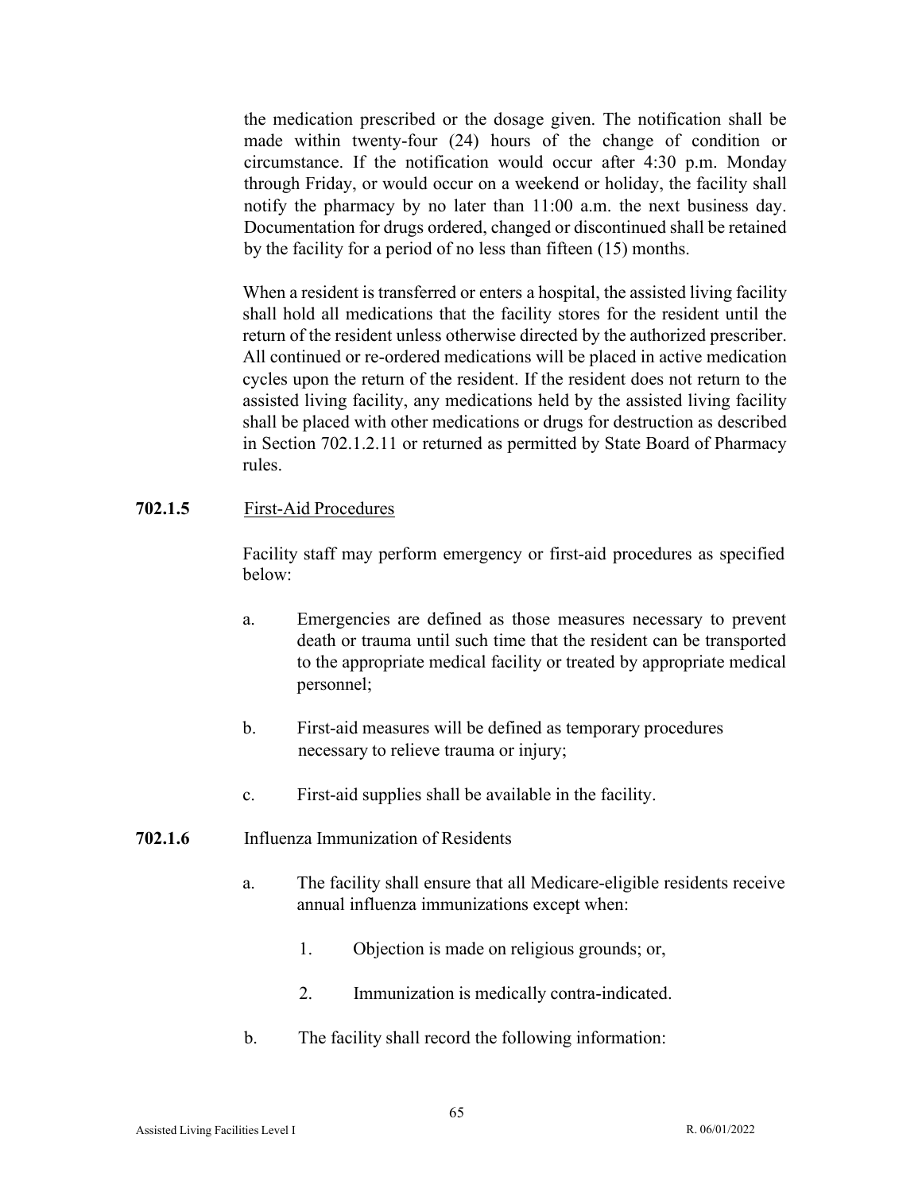the medication prescribed or the dosage given. The notification shall be made within twenty-four (24) hours of the change of condition or circumstance. If the notification would occur after 4:30 p.m. Monday through Friday, or would occur on a weekend or holiday, the facility shall notify the pharmacy by no later than 11:00 a.m. the next business day. Documentation for drugs ordered, changed or discontinued shall be retained by the facility for a period of no less than fifteen (15) months.

When a resident is transferred or enters a hospital, the assisted living facility shall hold all medications that the facility stores for the resident until the return of the resident unless otherwise directed by the authorized prescriber. All continued or re-ordered medications will be placed in active medication cycles upon the return of the resident. If the resident does not return to the assisted living facility, any medications held by the assisted living facility shall be placed with other medications or drugs for destruction as described in Section 702.1.2.11 or returned as permitted by State Board of Pharmacy rules.

**702.1.5** First-Aid Procedures

Facility staff may perform emergency or first-aid procedures as specified below:

a. Emergencies are defined as those measures necessary to prevent death or trauma until such time that the resident can be transported to the appropriate medical facility or treated by appropriate medical personnel;

b. First-aid measures will be defined as temporary procedures necessary to relieve trauma or injury;

c. First-aid supplies shall be available in the facility.

**702.1.6** Influenza Immunization of Residents

a. The facility shall ensure that all Medicare-eligible residents receive annual influenza immunizations except when:

   1. Objection is made on religious grounds; or,

   2. Immunization is medically contra-indicated.

b. The facility shall record the following information: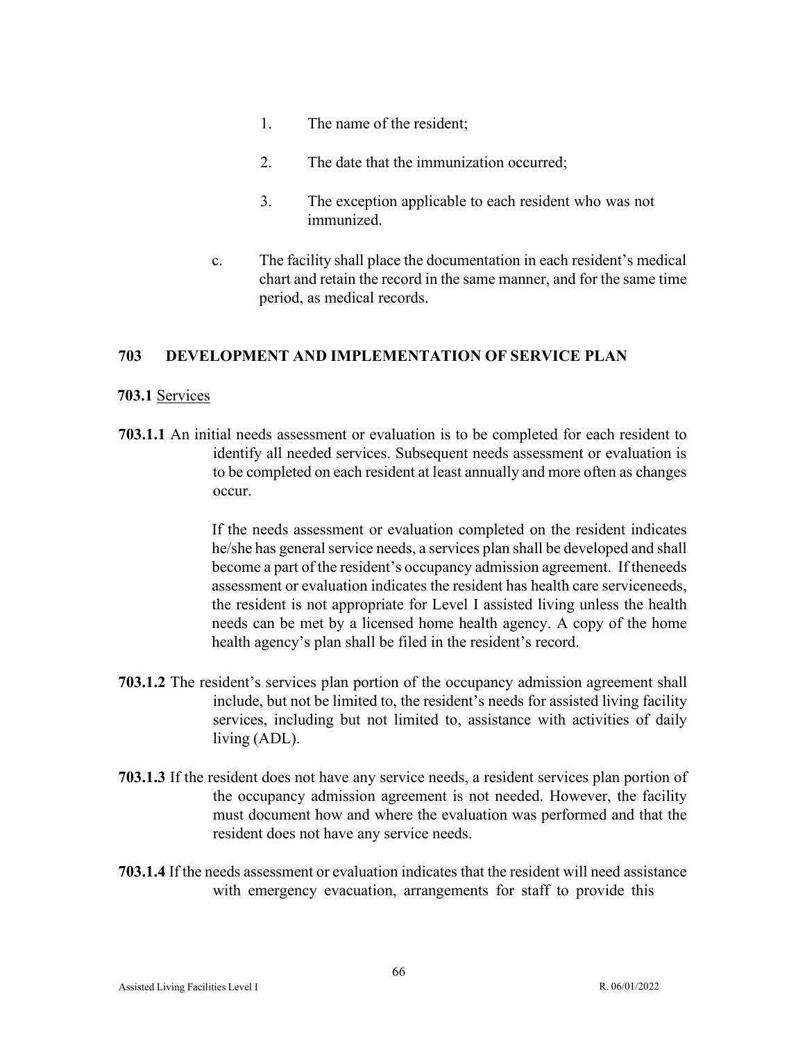1. The name of the resident;

2. The date that the immunization occurred;

3. The exception applicable to each resident who was not immunized.

c. The facility shall place the documentation in each resident's medical chart and retain the record in the same manner, and for the same time period, as medical records.

## 703 DEVELOPMENT AND IMPLEMENTATION OF SERVICE PLAN

**703.1** Services

**703.1.1** An initial needs assessment or evaluation is to be completed for each resident to identify all needed services. Subsequent needs assessment or evaluation is to be completed on each resident at least annually and more often as changes occur.

If the needs assessment or evaluation completed on the resident indicates he/she has general service needs, a services plan shall be developed and shall become a part of the resident's occupancy admission agreement. If theneeds assessment or evaluation indicates the resident has health care serviceneeds, the resident is not appropriate for Level I assisted living unless the health needs can be met by a licensed home health agency. A copy of the home health agency's plan shall be filed in the resident's record.

**703.1.2** The resident's services plan portion of the occupancy admission agreement shall include, but not be limited to, the resident's needs for assisted living facility services, including but not limited to, assistance with activities of daily living (ADL).

**703.1.3** If the resident does not have any service needs, a resident services plan portion of the occupancy admission agreement is not needed. However, the facility must document how and where the evaluation was performed and that the resident does not have any service needs.

**703.1.4** If the needs assessment or evaluation indicates that the resident will need assistance with emergency evacuation, arrangements for staff to provide this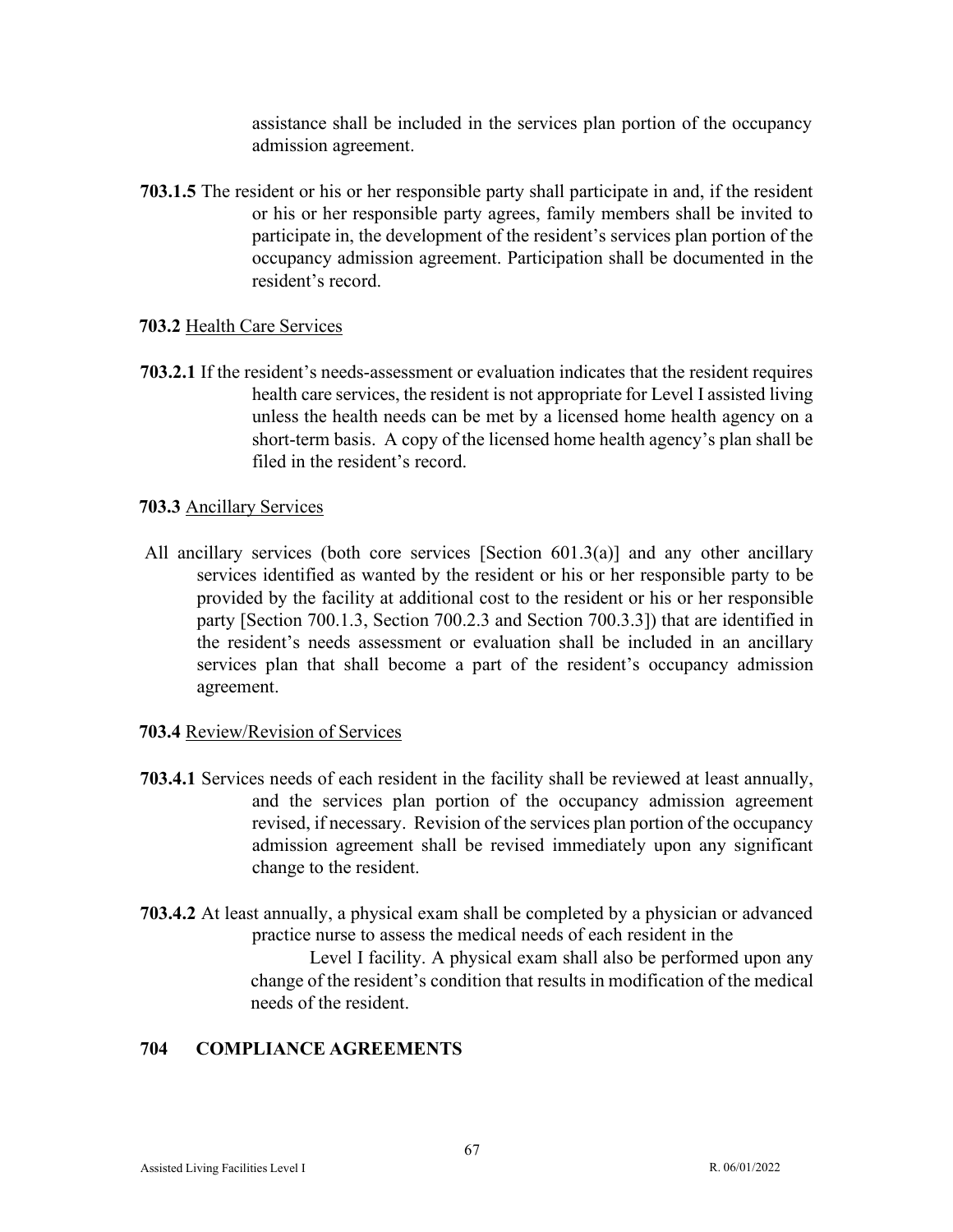assistance shall be included in the services plan portion of the occupancy admission agreement.

**703.1.5** The resident or his or her responsible party shall participate in and, if the resident or his or her responsible party agrees, family members shall be invited to participate in, the development of the resident's services plan portion of the occupancy admission agreement. Participation shall be documented in the resident's record.

**703.2** Health Care Services

**703.2.1** If the resident's needs-assessment or evaluation indicates that the resident requires health care services, the resident is not appropriate for Level I assisted living unless the health needs can be met by a licensed home health agency on a short-term basis. A copy of the licensed home health agency's plan shall be filed in the resident's record.

**703.3** Ancillary Services

All ancillary services (both core services [Section 601.3(a)] and any other ancillary services identified as wanted by the resident or his or her responsible party to be provided by the facility at additional cost to the resident or his or her responsible party [Section 700.1.3, Section 700.2.3 and Section 700.3.3]) that are identified in the resident's needs assessment or evaluation shall be included in an ancillary services plan that shall become a part of the resident's occupancy admission agreement.

**703.4** Review/Revision of Services

**703.4.1** Services needs of each resident in the facility shall be reviewed at least annually, and the services plan portion of the occupancy admission agreement revised, if necessary. Revision of the services plan portion of the occupancy admission agreement shall be revised immediately upon any significant change to the resident.

**703.4.2** At least annually, a physical exam shall be completed by a physician or advanced practice nurse to assess the medical needs of each resident in the Level I facility. A physical exam shall also be performed upon any change of the resident's condition that results in modification of the medical needs of the resident.

## 704 COMPLIANCE AGREEMENTS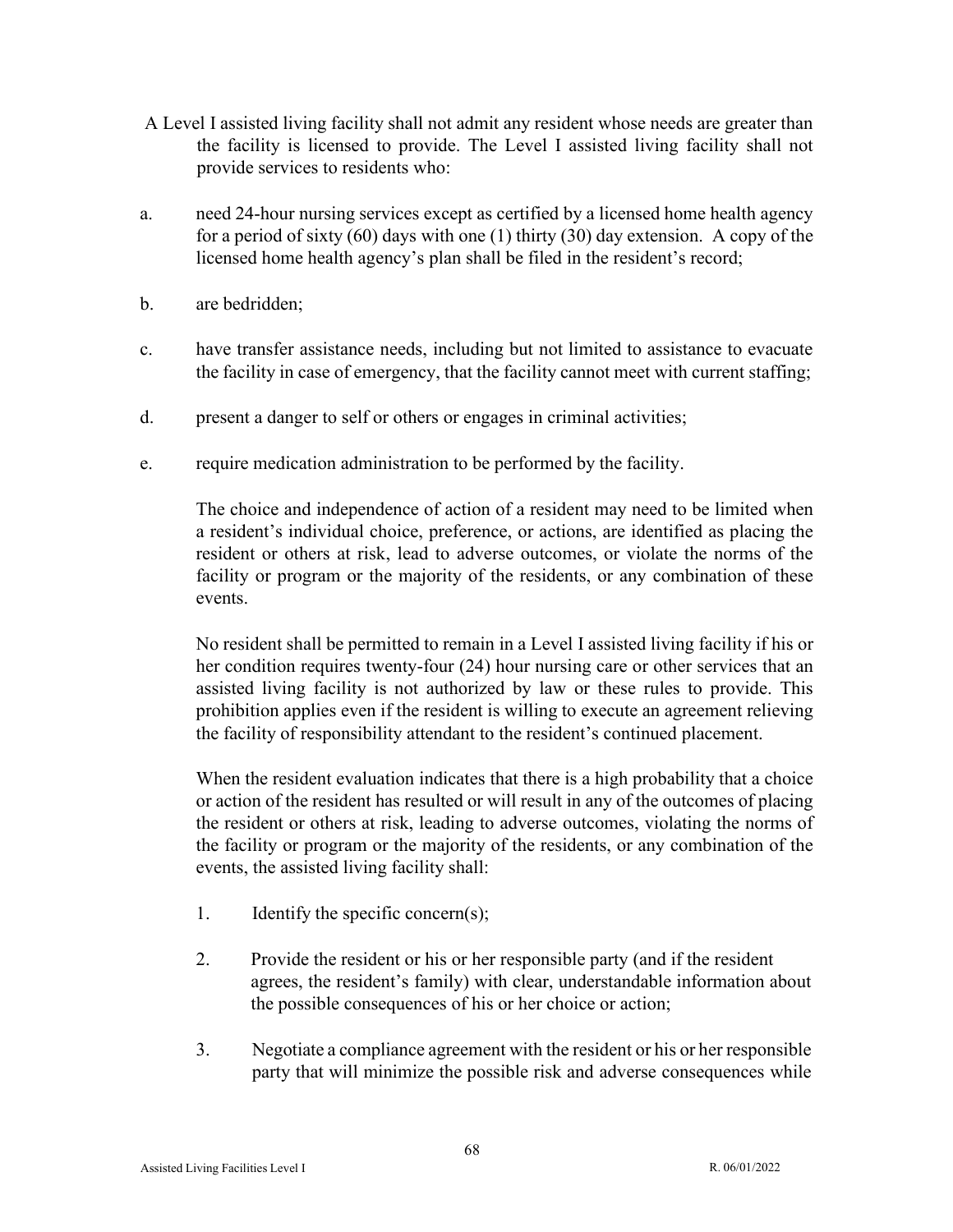A Level I assisted living facility shall not admit any resident whose needs are greater than the facility is licensed to provide. The Level I assisted living facility shall not provide services to residents who:

a. need 24-hour nursing services except as certified by a licensed home health agency for a period of sixty (60) days with one (1) thirty (30) day extension. A copy of the licensed home health agency's plan shall be filed in the resident's record;

b. are bedridden;

c. have transfer assistance needs, including but not limited to assistance to evacuate the facility in case of emergency, that the facility cannot meet with current staffing;

d. present a danger to self or others or engages in criminal activities;

e. require medication administration to be performed by the facility.

The choice and independence of action of a resident may need to be limited when a resident's individual choice, preference, or actions, are identified as placing the resident or others at risk, lead to adverse outcomes, or violate the norms of the facility or program or the majority of the residents, or any combination of these events.

No resident shall be permitted to remain in a Level I assisted living facility if his or her condition requires twenty-four (24) hour nursing care or other services that an assisted living facility is not authorized by law or these rules to provide. This prohibition applies even if the resident is willing to execute an agreement relieving the facility of responsibility attendant to the resident's continued placement.

When the resident evaluation indicates that there is a high probability that a choice or action of the resident has resulted or will result in any of the outcomes of placing the resident or others at risk, leading to adverse outcomes, violating the norms of the facility or program or the majority of the residents, or any combination of the events, the assisted living facility shall:

1. Identify the specific concern(s);

2. Provide the resident or his or her responsible party (and if the resident agrees, the resident's family) with clear, understandable information about the possible consequences of his or her choice or action;

3. Negotiate a compliance agreement with the resident or his or her responsible party that will minimize the possible risk and adverse consequences while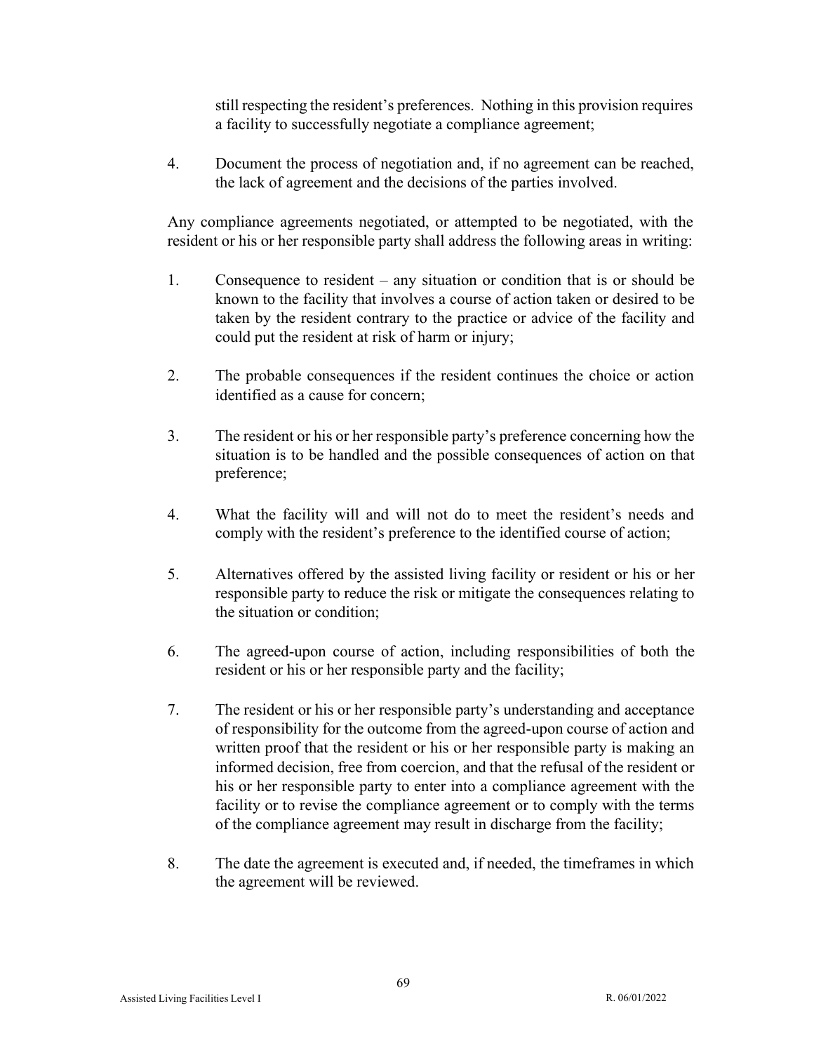still respecting the resident's preferences. Nothing in this provision requires a facility to successfully negotiate a compliance agreement;

4. Document the process of negotiation and, if no agreement can be reached, the lack of agreement and the decisions of the parties involved.

Any compliance agreements negotiated, or attempted to be negotiated, with the resident or his or her responsible party shall address the following areas in writing:

1. Consequence to resident – any situation or condition that is or should be known to the facility that involves a course of action taken or desired to be taken by the resident contrary to the practice or advice of the facility and could put the resident at risk of harm or injury;

2. The probable consequences if the resident continues the choice or action identified as a cause for concern;

3. The resident or his or her responsible party's preference concerning how the situation is to be handled and the possible consequences of action on that preference;

4. What the facility will and will not do to meet the resident's needs and comply with the resident's preference to the identified course of action;

5. Alternatives offered by the assisted living facility or resident or his or her responsible party to reduce the risk or mitigate the consequences relating to the situation or condition;

6. The agreed-upon course of action, including responsibilities of both the resident or his or her responsible party and the facility;

7. The resident or his or her responsible party's understanding and acceptance of responsibility for the outcome from the agreed-upon course of action and written proof that the resident or his or her responsible party is making an informed decision, free from coercion, and that the refusal of the resident or his or her responsible party to enter into a compliance agreement with the facility or to revise the compliance agreement or to comply with the terms of the compliance agreement may result in discharge from the facility;

8. The date the agreement is executed and, if needed, the timeframes in which the agreement will be reviewed.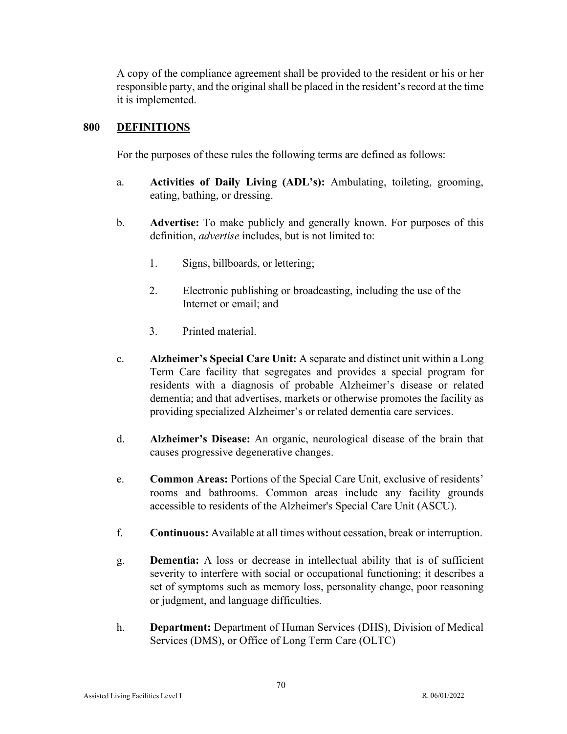A copy of the compliance agreement shall be provided to the resident or his or her responsible party, and the original shall be placed in the resident's record at the time it is implemented.

## 800 DEFINITIONS

For the purposes of these rules the following terms are defined as follows:

a. **Activities of Daily Living (ADL's):** Ambulating, toileting, grooming, eating, bathing, or dressing.

b. **Advertise:** To make publicly and generally known. For purposes of this definition, *advertise* includes, but is not limited to:

   1. Signs, billboards, or lettering;

   2. Electronic publishing or broadcasting, including the use of the Internet or email; and

   3. Printed material.

c. **Alzheimer's Special Care Unit:** A separate and distinct unit within a Long Term Care facility that segregates and provides a special program for residents with a diagnosis of probable Alzheimer's disease or related dementia; and that advertises, markets or otherwise promotes the facility as providing specialized Alzheimer's or related dementia care services.

d. **Alzheimer's Disease:** An organic, neurological disease of the brain that causes progressive degenerative changes.

e. **Common Areas:** Portions of the Special Care Unit, exclusive of residents' rooms and bathrooms. Common areas include any facility grounds accessible to residents of the Alzheimer's Special Care Unit (ASCU).

f. **Continuous:** Available at all times without cessation, break or interruption.

g. **Dementia:** A loss or decrease in intellectual ability that is of sufficient severity to interfere with social or occupational functioning; it describes a set of symptoms such as memory loss, personality change, poor reasoning or judgment, and language difficulties.

h. **Department:** Department of Human Services (DHS), Division of Medical Services (DMS), or Office of Long Term Care (OLTC)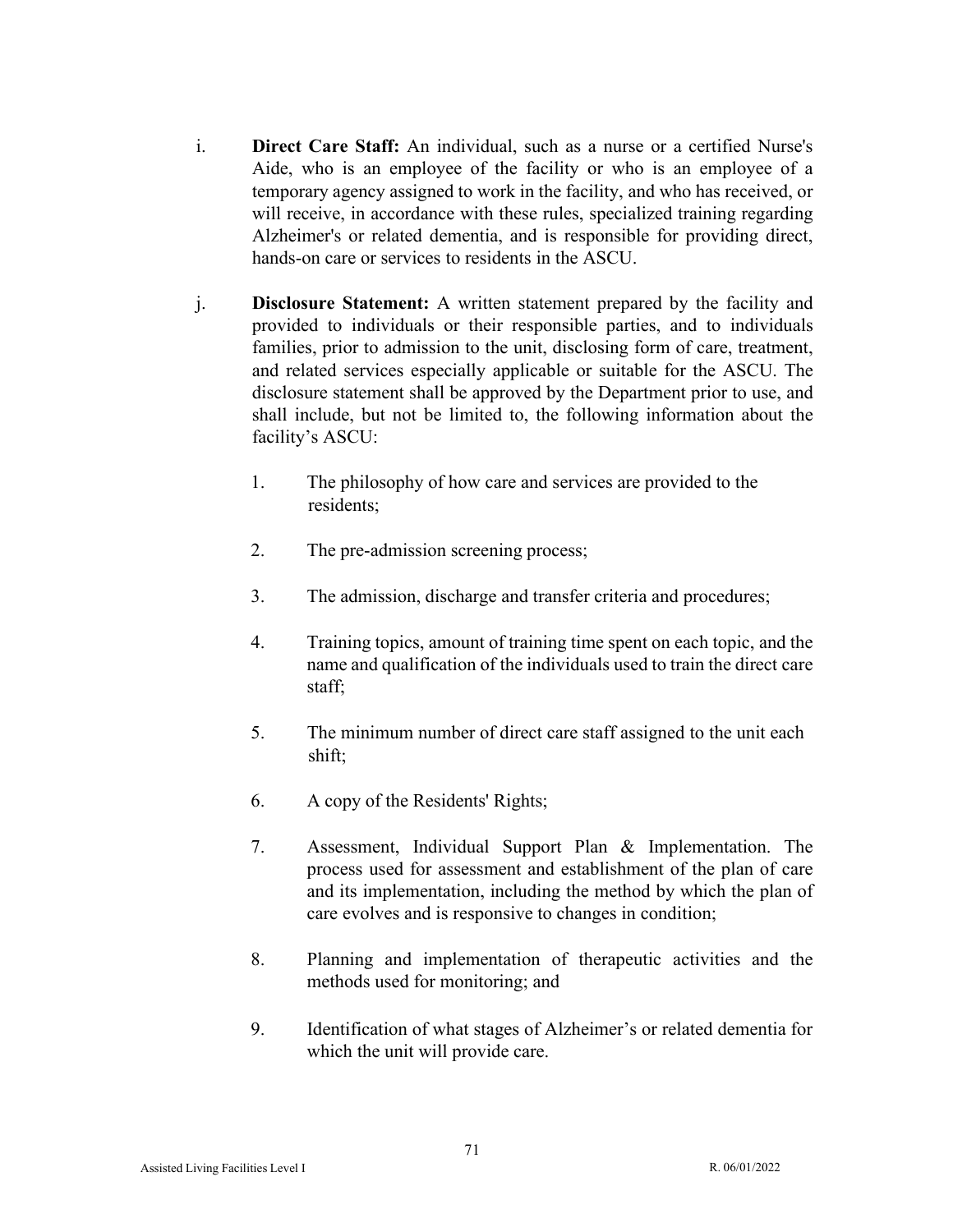i. **Direct Care Staff:** An individual, such as a nurse or a certified Nurse's Aide, who is an employee of the facility or who is an employee of a temporary agency assigned to work in the facility, and who has received, or will receive, in accordance with these rules, specialized training regarding Alzheimer's or related dementia, and is responsible for providing direct, hands-on care or services to residents in the ASCU.

j. **Disclosure Statement:** A written statement prepared by the facility and provided to individuals or their responsible parties, and to individuals families, prior to admission to the unit, disclosing form of care, treatment, and related services especially applicable or suitable for the ASCU. The disclosure statement shall be approved by the Department prior to use, and shall include, but not be limited to, the following information about the facility's ASCU:

1. The philosophy of how care and services are provided to the residents;
2. The pre-admission screening process;
3. The admission, discharge and transfer criteria and procedures;
4. Training topics, amount of training time spent on each topic, and the name and qualification of the individuals used to train the direct care staff;
5. The minimum number of direct care staff assigned to the unit each shift;
6. A copy of the Residents' Rights;
7. Assessment, Individual Support Plan & Implementation. The process used for assessment and establishment of the plan of care and its implementation, including the method by which the plan of care evolves and is responsive to changes in condition;
8. Planning and implementation of therapeutic activities and the methods used for monitoring; and
9. Identification of what stages of Alzheimer's or related dementia for which the unit will provide care.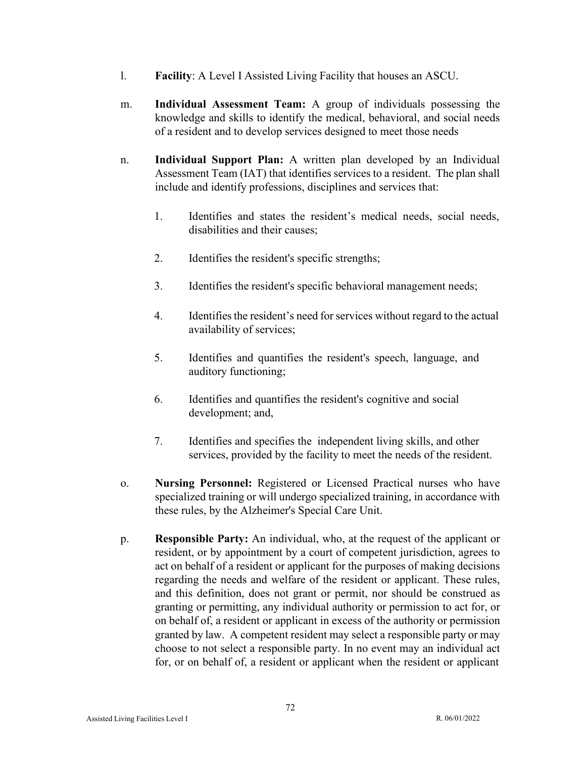l. **Facility**: A Level I Assisted Living Facility that houses an ASCU.

m. **Individual Assessment Team:** A group of individuals possessing the knowledge and skills to identify the medical, behavioral, and social needs of a resident and to develop services designed to meet those needs

n. **Individual Support Plan:** A written plan developed by an Individual Assessment Team (IAT) that identifies services to a resident. The plan shall include and identify professions, disciplines and services that:

   1. Identifies and states the resident's medical needs, social needs, disabilities and their causes;

   2. Identifies the resident's specific strengths;

   3. Identifies the resident's specific behavioral management needs;

   4. Identifies the resident's need for services without regard to the actual availability of services;

   5. Identifies and quantifies the resident's speech, language, and auditory functioning;

   6. Identifies and quantifies the resident's cognitive and social development; and,

   7. Identifies and specifies the independent living skills, and other services, provided by the facility to meet the needs of the resident.

o. **Nursing Personnel:** Registered or Licensed Practical nurses who have specialized training or will undergo specialized training, in accordance with these rules, by the Alzheimer's Special Care Unit.

p. **Responsible Party:** An individual, who, at the request of the applicant or resident, or by appointment by a court of competent jurisdiction, agrees to act on behalf of a resident or applicant for the purposes of making decisions regarding the needs and welfare of the resident or applicant. These rules, and this definition, does not grant or permit, nor should be construed as granting or permitting, any individual authority or permission to act for, or on behalf of, a resident or applicant in excess of the authority or permission granted by law. A competent resident may select a responsible party or may choose to not select a responsible party. In no event may an individual act for, or on behalf of, a resident or applicant when the resident or applicant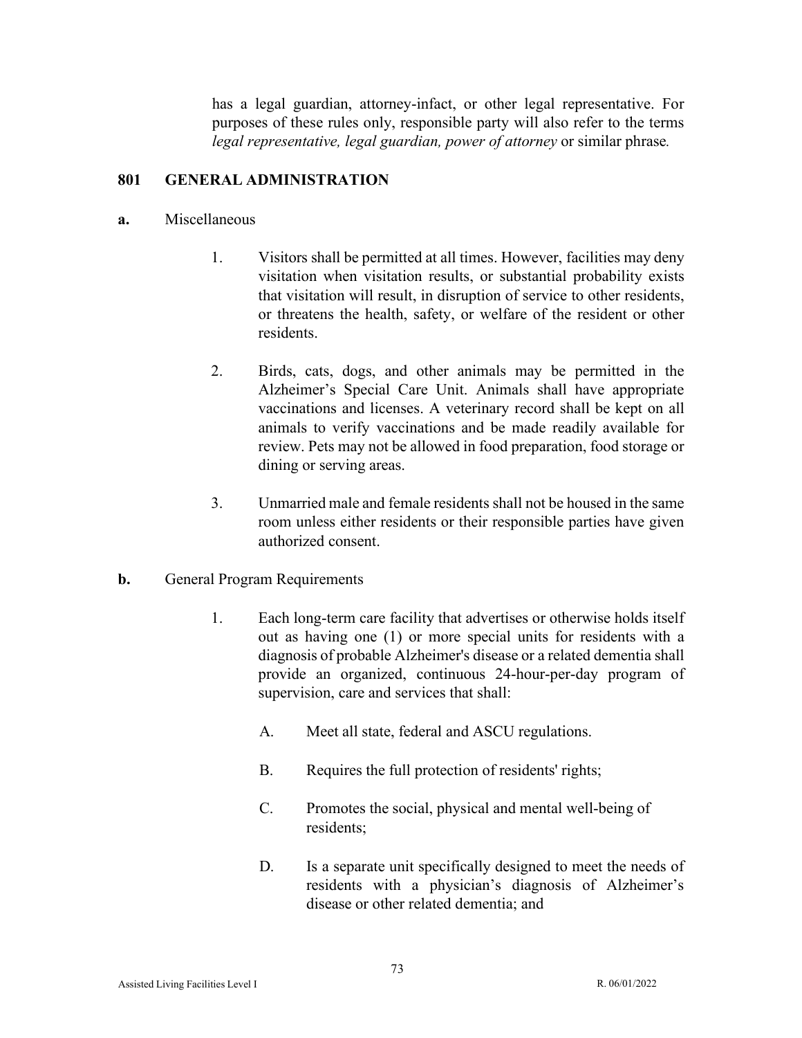has a legal guardian, attorney-infact, or other legal representative. For purposes of these rules only, responsible party will also refer to the terms *legal representative, legal guardian, power of attorney* or similar phrase.

## 801 GENERAL ADMINISTRATION

**a.** Miscellaneous

1. Visitors shall be permitted at all times. However, facilities may deny visitation when visitation results, or substantial probability exists that visitation will result, in disruption of service to other residents, or threatens the health, safety, or welfare of the resident or other residents.

2. Birds, cats, dogs, and other animals may be permitted in the Alzheimer's Special Care Unit. Animals shall have appropriate vaccinations and licenses. A veterinary record shall be kept on all animals to verify vaccinations and be made readily available for review. Pets may not be allowed in food preparation, food storage or dining or serving areas.

3. Unmarried male and female residents shall not be housed in the same room unless either residents or their responsible parties have given authorized consent.

**b.** General Program Requirements

1. Each long-term care facility that advertises or otherwise holds itself out as having one (1) or more special units for residents with a diagnosis of probable Alzheimer's disease or a related dementia shall provide an organized, continuous 24-hour-per-day program of supervision, care and services that shall:

   A. Meet all state, federal and ASCU regulations.

   B. Requires the full protection of residents' rights;

   C. Promotes the social, physical and mental well-being of residents;

   D. Is a separate unit specifically designed to meet the needs of residents with a physician's diagnosis of Alzheimer's disease or other related dementia; and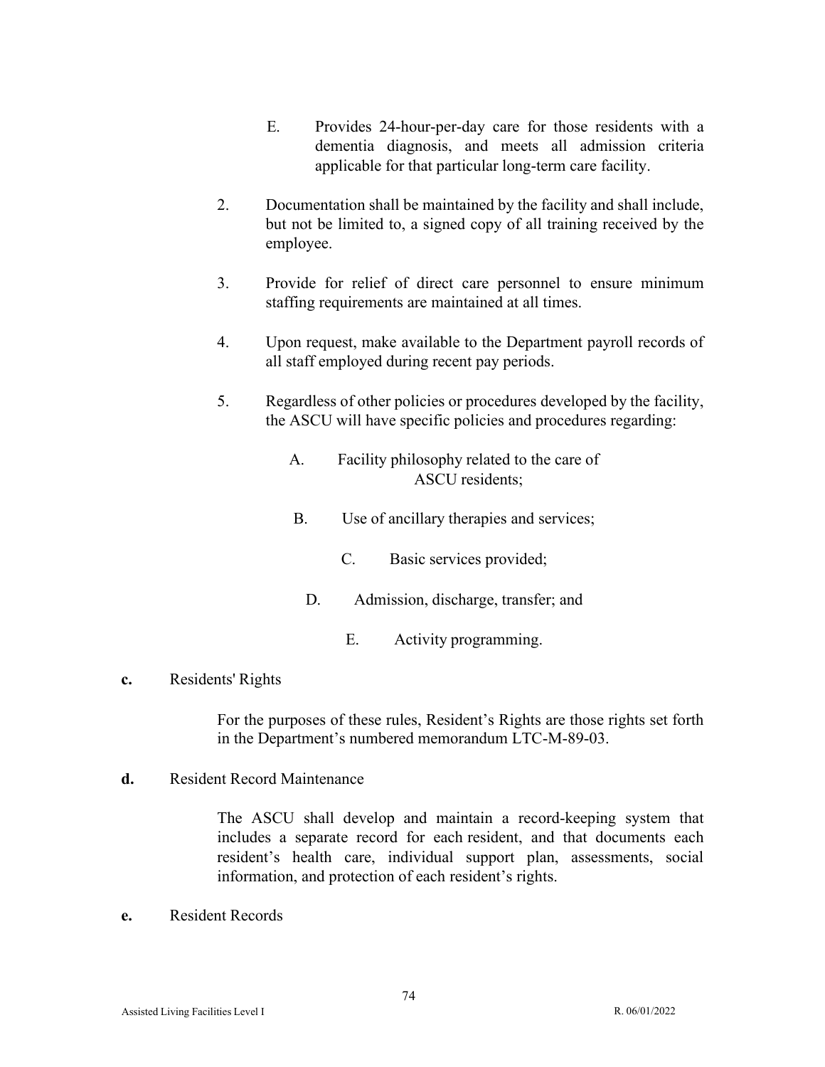E. Provides 24-hour-per-day care for those residents with a dementia diagnosis, and meets all admission criteria applicable for that particular long-term care facility.

2. Documentation shall be maintained by the facility and shall include, but not be limited to, a signed copy of all training received by the employee.

3. Provide for relief of direct care personnel to ensure minimum staffing requirements are maintained at all times.

4. Upon request, make available to the Department payroll records of all staff employed during recent pay periods.

5. Regardless of other policies or procedures developed by the facility, the ASCU will have specific policies and procedures regarding:

   A. Facility philosophy related to the care of ASCU residents;

   B. Use of ancillary therapies and services;

   C. Basic services provided;

   D. Admission, discharge, transfer; and

   E. Activity programming.

**c.** Residents' Rights

For the purposes of these rules, Resident's Rights are those rights set forth in the Department's numbered memorandum LTC-M-89-03.

**d.** Resident Record Maintenance

The ASCU shall develop and maintain a record-keeping system that includes a separate record for each resident, and that documents each resident's health care, individual support plan, assessments, social information, and protection of each resident's rights.

**e.** Resident Records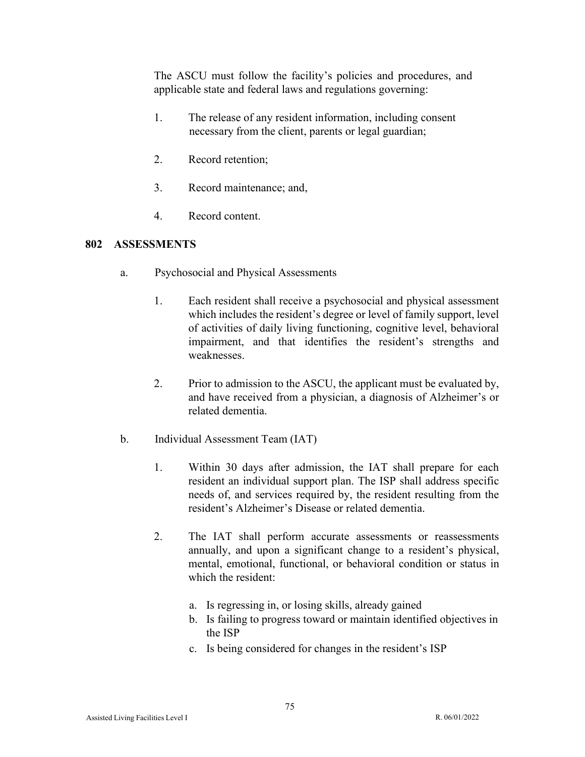The ASCU must follow the facility's policies and procedures, and applicable state and federal laws and regulations governing:

1. The release of any resident information, including consent necessary from the client, parents or legal guardian;

2. Record retention;

3. Record maintenance; and,

4. Record content.

## 802 ASSESSMENTS

a. Psychosocial and Physical Assessments

   1. Each resident shall receive a psychosocial and physical assessment which includes the resident's degree or level of family support, level of activities of daily living functioning, cognitive level, behavioral impairment, and that identifies the resident's strengths and weaknesses.

   2. Prior to admission to the ASCU, the applicant must be evaluated by, and have received from a physician, a diagnosis of Alzheimer's or related dementia.

b. Individual Assessment Team (IAT)

   1. Within 30 days after admission, the IAT shall prepare for each resident an individual support plan. The ISP shall address specific needs of, and services required by, the resident resulting from the resident's Alzheimer's Disease or related dementia.

   2. The IAT shall perform accurate assessments or reassessments annually, and upon a significant change to a resident's physical, mental, emotional, functional, or behavioral condition or status in which the resident:

      a. Is regressing in, or losing skills, already gained
      b. Is failing to progress toward or maintain identified objectives in the ISP
      c. Is being considered for changes in the resident's ISP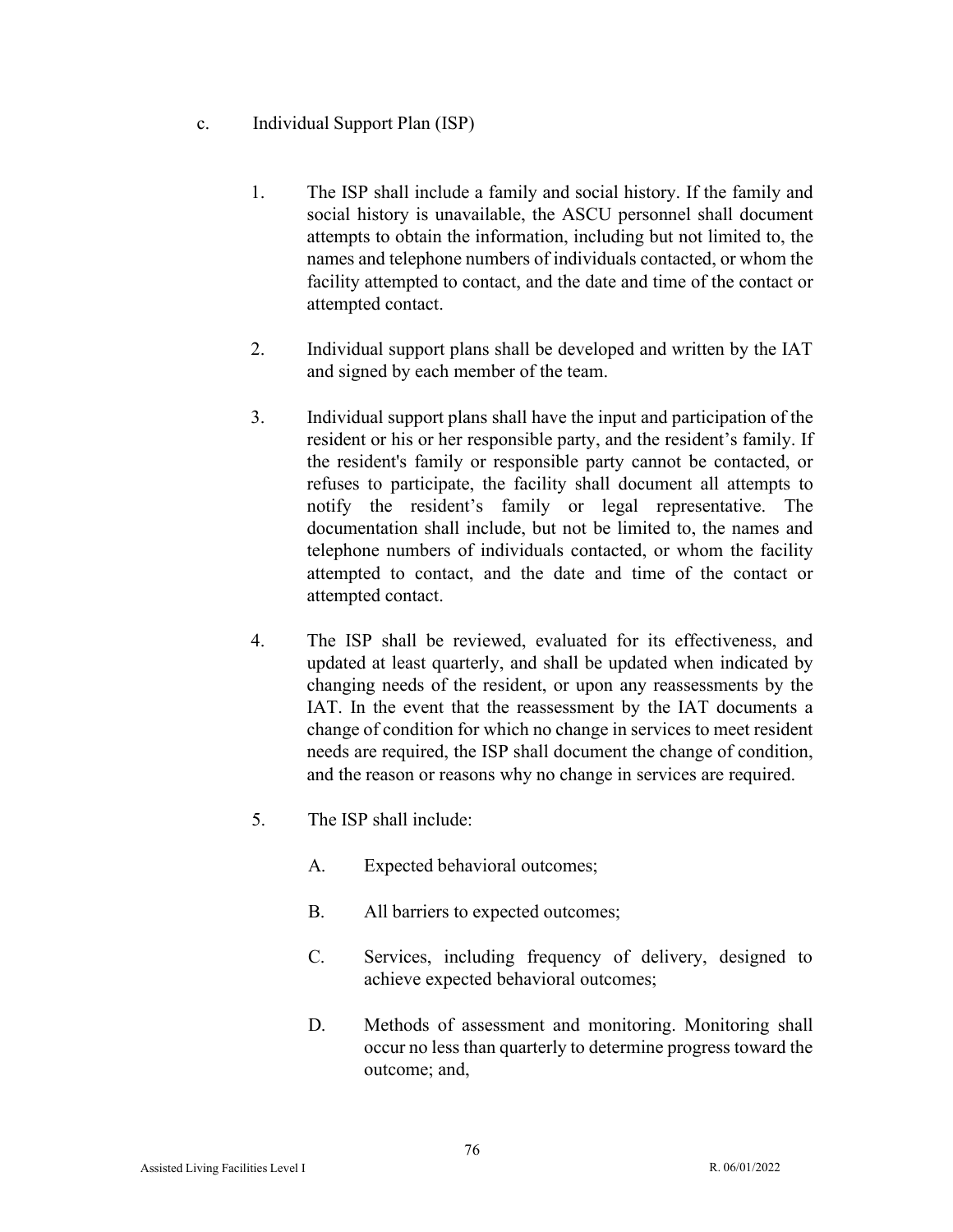c. Individual Support Plan (ISP)

1. The ISP shall include a family and social history. If the family and social history is unavailable, the ASCU personnel shall document attempts to obtain the information, including but not limited to, the names and telephone numbers of individuals contacted, or whom the facility attempted to contact, and the date and time of the contact or attempted contact.

2. Individual support plans shall be developed and written by the IAT and signed by each member of the team.

3. Individual support plans shall have the input and participation of the resident or his or her responsible party, and the resident's family. If the resident's family or responsible party cannot be contacted, or refuses to participate, the facility shall document all attempts to notify the resident's family or legal representative. The documentation shall include, but not be limited to, the names and telephone numbers of individuals contacted, or whom the facility attempted to contact, and the date and time of the contact or attempted contact.

4. The ISP shall be reviewed, evaluated for its effectiveness, and updated at least quarterly, and shall be updated when indicated by changing needs of the resident, or upon any reassessments by the IAT. In the event that the reassessment by the IAT documents a change of condition for which no change in services to meet resident needs are required, the ISP shall document the change of condition, and the reason or reasons why no change in services are required.

5. The ISP shall include:

   A. Expected behavioral outcomes;

   B. All barriers to expected outcomes;

   C. Services, including frequency of delivery, designed to achieve expected behavioral outcomes;

   D. Methods of assessment and monitoring. Monitoring shall occur no less than quarterly to determine progress toward the outcome; and,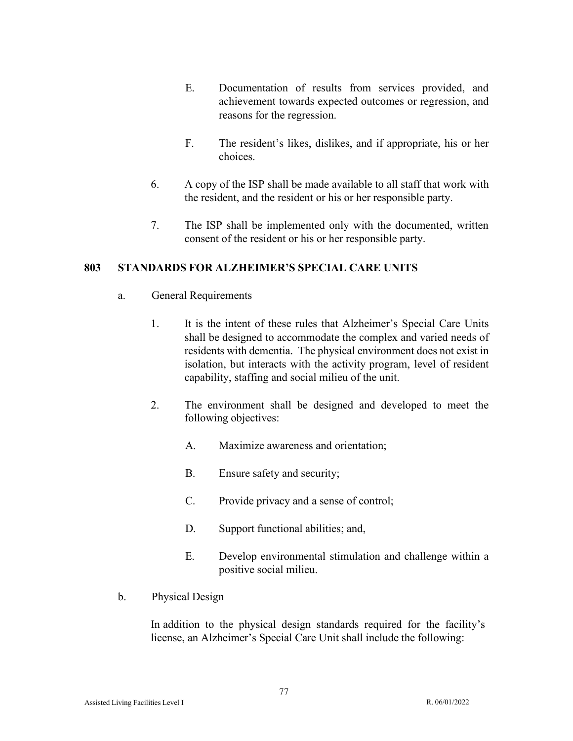E. Documentation of results from services provided, and achievement towards expected outcomes or regression, and reasons for the regression.

F. The resident's likes, dislikes, and if appropriate, his or her choices.

6. A copy of the ISP shall be made available to all staff that work with the resident, and the resident or his or her responsible party.

7. The ISP shall be implemented only with the documented, written consent of the resident or his or her responsible party.

## 803 STANDARDS FOR ALZHEIMER'S SPECIAL CARE UNITS

a. General Requirements

1. It is the intent of these rules that Alzheimer's Special Care Units shall be designed to accommodate the complex and varied needs of residents with dementia. The physical environment does not exist in isolation, but interacts with the activity program, level of resident capability, staffing and social milieu of the unit.

2. The environment shall be designed and developed to meet the following objectives:

A. Maximize awareness and orientation;

B. Ensure safety and security;

C. Provide privacy and a sense of control;

D. Support functional abilities; and,

E. Develop environmental stimulation and challenge within a positive social milieu.

b. Physical Design

In addition to the physical design standards required for the facility's license, an Alzheimer's Special Care Unit shall include the following: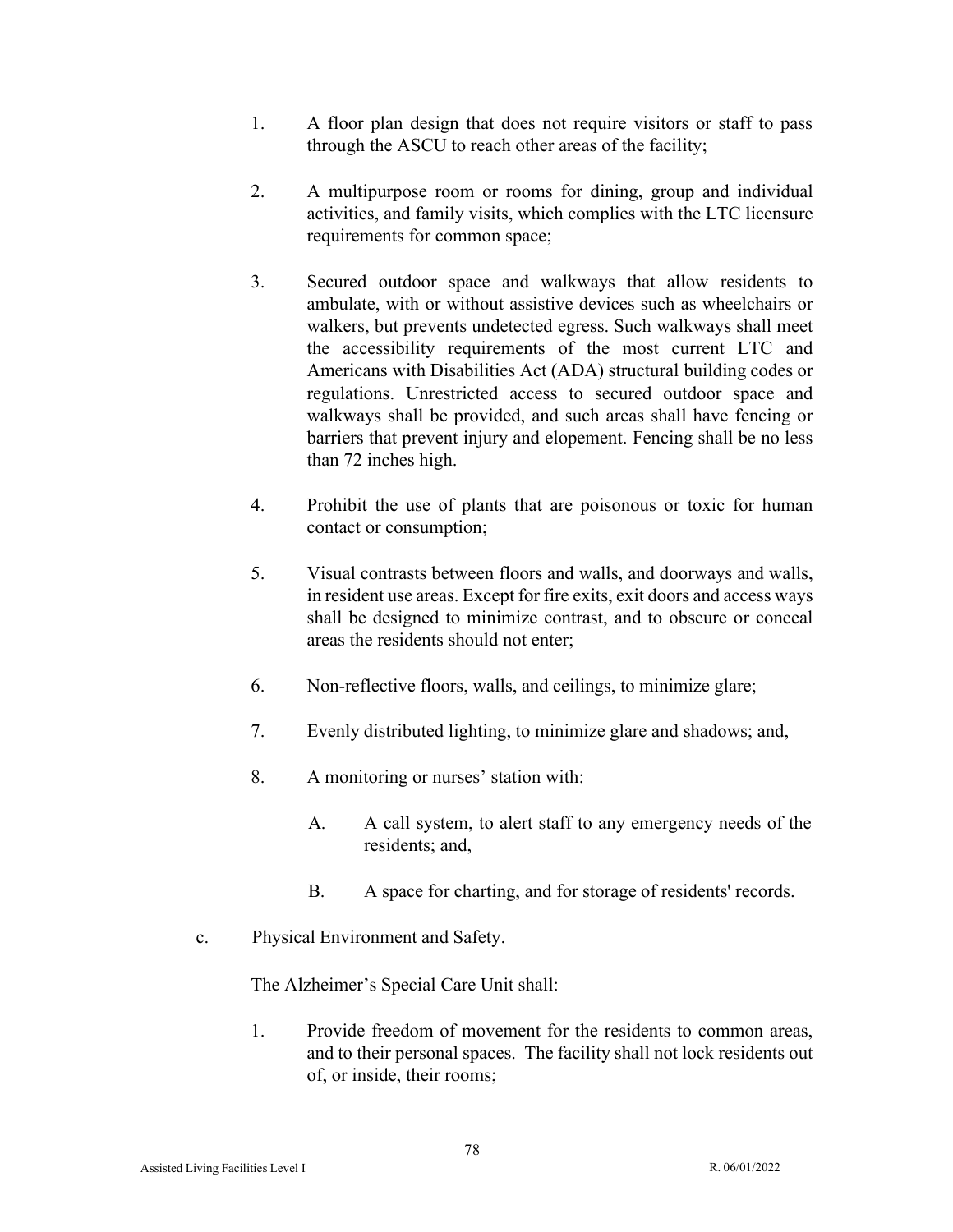1. A floor plan design that does not require visitors or staff to pass through the ASCU to reach other areas of the facility;

2. A multipurpose room or rooms for dining, group and individual activities, and family visits, which complies with the LTC licensure requirements for common space;

3. Secured outdoor space and walkways that allow residents to ambulate, with or without assistive devices such as wheelchairs or walkers, but prevents undetected egress. Such walkways shall meet the accessibility requirements of the most current LTC and Americans with Disabilities Act (ADA) structural building codes or regulations. Unrestricted access to secured outdoor space and walkways shall be provided, and such areas shall have fencing or barriers that prevent injury and elopement. Fencing shall be no less than 72 inches high.

4. Prohibit the use of plants that are poisonous or toxic for human contact or consumption;

5. Visual contrasts between floors and walls, and doorways and walls, in resident use areas. Except for fire exits, exit doors and access ways shall be designed to minimize contrast, and to obscure or conceal areas the residents should not enter;

6. Non-reflective floors, walls, and ceilings, to minimize glare;

7. Evenly distributed lighting, to minimize glare and shadows; and,

8. A monitoring or nurses' station with:

   A. A call system, to alert staff to any emergency needs of the residents; and,

   B. A space for charting, and for storage of residents' records.

c. Physical Environment and Safety.

The Alzheimer's Special Care Unit shall:

1. Provide freedom of movement for the residents to common areas, and to their personal spaces. The facility shall not lock residents out of, or inside, their rooms;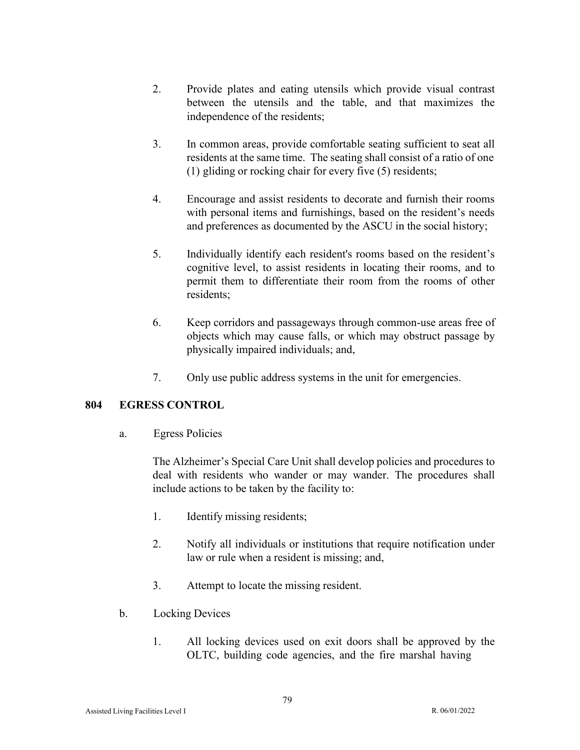2. Provide plates and eating utensils which provide visual contrast between the utensils and the table, and that maximizes the independence of the residents;

3. In common areas, provide comfortable seating sufficient to seat all residents at the same time. The seating shall consist of a ratio of one (1) gliding or rocking chair for every five (5) residents;

4. Encourage and assist residents to decorate and furnish their rooms with personal items and furnishings, based on the resident's needs and preferences as documented by the ASCU in the social history;

5. Individually identify each resident's rooms based on the resident's cognitive level, to assist residents in locating their rooms, and to permit them to differentiate their room from the rooms of other residents;

6. Keep corridors and passageways through common-use areas free of objects which may cause falls, or which may obstruct passage by physically impaired individuals; and,

7. Only use public address systems in the unit for emergencies.

## 804 EGRESS CONTROL

a. Egress Policies

The Alzheimer's Special Care Unit shall develop policies and procedures to deal with residents who wander or may wander. The procedures shall include actions to be taken by the facility to:

1. Identify missing residents;

2. Notify all individuals or institutions that require notification under law or rule when a resident is missing; and,

3. Attempt to locate the missing resident.

b. Locking Devices

1. All locking devices used on exit doors shall be approved by the OLTC, building code agencies, and the fire marshal having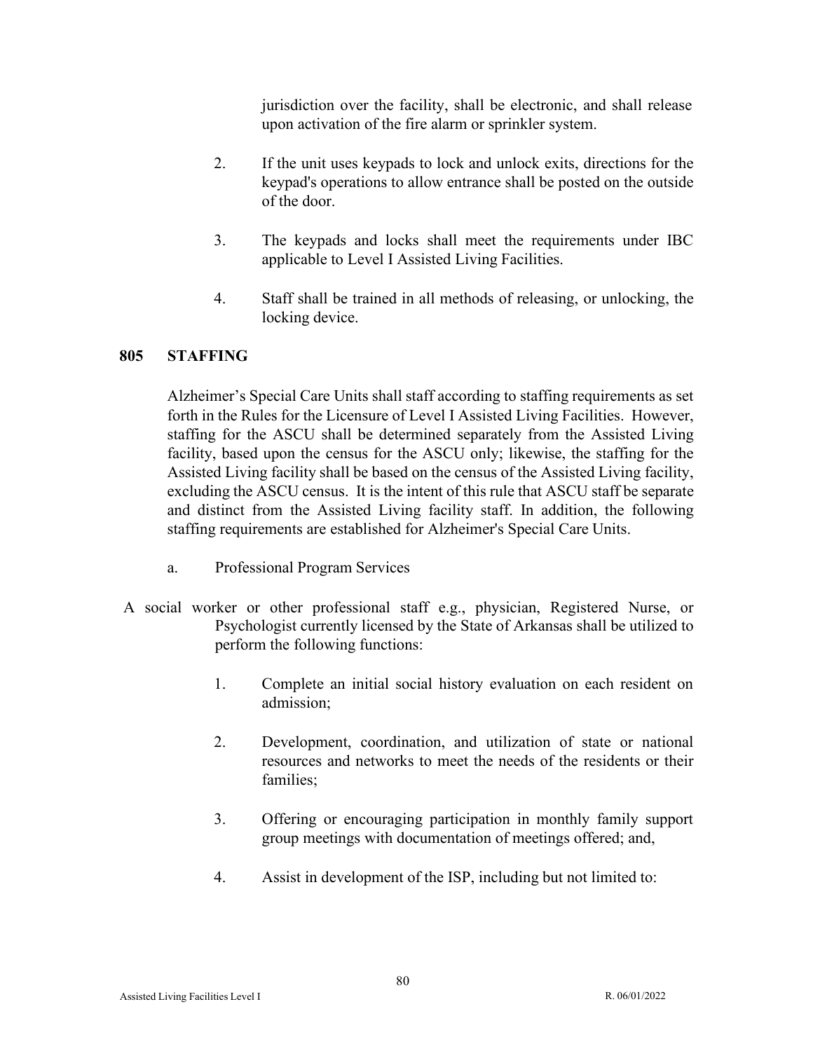jurisdiction over the facility, shall be electronic, and shall release upon activation of the fire alarm or sprinkler system.

2. If the unit uses keypads to lock and unlock exits, directions for the keypad's operations to allow entrance shall be posted on the outside of the door.

3. The keypads and locks shall meet the requirements under IBC applicable to Level I Assisted Living Facilities.

4. Staff shall be trained in all methods of releasing, or unlocking, the locking device.

## 805 STAFFING

Alzheimer's Special Care Units shall staff according to staffing requirements as set forth in the Rules for the Licensure of Level I Assisted Living Facilities. However, staffing for the ASCU shall be determined separately from the Assisted Living facility, based upon the census for the ASCU only; likewise, the staffing for the Assisted Living facility shall be based on the census of the Assisted Living facility, excluding the ASCU census. It is the intent of this rule that ASCU staff be separate and distinct from the Assisted Living facility staff. In addition, the following staffing requirements are established for Alzheimer's Special Care Units.

a. Professional Program Services

A social worker or other professional staff e.g., physician, Registered Nurse, or Psychologist currently licensed by the State of Arkansas shall be utilized to perform the following functions:

1. Complete an initial social history evaluation on each resident on admission;

2. Development, coordination, and utilization of state or national resources and networks to meet the needs of the residents or their families;

3. Offering or encouraging participation in monthly family support group meetings with documentation of meetings offered; and,

4. Assist in development of the ISP, including but not limited to: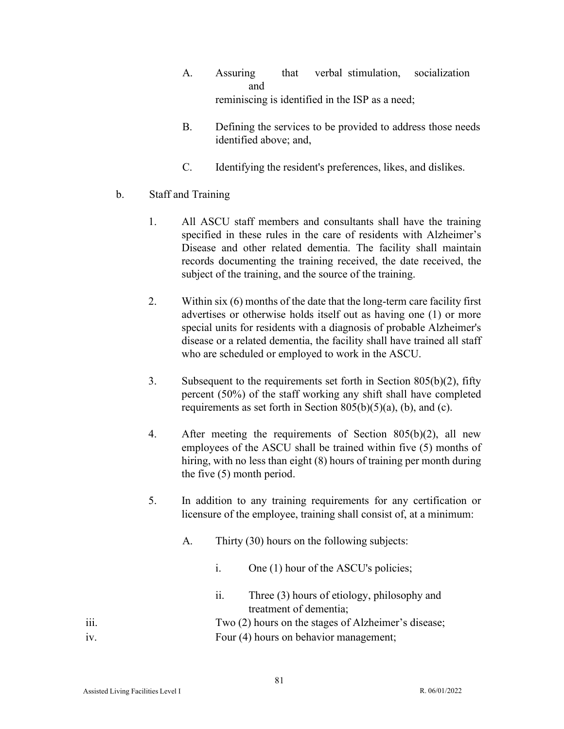A. Assuring that verbal stimulation, socialization and reminiscing is identified in the ISP as a need;

B. Defining the services to be provided to address those needs identified above; and,

C. Identifying the resident's preferences, likes, and dislikes.

b. Staff and Training

1. All ASCU staff members and consultants shall have the training specified in these rules in the care of residents with Alzheimer's Disease and other related dementia. The facility shall maintain records documenting the training received, the date received, the subject of the training, and the source of the training.

2. Within six (6) months of the date that the long-term care facility first advertises or otherwise holds itself out as having one (1) or more special units for residents with a diagnosis of probable Alzheimer's disease or a related dementia, the facility shall have trained all staff who are scheduled or employed to work in the ASCU.

3. Subsequent to the requirements set forth in Section 805(b)(2), fifty percent (50%) of the staff working any shift shall have completed requirements as set forth in Section 805(b)(5)(a), (b), and (c).

4. After meeting the requirements of Section 805(b)(2), all new employees of the ASCU shall be trained within five (5) months of hiring, with no less than eight (8) hours of training per month during the five (5) month period.

5. In addition to any training requirements for any certification or licensure of the employee, training shall consist of, at a minimum:

A. Thirty (30) hours on the following subjects:

i. One (1) hour of the ASCU's policies;

ii. Three (3) hours of etiology, philosophy and treatment of dementia;

iii. Two (2) hours on the stages of Alzheimer's disease;

iv. Four (4) hours on behavior management;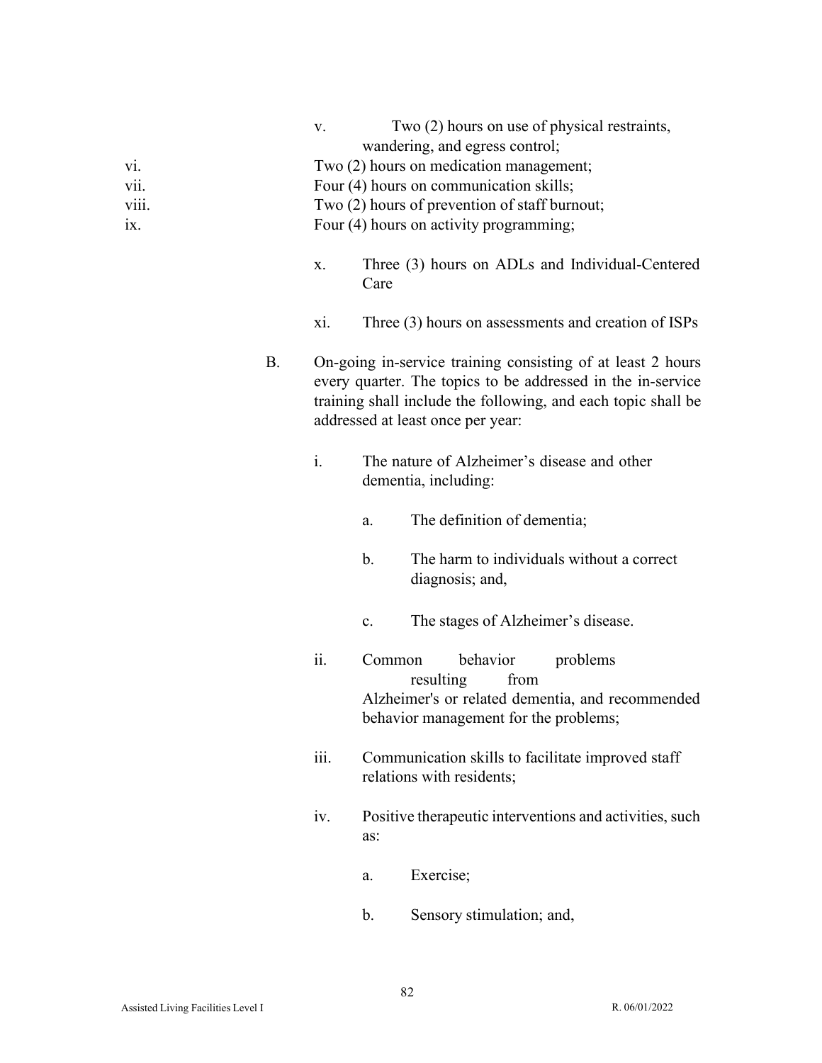v. Two (2) hours on use of physical restraints, wandering, and egress control;

vi. Two (2) hours on medication management;

vii. Four (4) hours on communication skills;

viii. Two (2) hours of prevention of staff burnout;

ix. Four (4) hours on activity programming;

x. Three (3) hours on ADLs and Individual-Centered Care

xi. Three (3) hours on assessments and creation of ISPs

B. On-going in-service training consisting of at least 2 hours every quarter. The topics to be addressed in the in-service training shall include the following, and each topic shall be addressed at least once per year:

i. The nature of Alzheimer's disease and other dementia, including:

a. The definition of dementia;

b. The harm to individuals without a correct diagnosis; and,

c. The stages of Alzheimer's disease.

ii. Common behavior problems resulting from Alzheimer's or related dementia, and recommended behavior management for the problems;

iii. Communication skills to facilitate improved staff relations with residents;

iv. Positive therapeutic interventions and activities, such as:

a. Exercise;

b. Sensory stimulation; and,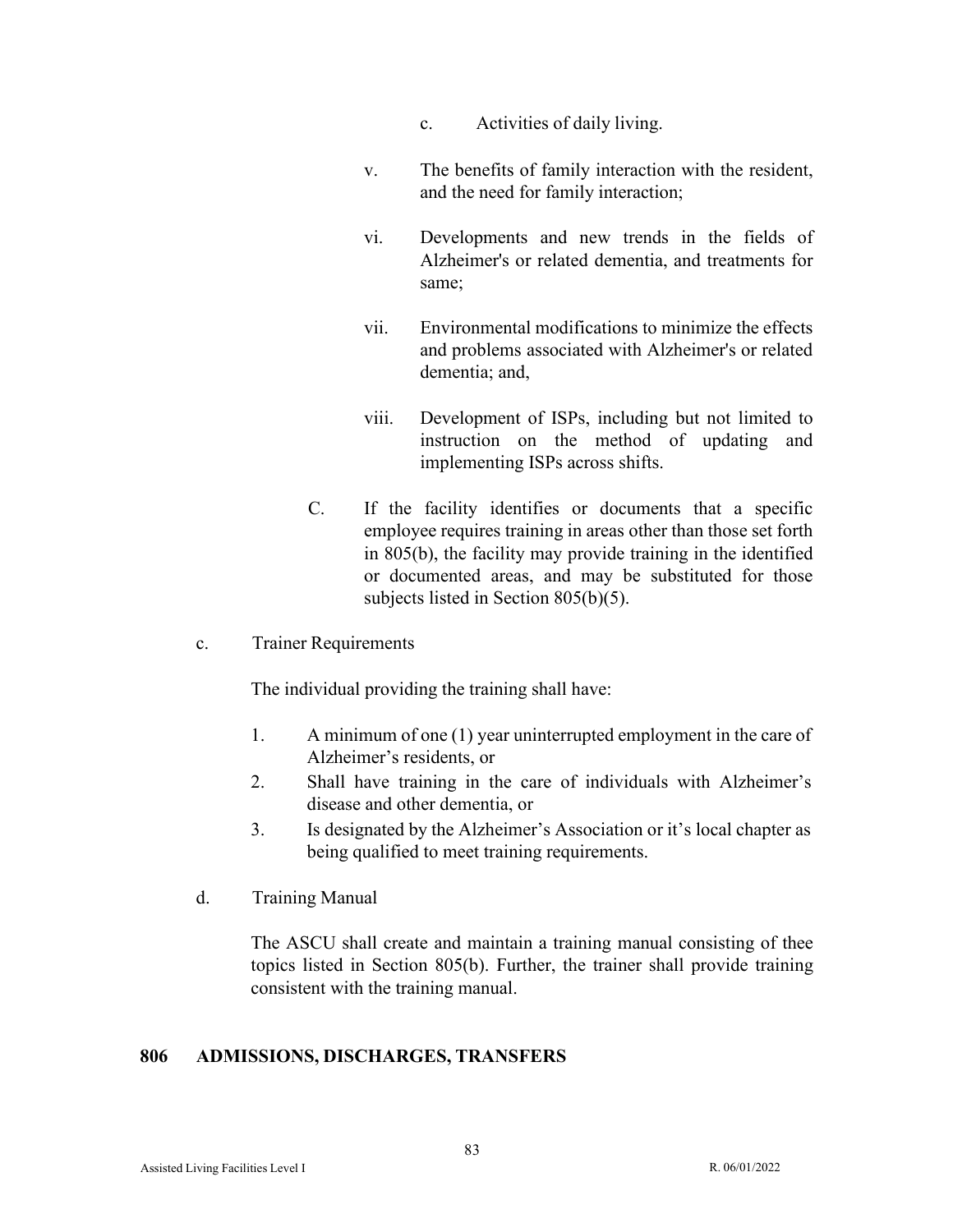c. Activities of daily living.

v. The benefits of family interaction with the resident, and the need for family interaction;

vi. Developments and new trends in the fields of Alzheimer's or related dementia, and treatments for same;

vii. Environmental modifications to minimize the effects and problems associated with Alzheimer's or related dementia; and,

viii. Development of ISPs, including but not limited to instruction on the method of updating and implementing ISPs across shifts.

C. If the facility identifies or documents that a specific employee requires training in areas other than those set forth in 805(b), the facility may provide training in the identified or documented areas, and may be substituted for those subjects listed in Section 805(b)(5).

c. Trainer Requirements

The individual providing the training shall have:

1. A minimum of one (1) year uninterrupted employment in the care of Alzheimer's residents, or
2. Shall have training in the care of individuals with Alzheimer's disease and other dementia, or
3. Is designated by the Alzheimer's Association or it's local chapter as being qualified to meet training requirements.

d. Training Manual

The ASCU shall create and maintain a training manual consisting of thee topics listed in Section 805(b). Further, the trainer shall provide training consistent with the training manual.

## 806 ADMISSIONS, DISCHARGES, TRANSFERS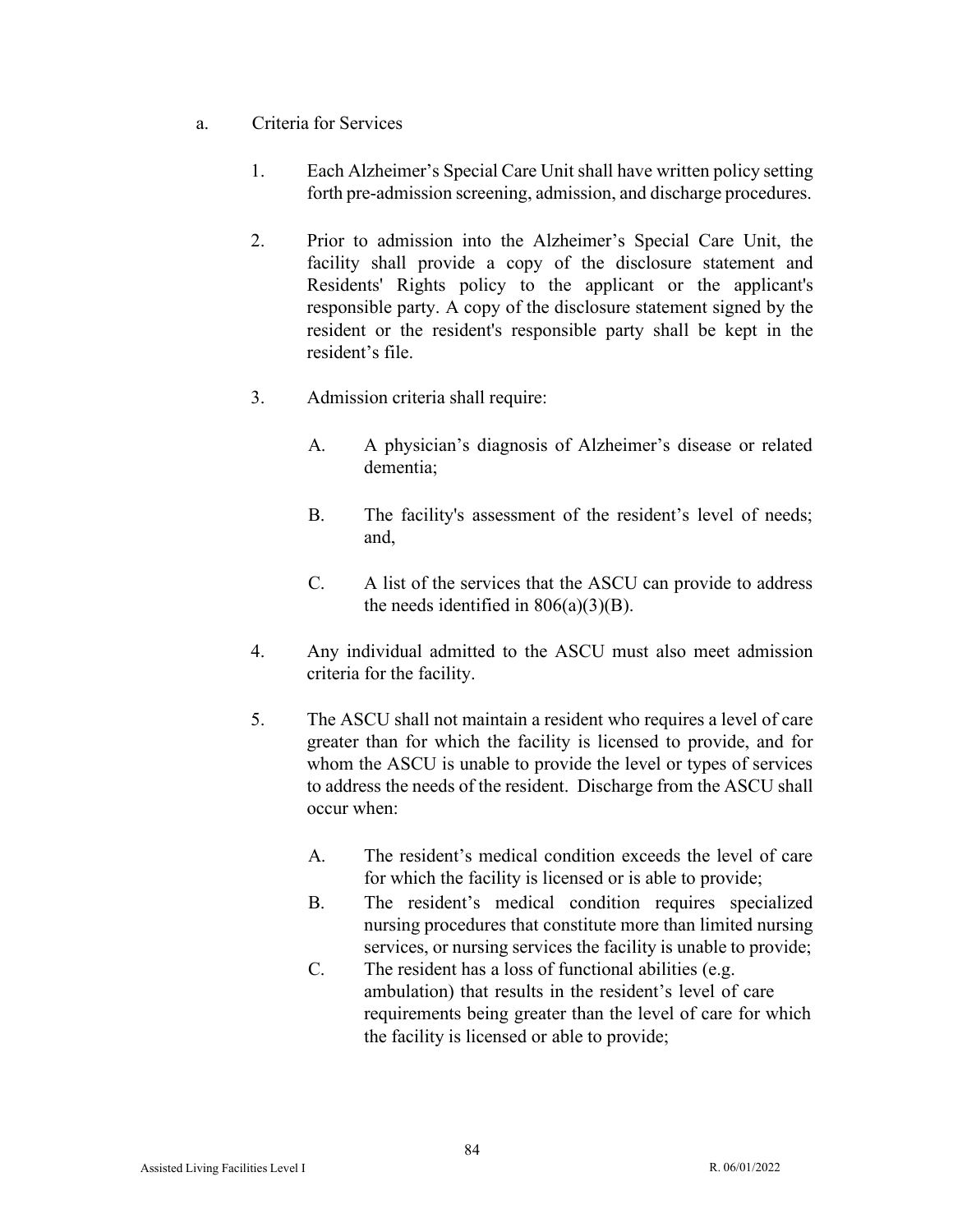a. Criteria for Services

1. Each Alzheimer's Special Care Unit shall have written policy setting forth pre-admission screening, admission, and discharge procedures.

2. Prior to admission into the Alzheimer's Special Care Unit, the facility shall provide a copy of the disclosure statement and Residents' Rights policy to the applicant or the applicant's responsible party. A copy of the disclosure statement signed by the resident or the resident's responsible party shall be kept in the resident's file.

3. Admission criteria shall require:

   A. A physician's diagnosis of Alzheimer's disease or related dementia;

   B. The facility's assessment of the resident's level of needs; and,

   C. A list of the services that the ASCU can provide to address the needs identified in 806(a)(3)(B).

4. Any individual admitted to the ASCU must also meet admission criteria for the facility.

5. The ASCU shall not maintain a resident who requires a level of care greater than for which the facility is licensed to provide, and for whom the ASCU is unable to provide the level or types of services to address the needs of the resident. Discharge from the ASCU shall occur when:

   A. The resident's medical condition exceeds the level of care for which the facility is licensed or is able to provide;
   B. The resident's medical condition requires specialized nursing procedures that constitute more than limited nursing services, or nursing services the facility is unable to provide;
   C. The resident has a loss of functional abilities (e.g. ambulation) that results in the resident's level of care requirements being greater than the level of care for which the facility is licensed or able to provide;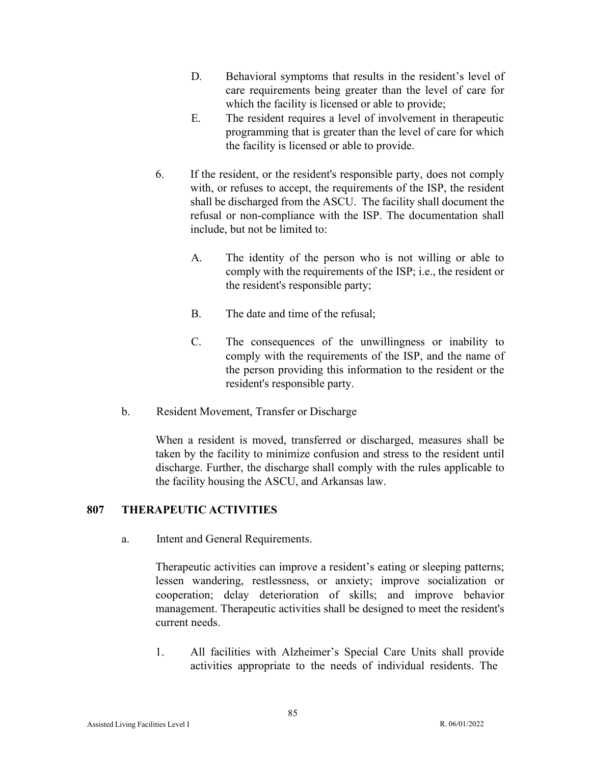D. Behavioral symptoms that results in the resident's level of care requirements being greater than the level of care for which the facility is licensed or able to provide;

E. The resident requires a level of involvement in therapeutic programming that is greater than the level of care for which the facility is licensed or able to provide.

6. If the resident, or the resident's responsible party, does not comply with, or refuses to accept, the requirements of the ISP, the resident shall be discharged from the ASCU. The facility shall document the refusal or non-compliance with the ISP. The documentation shall include, but not be limited to:

   A. The identity of the person who is not willing or able to comply with the requirements of the ISP; i.e., the resident or the resident's responsible party;

   B. The date and time of the refusal;

   C. The consequences of the unwillingness or inability to comply with the requirements of the ISP, and the name of the person providing this information to the resident or the resident's responsible party.

b. Resident Movement, Transfer or Discharge

When a resident is moved, transferred or discharged, measures shall be taken by the facility to minimize confusion and stress to the resident until discharge. Further, the discharge shall comply with the rules applicable to the facility housing the ASCU, and Arkansas law.

## 807 THERAPEUTIC ACTIVITIES

a. Intent and General Requirements.

Therapeutic activities can improve a resident's eating or sleeping patterns; lessen wandering, restlessness, or anxiety; improve socialization or cooperation; delay deterioration of skills; and improve behavior management. Therapeutic activities shall be designed to meet the resident's current needs.

1. All facilities with Alzheimer's Special Care Units shall provide activities appropriate to the needs of individual residents. The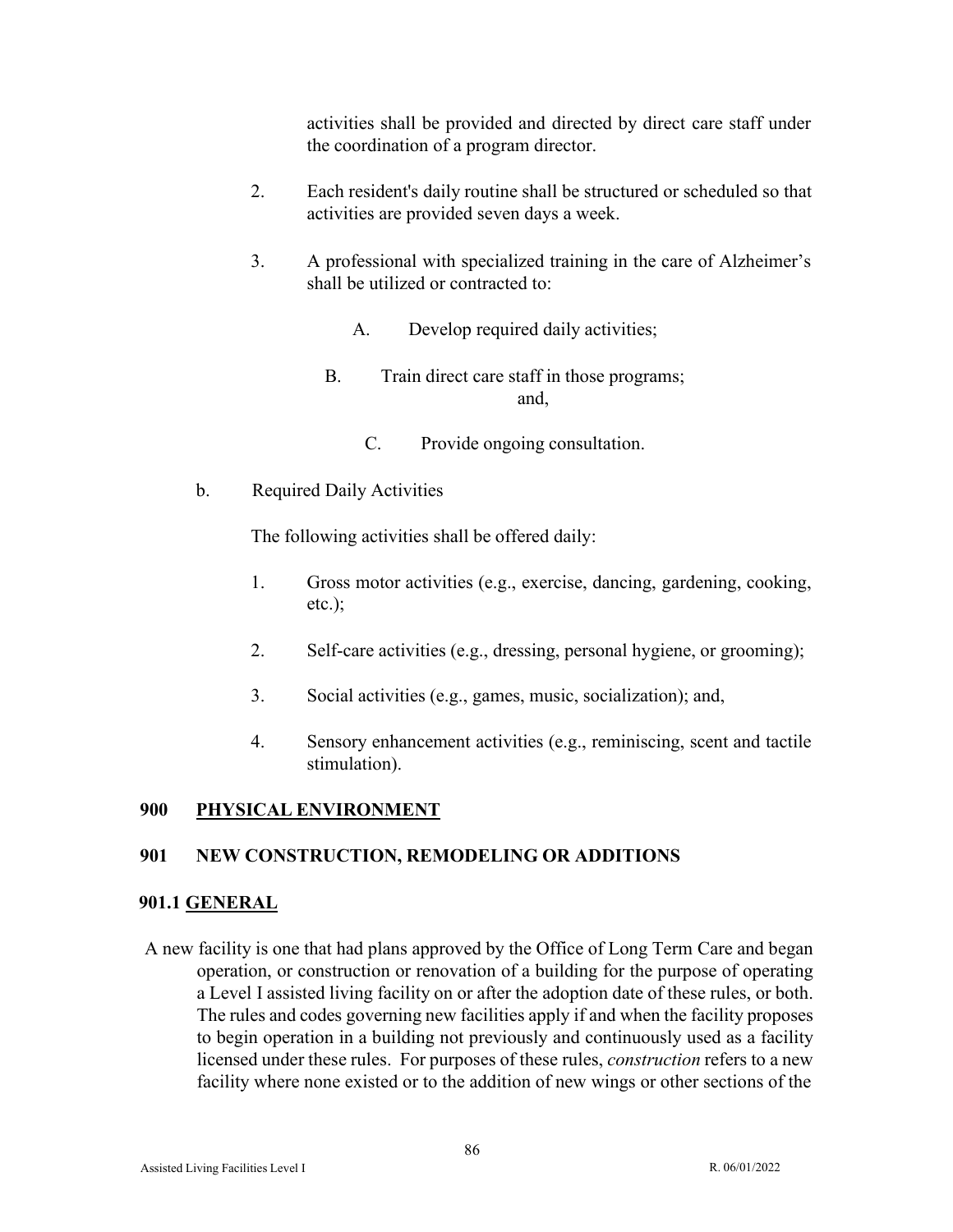activities shall be provided and directed by direct care staff under the coordination of a program director.

2. Each resident's daily routine shall be structured or scheduled so that activities are provided seven days a week.

3. A professional with specialized training in the care of Alzheimer's shall be utilized or contracted to:

   A. Develop required daily activities;

   B. Train direct care staff in those programs; and,

   C. Provide ongoing consultation.

b. Required Daily Activities

The following activities shall be offered daily:

1. Gross motor activities (e.g., exercise, dancing, gardening, cooking, etc.);

2. Self-care activities (e.g., dressing, personal hygiene, or grooming);

3. Social activities (e.g., games, music, socialization); and,

4. Sensory enhancement activities (e.g., reminiscing, scent and tactile stimulation).

## 900 PHYSICAL ENVIRONMENT

## 901 NEW CONSTRUCTION, REMODELING OR ADDITIONS

### 901.1 GENERAL

A new facility is one that had plans approved by the Office of Long Term Care and began operation, or construction or renovation of a building for the purpose of operating a Level I assisted living facility on or after the adoption date of these rules, or both. The rules and codes governing new facilities apply if and when the facility proposes to begin operation in a building not previously and continuously used as a facility licensed under these rules. For purposes of these rules, *construction* refers to a new facility where none existed or to the addition of new wings or other sections of the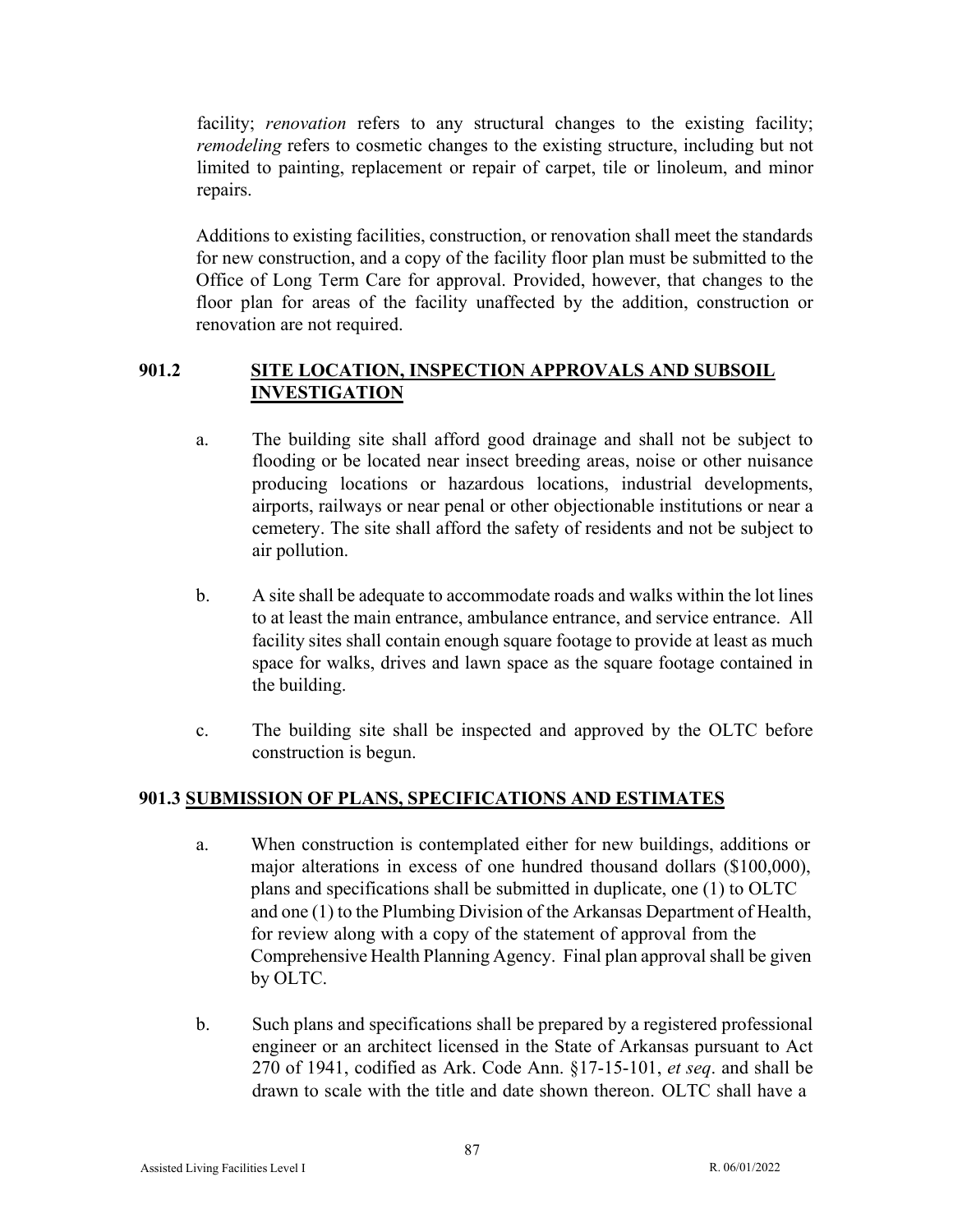facility; *renovation* refers to any structural changes to the existing facility; *remodeling* refers to cosmetic changes to the existing structure, including but not limited to painting, replacement or repair of carpet, tile or linoleum, and minor repairs.

Additions to existing facilities, construction, or renovation shall meet the standards for new construction, and a copy of the facility floor plan must be submitted to the Office of Long Term Care for approval. Provided, however, that changes to the floor plan for areas of the facility unaffected by the addition, construction or renovation are not required.

## 901.2 SITE LOCATION, INSPECTION APPROVALS AND SUBSOIL INVESTIGATION

a. The building site shall afford good drainage and shall not be subject to flooding or be located near insect breeding areas, noise or other nuisance producing locations or hazardous locations, industrial developments, airports, railways or near penal or other objectionable institutions or near a cemetery. The site shall afford the safety of residents and not be subject to air pollution.

b. A site shall be adequate to accommodate roads and walks within the lot lines to at least the main entrance, ambulance entrance, and service entrance. All facility sites shall contain enough square footage to provide at least as much space for walks, drives and lawn space as the square footage contained in the building.

c. The building site shall be inspected and approved by the OLTC before construction is begun.

## 901.3 SUBMISSION OF PLANS, SPECIFICATIONS AND ESTIMATES

a. When construction is contemplated either for new buildings, additions or major alterations in excess of one hundred thousand dollars ($100,000), plans and specifications shall be submitted in duplicate, one (1) to OLTC and one (1) to the Plumbing Division of the Arkansas Department of Health, for review along with a copy of the statement of approval from the Comprehensive Health Planning Agency. Final plan approval shall be given by OLTC.

b. Such plans and specifications shall be prepared by a registered professional engineer or an architect licensed in the State of Arkansas pursuant to Act 270 of 1941, codified as Ark. Code Ann. §17-15-101, *et seq*. and shall be drawn to scale with the title and date shown thereon. OLTC shall have a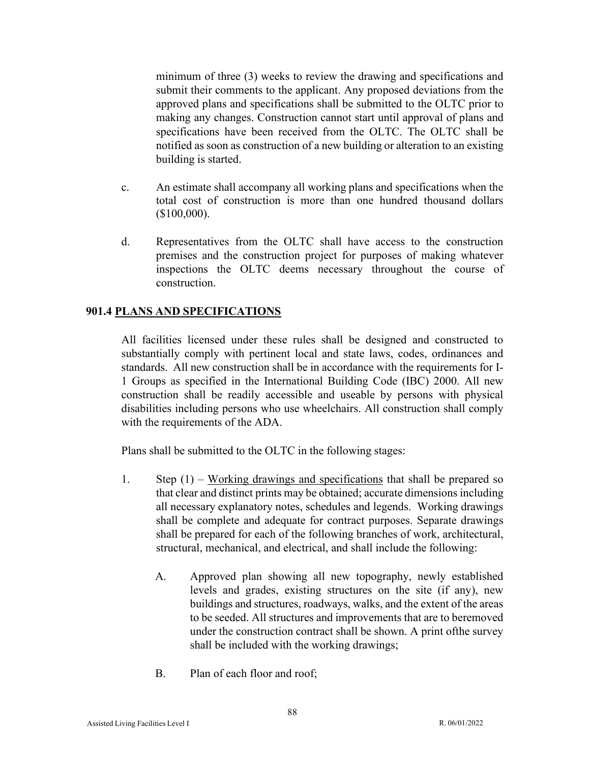minimum of three (3) weeks to review the drawing and specifications and submit their comments to the applicant. Any proposed deviations from the approved plans and specifications shall be submitted to the OLTC prior to making any changes. Construction cannot start until approval of plans and specifications have been received from the OLTC. The OLTC shall be notified as soon as construction of a new building or alteration to an existing building is started.

c. An estimate shall accompany all working plans and specifications when the total cost of construction is more than one hundred thousand dollars ($100,000).

d. Representatives from the OLTC shall have access to the construction premises and the construction project for purposes of making whatever inspections the OLTC deems necessary throughout the course of construction.

### 901.4 PLANS AND SPECIFICATIONS

All facilities licensed under these rules shall be designed and constructed to substantially comply with pertinent local and state laws, codes, ordinances and standards. All new construction shall be in accordance with the requirements for I-1 Groups as specified in the International Building Code (IBC) 2000. All new construction shall be readily accessible and useable by persons with physical disabilities including persons who use wheelchairs. All construction shall comply with the requirements of the ADA.

Plans shall be submitted to the OLTC in the following stages:

1. Step (1) – Working drawings and specifications that shall be prepared so that clear and distinct prints may be obtained; accurate dimensions including all necessary explanatory notes, schedules and legends. Working drawings shall be complete and adequate for contract purposes. Separate drawings shall be prepared for each of the following branches of work, architectural, structural, mechanical, and electrical, and shall include the following:

   A. Approved plan showing all new topography, newly established levels and grades, existing structures on the site (if any), new buildings and structures, roadways, walks, and the extent of the areas to be seeded. All structures and improvements that are to beremoved under the construction contract shall be shown. A print ofthe survey shall be included with the working drawings;

   B. Plan of each floor and roof;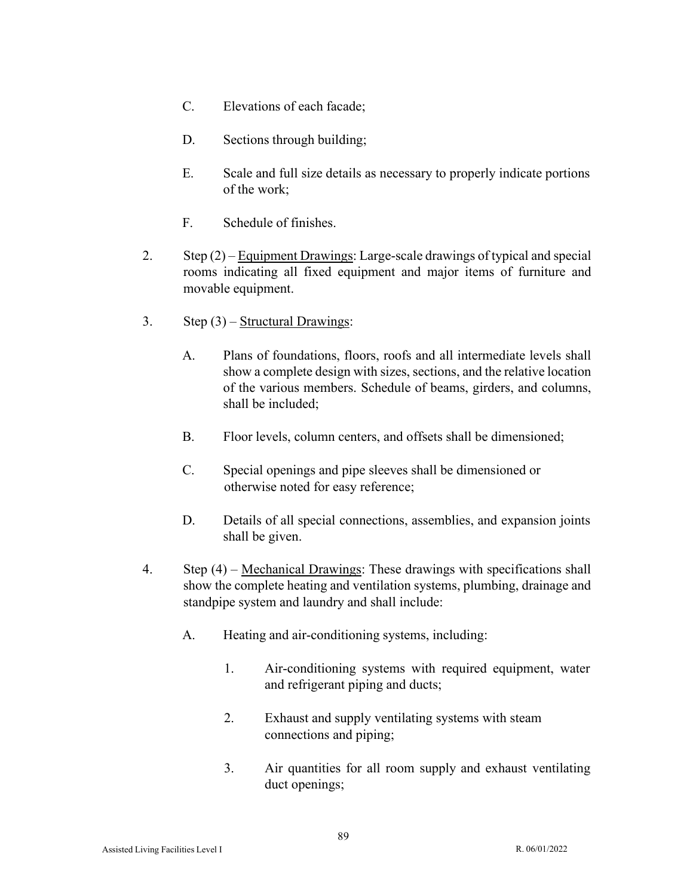C. Elevations of each facade;

D. Sections through building;

E. Scale and full size details as necessary to properly indicate portions of the work;

F. Schedule of finishes.

2. Step (2) – <u>Equipment Drawings</u>: Large-scale drawings of typical and special rooms indicating all fixed equipment and major items of furniture and movable equipment.

3. Step (3) – <u>Structural Drawings</u>:

   A. Plans of foundations, floors, roofs and all intermediate levels shall show a complete design with sizes, sections, and the relative location of the various members. Schedule of beams, girders, and columns, shall be included;

   B. Floor levels, column centers, and offsets shall be dimensioned;

   C. Special openings and pipe sleeves shall be dimensioned or otherwise noted for easy reference;

   D. Details of all special connections, assemblies, and expansion joints shall be given.

4. Step (4) – <u>Mechanical Drawings</u>: These drawings with specifications shall show the complete heating and ventilation systems, plumbing, drainage and standpipe system and laundry and shall include:

   A. Heating and air-conditioning systems, including:

      1. Air-conditioning systems with required equipment, water and refrigerant piping and ducts;

      2. Exhaust and supply ventilating systems with steam connections and piping;

      3. Air quantities for all room supply and exhaust ventilating duct openings;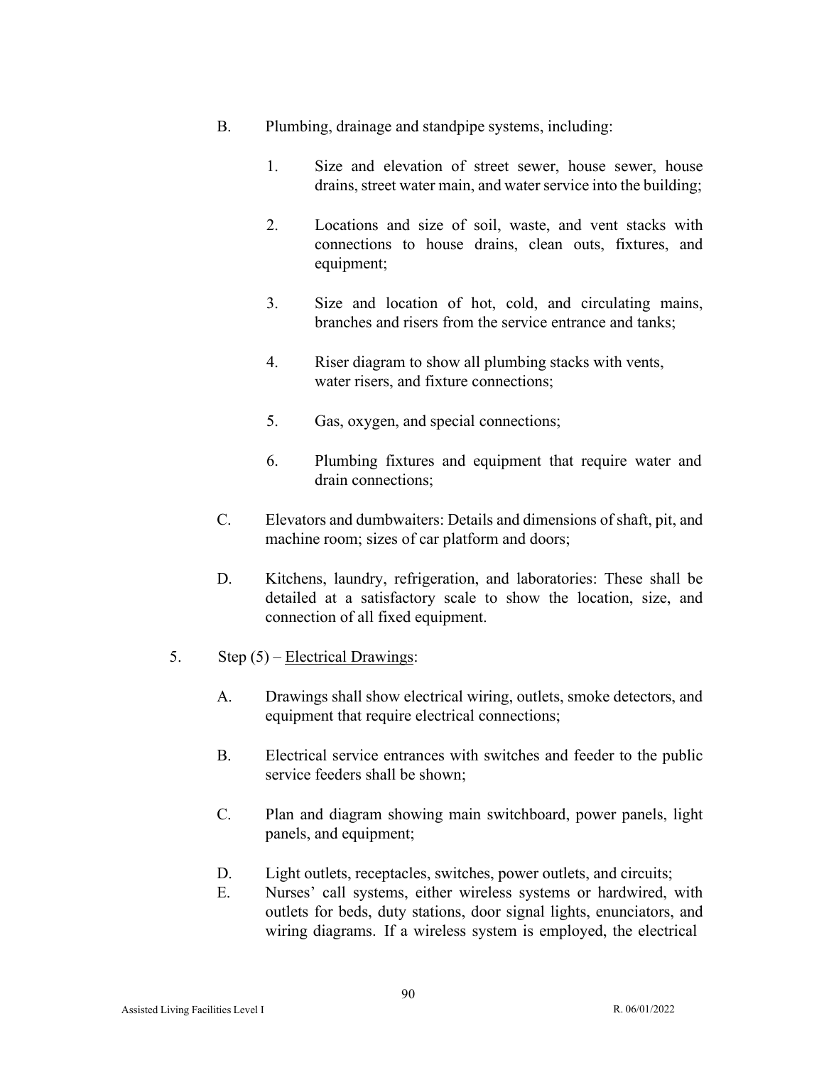B. Plumbing, drainage and standpipe systems, including:

1. Size and elevation of street sewer, house sewer, house drains, street water main, and water service into the building;

2. Locations and size of soil, waste, and vent stacks with connections to house drains, clean outs, fixtures, and equipment;

3. Size and location of hot, cold, and circulating mains, branches and risers from the service entrance and tanks;

4. Riser diagram to show all plumbing stacks with vents, water risers, and fixture connections;

5. Gas, oxygen, and special connections;

6. Plumbing fixtures and equipment that require water and drain connections;

C. Elevators and dumbwaiters: Details and dimensions of shaft, pit, and machine room; sizes of car platform and doors;

D. Kitchens, laundry, refrigeration, and laboratories: These shall be detailed at a satisfactory scale to show the location, size, and connection of all fixed equipment.

5. Step (5) – Electrical Drawings:

A. Drawings shall show electrical wiring, outlets, smoke detectors, and equipment that require electrical connections;

B. Electrical service entrances with switches and feeder to the public service feeders shall be shown;

C. Plan and diagram showing main switchboard, power panels, light panels, and equipment;

D. Light outlets, receptacles, switches, power outlets, and circuits;

E. Nurses' call systems, either wireless systems or hardwired, with outlets for beds, duty stations, door signal lights, enunciators, and wiring diagrams. If a wireless system is employed, the electrical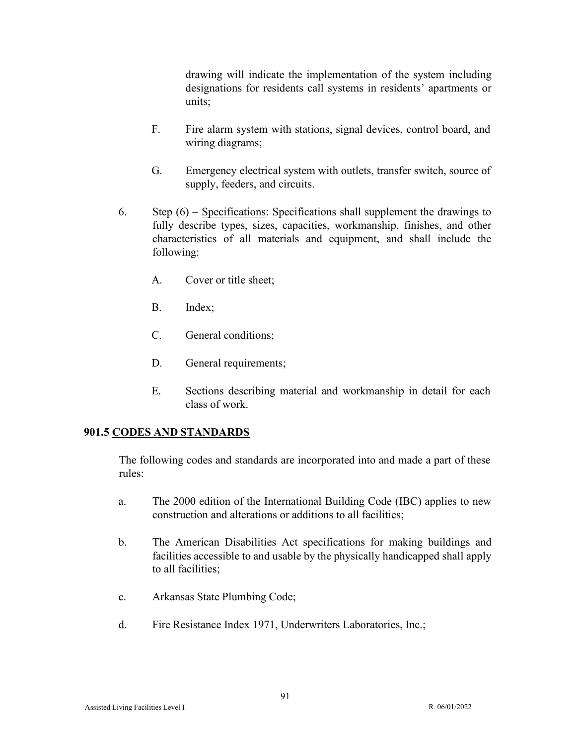drawing will indicate the implementation of the system including designations for residents call systems in residents' apartments or units;

F. Fire alarm system with stations, signal devices, control board, and wiring diagrams;

G. Emergency electrical system with outlets, transfer switch, source of supply, feeders, and circuits.

6. Step (6) – Specifications: Specifications shall supplement the drawings to fully describe types, sizes, capacities, workmanship, finishes, and other characteristics of all materials and equipment, and shall include the following:

   A. Cover or title sheet;

   B. Index;

   C. General conditions;

   D. General requirements;

   E. Sections describing material and workmanship in detail for each class of work.

## 901.5 CODES AND STANDARDS

The following codes and standards are incorporated into and made a part of these rules:

a. The 2000 edition of the International Building Code (IBC) applies to new construction and alterations or additions to all facilities;

b. The American Disabilities Act specifications for making buildings and facilities accessible to and usable by the physically handicapped shall apply to all facilities;

c. Arkansas State Plumbing Code;

d. Fire Resistance Index 1971, Underwriters Laboratories, Inc.;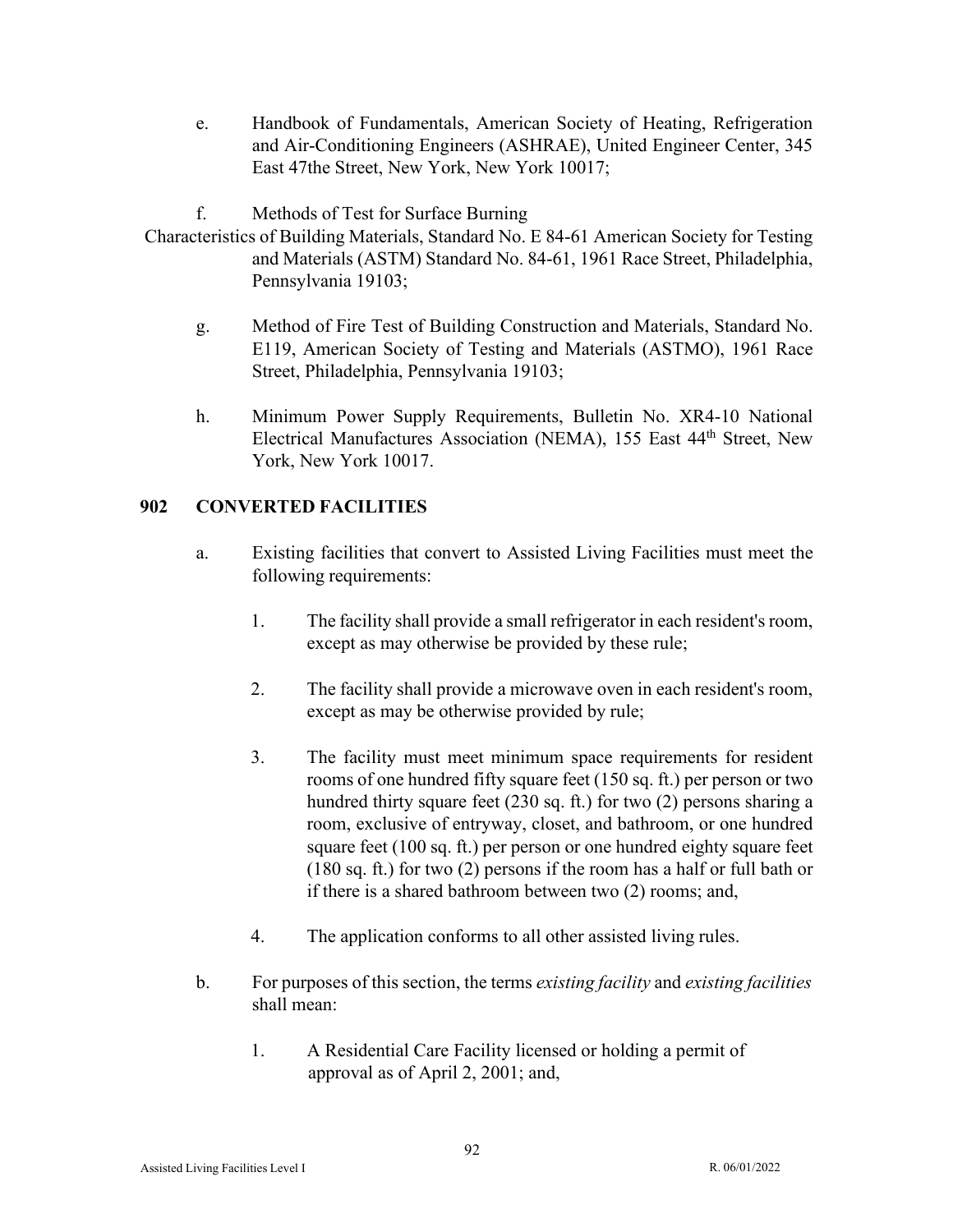e. Handbook of Fundamentals, American Society of Heating, Refrigeration and Air-Conditioning Engineers (ASHRAE), United Engineer Center, 345 East 47the Street, New York, New York 10017;

f. Methods of Test for Surface Burning Characteristics of Building Materials, Standard No. E 84-61 American Society for Testing and Materials (ASTM) Standard No. 84-61, 1961 Race Street, Philadelphia, Pennsylvania 19103;

g. Method of Fire Test of Building Construction and Materials, Standard No. E119, American Society of Testing and Materials (ASTMO), 1961 Race Street, Philadelphia, Pennsylvania 19103;

h. Minimum Power Supply Requirements, Bulletin No. XR4-10 National Electrical Manufactures Association (NEMA), 155 East 44th Street, New York, New York 10017.

**902 CONVERTED FACILITIES**

a. Existing facilities that convert to Assisted Living Facilities must meet the following requirements:

   1. The facility shall provide a small refrigerator in each resident's room, except as may otherwise be provided by these rule;

   2. The facility shall provide a microwave oven in each resident's room, except as may be otherwise provided by rule;

   3. The facility must meet minimum space requirements for resident rooms of one hundred fifty square feet (150 sq. ft.) per person or two hundred thirty square feet (230 sq. ft.) for two (2) persons sharing a room, exclusive of entryway, closet, and bathroom, or one hundred square feet (100 sq. ft.) per person or one hundred eighty square feet (180 sq. ft.) for two (2) persons if the room has a half or full bath or if there is a shared bathroom between two (2) rooms; and,

   4. The application conforms to all other assisted living rules.

b. For purposes of this section, the terms *existing facility* and *existing facilities* shall mean:

   1. A Residential Care Facility licensed or holding a permit of approval as of April 2, 2001; and,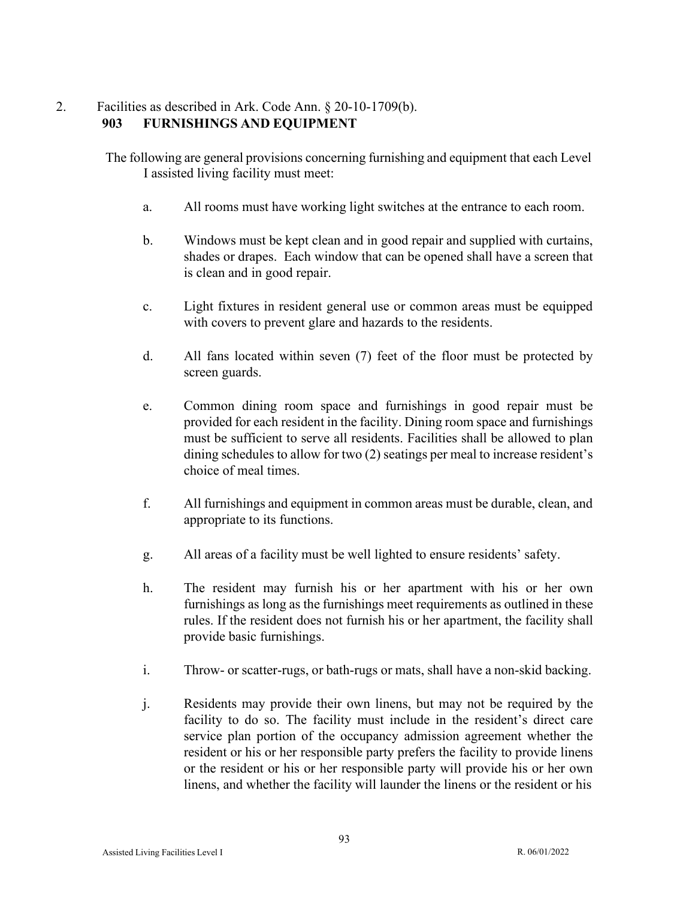2. Facilities as described in Ark. Code Ann. § 20-10-1709(b).

## 903 FURNISHINGS AND EQUIPMENT

The following are general provisions concerning furnishing and equipment that each Level I assisted living facility must meet:

a. All rooms must have working light switches at the entrance to each room.

b. Windows must be kept clean and in good repair and supplied with curtains, shades or drapes. Each window that can be opened shall have a screen that is clean and in good repair.

c. Light fixtures in resident general use or common areas must be equipped with covers to prevent glare and hazards to the residents.

d. All fans located within seven (7) feet of the floor must be protected by screen guards.

e. Common dining room space and furnishings in good repair must be provided for each resident in the facility. Dining room space and furnishings must be sufficient to serve all residents. Facilities shall be allowed to plan dining schedules to allow for two (2) seatings per meal to increase resident's choice of meal times.

f. All furnishings and equipment in common areas must be durable, clean, and appropriate to its functions.

g. All areas of a facility must be well lighted to ensure residents' safety.

h. The resident may furnish his or her apartment with his or her own furnishings as long as the furnishings meet requirements as outlined in these rules. If the resident does not furnish his or her apartment, the facility shall provide basic furnishings.

i. Throw- or scatter-rugs, or bath-rugs or mats, shall have a non-skid backing.

j. Residents may provide their own linens, but may not be required by the facility to do so. The facility must include in the resident's direct care service plan portion of the occupancy admission agreement whether the resident or his or her responsible party prefers the facility to provide linens or the resident or his or her responsible party will provide his or her own linens, and whether the facility will launder the linens or the resident or his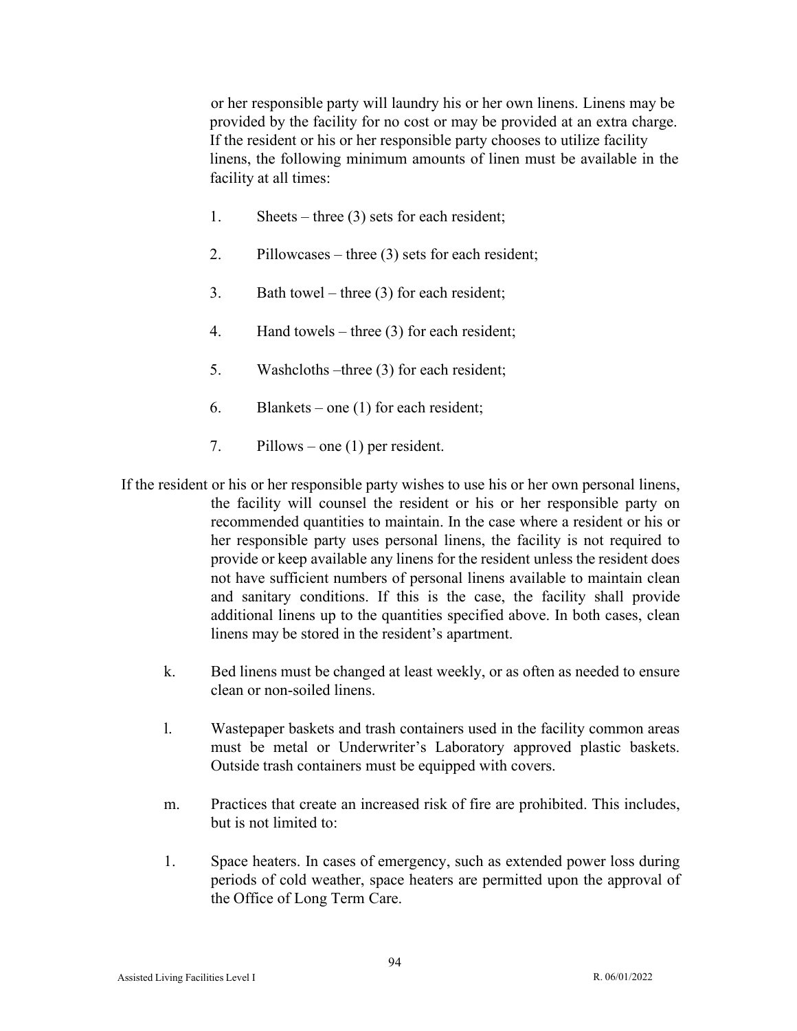or her responsible party will laundry his or her own linens. Linens may be provided by the facility for no cost or may be provided at an extra charge. If the resident or his or her responsible party chooses to utilize facility linens, the following minimum amounts of linen must be available in the facility at all times:

1. Sheets – three (3) sets for each resident;
2. Pillowcases – three (3) sets for each resident;
3. Bath towel – three (3) for each resident;
4. Hand towels – three (3) for each resident;
5. Washcloths –three (3) for each resident;
6. Blankets – one (1) for each resident;
7. Pillows – one (1) per resident.

If the resident or his or her responsible party wishes to use his or her own personal linens, the facility will counsel the resident or his or her responsible party on recommended quantities to maintain. In the case where a resident or his or her responsible party uses personal linens, the facility is not required to provide or keep available any linens for the resident unless the resident does not have sufficient numbers of personal linens available to maintain clean and sanitary conditions. If this is the case, the facility shall provide additional linens up to the quantities specified above. In both cases, clean linens may be stored in the resident's apartment.

k. Bed linens must be changed at least weekly, or as often as needed to ensure clean or non-soiled linens.

l. Wastepaper baskets and trash containers used in the facility common areas must be metal or Underwriter's Laboratory approved plastic baskets. Outside trash containers must be equipped with covers.

m. Practices that create an increased risk of fire are prohibited. This includes, but is not limited to:

1. Space heaters. In cases of emergency, such as extended power loss during periods of cold weather, space heaters are permitted upon the approval of the Office of Long Term Care.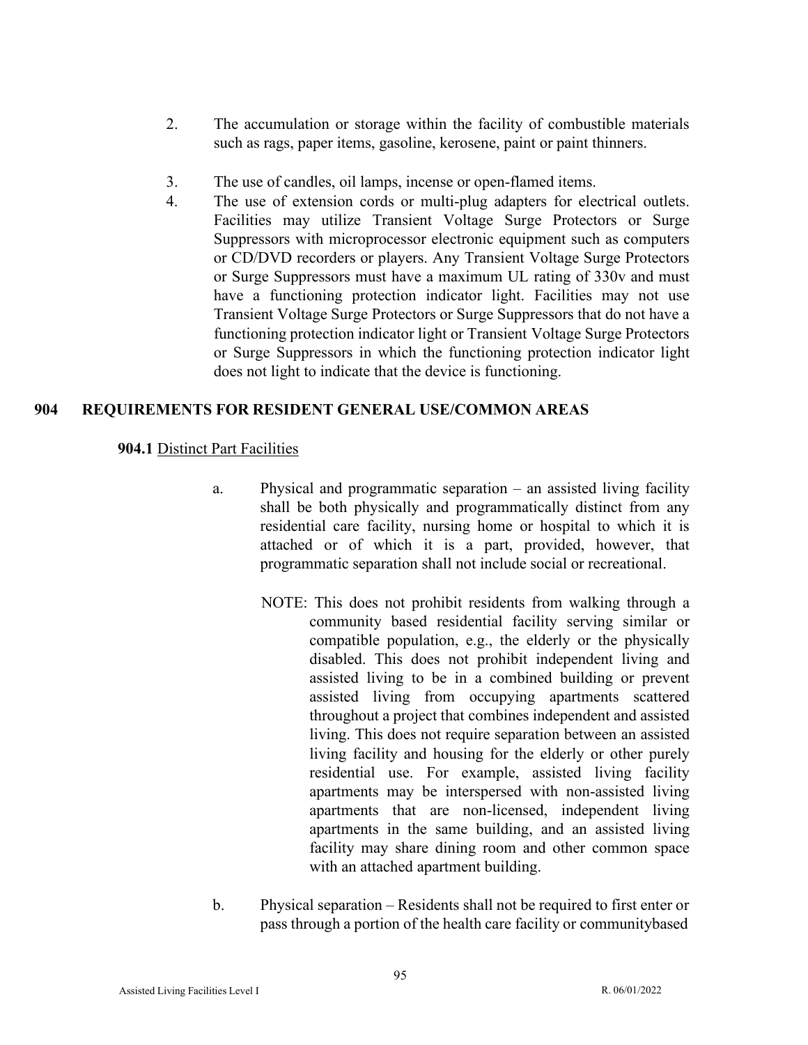2. The accumulation or storage within the facility of combustible materials such as rags, paper items, gasoline, kerosene, paint or paint thinners.

3. The use of candles, oil lamps, incense or open-flamed items.

4. The use of extension cords or multi-plug adapters for electrical outlets. Facilities may utilize Transient Voltage Surge Protectors or Surge Suppressors with microprocessor electronic equipment such as computers or CD/DVD recorders or players. Any Transient Voltage Surge Protectors or Surge Suppressors must have a maximum UL rating of 330v and must have a functioning protection indicator light. Facilities may not use Transient Voltage Surge Protectors or Surge Suppressors that do not have a functioning protection indicator light or Transient Voltage Surge Protectors or Surge Suppressors in which the functioning protection indicator light does not light to indicate that the device is functioning.

## 904 REQUIREMENTS FOR RESIDENT GENERAL USE/COMMON AREAS

**904.1** Distinct Part Facilities

a. Physical and programmatic separation – an assisted living facility shall be both physically and programmatically distinct from any residential care facility, nursing home or hospital to which it is attached or of which it is a part, provided, however, that programmatic separation shall not include social or recreational.

NOTE: This does not prohibit residents from walking through a community based residential facility serving similar or compatible population, e.g., the elderly or the physically disabled. This does not prohibit independent living and assisted living to be in a combined building or prevent assisted living from occupying apartments scattered throughout a project that combines independent and assisted living. This does not require separation between an assisted living facility and housing for the elderly or other purely residential use. For example, assisted living facility apartments may be interspersed with non-assisted living apartments that are non-licensed, independent living apartments in the same building, and an assisted living facility may share dining room and other common space with an attached apartment building.

b. Physical separation – Residents shall not be required to first enter or pass through a portion of the health care facility or communitybased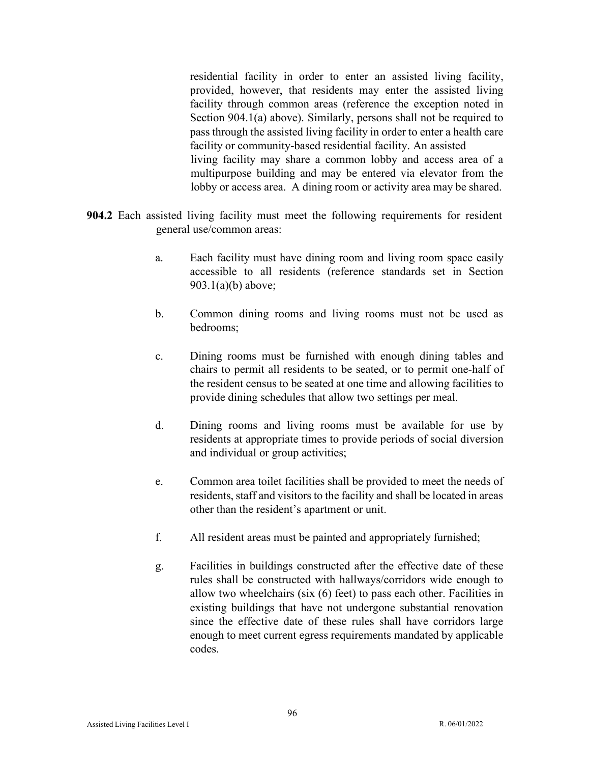residential facility in order to enter an assisted living facility, provided, however, that residents may enter the assisted living facility through common areas (reference the exception noted in Section 904.1(a) above). Similarly, persons shall not be required to pass through the assisted living facility in order to enter a health care facility or community-based residential facility. An assisted living facility may share a common lobby and access area of a multipurpose building and may be entered via elevator from the lobby or access area. A dining room or activity area may be shared.

**904.2** Each assisted living facility must meet the following requirements for resident general use/common areas:

a. Each facility must have dining room and living room space easily accessible to all residents (reference standards set in Section 903.1(a)(b) above;

b. Common dining rooms and living rooms must not be used as bedrooms;

c. Dining rooms must be furnished with enough dining tables and chairs to permit all residents to be seated, or to permit one-half of the resident census to be seated at one time and allowing facilities to provide dining schedules that allow two settings per meal.

d. Dining rooms and living rooms must be available for use by residents at appropriate times to provide periods of social diversion and individual or group activities;

e. Common area toilet facilities shall be provided to meet the needs of residents, staff and visitors to the facility and shall be located in areas other than the resident's apartment or unit.

f. All resident areas must be painted and appropriately furnished;

g. Facilities in buildings constructed after the effective date of these rules shall be constructed with hallways/corridors wide enough to allow two wheelchairs (six (6) feet) to pass each other. Facilities in existing buildings that have not undergone substantial renovation since the effective date of these rules shall have corridors large enough to meet current egress requirements mandated by applicable codes.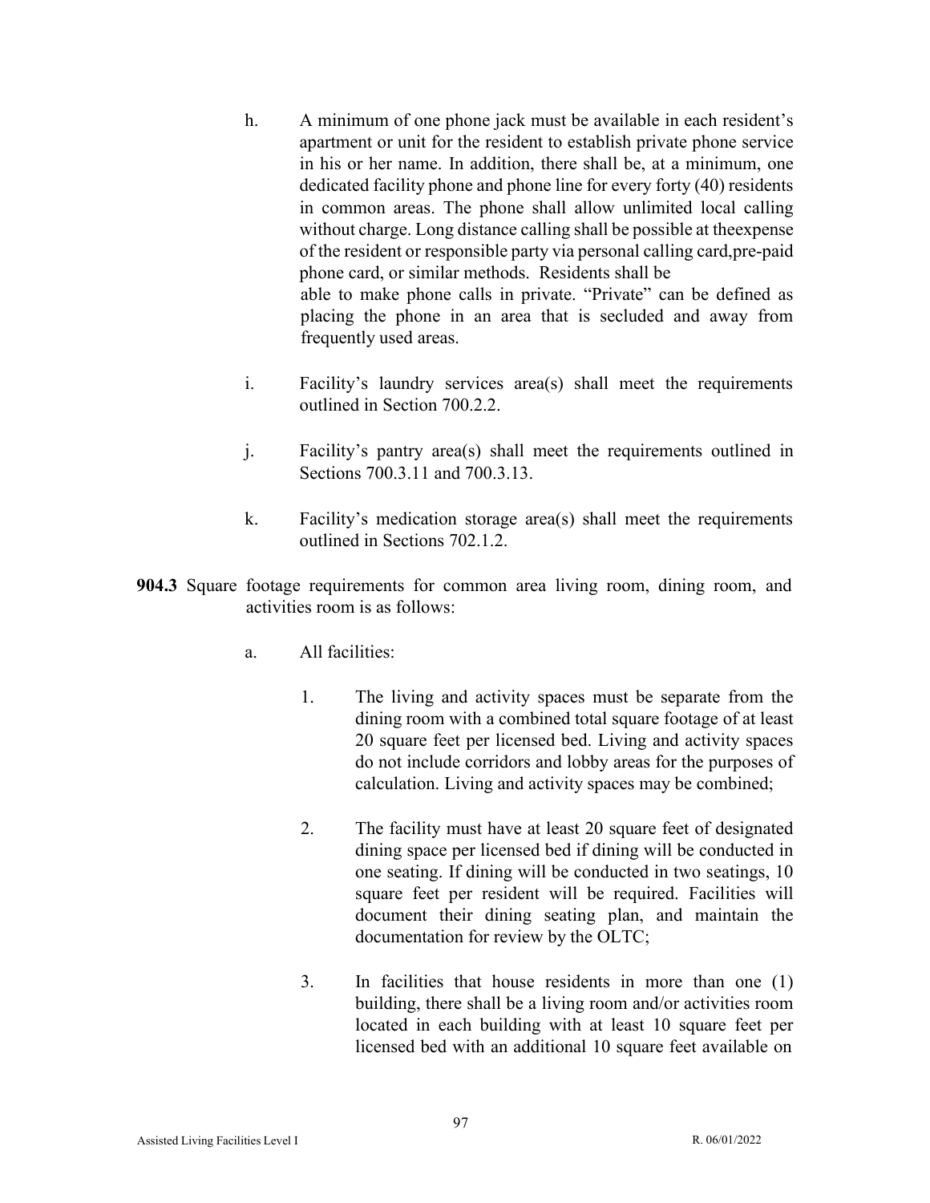h. A minimum of one phone jack must be available in each resident's apartment or unit for the resident to establish private phone service in his or her name. In addition, there shall be, at a minimum, one dedicated facility phone and phone line for every forty (40) residents in common areas. The phone shall allow unlimited local calling without charge. Long distance calling shall be possible at theexpense of the resident or responsible party via personal calling card,pre-paid phone card, or similar methods. Residents shall be able to make phone calls in private. "Private" can be defined as placing the phone in an area that is secluded and away from frequently used areas.

i. Facility's laundry services area(s) shall meet the requirements outlined in Section 700.2.2.

j. Facility's pantry area(s) shall meet the requirements outlined in Sections 700.3.11 and 700.3.13.

k. Facility's medication storage area(s) shall meet the requirements outlined in Sections 702.1.2.

**904.3** Square footage requirements for common area living room, dining room, and activities room is as follows:

a. All facilities:

1. The living and activity spaces must be separate from the dining room with a combined total square footage of at least 20 square feet per licensed bed. Living and activity spaces do not include corridors and lobby areas for the purposes of calculation. Living and activity spaces may be combined;

2. The facility must have at least 20 square feet of designated dining space per licensed bed if dining will be conducted in one seating. If dining will be conducted in two seatings, 10 square feet per resident will be required. Facilities will document their dining seating plan, and maintain the documentation for review by the OLTC;

3. In facilities that house residents in more than one (1) building, there shall be a living room and/or activities room located in each building with at least 10 square feet per licensed bed with an additional 10 square feet available on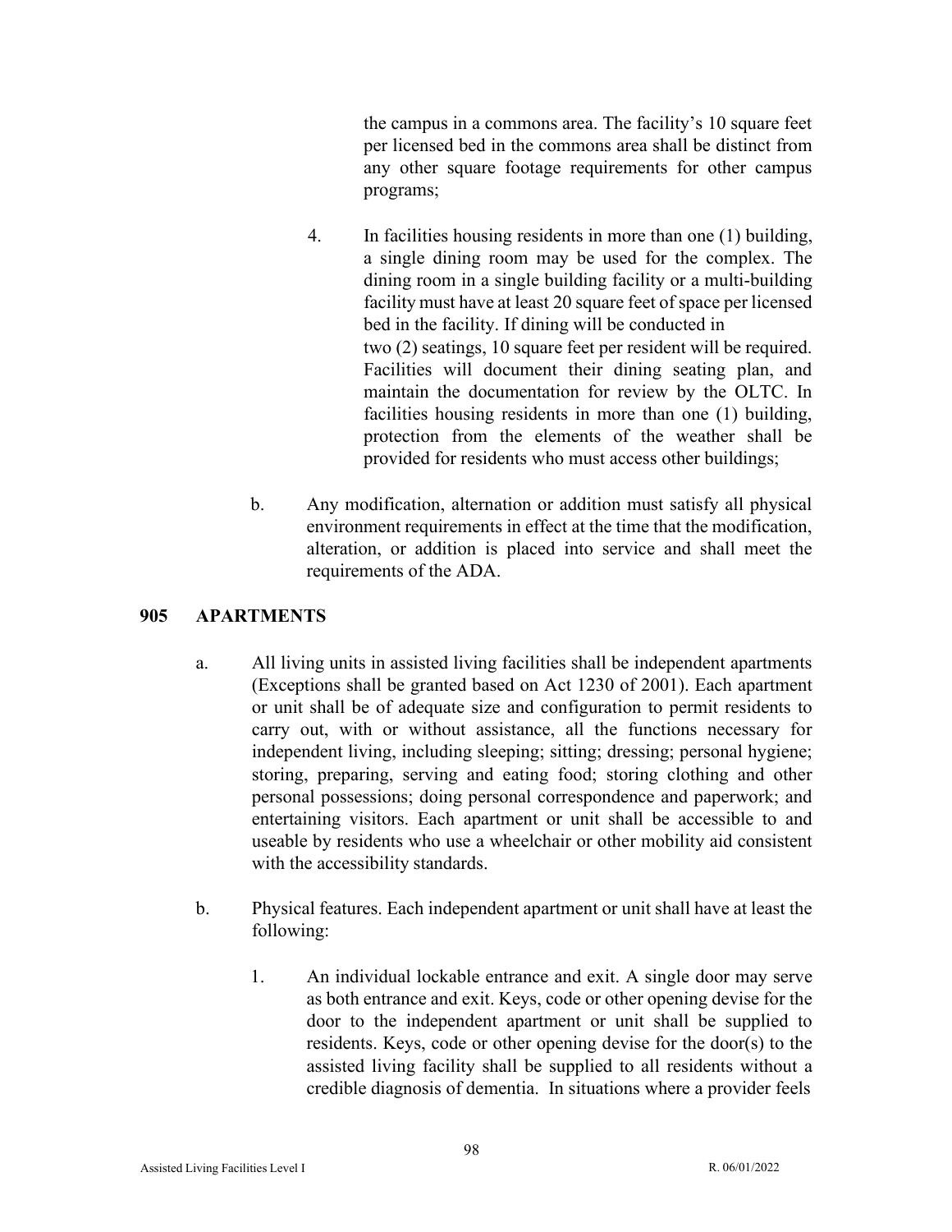the campus in a commons area. The facility's 10 square feet per licensed bed in the commons area shall be distinct from any other square footage requirements for other campus programs;

4. In facilities housing residents in more than one (1) building, a single dining room may be used for the complex. The dining room in a single building facility or a multi-building facility must have at least 20 square feet of space per licensed bed in the facility. If dining will be conducted in two (2) seatings, 10 square feet per resident will be required. Facilities will document their dining seating plan, and maintain the documentation for review by the OLTC. In facilities housing residents in more than one (1) building, protection from the elements of the weather shall be provided for residents who must access other buildings;

b. Any modification, alternation or addition must satisfy all physical environment requirements in effect at the time that the modification, alteration, or addition is placed into service and shall meet the requirements of the ADA.

## 905 APARTMENTS

a. All living units in assisted living facilities shall be independent apartments (Exceptions shall be granted based on Act 1230 of 2001). Each apartment or unit shall be of adequate size and configuration to permit residents to carry out, with or without assistance, all the functions necessary for independent living, including sleeping; sitting; dressing; personal hygiene; storing, preparing, serving and eating food; storing clothing and other personal possessions; doing personal correspondence and paperwork; and entertaining visitors. Each apartment or unit shall be accessible to and useable by residents who use a wheelchair or other mobility aid consistent with the accessibility standards.

b. Physical features. Each independent apartment or unit shall have at least the following:

1. An individual lockable entrance and exit. A single door may serve as both entrance and exit. Keys, code or other opening devise for the door to the independent apartment or unit shall be supplied to residents. Keys, code or other opening devise for the door(s) to the assisted living facility shall be supplied to all residents without a credible diagnosis of dementia. In situations where a provider feels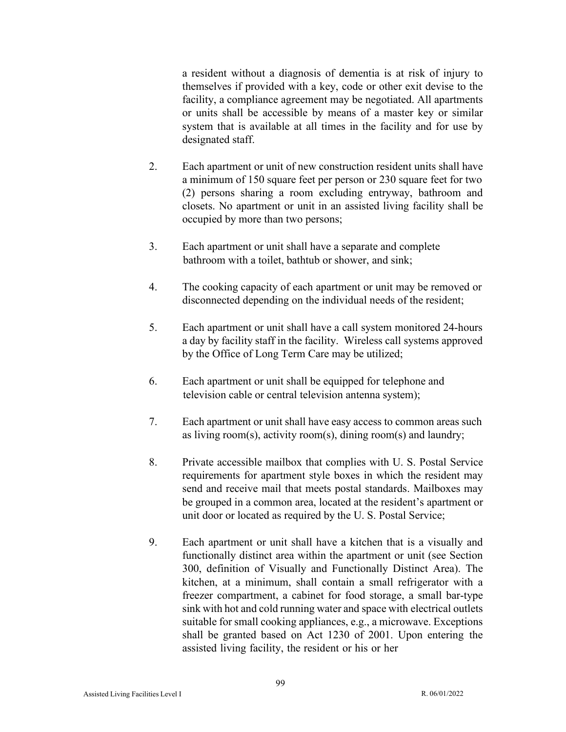a resident without a diagnosis of dementia is at risk of injury to themselves if provided with a key, code or other exit devise to the facility, a compliance agreement may be negotiated. All apartments or units shall be accessible by means of a master key or similar system that is available at all times in the facility and for use by designated staff.

2. Each apartment or unit of new construction resident units shall have a minimum of 150 square feet per person or 230 square feet for two (2) persons sharing a room excluding entryway, bathroom and closets. No apartment or unit in an assisted living facility shall be occupied by more than two persons;

3. Each apartment or unit shall have a separate and complete bathroom with a toilet, bathtub or shower, and sink;

4. The cooking capacity of each apartment or unit may be removed or disconnected depending on the individual needs of the resident;

5. Each apartment or unit shall have a call system monitored 24-hours a day by facility staff in the facility. Wireless call systems approved by the Office of Long Term Care may be utilized;

6. Each apartment or unit shall be equipped for telephone and television cable or central television antenna system);

7. Each apartment or unit shall have easy access to common areas such as living room(s), activity room(s), dining room(s) and laundry;

8. Private accessible mailbox that complies with U. S. Postal Service requirements for apartment style boxes in which the resident may send and receive mail that meets postal standards. Mailboxes may be grouped in a common area, located at the resident's apartment or unit door or located as required by the U. S. Postal Service;

9. Each apartment or unit shall have a kitchen that is a visually and functionally distinct area within the apartment or unit (see Section 300, definition of Visually and Functionally Distinct Area). The kitchen, at a minimum, shall contain a small refrigerator with a freezer compartment, a cabinet for food storage, a small bar-type sink with hot and cold running water and space with electrical outlets suitable for small cooking appliances, e.g., a microwave. Exceptions shall be granted based on Act 1230 of 2001. Upon entering the assisted living facility, the resident or his or her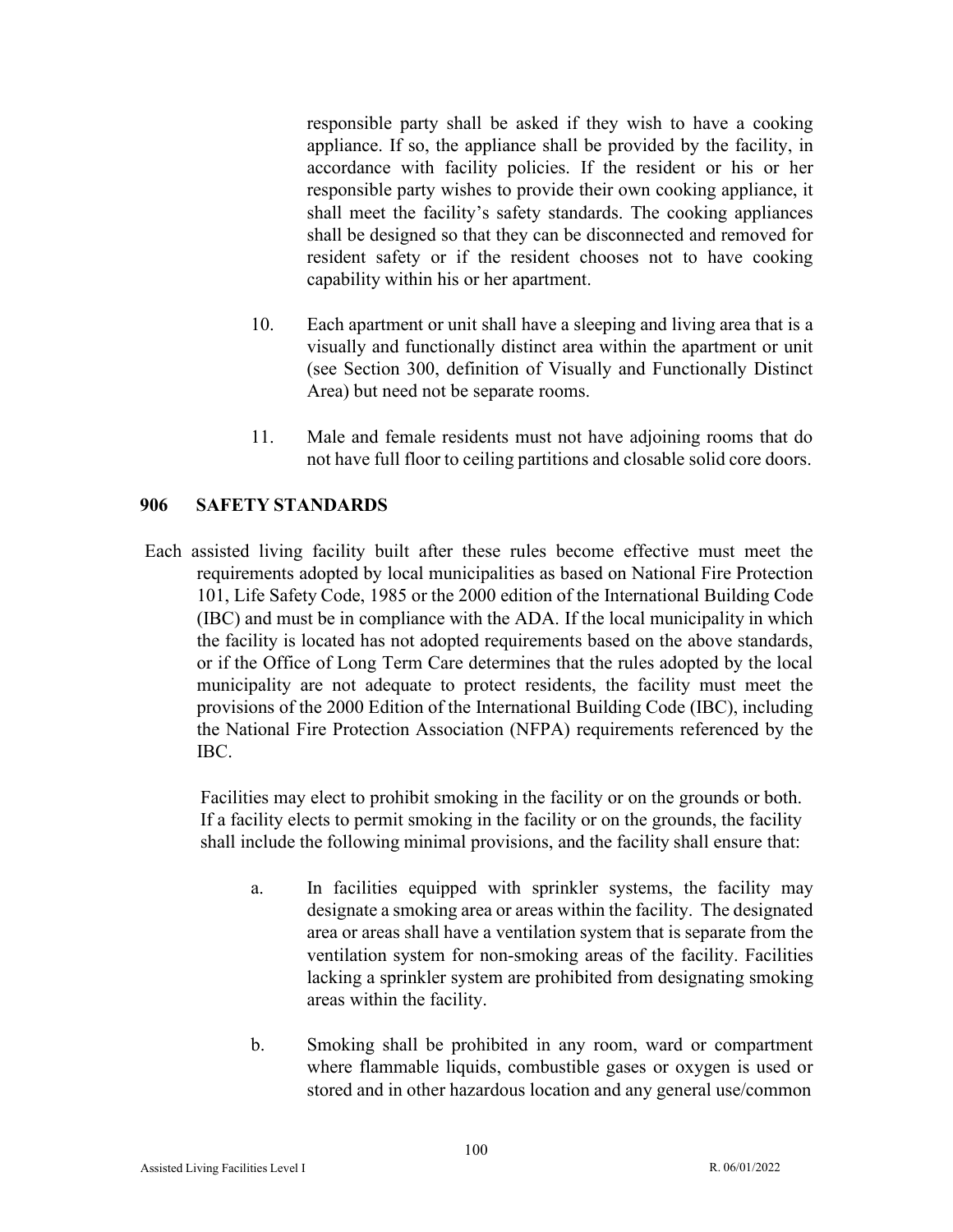responsible party shall be asked if they wish to have a cooking appliance. If so, the appliance shall be provided by the facility, in accordance with facility policies. If the resident or his or her responsible party wishes to provide their own cooking appliance, it shall meet the facility's safety standards. The cooking appliances shall be designed so that they can be disconnected and removed for resident safety or if the resident chooses not to have cooking capability within his or her apartment.

10. Each apartment or unit shall have a sleeping and living area that is a visually and functionally distinct area within the apartment or unit (see Section 300, definition of Visually and Functionally Distinct Area) but need not be separate rooms.

11. Male and female residents must not have adjoining rooms that do not have full floor to ceiling partitions and closable solid core doors.

## 906 SAFETY STANDARDS

Each assisted living facility built after these rules become effective must meet the requirements adopted by local municipalities as based on National Fire Protection 101, Life Safety Code, 1985 or the 2000 edition of the International Building Code (IBC) and must be in compliance with the ADA. If the local municipality in which the facility is located has not adopted requirements based on the above standards, or if the Office of Long Term Care determines that the rules adopted by the local municipality are not adequate to protect residents, the facility must meet the provisions of the 2000 Edition of the International Building Code (IBC), including the National Fire Protection Association (NFPA) requirements referenced by the IBC.

Facilities may elect to prohibit smoking in the facility or on the grounds or both. If a facility elects to permit smoking in the facility or on the grounds, the facility shall include the following minimal provisions, and the facility shall ensure that:

a. In facilities equipped with sprinkler systems, the facility may designate a smoking area or areas within the facility. The designated area or areas shall have a ventilation system that is separate from the ventilation system for non-smoking areas of the facility. Facilities lacking a sprinkler system are prohibited from designating smoking areas within the facility.

b. Smoking shall be prohibited in any room, ward or compartment where flammable liquids, combustible gases or oxygen is used or stored and in other hazardous location and any general use/common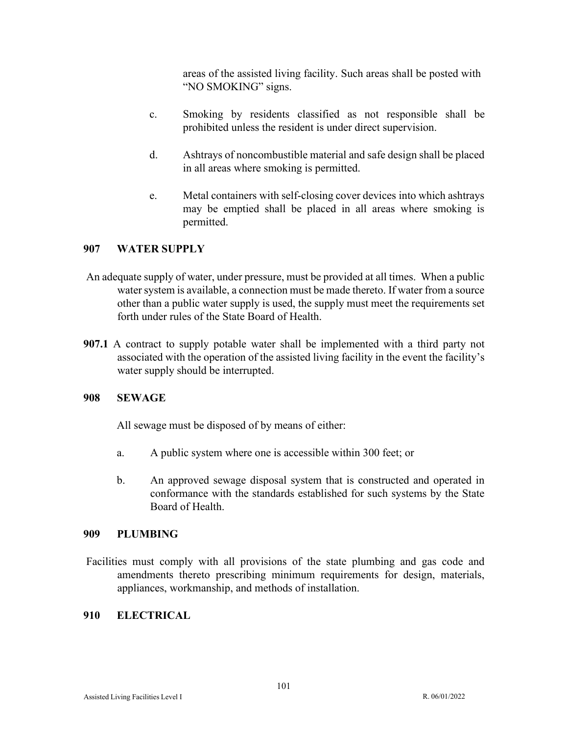areas of the assisted living facility. Such areas shall be posted with "NO SMOKING" signs.

c. Smoking by residents classified as not responsible shall be prohibited unless the resident is under direct supervision.

d. Ashtrays of noncombustible material and safe design shall be placed in all areas where smoking is permitted.

e. Metal containers with self-closing cover devices into which ashtrays may be emptied shall be placed in all areas where smoking is permitted.

## 907 WATER SUPPLY

An adequate supply of water, under pressure, must be provided at all times. When a public water system is available, a connection must be made thereto. If water from a source other than a public water supply is used, the supply must meet the requirements set forth under rules of the State Board of Health.

**907.1** A contract to supply potable water shall be implemented with a third party not associated with the operation of the assisted living facility in the event the facility's water supply should be interrupted.

## 908 SEWAGE

All sewage must be disposed of by means of either:

a. A public system where one is accessible within 300 feet; or

b. An approved sewage disposal system that is constructed and operated in conformance with the standards established for such systems by the State Board of Health.

## 909 PLUMBING

Facilities must comply with all provisions of the state plumbing and gas code and amendments thereto prescribing minimum requirements for design, materials, appliances, workmanship, and methods of installation.

## 910 ELECTRICAL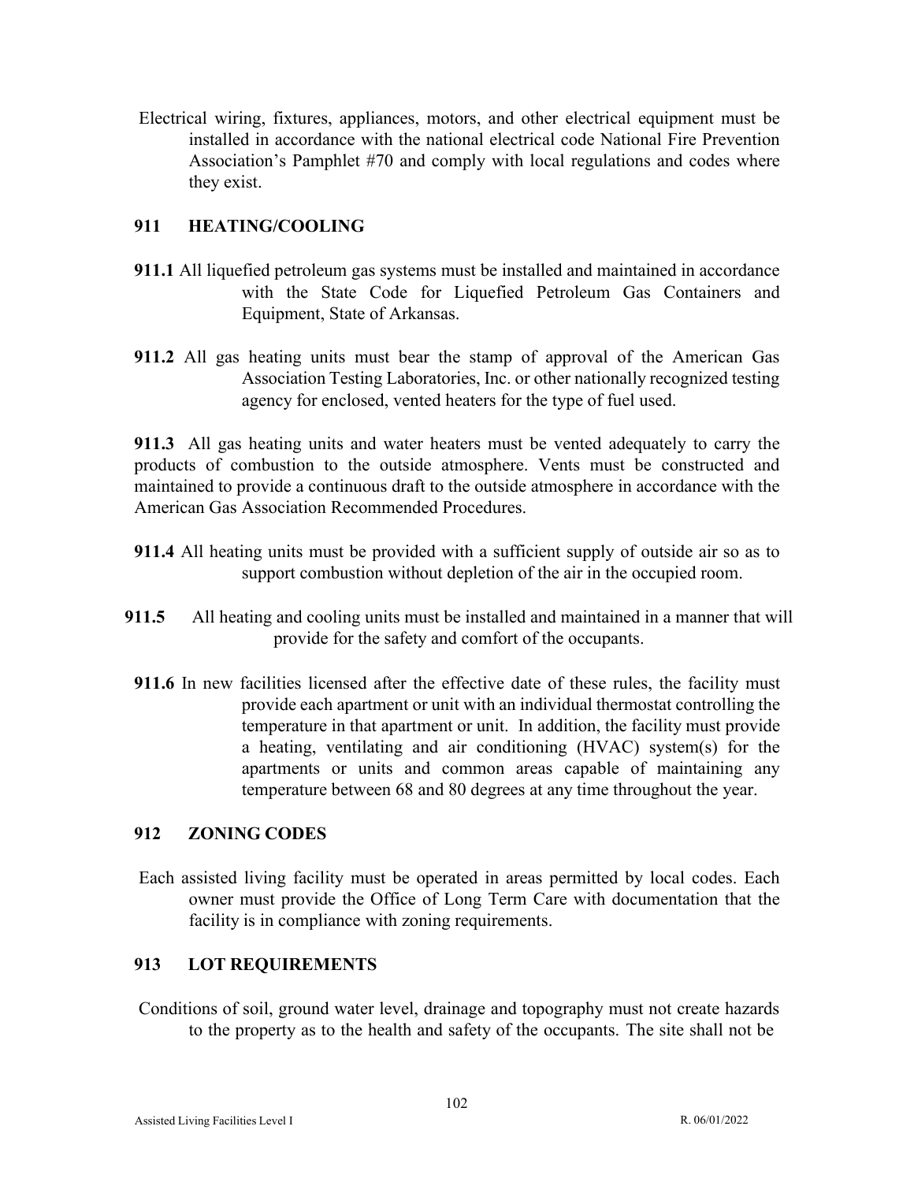Electrical wiring, fixtures, appliances, motors, and other electrical equipment must be installed in accordance with the national electrical code National Fire Prevention Association's Pamphlet #70 and comply with local regulations and codes where they exist.

## 911 HEATING/COOLING

**911.1** All liquefied petroleum gas systems must be installed and maintained in accordance with the State Code for Liquefied Petroleum Gas Containers and Equipment, State of Arkansas.

**911.2** All gas heating units must bear the stamp of approval of the American Gas Association Testing Laboratories, Inc. or other nationally recognized testing agency for enclosed, vented heaters for the type of fuel used.

**911.3** All gas heating units and water heaters must be vented adequately to carry the products of combustion to the outside atmosphere. Vents must be constructed and maintained to provide a continuous draft to the outside atmosphere in accordance with the American Gas Association Recommended Procedures.

**911.4** All heating units must be provided with a sufficient supply of outside air so as to support combustion without depletion of the air in the occupied room.

**911.5** All heating and cooling units must be installed and maintained in a manner that will provide for the safety and comfort of the occupants.

**911.6** In new facilities licensed after the effective date of these rules, the facility must provide each apartment or unit with an individual thermostat controlling the temperature in that apartment or unit. In addition, the facility must provide a heating, ventilating and air conditioning (HVAC) system(s) for the apartments or units and common areas capable of maintaining any temperature between 68 and 80 degrees at any time throughout the year.

## 912 ZONING CODES

Each assisted living facility must be operated in areas permitted by local codes. Each owner must provide the Office of Long Term Care with documentation that the facility is in compliance with zoning requirements.

## 913 LOT REQUIREMENTS

Conditions of soil, ground water level, drainage and topography must not create hazards to the property as to the health and safety of the occupants. The site shall not be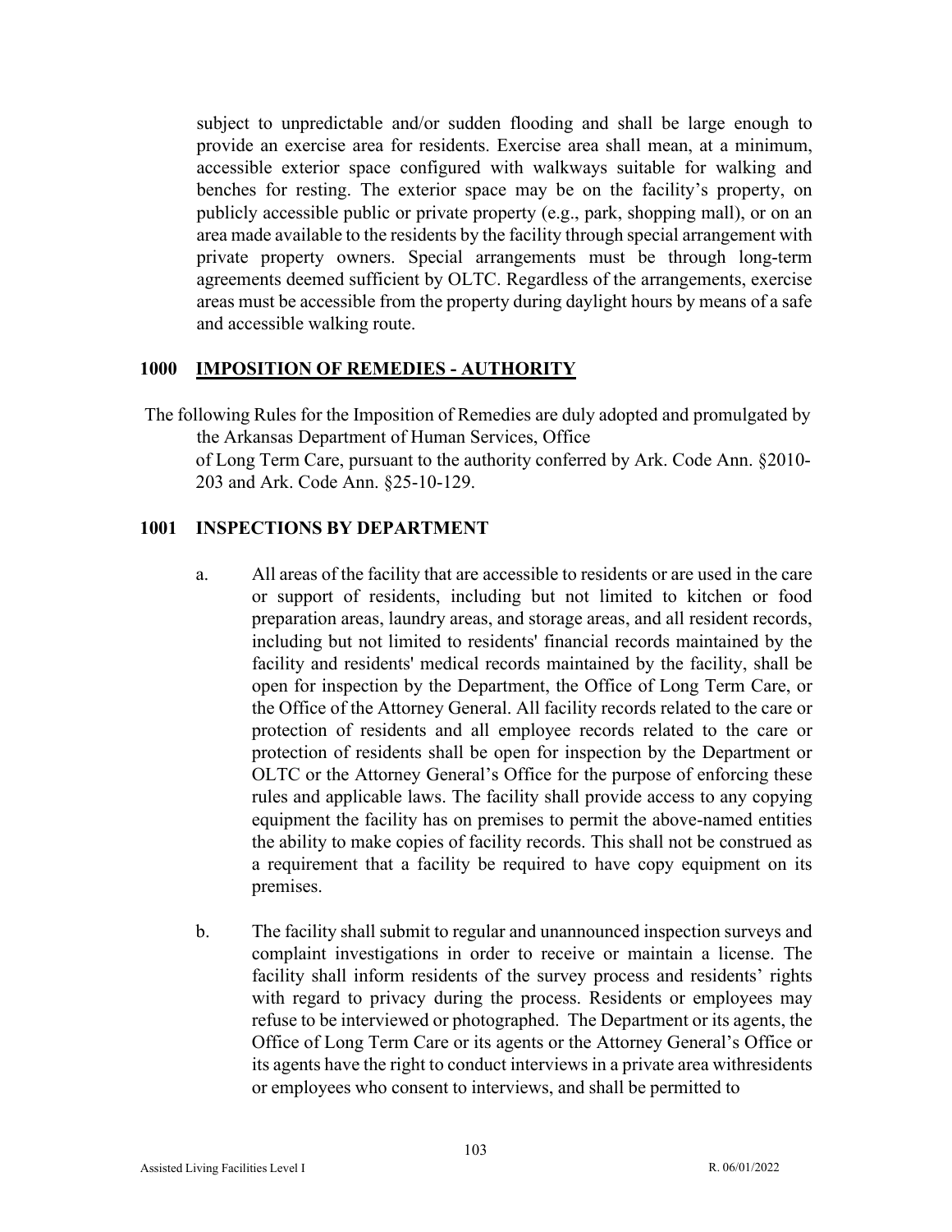subject to unpredictable and/or sudden flooding and shall be large enough to provide an exercise area for residents. Exercise area shall mean, at a minimum, accessible exterior space configured with walkways suitable for walking and benches for resting. The exterior space may be on the facility's property, on publicly accessible public or private property (e.g., park, shopping mall), or on an area made available to the residents by the facility through special arrangement with private property owners. Special arrangements must be through long-term agreements deemed sufficient by OLTC. Regardless of the arrangements, exercise areas must be accessible from the property during daylight hours by means of a safe and accessible walking route.

## 1000 IMPOSITION OF REMEDIES - AUTHORITY

The following Rules for the Imposition of Remedies are duly adopted and promulgated by the Arkansas Department of Human Services, Office of Long Term Care, pursuant to the authority conferred by Ark. Code Ann. §2010-203 and Ark. Code Ann. §25-10-129.

## 1001 INSPECTIONS BY DEPARTMENT

a. All areas of the facility that are accessible to residents or are used in the care or support of residents, including but not limited to kitchen or food preparation areas, laundry areas, and storage areas, and all resident records, including but not limited to residents' financial records maintained by the facility and residents' medical records maintained by the facility, shall be open for inspection by the Department, the Office of Long Term Care, or the Office of the Attorney General. All facility records related to the care or protection of residents and all employee records related to the care or protection of residents shall be open for inspection by the Department or OLTC or the Attorney General's Office for the purpose of enforcing these rules and applicable laws. The facility shall provide access to any copying equipment the facility has on premises to permit the above-named entities the ability to make copies of facility records. This shall not be construed as a requirement that a facility be required to have copy equipment on its premises.

b. The facility shall submit to regular and unannounced inspection surveys and complaint investigations in order to receive or maintain a license. The facility shall inform residents of the survey process and residents' rights with regard to privacy during the process. Residents or employees may refuse to be interviewed or photographed. The Department or its agents, the Office of Long Term Care or its agents or the Attorney General's Office or its agents have the right to conduct interviews in a private area withresidents or employees who consent to interviews, and shall be permitted to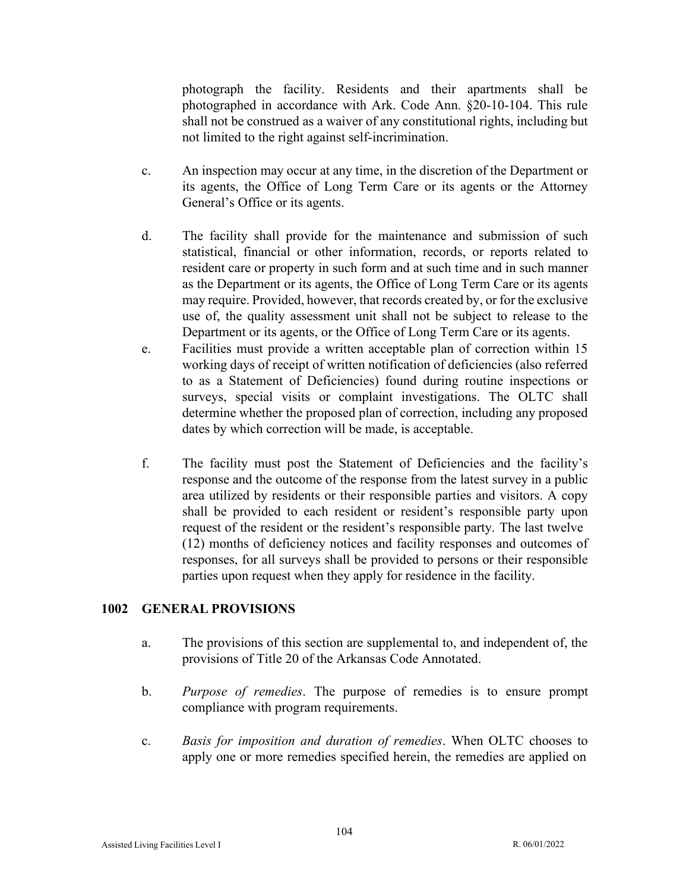photograph the facility. Residents and their apartments shall be photographed in accordance with Ark. Code Ann. §20-10-104. This rule shall not be construed as a waiver of any constitutional rights, including but not limited to the right against self-incrimination.

c. An inspection may occur at any time, in the discretion of the Department or its agents, the Office of Long Term Care or its agents or the Attorney General's Office or its agents.

d. The facility shall provide for the maintenance and submission of such statistical, financial or other information, records, or reports related to resident care or property in such form and at such time and in such manner as the Department or its agents, the Office of Long Term Care or its agents may require. Provided, however, that records created by, or for the exclusive use of, the quality assessment unit shall not be subject to release to the Department or its agents, or the Office of Long Term Care or its agents.

e. Facilities must provide a written acceptable plan of correction within 15 working days of receipt of written notification of deficiencies (also referred to as a Statement of Deficiencies) found during routine inspections or surveys, special visits or complaint investigations. The OLTC shall determine whether the proposed plan of correction, including any proposed dates by which correction will be made, is acceptable.

f. The facility must post the Statement of Deficiencies and the facility's response and the outcome of the response from the latest survey in a public area utilized by residents or their responsible parties and visitors. A copy shall be provided to each resident or resident's responsible party upon request of the resident or the resident's responsible party. The last twelve (12) months of deficiency notices and facility responses and outcomes of responses, for all surveys shall be provided to persons or their responsible parties upon request when they apply for residence in the facility.

## 1002 GENERAL PROVISIONS

a. The provisions of this section are supplemental to, and independent of, the provisions of Title 20 of the Arkansas Code Annotated.

b. *Purpose of remedies*. The purpose of remedies is to ensure prompt compliance with program requirements.

c. *Basis for imposition and duration of remedies*. When OLTC chooses to apply one or more remedies specified herein, the remedies are applied on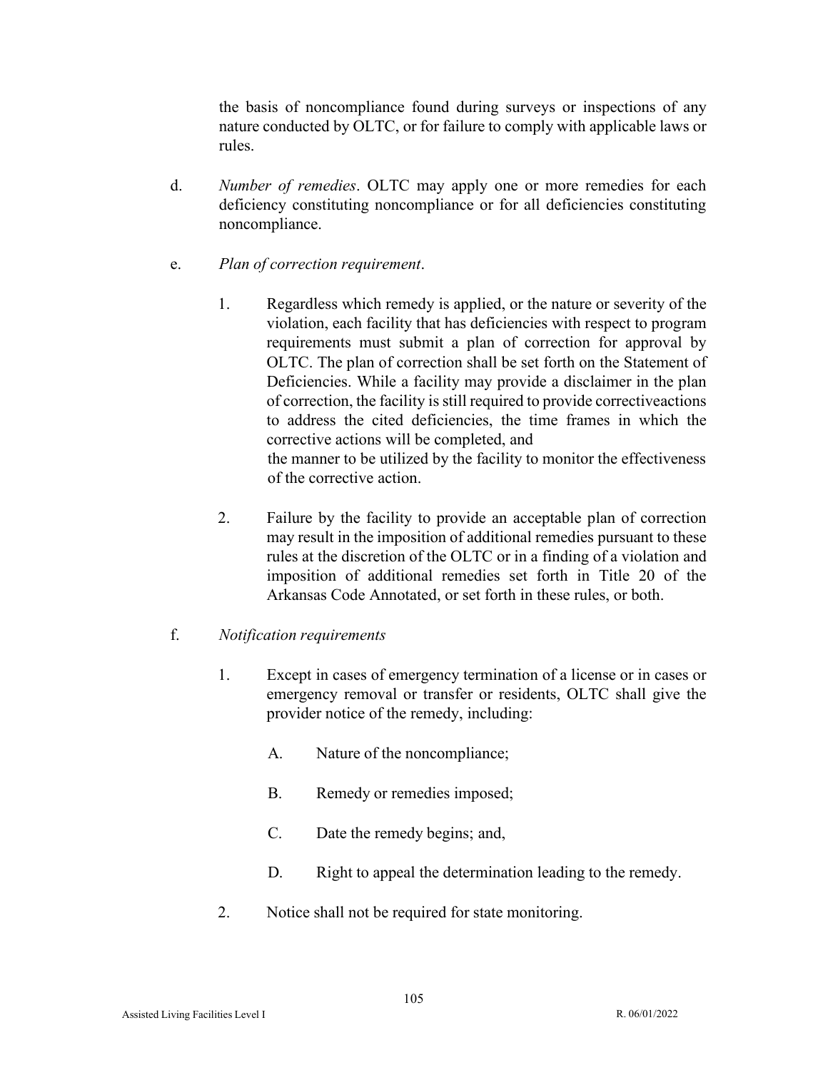the basis of noncompliance found during surveys or inspections of any nature conducted by OLTC, or for failure to comply with applicable laws or rules.

d. *Number of remedies*. OLTC may apply one or more remedies for each deficiency constituting noncompliance or for all deficiencies constituting noncompliance.

e. *Plan of correction requirement*.

1. Regardless which remedy is applied, or the nature or severity of the violation, each facility that has deficiencies with respect to program requirements must submit a plan of correction for approval by OLTC. The plan of correction shall be set forth on the Statement of Deficiencies. While a facility may provide a disclaimer in the plan of correction, the facility is still required to provide correctiveactions to address the cited deficiencies, the time frames in which the corrective actions will be completed, and the manner to be utilized by the facility to monitor the effectiveness of the corrective action.

2. Failure by the facility to provide an acceptable plan of correction may result in the imposition of additional remedies pursuant to these rules at the discretion of the OLTC or in a finding of a violation and imposition of additional remedies set forth in Title 20 of the Arkansas Code Annotated, or set forth in these rules, or both.

f. *Notification requirements*

1. Except in cases of emergency termination of a license or in cases or emergency removal or transfer or residents, OLTC shall give the provider notice of the remedy, including:

   A. Nature of the noncompliance;

   B. Remedy or remedies imposed;

   C. Date the remedy begins; and,

   D. Right to appeal the determination leading to the remedy.

2. Notice shall not be required for state monitoring.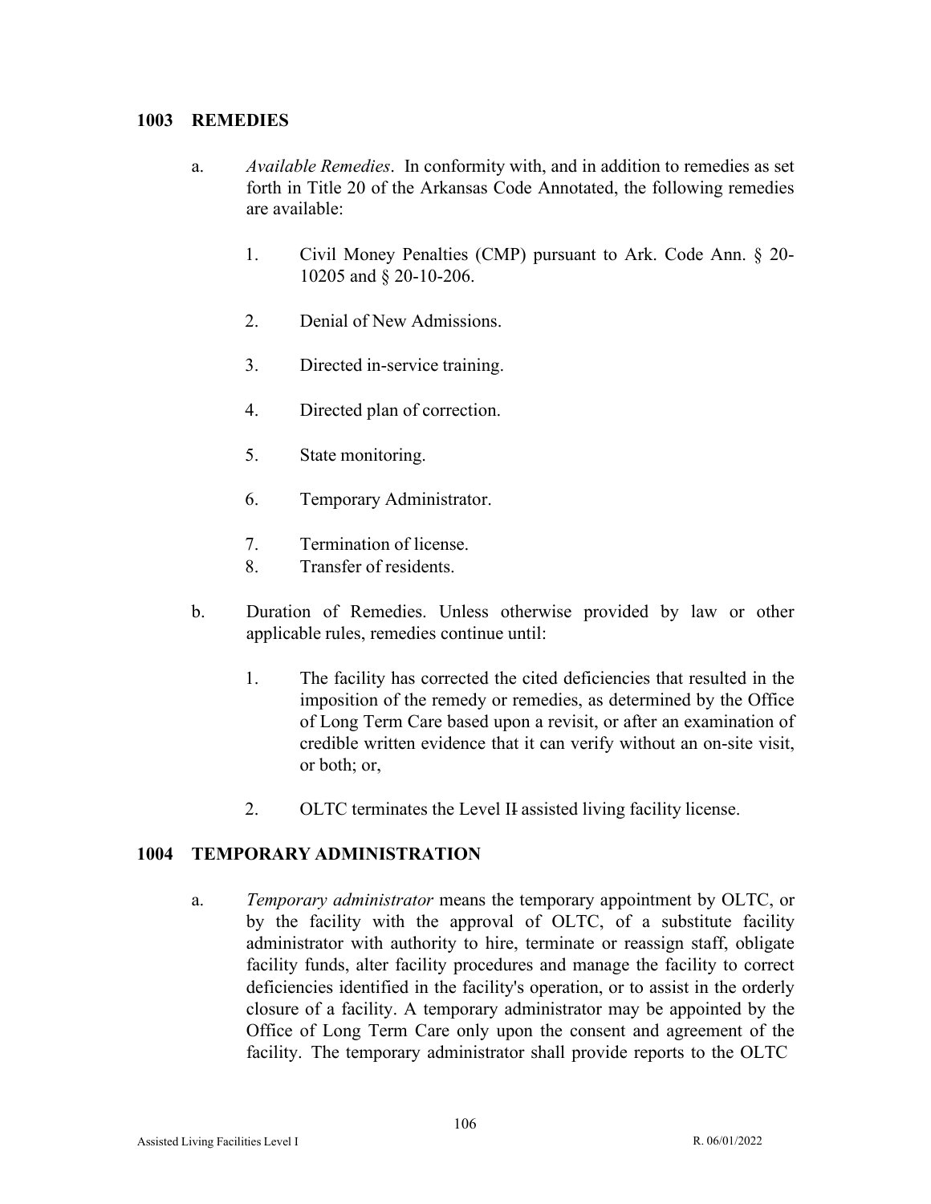## 1003 REMEDIES

a. *Available Remedies*. In conformity with, and in addition to remedies as set forth in Title 20 of the Arkansas Code Annotated, the following remedies are available:

   1. Civil Money Penalties (CMP) pursuant to Ark. Code Ann. § 20-10205 and § 20-10-206.

   2. Denial of New Admissions.

   3. Directed in-service training.

   4. Directed plan of correction.

   5. State monitoring.

   6. Temporary Administrator.

   7. Termination of license.

   8. Transfer of residents.

b. Duration of Remedies. Unless otherwise provided by law or other applicable rules, remedies continue until:

   1. The facility has corrected the cited deficiencies that resulted in the imposition of the remedy or remedies, as determined by the Office of Long Term Care based upon a revisit, or after an examination of credible written evidence that it can verify without an on-site visit, or both; or,

   2. OLTC terminates the Level II assisted living facility license.

## 1004 TEMPORARY ADMINISTRATION

a. *Temporary administrator* means the temporary appointment by OLTC, or by the facility with the approval of OLTC, of a substitute facility administrator with authority to hire, terminate or reassign staff, obligate facility funds, alter facility procedures and manage the facility to correct deficiencies identified in the facility's operation, or to assist in the orderly closure of a facility. A temporary administrator may be appointed by the Office of Long Term Care only upon the consent and agreement of the facility. The temporary administrator shall provide reports to the OLTC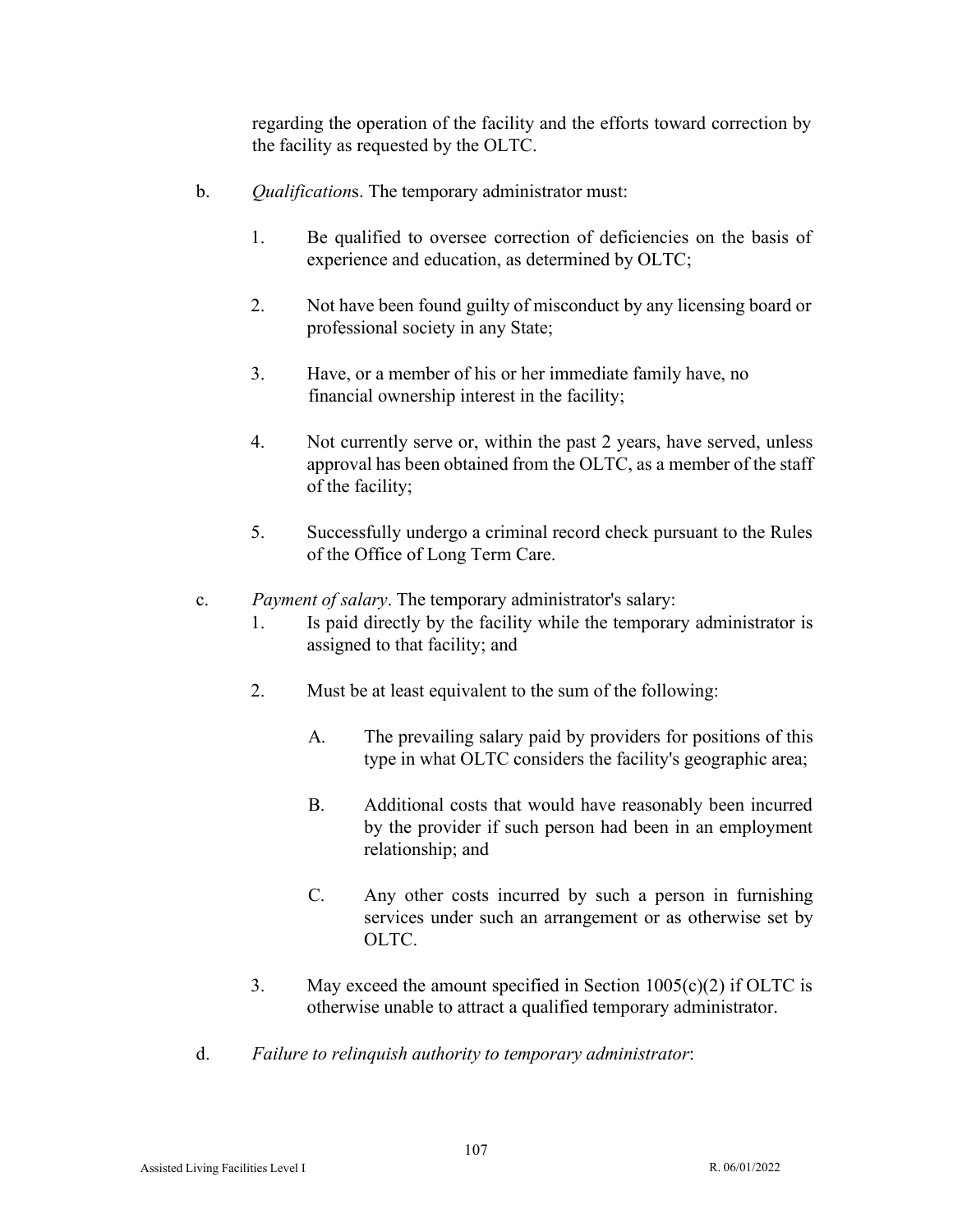regarding the operation of the facility and the efforts toward correction by the facility as requested by the OLTC.

b. *Qualification*s. The temporary administrator must:

1. Be qualified to oversee correction of deficiencies on the basis of experience and education, as determined by OLTC;

2. Not have been found guilty of misconduct by any licensing board or professional society in any State;

3. Have, or a member of his or her immediate family have, no financial ownership interest in the facility;

4. Not currently serve or, within the past 2 years, have served, unless approval has been obtained from the OLTC, as a member of the staff of the facility;

5. Successfully undergo a criminal record check pursuant to the Rules of the Office of Long Term Care.

c. *Payment of salary*. The temporary administrator's salary:

1. Is paid directly by the facility while the temporary administrator is assigned to that facility; and

2. Must be at least equivalent to the sum of the following:

   A. The prevailing salary paid by providers for positions of this type in what OLTC considers the facility's geographic area;

   B. Additional costs that would have reasonably been incurred by the provider if such person had been in an employment relationship; and

   C. Any other costs incurred by such a person in furnishing services under such an arrangement or as otherwise set by OLTC.

3. May exceed the amount specified in Section 1005(c)(2) if OLTC is otherwise unable to attract a qualified temporary administrator.

d. *Failure to relinquish authority to temporary administrator*: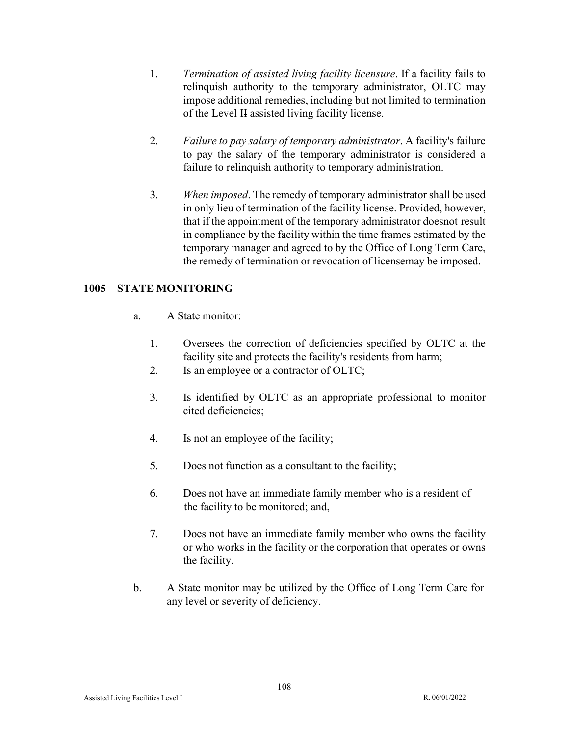1. *Termination of assisted living facility licensure*. If a facility fails to relinquish authority to the temporary administrator, OLTC may impose additional remedies, including but not limited to termination of the Level II assisted living facility license.

2. *Failure to pay salary of temporary administrator*. A facility's failure to pay the salary of the temporary administrator is considered a failure to relinquish authority to temporary administration.

3. *When imposed*. The remedy of temporary administrator shall be used in only lieu of termination of the facility license. Provided, however, that if the appointment of the temporary administrator doesnot result in compliance by the facility within the time frames estimated by the temporary manager and agreed to by the Office of Long Term Care, the remedy of termination or revocation of licensemay be imposed.

## 1005 STATE MONITORING

a. A State monitor:

   1. Oversees the correction of deficiencies specified by OLTC at the facility site and protects the facility's residents from harm;
   2. Is an employee or a contractor of OLTC;
   3. Is identified by OLTC as an appropriate professional to monitor cited deficiencies;
   4. Is not an employee of the facility;
   5. Does not function as a consultant to the facility;
   6. Does not have an immediate family member who is a resident of the facility to be monitored; and,
   7. Does not have an immediate family member who owns the facility or who works in the facility or the corporation that operates or owns the facility.

b. A State monitor may be utilized by the Office of Long Term Care for any level or severity of deficiency.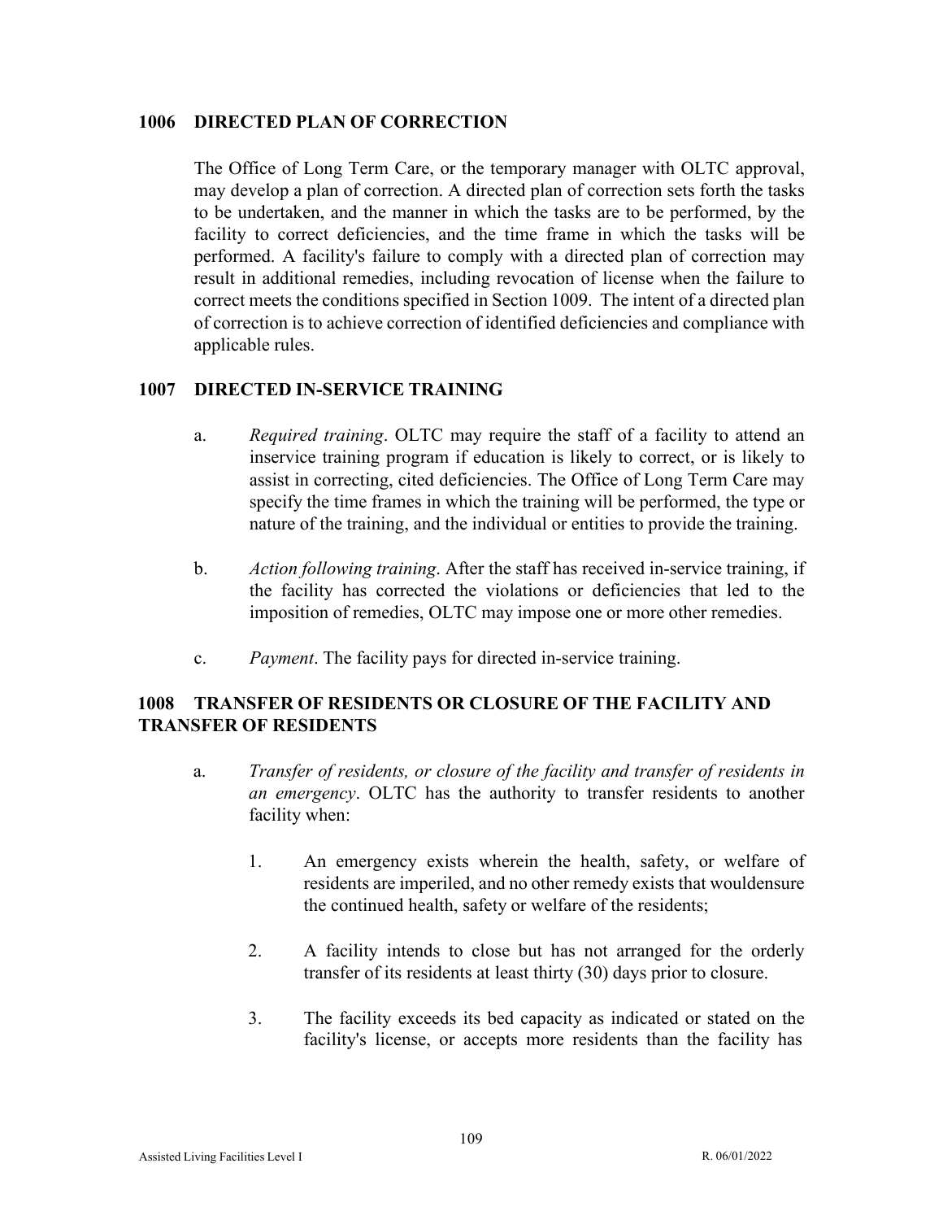## 1006 DIRECTED PLAN OF CORRECTION

The Office of Long Term Care, or the temporary manager with OLTC approval, may develop a plan of correction. A directed plan of correction sets forth the tasks to be undertaken, and the manner in which the tasks are to be performed, by the facility to correct deficiencies, and the time frame in which the tasks will be performed. A facility's failure to comply with a directed plan of correction may result in additional remedies, including revocation of license when the failure to correct meets the conditions specified in Section 1009. The intent of a directed plan of correction is to achieve correction of identified deficiencies and compliance with applicable rules.

## 1007 DIRECTED IN-SERVICE TRAINING

a. *Required training*. OLTC may require the staff of a facility to attend an inservice training program if education is likely to correct, or is likely to assist in correcting, cited deficiencies. The Office of Long Term Care may specify the time frames in which the training will be performed, the type or nature of the training, and the individual or entities to provide the training.

b. *Action following training*. After the staff has received in-service training, if the facility has corrected the violations or deficiencies that led to the imposition of remedies, OLTC may impose one or more other remedies.

c. *Payment*. The facility pays for directed in-service training.

## 1008 TRANSFER OF RESIDENTS OR CLOSURE OF THE FACILITY AND TRANSFER OF RESIDENTS

a. *Transfer of residents, or closure of the facility and transfer of residents in an emergency*. OLTC has the authority to transfer residents to another facility when:

1. An emergency exists wherein the health, safety, or welfare of residents are imperiled, and no other remedy exists that wouldensure the continued health, safety or welfare of the residents;

2. A facility intends to close but has not arranged for the orderly transfer of its residents at least thirty (30) days prior to closure.

3. The facility exceeds its bed capacity as indicated or stated on the facility's license, or accepts more residents than the facility has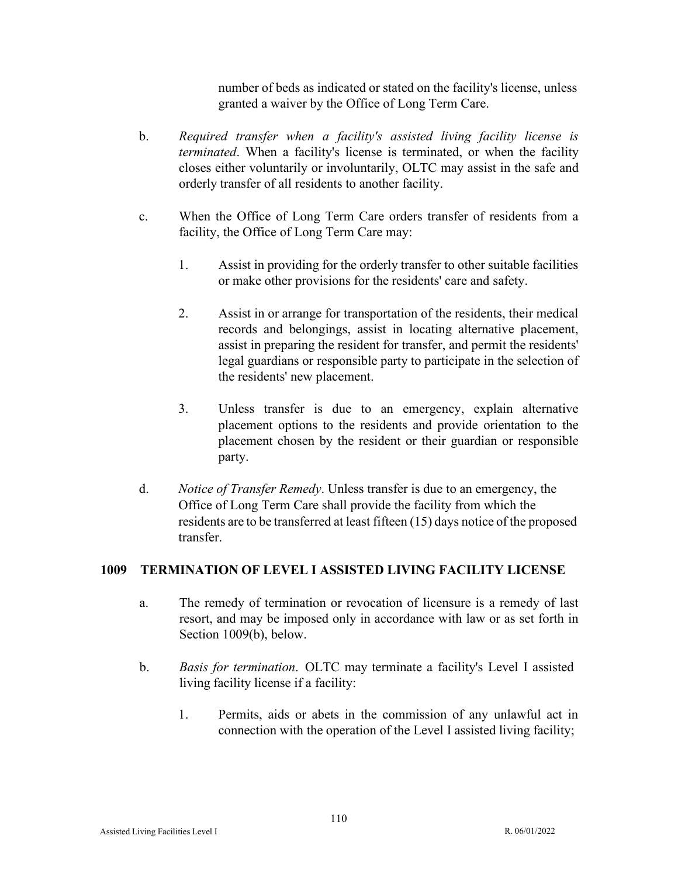number of beds as indicated or stated on the facility's license, unless granted a waiver by the Office of Long Term Care.

b. *Required transfer when a facility's assisted living facility license is terminated*. When a facility's license is terminated, or when the facility closes either voluntarily or involuntarily, OLTC may assist in the safe and orderly transfer of all residents to another facility.

c. When the Office of Long Term Care orders transfer of residents from a facility, the Office of Long Term Care may:

   1. Assist in providing for the orderly transfer to other suitable facilities or make other provisions for the residents' care and safety.

   2. Assist in or arrange for transportation of the residents, their medical records and belongings, assist in locating alternative placement, assist in preparing the resident for transfer, and permit the residents' legal guardians or responsible party to participate in the selection of the residents' new placement.

   3. Unless transfer is due to an emergency, explain alternative placement options to the residents and provide orientation to the placement chosen by the resident or their guardian or responsible party.

d. *Notice of Transfer Remedy*. Unless transfer is due to an emergency, the Office of Long Term Care shall provide the facility from which the residents are to be transferred at least fifteen (15) days notice of the proposed transfer.

## 1009 TERMINATION OF LEVEL I ASSISTED LIVING FACILITY LICENSE

a. The remedy of termination or revocation of licensure is a remedy of last resort, and may be imposed only in accordance with law or as set forth in Section 1009(b), below.

b. *Basis for termination*. OLTC may terminate a facility's Level I assisted living facility license if a facility:

   1. Permits, aids or abets in the commission of any unlawful act in connection with the operation of the Level I assisted living facility;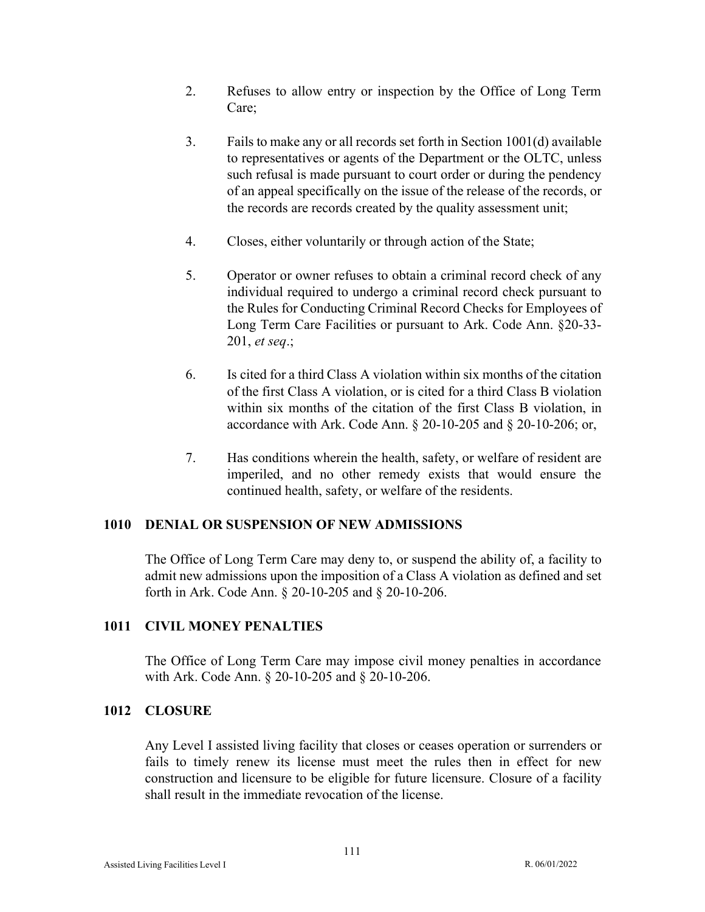2. Refuses to allow entry or inspection by the Office of Long Term Care;

3. Fails to make any or all records set forth in Section 1001(d) available to representatives or agents of the Department or the OLTC, unless such refusal is made pursuant to court order or during the pendency of an appeal specifically on the issue of the release of the records, or the records are records created by the quality assessment unit;

4. Closes, either voluntarily or through action of the State;

5. Operator or owner refuses to obtain a criminal record check of any individual required to undergo a criminal record check pursuant to the Rules for Conducting Criminal Record Checks for Employees of Long Term Care Facilities or pursuant to Ark. Code Ann. §20-33-201, *et seq*.;

6. Is cited for a third Class A violation within six months of the citation of the first Class A violation, or is cited for a third Class B violation within six months of the citation of the first Class B violation, in accordance with Ark. Code Ann. § 20-10-205 and § 20-10-206; or,

7. Has conditions wherein the health, safety, or welfare of resident are imperiled, and no other remedy exists that would ensure the continued health, safety, or welfare of the residents.

## 1010 DENIAL OR SUSPENSION OF NEW ADMISSIONS

The Office of Long Term Care may deny to, or suspend the ability of, a facility to admit new admissions upon the imposition of a Class A violation as defined and set forth in Ark. Code Ann. § 20-10-205 and § 20-10-206.

## 1011 CIVIL MONEY PENALTIES

The Office of Long Term Care may impose civil money penalties in accordance with Ark. Code Ann. § 20-10-205 and § 20-10-206.

## 1012 CLOSURE

Any Level I assisted living facility that closes or ceases operation or surrenders or fails to timely renew its license must meet the rules then in effect for new construction and licensure to be eligible for future licensure. Closure of a facility shall result in the immediate revocation of the license.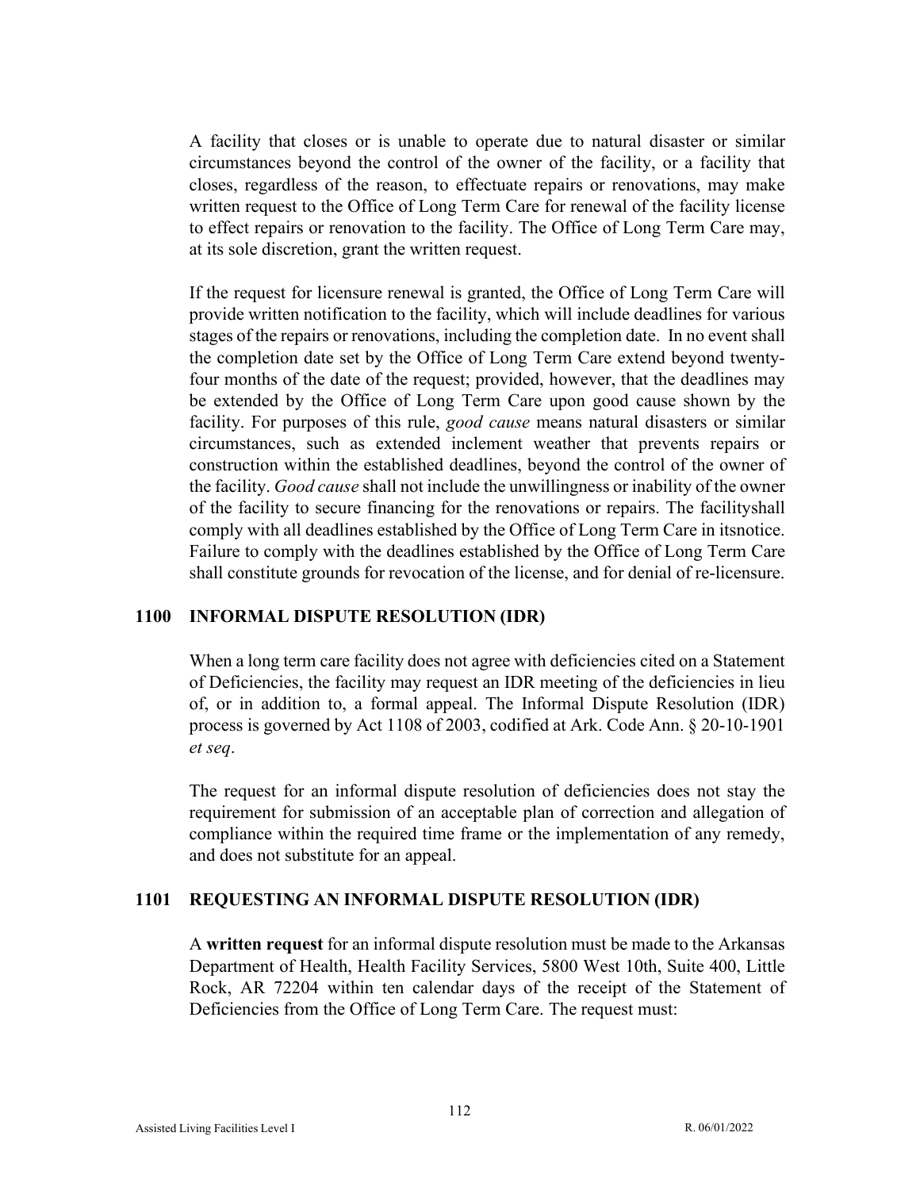A facility that closes or is unable to operate due to natural disaster or similar circumstances beyond the control of the owner of the facility, or a facility that closes, regardless of the reason, to effectuate repairs or renovations, may make written request to the Office of Long Term Care for renewal of the facility license to effect repairs or renovation to the facility. The Office of Long Term Care may, at its sole discretion, grant the written request.

If the request for licensure renewal is granted, the Office of Long Term Care will provide written notification to the facility, which will include deadlines for various stages of the repairs or renovations, including the completion date. In no event shall the completion date set by the Office of Long Term Care extend beyond twenty-four months of the date of the request; provided, however, that the deadlines may be extended by the Office of Long Term Care upon good cause shown by the facility. For purposes of this rule, *good cause* means natural disasters or similar circumstances, such as extended inclement weather that prevents repairs or construction within the established deadlines, beyond the control of the owner of the facility. *Good cause* shall not include the unwillingness or inability of the owner of the facility to secure financing for the renovations or repairs. The facilityshall comply with all deadlines established by the Office of Long Term Care in itsnotice. Failure to comply with the deadlines established by the Office of Long Term Care shall constitute grounds for revocation of the license, and for denial of re-licensure.

## 1100 INFORMAL DISPUTE RESOLUTION (IDR)

When a long term care facility does not agree with deficiencies cited on a Statement of Deficiencies, the facility may request an IDR meeting of the deficiencies in lieu of, or in addition to, a formal appeal. The Informal Dispute Resolution (IDR) process is governed by Act 1108 of 2003, codified at Ark. Code Ann. § 20-10-1901 *et seq*.

The request for an informal dispute resolution of deficiencies does not stay the requirement for submission of an acceptable plan of correction and allegation of compliance within the required time frame or the implementation of any remedy, and does not substitute for an appeal.

## 1101 REQUESTING AN INFORMAL DISPUTE RESOLUTION (IDR)

A **written request** for an informal dispute resolution must be made to the Arkansas Department of Health, Health Facility Services, 5800 West 10th, Suite 400, Little Rock, AR 72204 within ten calendar days of the receipt of the Statement of Deficiencies from the Office of Long Term Care. The request must: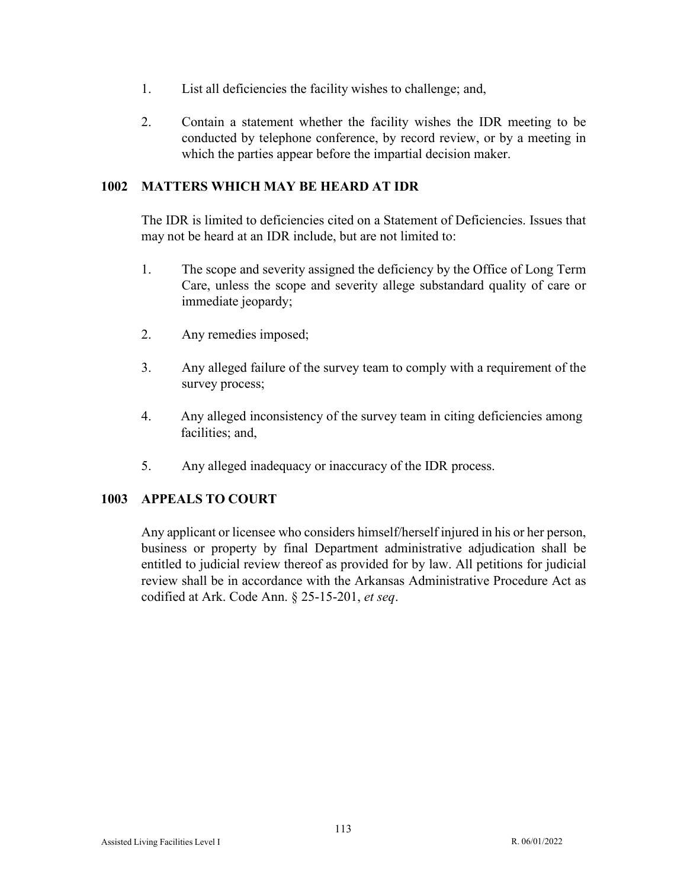1. List all deficiencies the facility wishes to challenge; and,

2. Contain a statement whether the facility wishes the IDR meeting to be conducted by telephone conference, by record review, or by a meeting in which the parties appear before the impartial decision maker.

## 1002 MATTERS WHICH MAY BE HEARD AT IDR

The IDR is limited to deficiencies cited on a Statement of Deficiencies. Issues that may not be heard at an IDR include, but are not limited to:

1. The scope and severity assigned the deficiency by the Office of Long Term Care, unless the scope and severity allege substandard quality of care or immediate jeopardy;

2. Any remedies imposed;

3. Any alleged failure of the survey team to comply with a requirement of the survey process;

4. Any alleged inconsistency of the survey team in citing deficiencies among facilities; and,

5. Any alleged inadequacy or inaccuracy of the IDR process.

## 1003 APPEALS TO COURT

Any applicant or licensee who considers himself/herself injured in his or her person, business or property by final Department administrative adjudication shall be entitled to judicial review thereof as provided for by law. All petitions for judicial review shall be in accordance with the Arkansas Administrative Procedure Act as codified at Ark. Code Ann. § 25-15-201, *et seq*.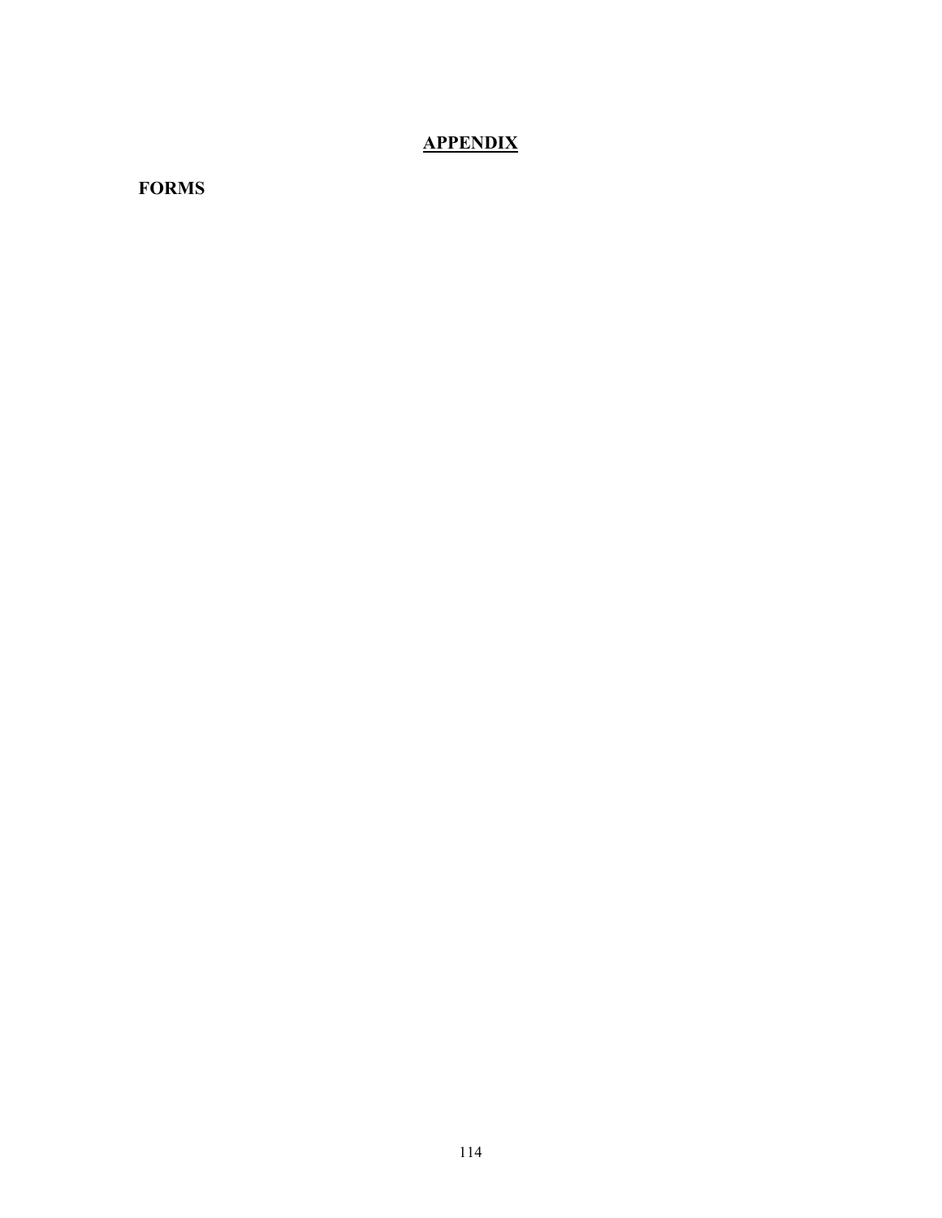# APPENDIX

**FORMS**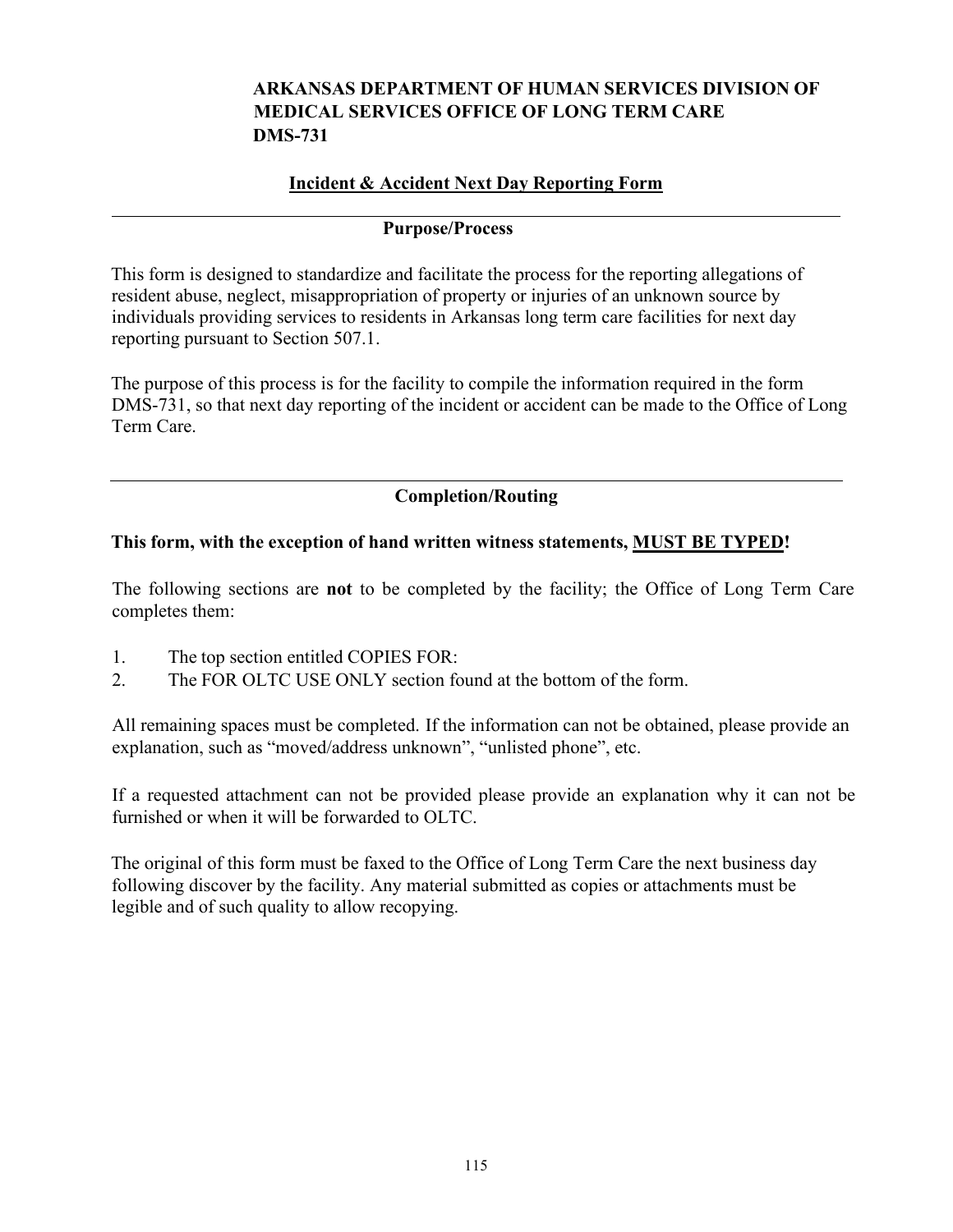**ARKANSAS DEPARTMENT OF HUMAN SERVICES DIVISION OF MEDICAL SERVICES OFFICE OF LONG TERM CARE DMS-731**

## Incident & Accident Next Day Reporting Form

---

### Purpose/Process

This form is designed to standardize and facilitate the process for the reporting allegations of resident abuse, neglect, misappropriation of property or injuries of an unknown source by individuals providing services to residents in Arkansas long term care facilities for next day reporting pursuant to Section 507.1.

The purpose of this process is for the facility to compile the information required in the form DMS-731, so that next day reporting of the incident or accident can be made to the Office of Long Term Care.

---

### Completion/Routing

**This form, with the exception of hand written witness statements, MUST BE TYPED!**

The following sections are **not** to be completed by the facility; the Office of Long Term Care completes them:

1. The top section entitled COPIES FOR:
2. The FOR OLTC USE ONLY section found at the bottom of the form.

All remaining spaces must be completed. If the information can not be obtained, please provide an explanation, such as "moved/address unknown", "unlisted phone", etc.

If a requested attachment can not be provided please provide an explanation why it can not be furnished or when it will be forwarded to OLTC.

The original of this form must be faxed to the Office of Long Term Care the next business day following discover by the facility. Any material submitted as copies or attachments must be legible and of such quality to allow recopying.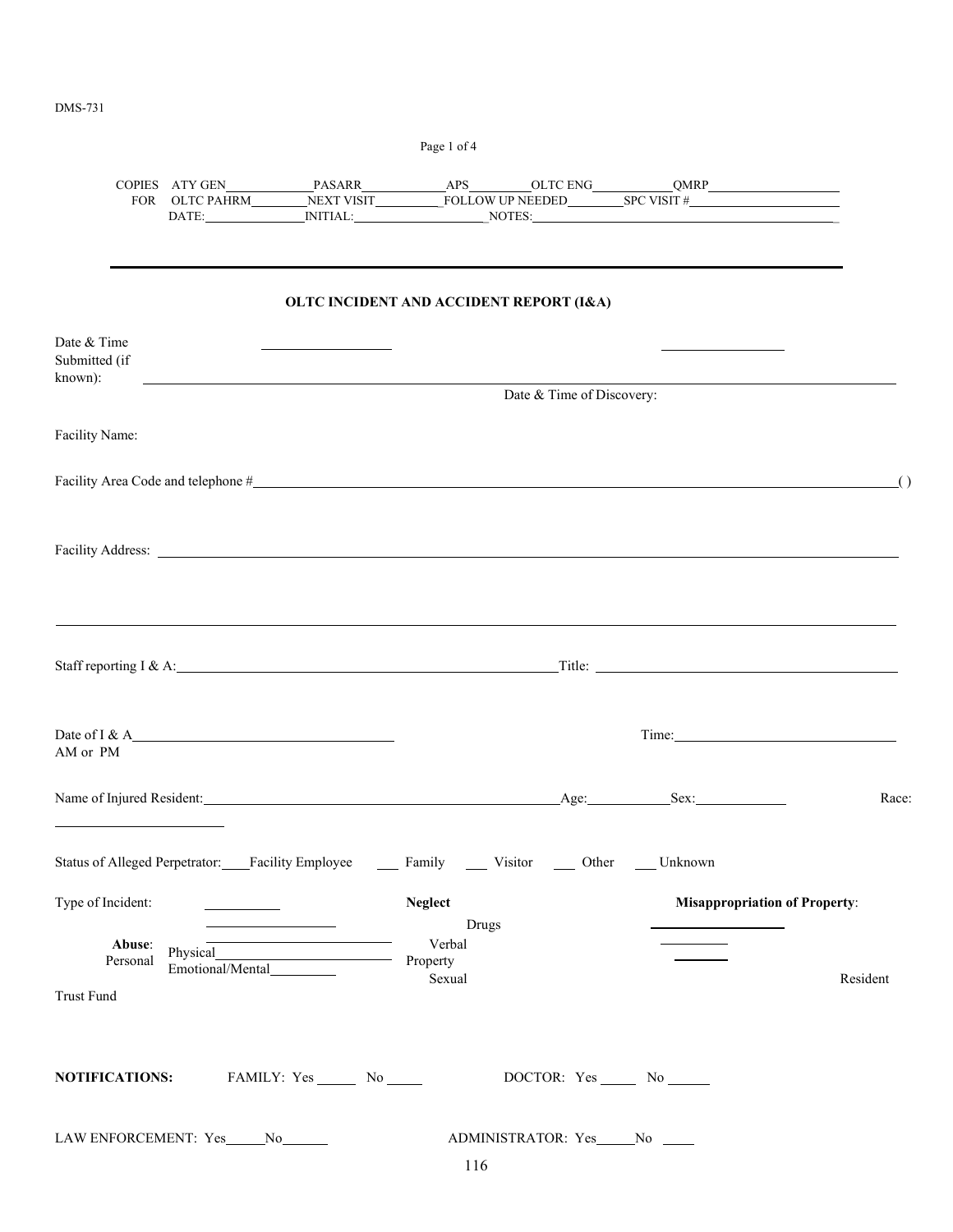DMS-731

COPIES FOR ATY GEN\_\_\_\_\_\_\_\_\_ PASARR\_\_\_\_\_\_\_\_\_ APS\_\_\_\_\_\_\_ OLTC ENG\_\_\_\_\_\_\_\_ QMRP\_\_\_\_\_\_\_\_\_\_\_\_
OLTC PAHRM\_\_\_\_\_\_\_ NEXT VISIT\_\_\_\_\_\_\_\_ FOLLOW UP NEEDED\_\_\_\_\_\_ SPC VISIT #\_\_\_\_\_\_\_\_\_\_\_\_
DATE:\_\_\_\_\_\_\_\_\_\_ INITIAL:\_\_\_\_\_\_\_\_\_\_\_\_ NOTES:\_\_\_\_\_\_\_\_\_\_\_\_\_\_\_\_\_\_\_\_\_\_\_\_\_\_\_\_

---

## OLTC INCIDENT AND ACCIDENT REPORT (I&A)

Date & Time Submitted (if known): \_\_\_\_\_\_\_\_\_\_\_\_ Date & Time of Discovery: \_\_\_\_\_\_\_\_\_\_\_\_

Facility Name:

Facility Area Code and telephone #\_\_\_\_\_\_\_\_\_\_\_\_\_\_\_\_\_\_\_\_\_\_\_\_\_\_\_\_\_\_\_\_\_\_\_\_( )

Facility Address: \_\_\_\_\_\_\_\_\_\_\_\_\_\_\_\_\_\_\_\_\_\_\_\_\_\_\_\_\_\_\_\_\_\_\_\_\_\_\_\_\_\_\_\_

\_\_\_\_\_\_\_\_\_\_\_\_\_\_\_\_\_\_\_\_\_\_\_\_\_\_\_\_\_\_\_\_\_\_\_\_\_\_\_\_\_\_\_\_\_\_\_\_\_\_\_\_\_\_\_\_\_\_\_\_

Staff reporting I & A:\_\_\_\_\_\_\_\_\_\_\_\_\_\_\_\_\_\_\_\_\_\_\_\_\_\_\_\_ Title: \_\_\_\_\_\_\_\_\_\_\_\_\_\_\_\_\_\_\_\_\_\_\_\_

Date of I & A\_\_\_\_\_\_\_\_\_\_\_\_\_\_\_\_\_\_\_\_ Time:\_\_\_\_\_\_\_\_\_\_\_\_\_\_\_\_\_\_ AM or PM

Name of Injured Resident:\_\_\_\_\_\_\_\_\_\_\_\_\_\_\_\_\_\_\_\_\_\_\_\_\_\_ Age:\_\_\_\_\_\_ Sex:\_\_\_\_\_\_ Race: \_\_\_\_\_\_\_\_\_\_\_\_

Status of Alleged Perpetrator: \_\_\_ Facility Employee \_\_\_ Family \_\_\_ Visitor \_\_\_ Other \_\_\_ Unknown

Type of Incident: \_\_\_\_\_\_ **Neglect** \_\_\_\_\_\_ **Misappropriation of Property**:

**Abuse**: Physical\_\_\_\_\_\_ Drugs\_\_\_\_\_\_
Emotional/Mental\_\_\_\_\_\_ Personal Property\_\_\_\_\_\_
Verbal\_\_\_\_\_\_ Resident Trust Fund\_\_\_\_\_\_
Sexual\_\_\_\_\_\_

**NOTIFICATIONS:** FAMILY: Yes \_\_\_\_ No \_\_\_\_ DOCTOR: Yes \_\_\_\_ No \_\_\_\_

LAW ENFORCEMENT: Yes\_\_\_\_ No\_\_\_\_ ADMINISTRATOR: Yes\_\_\_\_ No \_\_\_\_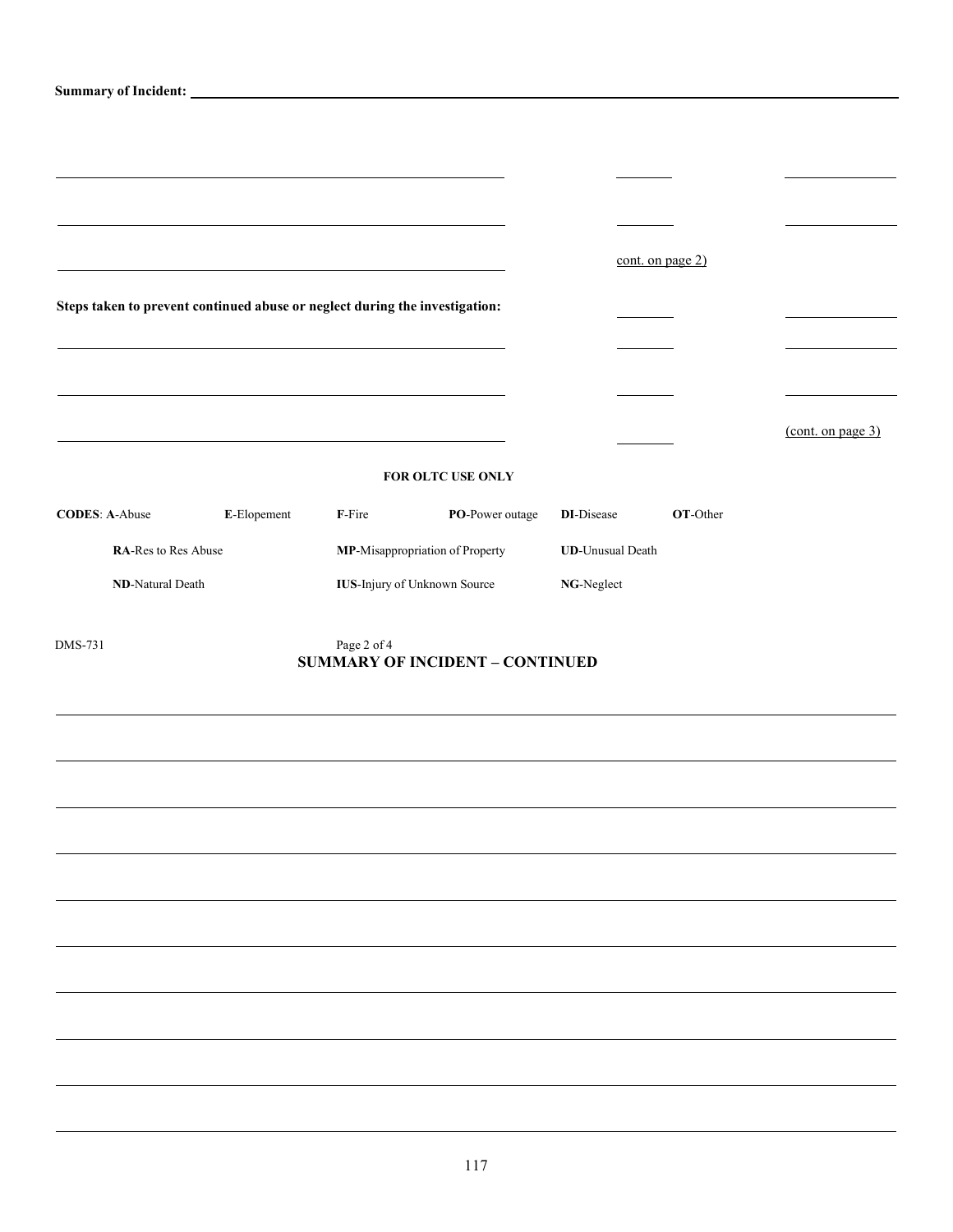**Summary of Incident:** ______________________________________________________________

_______________________________________________ ________ ______________

_______________________________________________ ________ ______________

_______________________________________________ cont. on page 2)

**Steps taken to prevent continued abuse or neglect during the investigation:** ________ ______________

_______________________________________________ ________ ______________

_______________________________________________ ________ ______________

_______________________________________________ ________ (cont. on page 3)

**FOR OLTC USE ONLY**

| **CODES**: **A**-Abuse | **E**-Elopement | **F**-Fire | **PO**-Power outage | **DI**-Disease | **OT**-Other |
|---|---|---|---|---|---|
| **RA**-Res to Res Abuse | | **MP**-Misappropriation of Property | | **UD**-Unusual Death | |
| **ND**-Natural Death | | **IUS**-Injury of Unknown Source | | **NG**-Neglect | |

DMS-731 Page 2 of 4

## SUMMARY OF INCIDENT – CONTINUED

______________________________________________________________________________

______________________________________________________________________________

______________________________________________________________________________

______________________________________________________________________________

______________________________________________________________________________

______________________________________________________________________________

______________________________________________________________________________

______________________________________________________________________________

______________________________________________________________________________

______________________________________________________________________________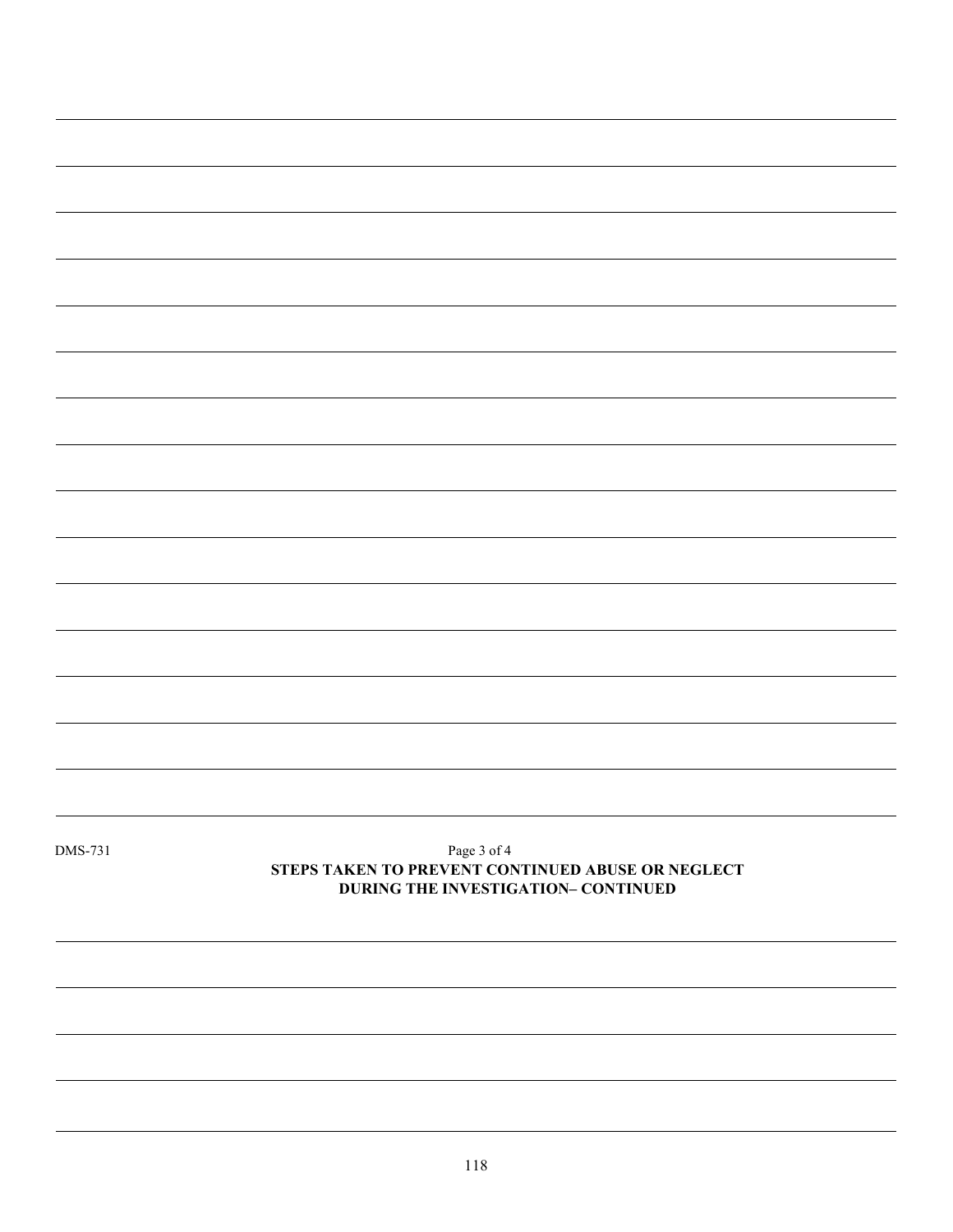DMS-731

## STEPS TAKEN TO PREVENT CONTINUED ABUSE OR NEGLECT DURING THE INVESTIGATION– CONTINUED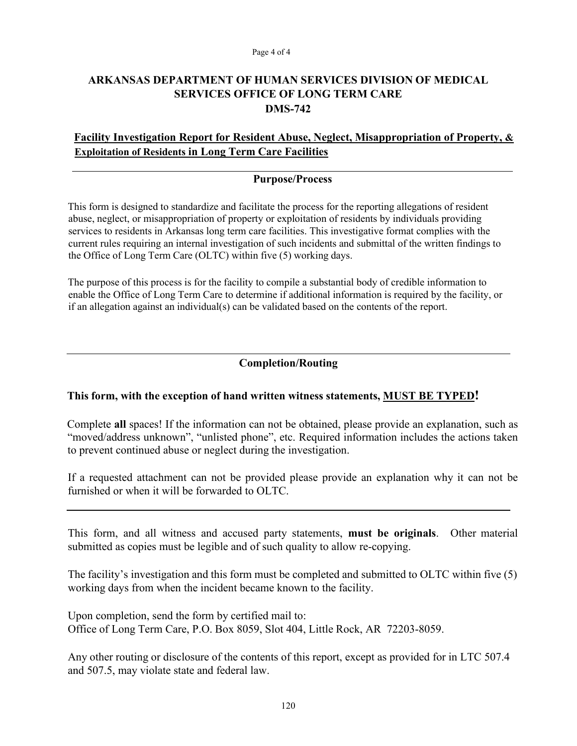# ARKANSAS DEPARTMENT OF HUMAN SERVICES DIVISION OF MEDICAL SERVICES OFFICE OF LONG TERM CARE
# DMS-742

## Facility Investigation Report for Resident Abuse, Neglect, Misappropriation of Property, & Exploitation of Residents in Long Term Care Facilities

---

### Purpose/Process

This form is designed to standardize and facilitate the process for the reporting allegations of resident abuse, neglect, or misappropriation of property or exploitation of residents by individuals providing services to residents in Arkansas long term care facilities. This investigative format complies with the current rules requiring an internal investigation of such incidents and submittal of the written findings to the Office of Long Term Care (OLTC) within five (5) working days.

The purpose of this process is for the facility to compile a substantial body of credible information to enable the Office of Long Term Care to determine if additional information is required by the facility, or if an allegation against an individual(s) can be validated based on the contents of the report.

---

### Completion/Routing

**This form, with the exception of hand written witness statements, MUST BE TYPED!**

Complete **all** spaces! If the information can not be obtained, please provide an explanation, such as "moved/address unknown", "unlisted phone", etc. Required information includes the actions taken to prevent continued abuse or neglect during the investigation.

If a requested attachment can not be provided please provide an explanation why it can not be furnished or when it will be forwarded to OLTC.

---

This form, and all witness and accused party statements, **must be originals**. Other material submitted as copies must be legible and of such quality to allow re-copying.

The facility's investigation and this form must be completed and submitted to OLTC within five (5) working days from when the incident became known to the facility.

Upon completion, send the form by certified mail to:
Office of Long Term Care, P.O. Box 8059, Slot 404, Little Rock, AR 72203-8059.

Any other routing or disclosure of the contents of this report, except as provided for in LTC 507.4 and 507.5, may violate state and federal law.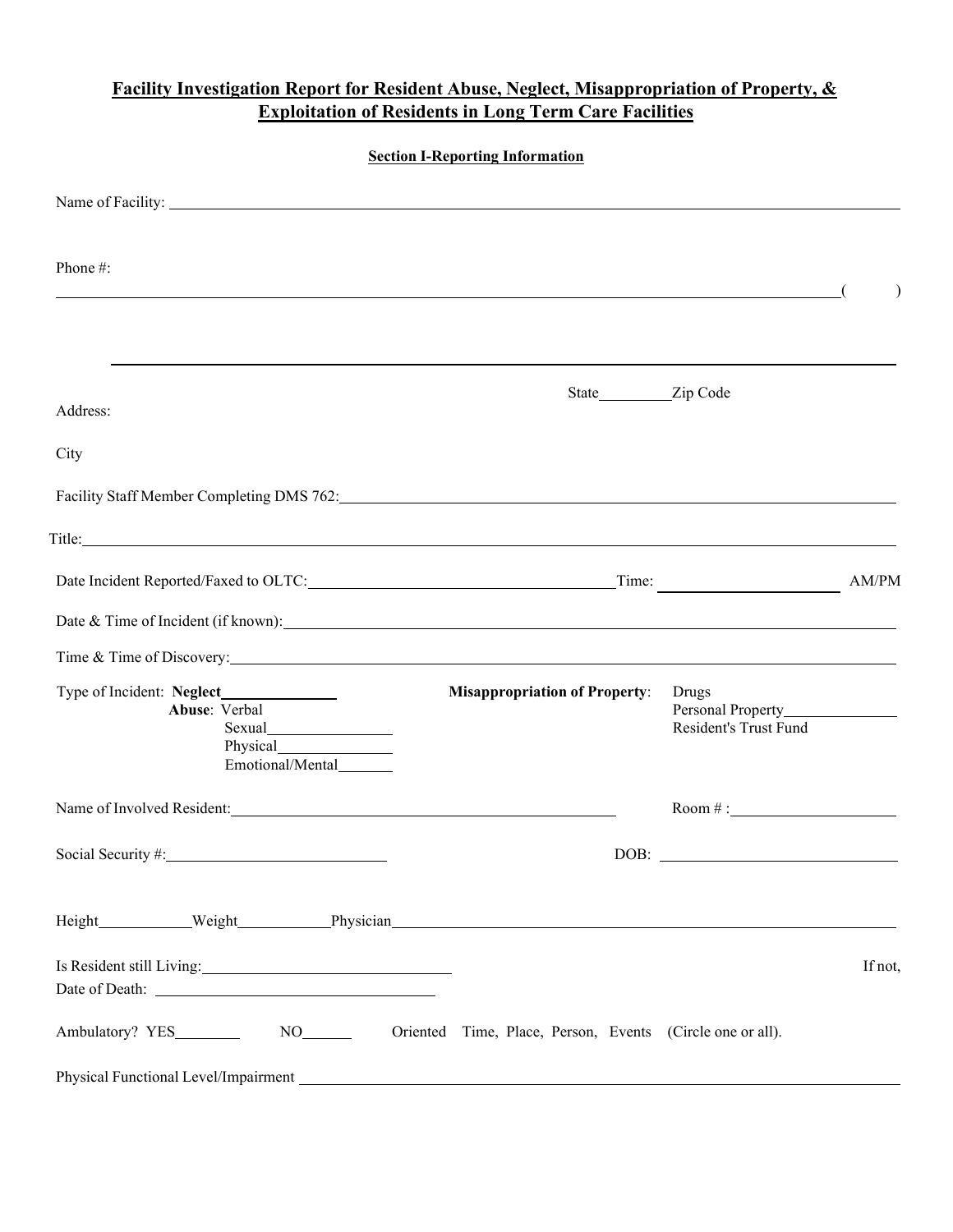## Facility Investigation Report for Resident Abuse, Neglect, Misappropriation of Property, & Exploitation of Residents in Long Term Care Facilities

### Section I-Reporting Information

Name of Facility: ______________________________

Phone #: ______________________________ (    )

______________________________

Address: ______________________________ State________ Zip Code

City

Facility Staff Member Completing DMS 762: ______________________________

Title: ______________________________

Date Incident Reported/Faxed to OLTC: ______________________________ Time: ______________ AM/PM

Date & Time of Incident (if known): ______________________________

Time & Time of Discovery: ______________________________

Type of Incident: **Neglect**______________

**Abuse**: Verbal
Sexual______________
Physical______________
Emotional/Mental______

**Misappropriation of Property**: Drugs
Personal Property______________
Resident's Trust Fund

Name of Involved Resident: ______________________________ Room # : ______________

Social Security #: ______________________ DOB: ______________________

Height__________ Weight__________ Physician______________________________

Is Resident still Living: ______________________ If not,
Date of Death: ______________________

Ambulatory? YES________ NO______ Oriented Time, Place, Person, Events (Circle one or all).

Physical Functional Level/Impairment ______________________________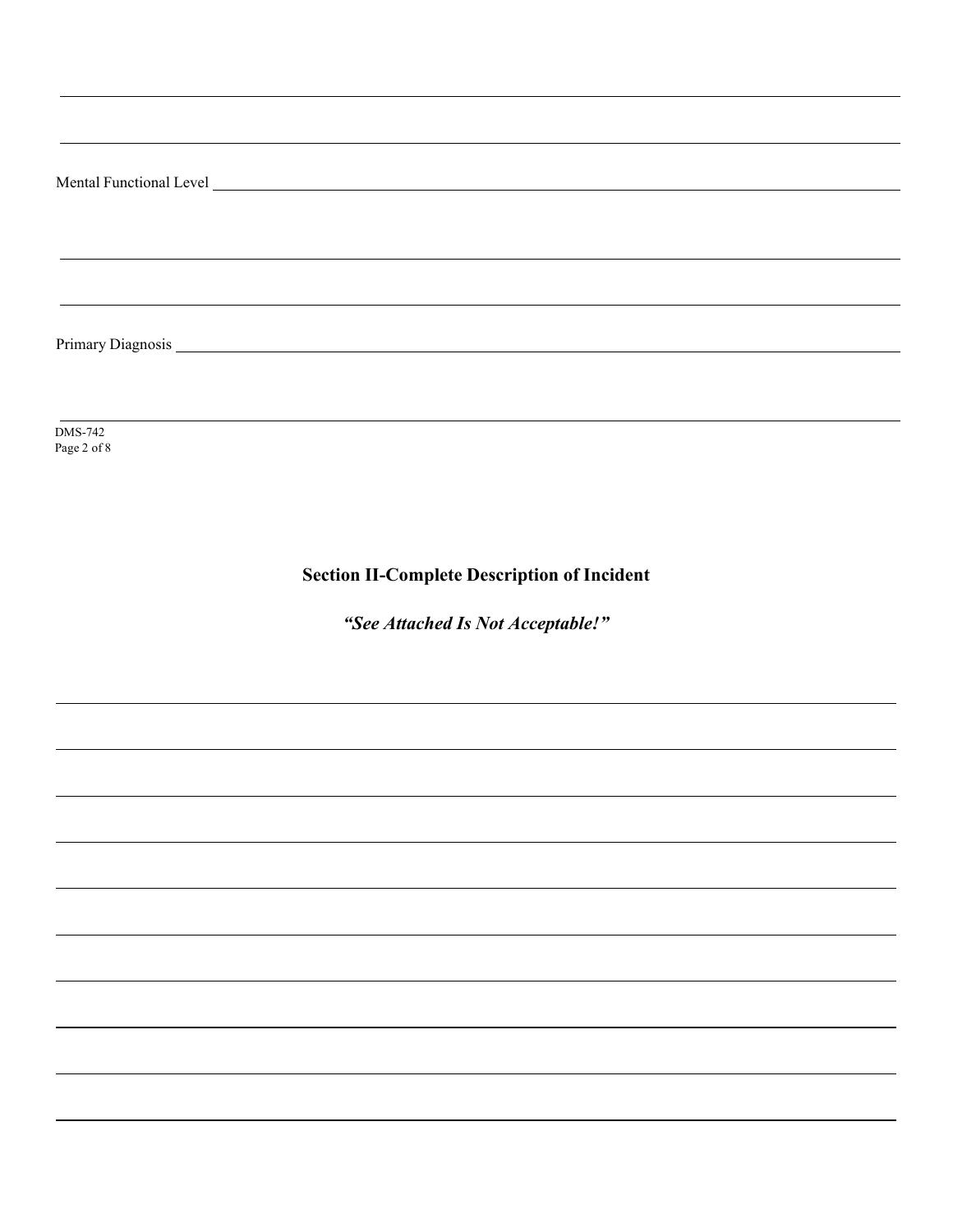Mental Functional Level \_\_\_\_\_\_\_\_\_\_\_\_\_\_\_\_\_\_\_\_\_\_\_\_\_\_\_\_\_\_\_\_\_\_\_\_\_\_\_\_

Primary Diagnosis \_\_\_\_\_\_\_\_\_\_\_\_\_\_\_\_\_\_\_\_\_\_\_\_\_\_\_\_\_\_\_\_\_\_\_\_\_\_\_\_

DMS-742

## Section II-Complete Description of Incident

***"See Attached Is Not Acceptable!"***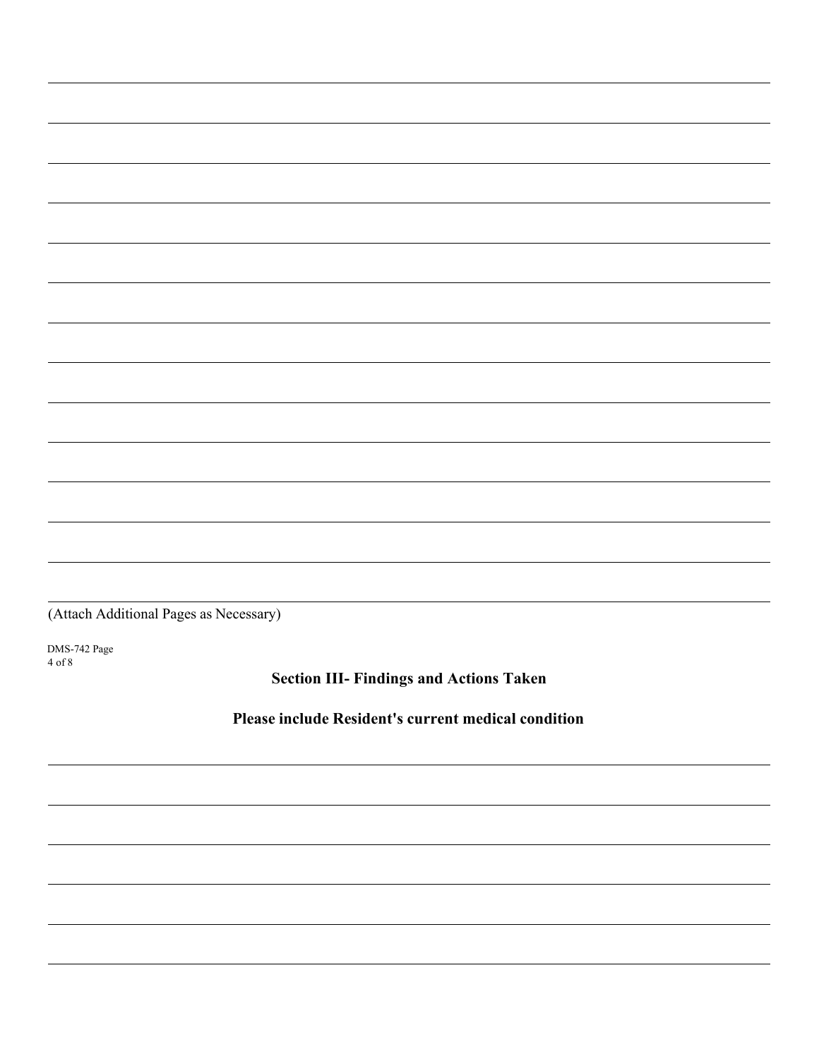(Attach Additional Pages as Necessary)

DMS-742 Page 4 of 8

## Section III- Findings and Actions Taken

### Please include Resident's current medical condition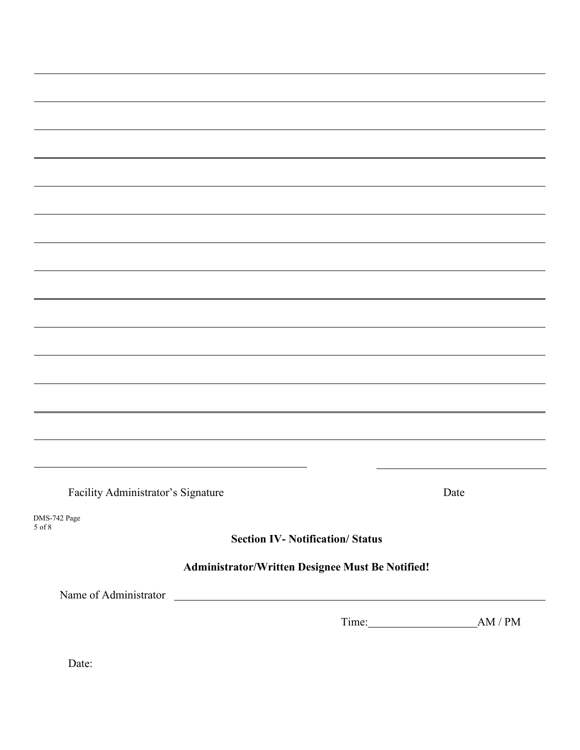_______________________________________________________________________________

_______________________________________________________________________________

_______________________________________________________________________________

_______________________________________________________________________________

_______________________________________________________________________________

_______________________________________________________________________________

_______________________________________________________________________________

_______________________________________________________________________________

_______________________________________________________________________________

_______________________________________________________________________________

_______________________________________________________________________________

_______________________________________________________________________________

_______________________________________________________________________________

_______________________________________________________________________________

___________________________________________ ___________________________

Facility Administrator's Signature Date

DMS-742 Page 5 of 8

**Section IV- Notification/ Status**

**Administrator/Written Designee Must Be Notified!**

Name of Administrator _______________________________________________

Time:__________________AM / PM

Date: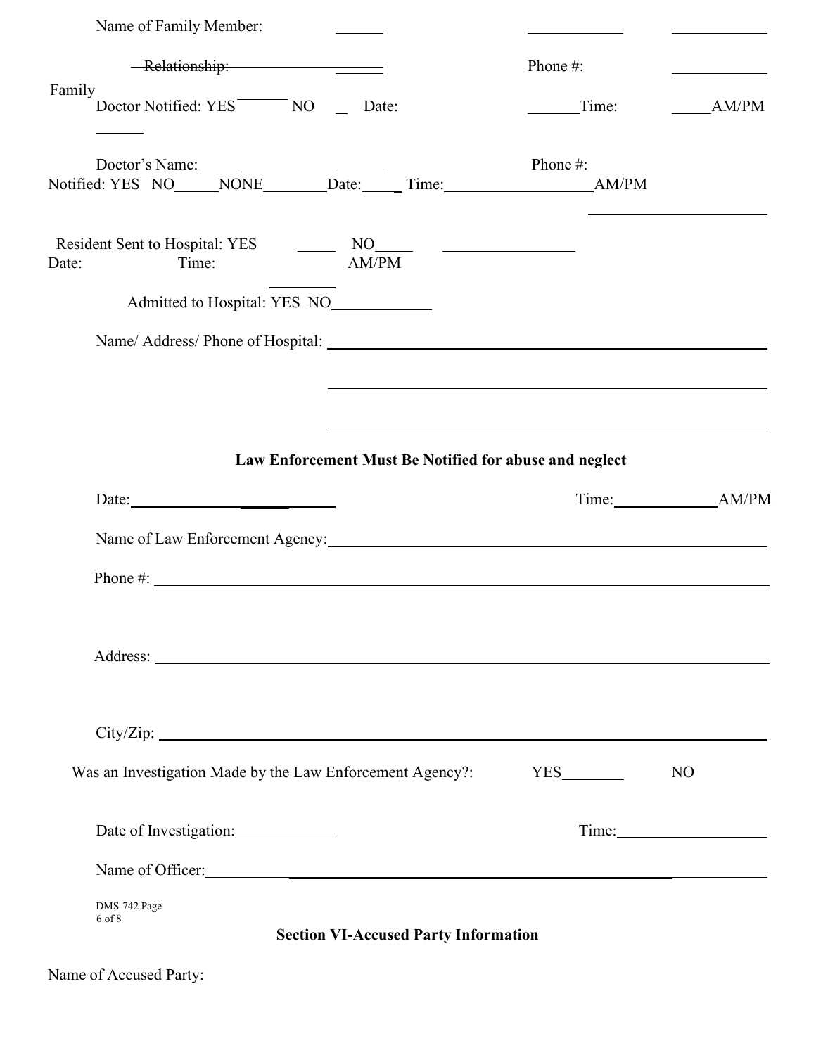Name of Family Member: ______ ____________ ____________

~~Relationship:~~ ______ Phone #: ____________

Family
Doctor Notified: YES ______ NO __ Date: ______ Time: _____ AM/PM

______

Doctor's Name: _____ ______ Phone #:
Notified: YES NO _____ NONE ________ Date: _____ Time: __________________ AM/PM

______________________

Resident Sent to Hospital: YES _____ NO _____ ________________
Date: Time: AM/PM

________

Admitted to Hospital: YES NO ____________

Name/ Address/ Phone of Hospital: ____________________________________________

____________________________________________

____________________________________________

**Law Enforcement Must Be Notified for abuse and neglect**

Date: ______________________ Time: ____________ AM/PM

Name of Law Enforcement Agency: ____________________________________________

Phone #: ____________________________________________

Address: ____________________________________________

City/Zip: ____________________________________________

Was an Investigation Made by the Law Enforcement Agency?: YES ________ NO

Date of Investigation: ____________ Time: __________________

Name of Officer: ____________________________________________

## Section VI-Accused Party Information

Name of Accused Party: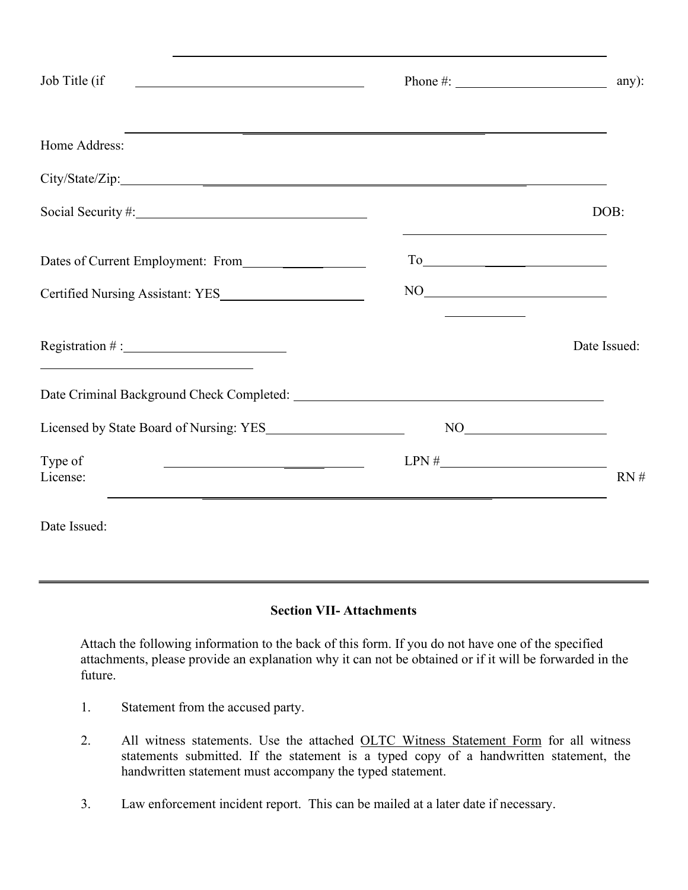Job Title (if any): ____________________ Phone #: ____________________

Home Address: ________________________________________

City/State/Zip: ________________________________________

Social Security #: ____________________ DOB: ____________________

Dates of Current Employment: From ____________ To ____________

Certified Nursing Assistant: YES ____________ NO ____________

Registration # : ____________________ Date Issued: ____________________

Date Criminal Background Check Completed: ________________________________________

Licensed by State Board of Nursing: YES ____________ NO ____________

Type of License: ____________ LPN # ____________ RN # ________________________

Date Issued:

---

### Section VII- Attachments

Attach the following information to the back of this form. If you do not have one of the specified attachments, please provide an explanation why it can not be obtained or if it will be forwarded in the future.

1. Statement from the accused party.

2. All witness statements. Use the attached OLTC Witness Statement Form for all witness statements submitted. If the statement is a typed copy of a handwritten statement, the handwritten statement must accompany the typed statement.

3. Law enforcement incident report. This can be mailed at a later date if necessary.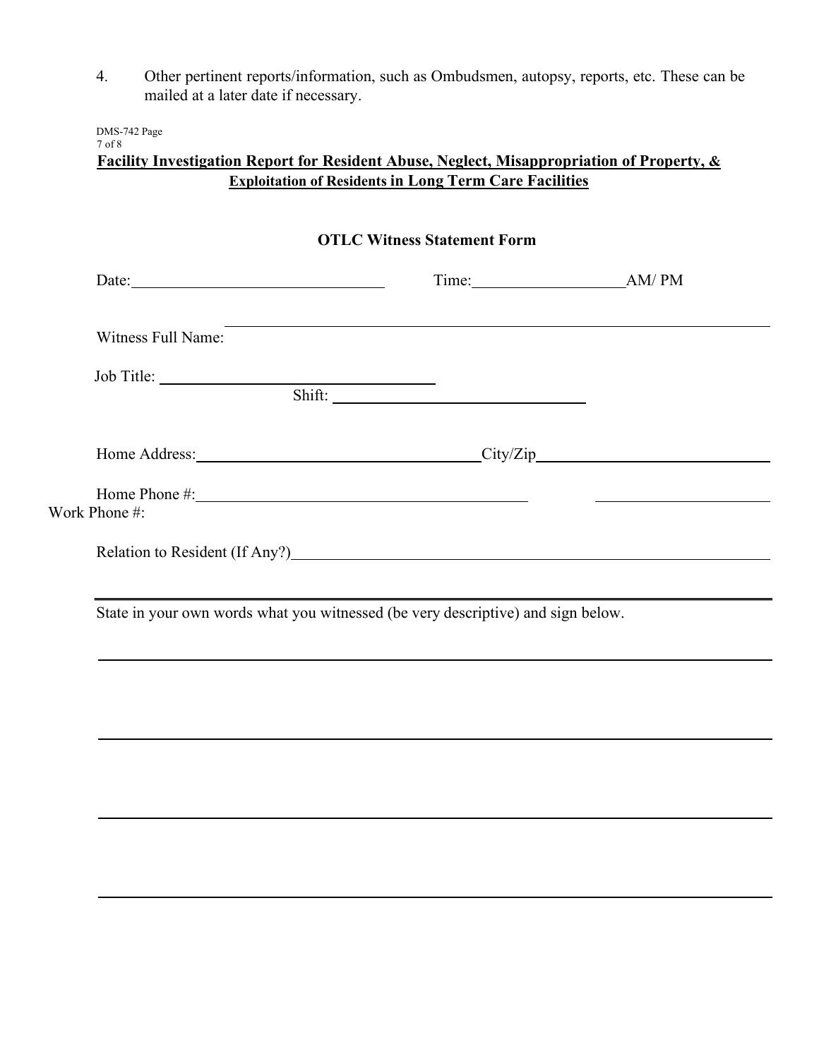4. Other pertinent reports/information, such as Ombudsmen, autopsy, reports, etc. These can be mailed at a later date if necessary.

DMS-742 Page 7 of 8

**Facility Investigation Report for Resident Abuse, Neglect, Misappropriation of Property, & Exploitation of Residents in Long Term Care Facilities**

**OTLC Witness Statement Form**

Date:_______________________________ Time:___________________AM/ PM

Witness Full Name: ___________________________________________________________

Job Title: ___________________________________

Shift: _______________________________

Home Address:____________________________________City/Zip_____________________________

Home Phone #:__________________________________________ ______________________

Work Phone #:

Relation to Resident (If Any?)__________________________________________________________

---

State in your own words what you witnessed (be very descriptive) and sign below.

____________________________________________________________________________________

____________________________________________________________________________________

____________________________________________________________________________________

____________________________________________________________________________________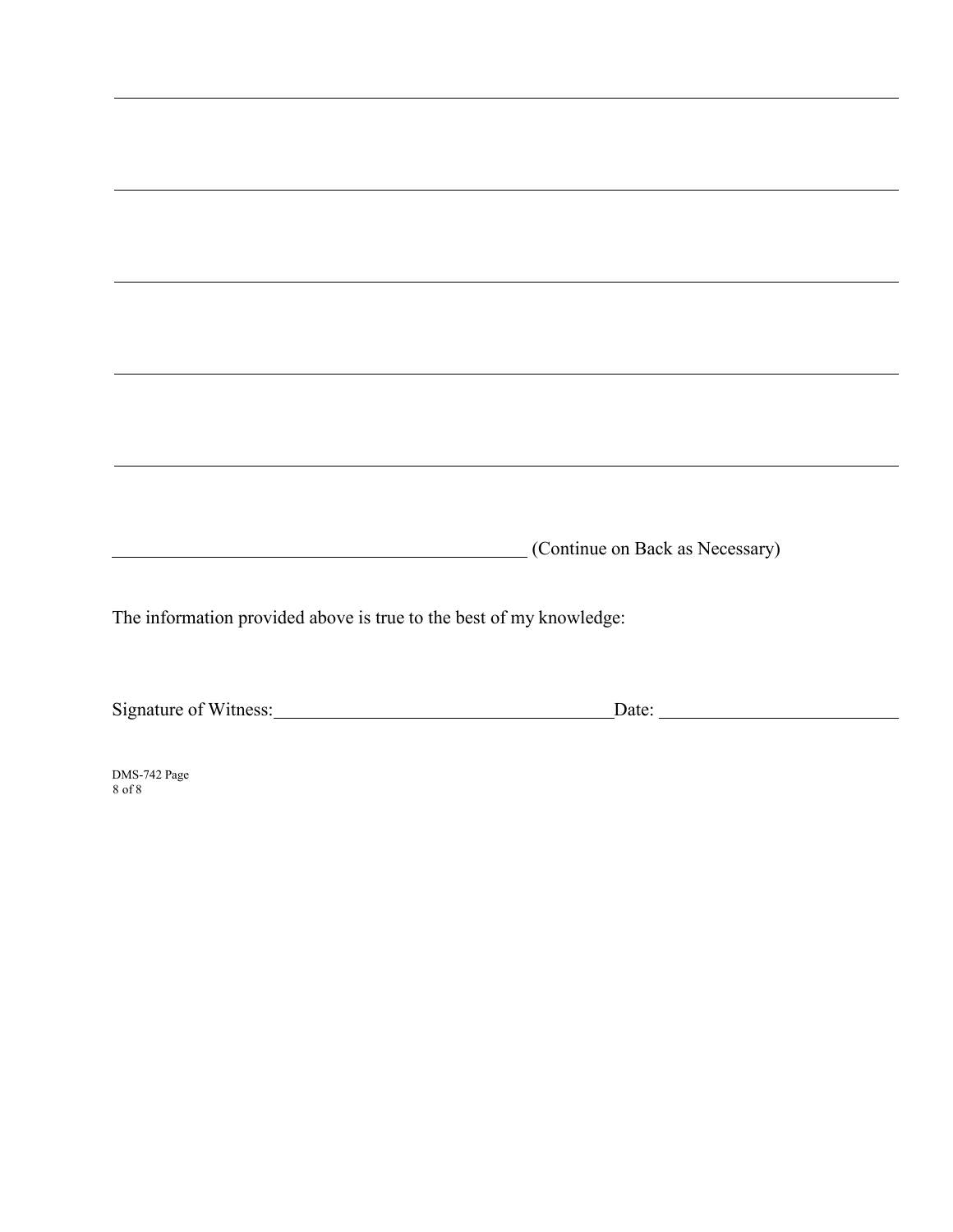\_\_\_\_\_\_\_\_\_\_\_\_\_\_\_\_\_\_\_\_\_\_\_\_\_\_\_\_\_\_\_\_\_\_\_\_\_\_\_\_\_\_\_\_\_\_\_\_\_\_\_\_\_\_\_\_\_\_\_\_\_\_\_\_\_\_\_\_\_\_

\_\_\_\_\_\_\_\_\_\_\_\_\_\_\_\_\_\_\_\_\_\_\_\_\_\_\_\_\_\_\_\_\_\_\_\_\_\_\_\_\_\_\_\_\_\_\_\_\_\_\_\_\_\_\_\_\_\_\_\_\_\_\_\_\_\_\_\_\_\_

\_\_\_\_\_\_\_\_\_\_\_\_\_\_\_\_\_\_\_\_\_\_\_\_\_\_\_\_\_\_\_\_\_\_\_\_\_\_\_\_\_\_\_\_\_\_\_\_\_\_\_\_\_\_\_\_\_\_\_\_\_\_\_\_\_\_\_\_\_\_

\_\_\_\_\_\_\_\_\_\_\_\_\_\_\_\_\_\_\_\_\_\_\_\_\_\_\_\_\_\_\_\_\_\_\_\_\_\_\_\_\_\_\_\_\_\_\_\_\_\_\_\_\_\_\_\_\_\_\_\_\_\_\_\_\_\_\_\_\_\_

\_\_\_\_\_\_\_\_\_\_\_\_\_\_\_\_\_\_\_\_\_\_\_\_\_\_\_\_\_\_\_\_\_\_\_\_\_\_\_\_\_\_\_\_\_\_\_\_\_\_\_\_\_\_\_\_\_\_\_\_\_\_\_\_\_\_\_\_\_\_

\_\_\_\_\_\_\_\_\_\_\_\_\_\_\_\_\_\_\_\_\_\_\_\_\_\_\_\_\_\_\_\_\_\_\_\_\_\_\_ (Continue on Back as Necessary)

The information provided above is true to the best of my knowledge:

Signature of Witness:\_\_\_\_\_\_\_\_\_\_\_\_\_\_\_\_\_\_\_\_\_\_\_\_\_\_\_\_\_\_\_\_\_\_Date: \_\_\_\_\_\_\_\_\_\_\_\_\_\_\_\_\_\_\_\_\_\_

DMS-742 Page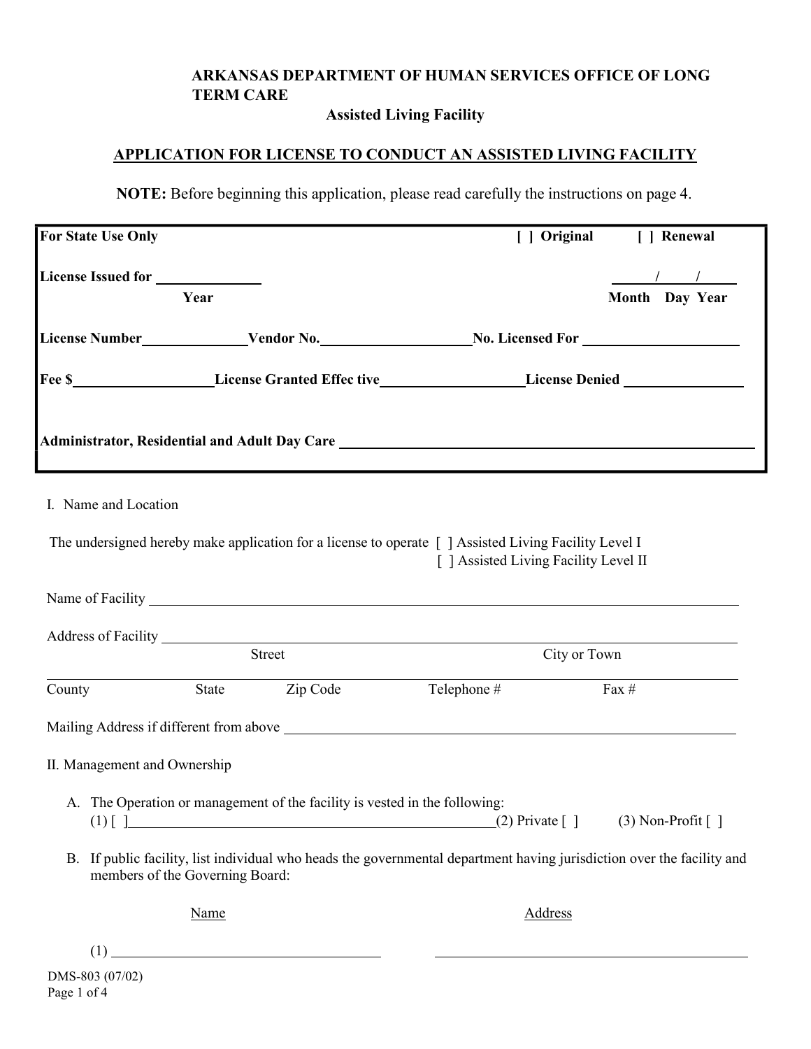**ARKANSAS DEPARTMENT OF HUMAN SERVICES OFFICE OF LONG TERM CARE**

**Assisted Living Facility**

**APPLICATION FOR LICENSE TO CONDUCT AN ASSISTED LIVING FACILITY**

**NOTE:** Before beginning this application, please read carefully the instructions on page 4.

---

**For State Use Only** **[ ] Original** **[ ] Renewal**

**License Issued for** ______________ ____/____/____
**Year** **Month Day Year**

**License Number**______________ **Vendor No.**____________________ **No. Licensed For** ____________________

**Fee $**__________________ **License Granted Effec tive**____________________ **License Denied** ________________

**Administrator, Residential and Adult Day Care** ____________________________________________

---

I. Name and Location

The undersigned hereby make application for a license to operate [ ] Assisted Living Facility Level I
[ ] Assisted Living Facility Level II

Name of Facility ______________________________________________________________

Address of Facility ______________________________________________________________
Street City or Town

______________________________________________________________
County State Zip Code Telephone # Fax #

Mailing Address if different from above ______________________________________________

II. Management and Ownership

A. The Operation or management of the facility is vested in the following:
(1) [ ] ______________________________ (2) Private [ ] (3) Non-Profit [ ]

B. If public facility, list individual who heads the governmental department having jurisdiction over the facility and members of the Governing Board:

| Name | Address |
|---|---|
| (1) ______________________ | ______________________ |

DMS-803 (07/02)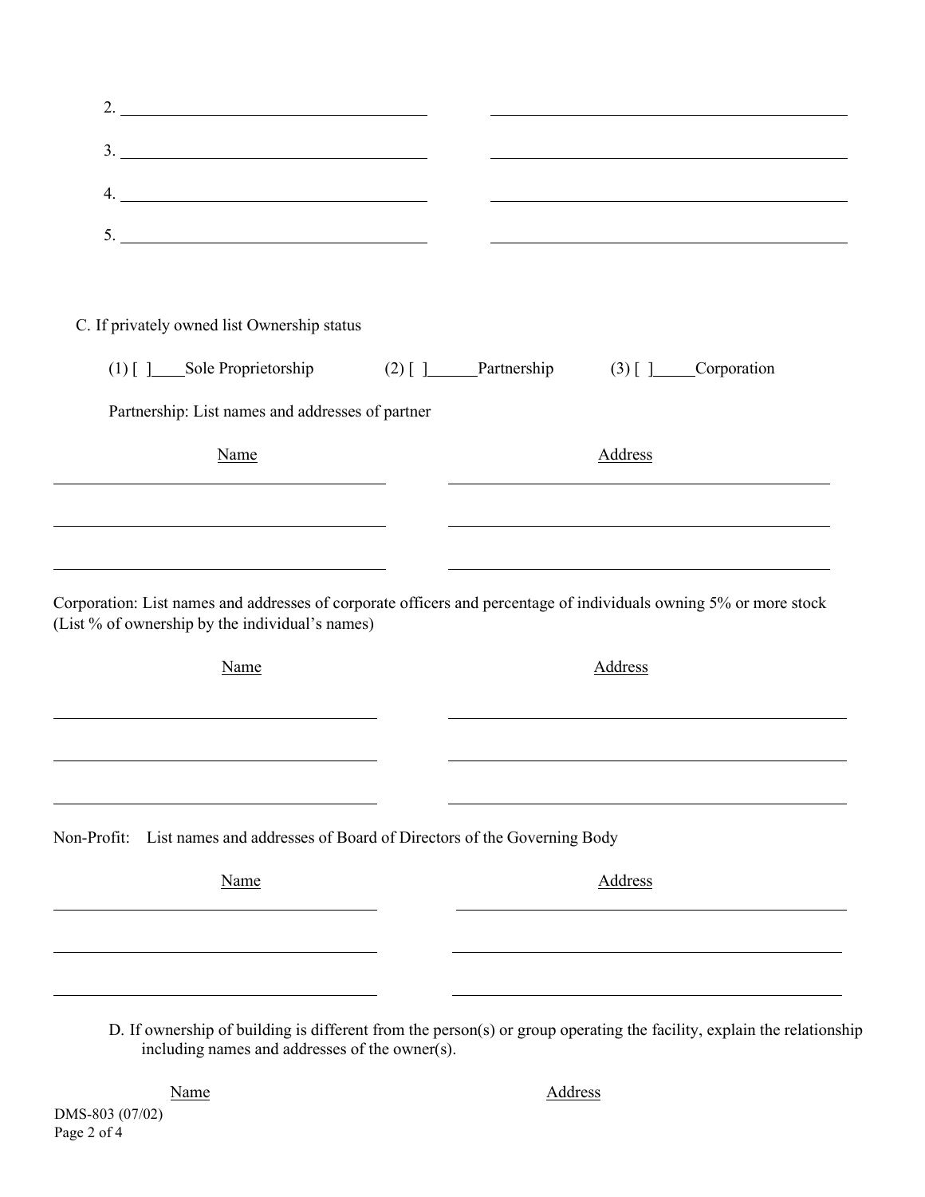2. ______________________________ ______________________________

3. ______________________________ ______________________________

4. ______________________________ ______________________________

5. ______________________________ ______________________________

C. If privately owned list Ownership status

(1) [ ]____Sole Proprietorship (2) [ ]______Partnership (3) [ ]_____Corporation

Partnership: List names and addresses of partner

| Name | Address |
| --- | --- |
| | |
| | |
| | |

Corporation: List names and addresses of corporate officers and percentage of individuals owning 5% or more stock (List % of ownership by the individual's names)

| Name | Address |
| --- | --- |
| | |
| | |
| | |

Non-Profit: List names and addresses of Board of Directors of the Governing Body

| Name | Address |
| --- | --- |
| | |
| | |
| | |

D. If ownership of building is different from the person(s) or group operating the facility, explain the relationship including names and addresses of the owner(s).

| Name | Address |
| --- | --- |

DMS-803 (07/02)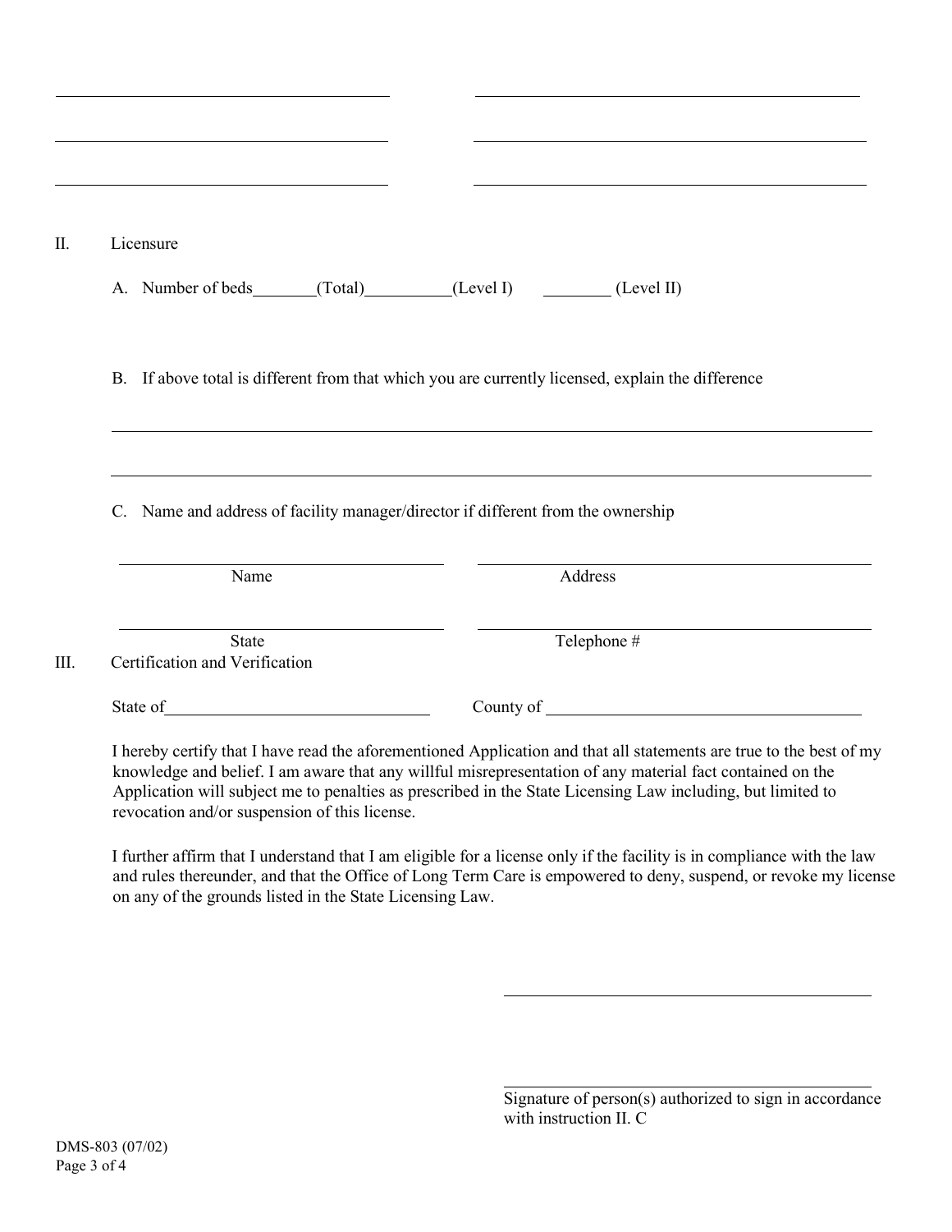\_\_\_\_\_\_\_\_\_\_\_\_\_\_\_\_\_\_\_\_\_\_\_\_\_\_\_\_\_\_\_\_\_\_\_\_\_\_\_\_ \_\_\_\_\_\_\_\_\_\_\_\_\_\_\_\_\_\_\_\_\_\_\_\_\_\_\_\_\_\_\_\_\_\_\_\_\_\_\_\_

\_\_\_\_\_\_\_\_\_\_\_\_\_\_\_\_\_\_\_\_\_\_\_\_\_\_\_\_\_\_\_\_\_\_\_\_\_\_\_\_ \_\_\_\_\_\_\_\_\_\_\_\_\_\_\_\_\_\_\_\_\_\_\_\_\_\_\_\_\_\_\_\_\_\_\_\_\_\_\_\_

\_\_\_\_\_\_\_\_\_\_\_\_\_\_\_\_\_\_\_\_\_\_\_\_\_\_\_\_\_\_\_\_\_\_\_\_\_\_\_\_ \_\_\_\_\_\_\_\_\_\_\_\_\_\_\_\_\_\_\_\_\_\_\_\_\_\_\_\_\_\_\_\_\_\_\_\_\_\_\_\_

II. Licensure

A. Number of beds\_\_\_\_\_\_\_(Total)\_\_\_\_\_\_\_\_\_\_(Level I) \_\_\_\_\_\_\_\_ (Level II)

B. If above total is different from that which you are currently licensed, explain the difference

\_\_\_\_\_\_\_\_\_\_\_\_\_\_\_\_\_\_\_\_\_\_\_\_\_\_\_\_\_\_\_\_\_\_\_\_\_\_\_\_\_\_\_\_\_\_\_\_\_\_\_\_\_\_\_\_\_\_\_\_\_\_\_\_\_\_\_\_\_\_\_\_\_\_\_\_\_\_\_\_

\_\_\_\_\_\_\_\_\_\_\_\_\_\_\_\_\_\_\_\_\_\_\_\_\_\_\_\_\_\_\_\_\_\_\_\_\_\_\_\_\_\_\_\_\_\_\_\_\_\_\_\_\_\_\_\_\_\_\_\_\_\_\_\_\_\_\_\_\_\_\_\_\_\_\_\_\_\_\_\_

C. Name and address of facility manager/director if different from the ownership

\_\_\_\_\_\_\_\_\_\_\_\_\_\_\_\_\_\_\_\_\_\_\_\_\_\_\_\_\_\_\_\_\_\_\_\_ \_\_\_\_\_\_\_\_\_\_\_\_\_\_\_\_\_\_\_\_\_\_\_\_\_\_\_\_\_\_\_\_\_\_\_\_\_\_\_\_
Name Address

\_\_\_\_\_\_\_\_\_\_\_\_\_\_\_\_\_\_\_\_\_\_\_\_\_\_\_\_\_\_\_\_\_\_\_\_ \_\_\_\_\_\_\_\_\_\_\_\_\_\_\_\_\_\_\_\_\_\_\_\_\_\_\_\_\_\_\_\_\_\_\_\_\_\_\_\_
State Telephone #

III. Certification and Verification

State of\_\_\_\_\_\_\_\_\_\_\_\_\_\_\_\_\_\_\_\_\_\_\_\_\_\_\_\_\_\_ County of \_\_\_\_\_\_\_\_\_\_\_\_\_\_\_\_\_\_\_\_\_\_\_\_\_\_\_\_\_\_\_\_\_\_\_\_

I hereby certify that I have read the aforementioned Application and that all statements are true to the best of my knowledge and belief. I am aware that any willful misrepresentation of any material fact contained on the Application will subject me to penalties as prescribed in the State Licensing Law including, but limited to revocation and/or suspension of this license.

I further affirm that I understand that I am eligible for a license only if the facility is in compliance with the law and rules thereunder, and that the Office of Long Term Care is empowered to deny, suspend, or revoke my license on any of the grounds listed in the State Licensing Law.

\_\_\_\_\_\_\_\_\_\_\_\_\_\_\_\_\_\_\_\_\_\_\_\_\_\_\_\_\_\_\_\_\_\_\_\_\_\_\_\_

\_\_\_\_\_\_\_\_\_\_\_\_\_\_\_\_\_\_\_\_\_\_\_\_\_\_\_\_\_\_\_\_\_\_\_\_\_\_\_\_
Signature of person(s) authorized to sign in accordance with instruction II. C

DMS-803 (07/02)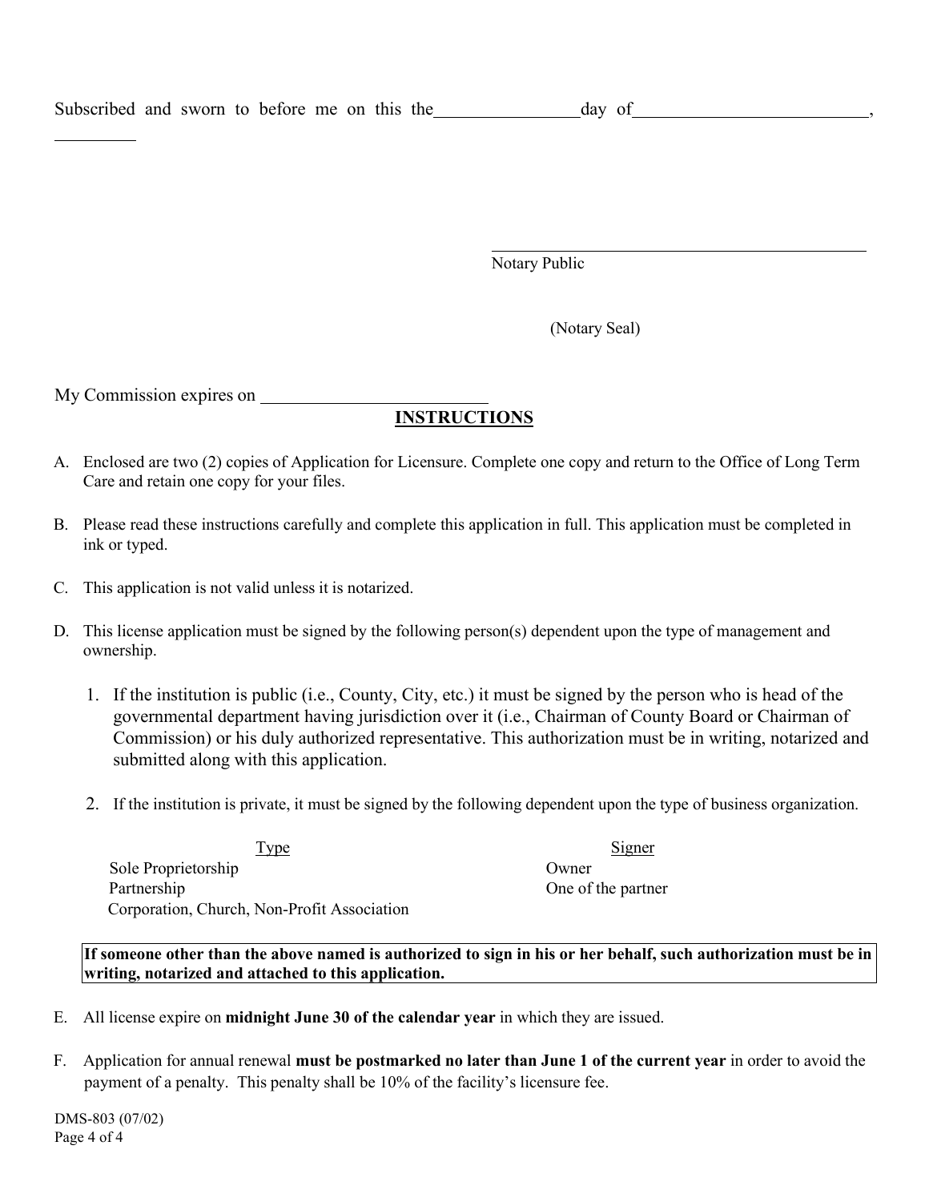Subscribed and sworn to before me on this the \_\_\_\_\_\_\_\_\_\_\_\_\_\_\_\_ day of \_\_\_\_\_\_\_\_\_\_\_\_\_\_\_\_\_\_\_\_\_\_\_\_\_\_,
\_\_\_\_\_\_\_\_\_\_

\_\_\_\_\_\_\_\_\_\_\_\_\_\_\_\_\_\_\_\_\_\_\_\_\_\_\_\_\_\_\_\_\_\_\_\_\_\_\_\_\_\_\_\_\_\_
Notary Public

(Notary Seal)

My Commission expires on \_\_\_\_\_\_\_\_\_\_\_\_\_\_\_\_\_\_\_\_\_\_\_\_\_\_

## INSTRUCTIONS

A. Enclosed are two (2) copies of Application for Licensure. Complete one copy and return to the Office of Long Term Care and retain one copy for your files.

B. Please read these instructions carefully and complete this application in full. This application must be completed in ink or typed.

C. This application is not valid unless it is notarized.

D. This license application must be signed by the following person(s) dependent upon the type of management and ownership.

   1. If the institution is public (i.e., County, City, etc.) it must be signed by the person who is head of the governmental department having jurisdiction over it (i.e., Chairman of County Board or Chairman of Commission) or his duly authorized representative. This authorization must be in writing, notarized and submitted along with this application.

   2. If the institution is private, it must be signed by the following dependent upon the type of business organization.

| Type | Signer |
|---|---|
| Sole Proprietorship | Owner |
| Partnership | One of the partner |
| Corporation, Church, Non-Profit Association | |

**If someone other than the above named is authorized to sign in his or her behalf, such authorization must be in writing, notarized and attached to this application.**

E. All license expire on **midnight June 30 of the calendar year** in which they are issued.

F. Application for annual renewal **must be postmarked no later than June 1 of the current year** in order to avoid the payment of a penalty. This penalty shall be 10% of the facility's licensure fee.

DMS-803 (07/02)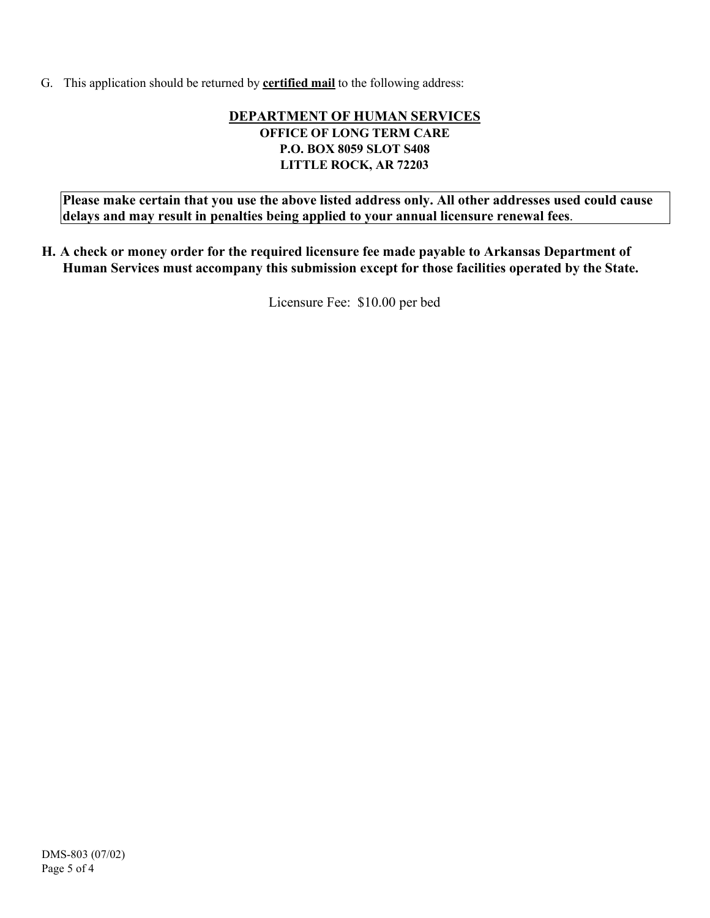G. This application should be returned by **certified mail** to the following address:

**DEPARTMENT OF HUMAN SERVICES**
**OFFICE OF LONG TERM CARE**
**P.O. BOX 8059 SLOT S408**
**LITTLE ROCK, AR 72203**

**Please make certain that you use the above listed address only. All other addresses used could cause delays and may result in penalties being applied to your annual licensure renewal fees**.

**H. A check or money order for the required licensure fee made payable to Arkansas Department of Human Services must accompany this submission except for those facilities operated by the State.**

Licensure Fee: $10.00 per bed

DMS-803 (07/02)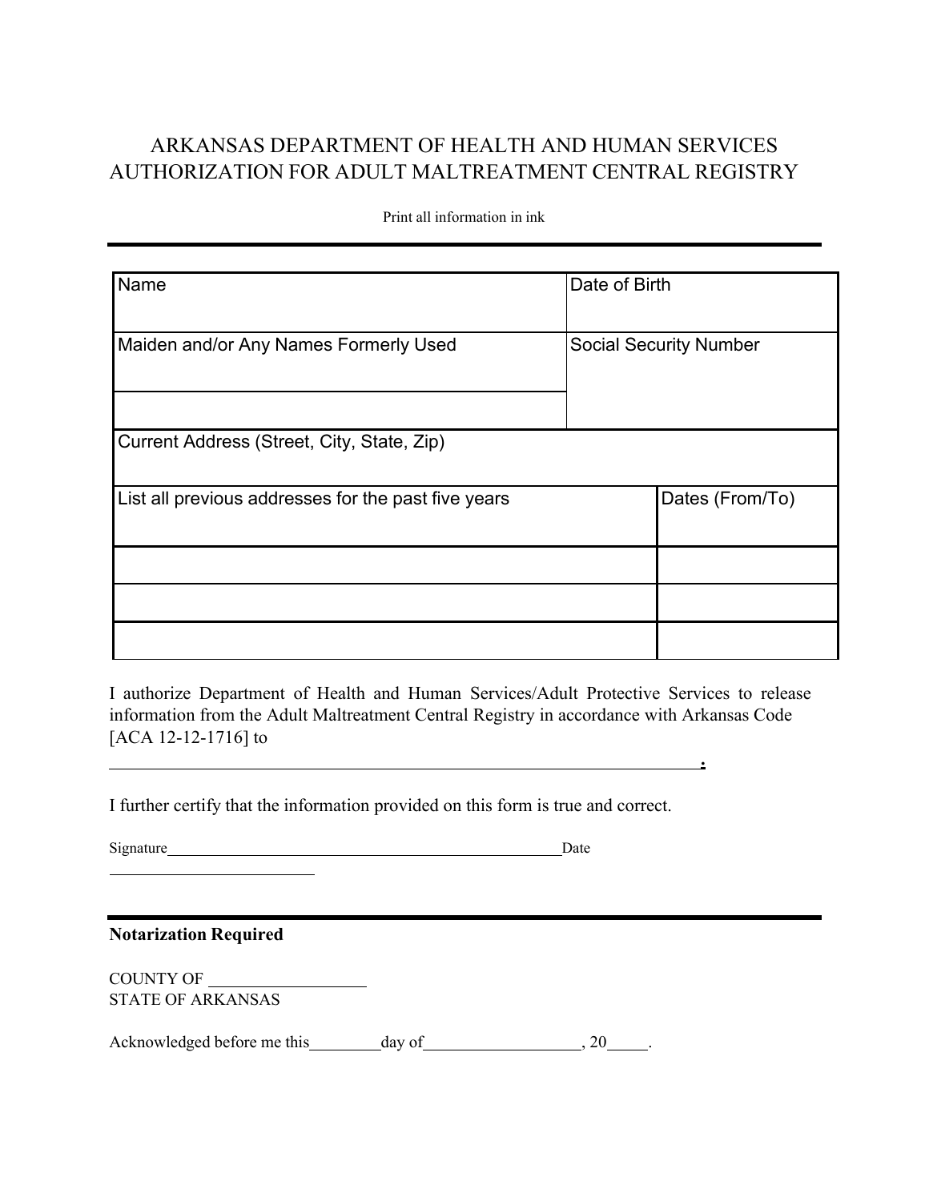# ARKANSAS DEPARTMENT OF HEALTH AND HUMAN SERVICES
# AUTHORIZATION FOR ADULT MALTREATMENT CENTRAL REGISTRY

Print all information in ink

| Name | | Date of Birth |
|---|---|---|
| Maiden and/or Any Names Formerly Used | | Social Security Number |
| | | |
| Current Address (Street, City, State, Zip) | | |
| List all previous addresses for the past five years | Dates (From/To) | |
| | | |
| | | |
| | | |

I authorize Department of Health and Human Services/Adult Protective Services to release information from the Adult Maltreatment Central Registry in accordance with Arkansas Code [ACA 12-12-1716] to

\_\_\_\_\_\_\_\_\_\_\_\_\_\_\_\_\_\_\_\_\_\_\_\_\_\_\_\_\_\_\_\_\_\_\_\_\_\_\_\_\_\_\_\_\_\_\_\_\_\_\_\_\_\_\_\_\_\_\_\_\_\_\_\_.

I further certify that the information provided on this form is true and correct.

Signature\_\_\_\_\_\_\_\_\_\_\_\_\_\_\_\_\_\_\_\_\_\_\_\_\_\_\_\_\_\_\_\_\_\_\_\_\_\_\_\_\_\_\_\_\_\_\_\_Date \_\_\_\_\_\_\_\_\_\_\_\_\_\_\_\_\_\_\_\_\_\_\_\_\_\_

**Notarization Required**

COUNTY OF \_\_\_\_\_\_\_\_\_\_\_\_\_\_\_\_\_\_\_\_
STATE OF ARKANSAS

Acknowledged before me this\_\_\_\_\_\_\_\_\_day of\_\_\_\_\_\_\_\_\_\_\_\_\_\_\_\_\_\_\_, 20\_\_\_\_\_.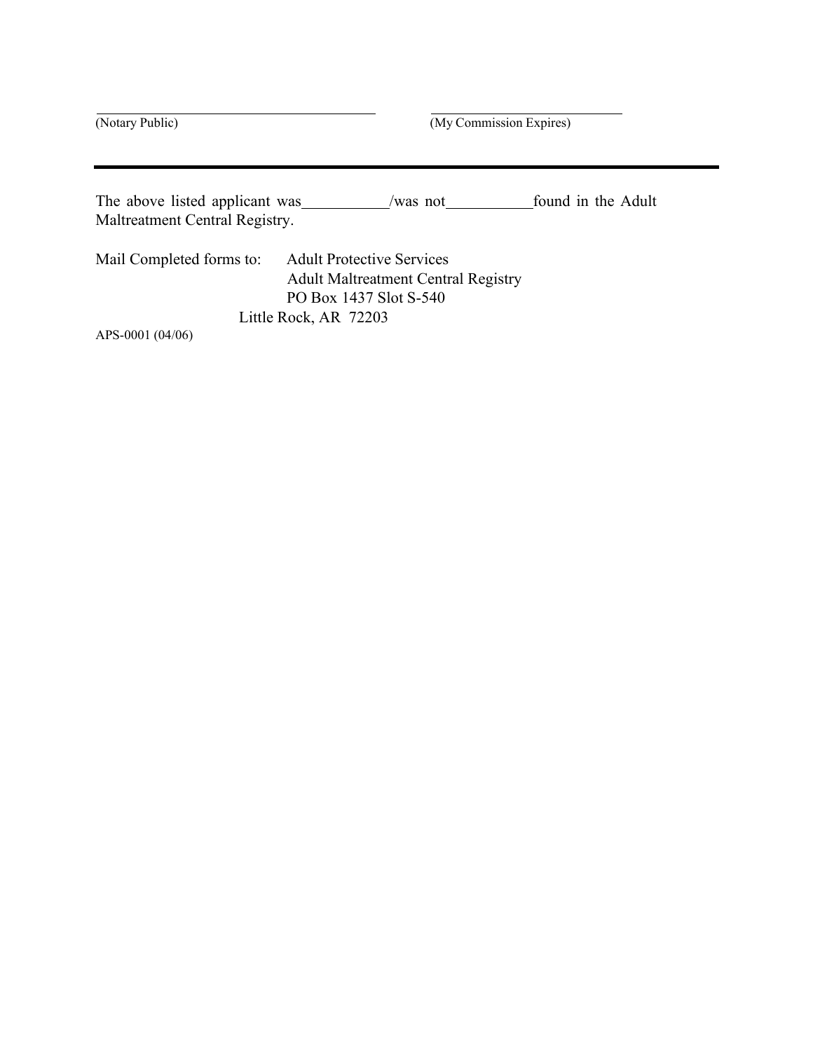______________________________ ______________________

(Notary Public) (My Commission Expires)

---

The above listed applicant was__________/was not__________found in the Adult Maltreatment Central Registry.

Mail Completed forms to: Adult Protective Services
Adult Maltreatment Central Registry
PO Box 1437 Slot S-540
Little Rock, AR 72203

APS-0001 (04/06)